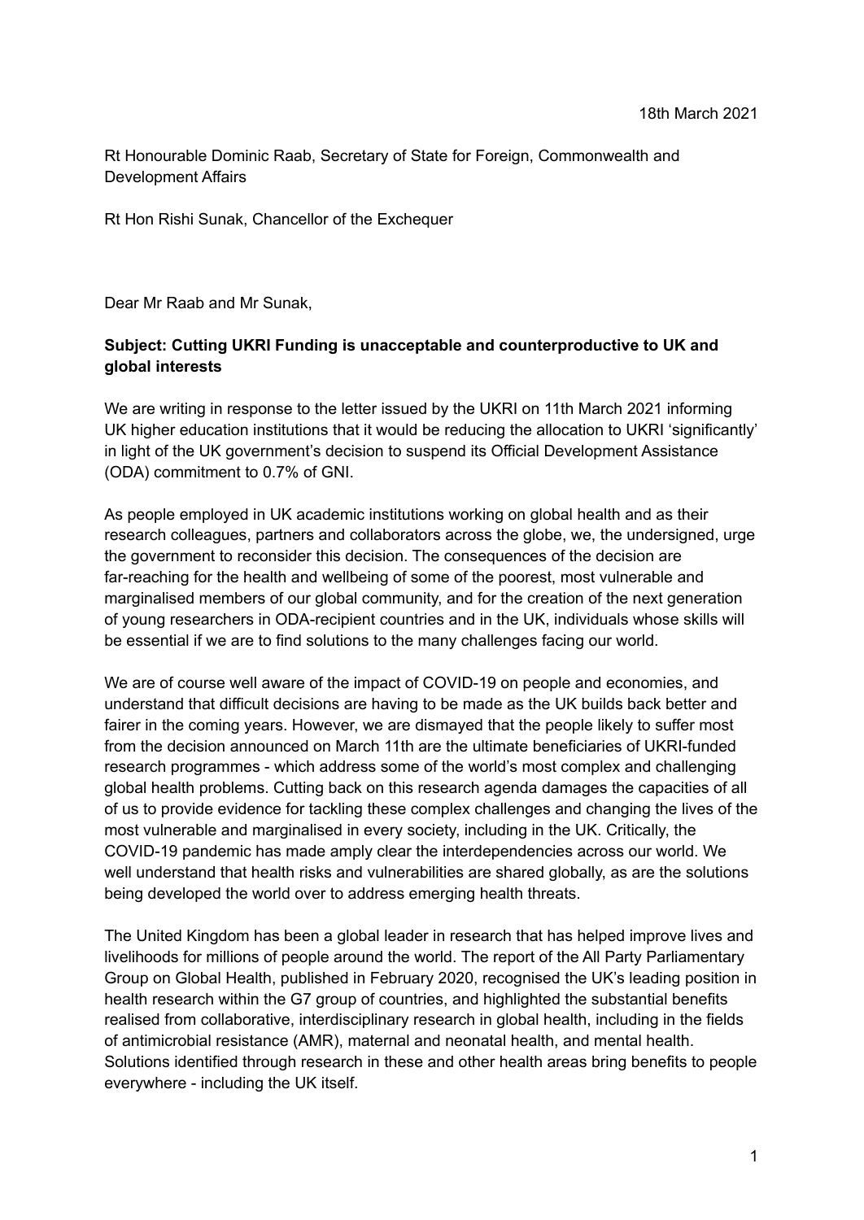18th March 2021

Rt Honourable Dominic Raab, Secretary of State for Foreign, Commonwealth and Development Affairs

Rt Hon Rishi Sunak, Chancellor of the Exchequer

Dear Mr Raab and Mr Sunak,

**Subject: Cutting UKRI Funding is unacceptable and counterproductive to UK and global interests**

We are writing in response to the letter issued by the UKRI on 11th March 2021 informing UK higher education institutions that it would be reducing the allocation to UKRI 'significantly' in light of the UK government's decision to suspend its Official Development Assistance (ODA) commitment to 0.7% of GNI.

As people employed in UK academic institutions working on global health and as their research colleagues, partners and collaborators across the globe, we, the undersigned, urge the government to reconsider this decision. The consequences of the decision are far-reaching for the health and wellbeing of some of the poorest, most vulnerable and marginalised members of our global community, and for the creation of the next generation of young researchers in ODA-recipient countries and in the UK, individuals whose skills will be essential if we are to find solutions to the many challenges facing our world.

We are of course well aware of the impact of COVID-19 on people and economies, and understand that difficult decisions are having to be made as the UK builds back better and fairer in the coming years. However, we are dismayed that the people likely to suffer most from the decision announced on March 11th are the ultimate beneficiaries of UKRI-funded research programmes - which address some of the world's most complex and challenging global health problems. Cutting back on this research agenda damages the capacities of all of us to provide evidence for tackling these complex challenges and changing the lives of the most vulnerable and marginalised in every society, including in the UK. Critically, the COVID-19 pandemic has made amply clear the interdependencies across our world. We well understand that health risks and vulnerabilities are shared globally, as are the solutions being developed the world over to address emerging health threats.

The United Kingdom has been a global leader in research that has helped improve lives and livelihoods for millions of people around the world. The report of the All Party Parliamentary Group on Global Health, published in February 2020, recognised the UK's leading position in health research within the G7 group of countries, and highlighted the substantial benefits realised from collaborative, interdisciplinary research in global health, including in the fields of antimicrobial resistance (AMR), maternal and neonatal health, and mental health. Solutions identified through research in these and other health areas bring benefits to people everywhere - including the UK itself.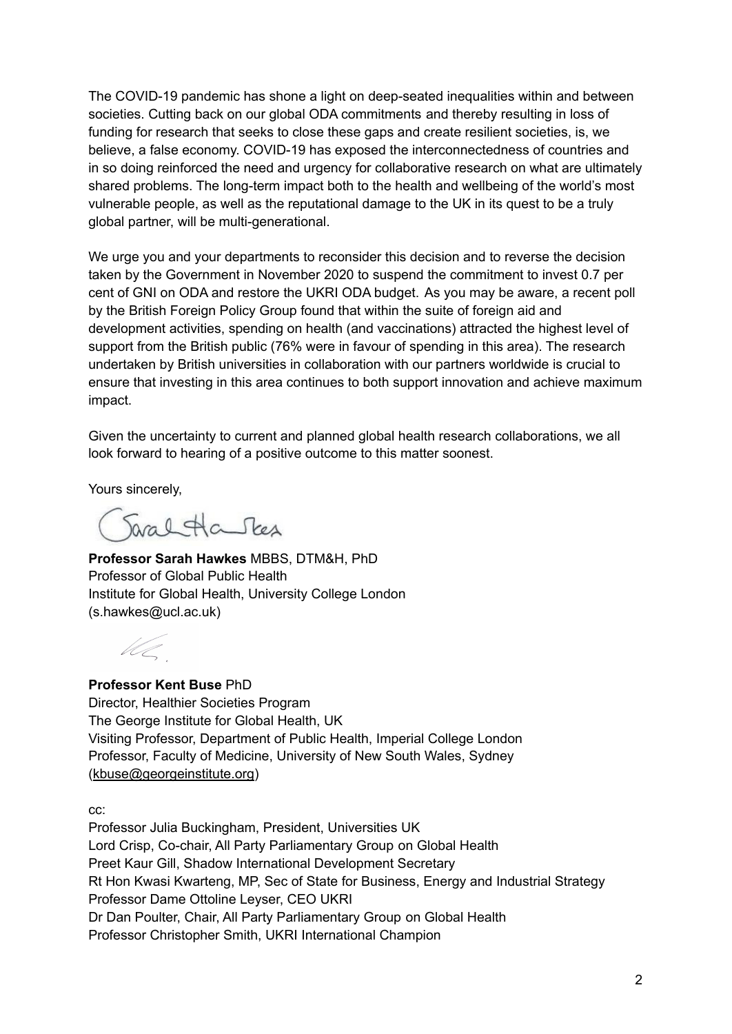The COVID-19 pandemic has shone a light on deep-seated inequalities within and between societies. Cutting back on our global ODA commitments and thereby resulting in loss of funding for research that seeks to close these gaps and create resilient societies, is, we believe, a false economy. COVID-19 has exposed the interconnectedness of countries and in so doing reinforced the need and urgency for collaborative research on what are ultimately shared problems. The long-term impact both to the health and wellbeing of the world's most vulnerable people, as well as the reputational damage to the UK in its quest to be a truly global partner, will be multi-generational.

We urge you and your departments to reconsider this decision and to reverse the decision taken by the Government in November 2020 to suspend the commitment to invest 0.7 per cent of GNI on ODA and restore the UKRI ODA budget. As you may be aware, a recent poll by the British Foreign Policy Group found that within the suite of foreign aid and development activities, spending on health (and vaccinations) attracted the highest level of support from the British public (76% were in favour of spending in this area). The research undertaken by British universities in collaboration with our partners worldwide is crucial to ensure that investing in this area continues to both support innovation and achieve maximum impact.

Given the uncertainty to current and planned global health research collaborations, we all look forward to hearing of a positive outcome to this matter soonest.

Yours sincerely,

**Professor Sarah Hawkes** MBBS, DTM&H, PhD
Professor of Global Public Health
Institute for Global Health, University College London
(s.hawkes@ucl.ac.uk)

**Professor Kent Buse** PhD
Director, Healthier Societies Program
The George Institute for Global Health, UK
Visiting Professor, Department of Public Health, Imperial College London
Professor, Faculty of Medicine, University of New South Wales, Sydney
(kbuse@georgeinstitute.org)

cc:
Professor Julia Buckingham, President, Universities UK
Lord Crisp, Co-chair, All Party Parliamentary Group on Global Health
Preet Kaur Gill, Shadow International Development Secretary
Rt Hon Kwasi Kwarteng, MP, Sec of State for Business, Energy and Industrial Strategy
Professor Dame Ottoline Leyser, CEO UKRI
Dr Dan Poulter, Chair, All Party Parliamentary Group on Global Health
Professor Christopher Smith, UKRI International Champion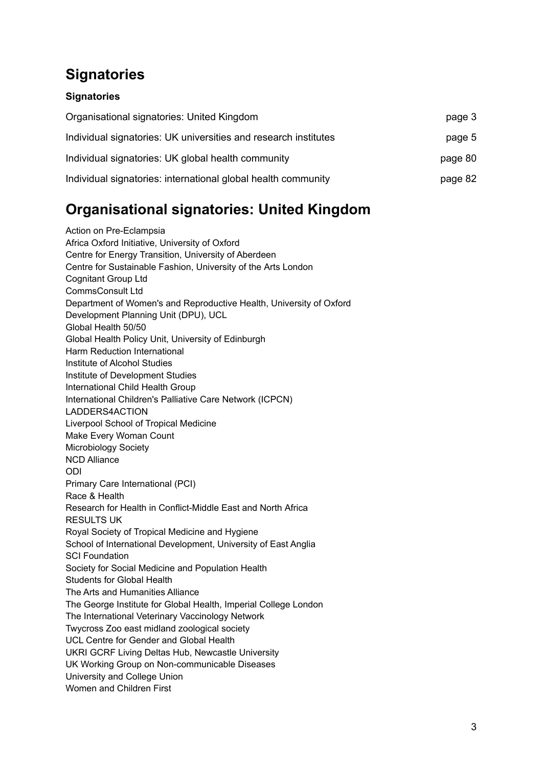# Signatories

**Signatories**

| | |
|---|---|
| Organisational signatories: United Kingdom | page 3 |
| Individual signatories: UK universities and research institutes | page 5 |
| Individual signatories: UK global health community | page 80 |
| Individual signatories: international global health community | page 82 |

# Organisational signatories: United Kingdom

Action on Pre-Eclampsia
Africa Oxford Initiative, University of Oxford
Centre for Energy Transition, University of Aberdeen
Centre for Sustainable Fashion, University of the Arts London
Cognitant Group Ltd
CommsConsult Ltd
Department of Women's and Reproductive Health, University of Oxford
Development Planning Unit (DPU), UCL
Global Health 50/50
Global Health Policy Unit, University of Edinburgh
Harm Reduction International
Institute of Alcohol Studies
Institute of Development Studies
International Child Health Group
International Children's Palliative Care Network (ICPCN)
LADDERS4ACTION
Liverpool School of Tropical Medicine
Make Every Woman Count
Microbiology Society
NCD Alliance
ODI
Primary Care International (PCI)
Race & Health
Research for Health in Conflict-Middle East and North Africa
RESULTS UK
Royal Society of Tropical Medicine and Hygiene
School of International Development, University of East Anglia
SCI Foundation
Society for Social Medicine and Population Health
Students for Global Health
The Arts and Humanities Alliance
The George Institute for Global Health, Imperial College London
The International Veterinary Vaccinology Network
Twycross Zoo east midland zoological society
UCL Centre for Gender and Global Health
UKRI GCRF Living Deltas Hub, Newcastle University
UK Working Group on Non-communicable Diseases
University and College Union
Women and Children First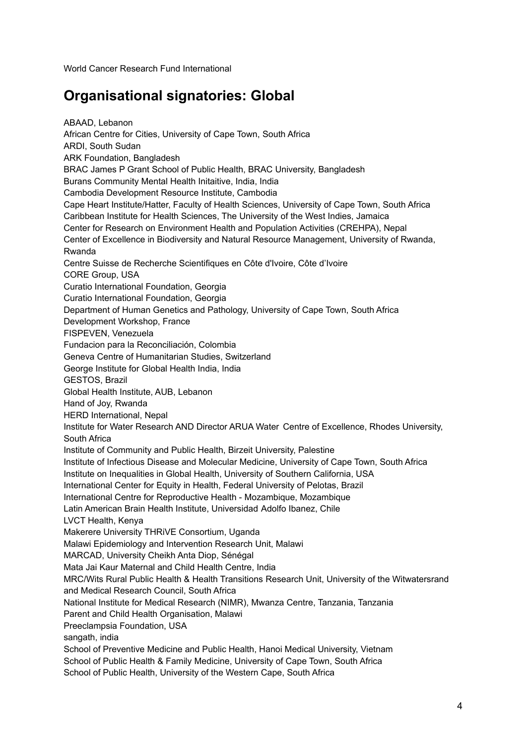World Cancer Research Fund International

## Organisational signatories: Global

ABAAD, Lebanon
African Centre for Cities, University of Cape Town, South Africa
ARDI, South Sudan
ARK Foundation, Bangladesh
BRAC James P Grant School of Public Health, BRAC University, Bangladesh
Burans Community Mental Health Initaitive, India, India
Cambodia Development Resource Institute, Cambodia
Cape Heart Institute/Hatter, Faculty of Health Sciences, University of Cape Town, South Africa
Caribbean Institute for Health Sciences, The University of the West Indies, Jamaica
Center for Research on Environment Health and Population Activities (CREHPA), Nepal
Center of Excellence in Biodiversity and Natural Resource Management, University of Rwanda, Rwanda
Centre Suisse de Recherche Scientifiques en Côte d'Ivoire, Côte d'Ivoire
CORE Group, USA
Curatio International Foundation, Georgia
Curatio International Foundation, Georgia
Department of Human Genetics and Pathology, University of Cape Town, South Africa
Development Workshop, France
FISPEVEN, Venezuela
Fundacion para la Reconciliación, Colombia
Geneva Centre of Humanitarian Studies, Switzerland
George Institute for Global Health India, India
GESTOS, Brazil
Global Health Institute, AUB, Lebanon
Hand of Joy, Rwanda
HERD International, Nepal
Institute for Water Research AND Director ARUA Water Centre of Excellence, Rhodes University, South Africa
Institute of Community and Public Health, Birzeit University, Palestine
Institute of Infectious Disease and Molecular Medicine, University of Cape Town, South Africa
Institute on Inequalities in Global Health, University of Southern California, USA
International Center for Equity in Health, Federal University of Pelotas, Brazil
International Centre for Reproductive Health - Mozambique, Mozambique
Latin American Brain Health Institute, Universidad Adolfo Ibanez, Chile
LVCT Health, Kenya
Makerere University THRiVE Consortium, Uganda
Malawi Epidemiology and Intervention Research Unit, Malawi
MARCAD, University Cheikh Anta Diop, Sénégal
Mata Jai Kaur Maternal and Child Health Centre, India
MRC/Wits Rural Public Health & Health Transitions Research Unit, University of the Witwatersrand and Medical Research Council, South Africa
National Institute for Medical Research (NIMR), Mwanza Centre, Tanzania, Tanzania
Parent and Child Health Organisation, Malawi
Preeclampsia Foundation, USA
sangath, india
School of Preventive Medicine and Public Health, Hanoi Medical University, Vietnam
School of Public Health & Family Medicine, University of Cape Town, South Africa
School of Public Health, University of the Western Cape, South Africa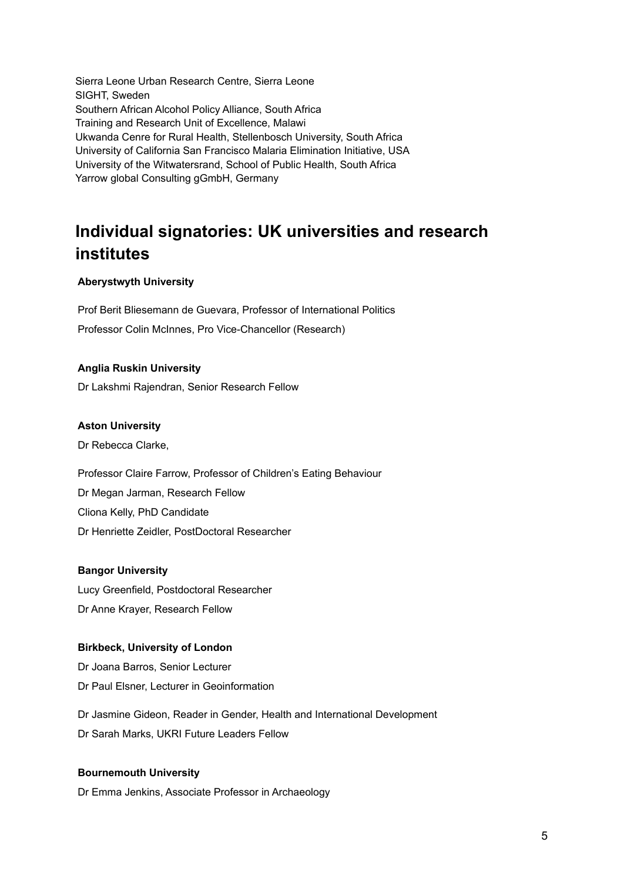Sierra Leone Urban Research Centre, Sierra Leone
SIGHT, Sweden
Southern African Alcohol Policy Alliance, South Africa
Training and Research Unit of Excellence, Malawi
Ukwanda Cenre for Rural Health, Stellenbosch University, South Africa
University of California San Francisco Malaria Elimination Initiative, USA
University of the Witwatersrand, School of Public Health, South Africa
Yarrow global Consulting gGmbH, Germany

## Individual signatories: UK universities and research institutes

**Aberystwyth University**

Prof Berit Bliesemann de Guevara, Professor of International Politics

Professor Colin McInnes, Pro Vice-Chancellor (Research)

**Anglia Ruskin University**

Dr Lakshmi Rajendran, Senior Research Fellow

**Aston University**

Dr Rebecca Clarke,

Professor Claire Farrow, Professor of Children's Eating Behaviour

Dr Megan Jarman, Research Fellow

Cliona Kelly, PhD Candidate

Dr Henriette Zeidler, PostDoctoral Researcher

**Bangor University**

Lucy Greenfield, Postdoctoral Researcher

Dr Anne Krayer, Research Fellow

**Birkbeck, University of London**

Dr Joana Barros, Senior Lecturer

Dr Paul Elsner, Lecturer in Geoinformation

Dr Jasmine Gideon, Reader in Gender, Health and International Development

Dr Sarah Marks, UKRI Future Leaders Fellow

**Bournemouth University**

Dr Emma Jenkins, Associate Professor in Archaeology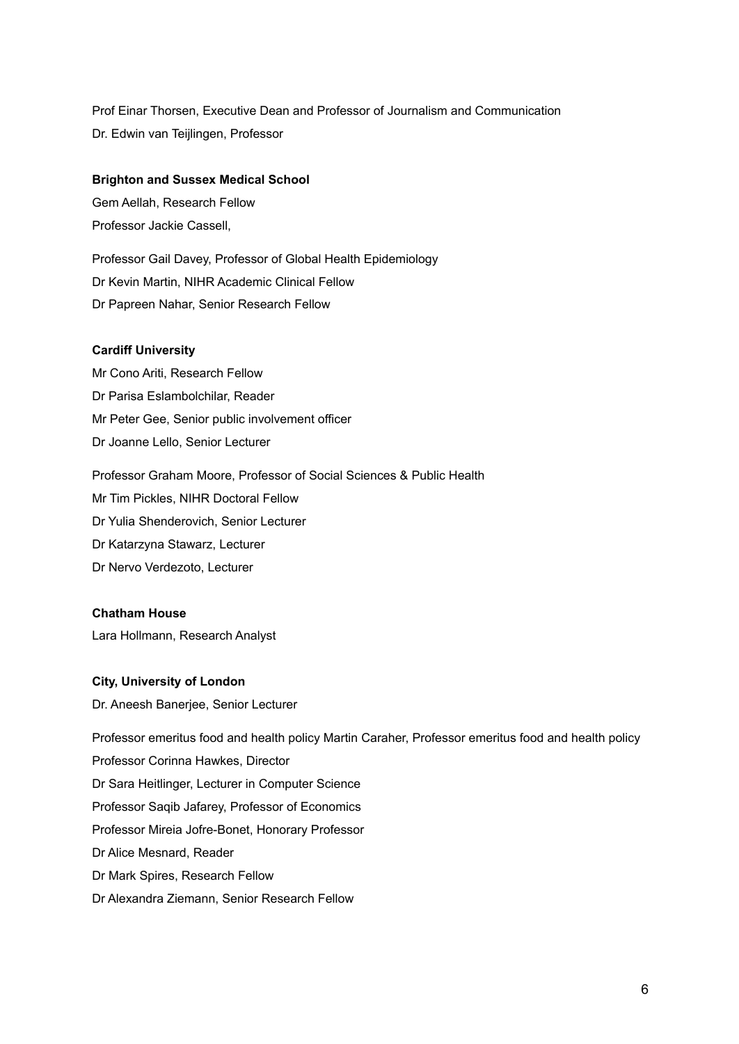Prof Einar Thorsen, Executive Dean and Professor of Journalism and Communication

Dr. Edwin van Teijlingen, Professor

**Brighton and Sussex Medical School**

Gem Aellah, Research Fellow

Professor Jackie Cassell,

Professor Gail Davey, Professor of Global Health Epidemiology

Dr Kevin Martin, NIHR Academic Clinical Fellow

Dr Papreen Nahar, Senior Research Fellow

**Cardiff University**

Mr Cono Ariti, Research Fellow

Dr Parisa Eslambolchilar, Reader

Mr Peter Gee, Senior public involvement officer

Dr Joanne Lello, Senior Lecturer

Professor Graham Moore, Professor of Social Sciences & Public Health

Mr Tim Pickles, NIHR Doctoral Fellow

Dr Yulia Shenderovich, Senior Lecturer

Dr Katarzyna Stawarz, Lecturer

Dr Nervo Verdezoto, Lecturer

**Chatham House**

Lara Hollmann, Research Analyst

**City, University of London**

Dr. Aneesh Banerjee, Senior Lecturer

Professor emeritus food and health policy Martin Caraher, Professor emeritus food and health policy

Professor Corinna Hawkes, Director

Dr Sara Heitlinger, Lecturer in Computer Science

Professor Saqib Jafarey, Professor of Economics

Professor Mireia Jofre-Bonet, Honorary Professor

Dr Alice Mesnard, Reader

Dr Mark Spires, Research Fellow

Dr Alexandra Ziemann, Senior Research Fellow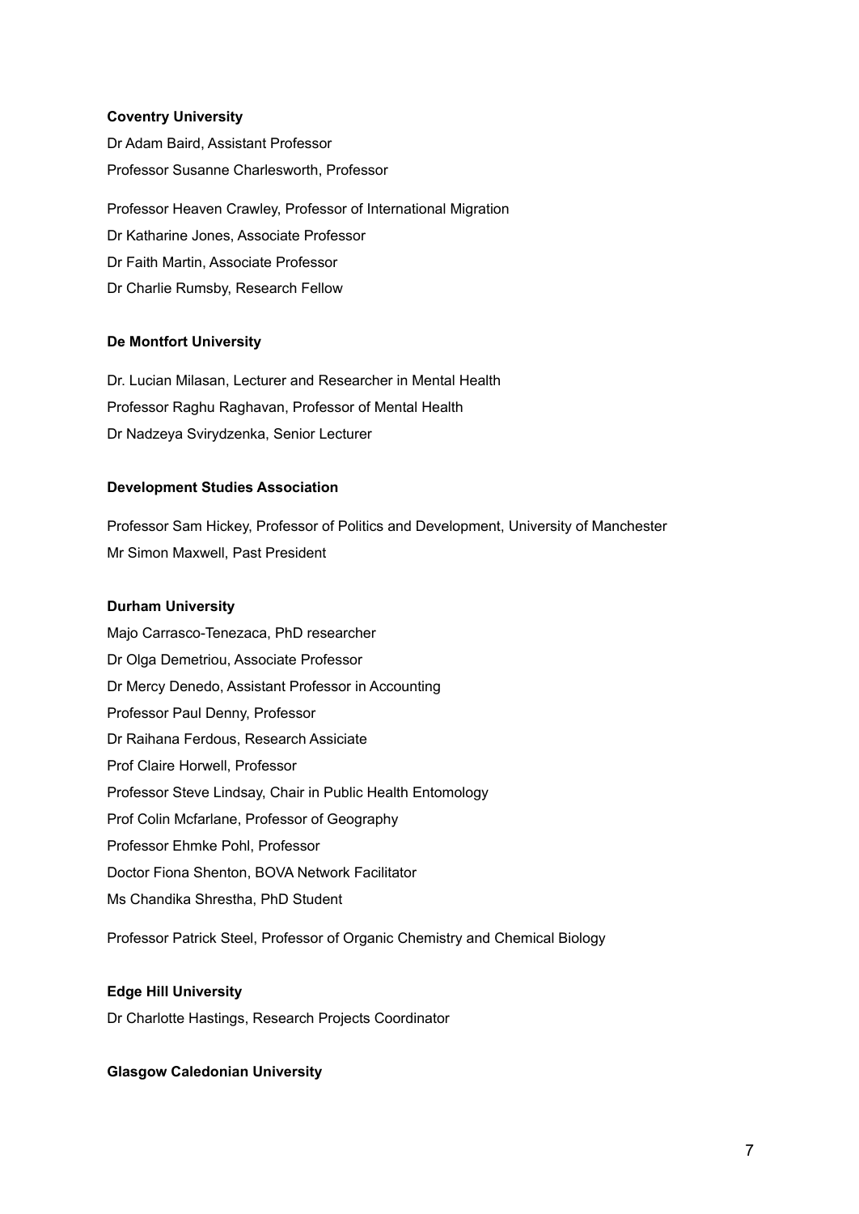**Coventry University**

Dr Adam Baird, Assistant Professor

Professor Susanne Charlesworth, Professor

Professor Heaven Crawley, Professor of International Migration

Dr Katharine Jones, Associate Professor

Dr Faith Martin, Associate Professor

Dr Charlie Rumsby, Research Fellow

**De Montfort University**

Dr. Lucian Milasan, Lecturer and Researcher in Mental Health

Professor Raghu Raghavan, Professor of Mental Health

Dr Nadzeya Svirydzenka, Senior Lecturer

**Development Studies Association**

Professor Sam Hickey, Professor of Politics and Development, University of Manchester

Mr Simon Maxwell, Past President

**Durham University**

Majo Carrasco-Tenezaca, PhD researcher

Dr Olga Demetriou, Associate Professor

Dr Mercy Denedo, Assistant Professor in Accounting

Professor Paul Denny, Professor

Dr Raihana Ferdous, Research Assiciate

Prof Claire Horwell, Professor

Professor Steve Lindsay, Chair in Public Health Entomology

Prof Colin Mcfarlane, Professor of Geography

Professor Ehmke Pohl, Professor

Doctor Fiona Shenton, BOVA Network Facilitator

Ms Chandika Shrestha, PhD Student

Professor Patrick Steel, Professor of Organic Chemistry and Chemical Biology

**Edge Hill University**

Dr Charlotte Hastings, Research Projects Coordinator

**Glasgow Caledonian University**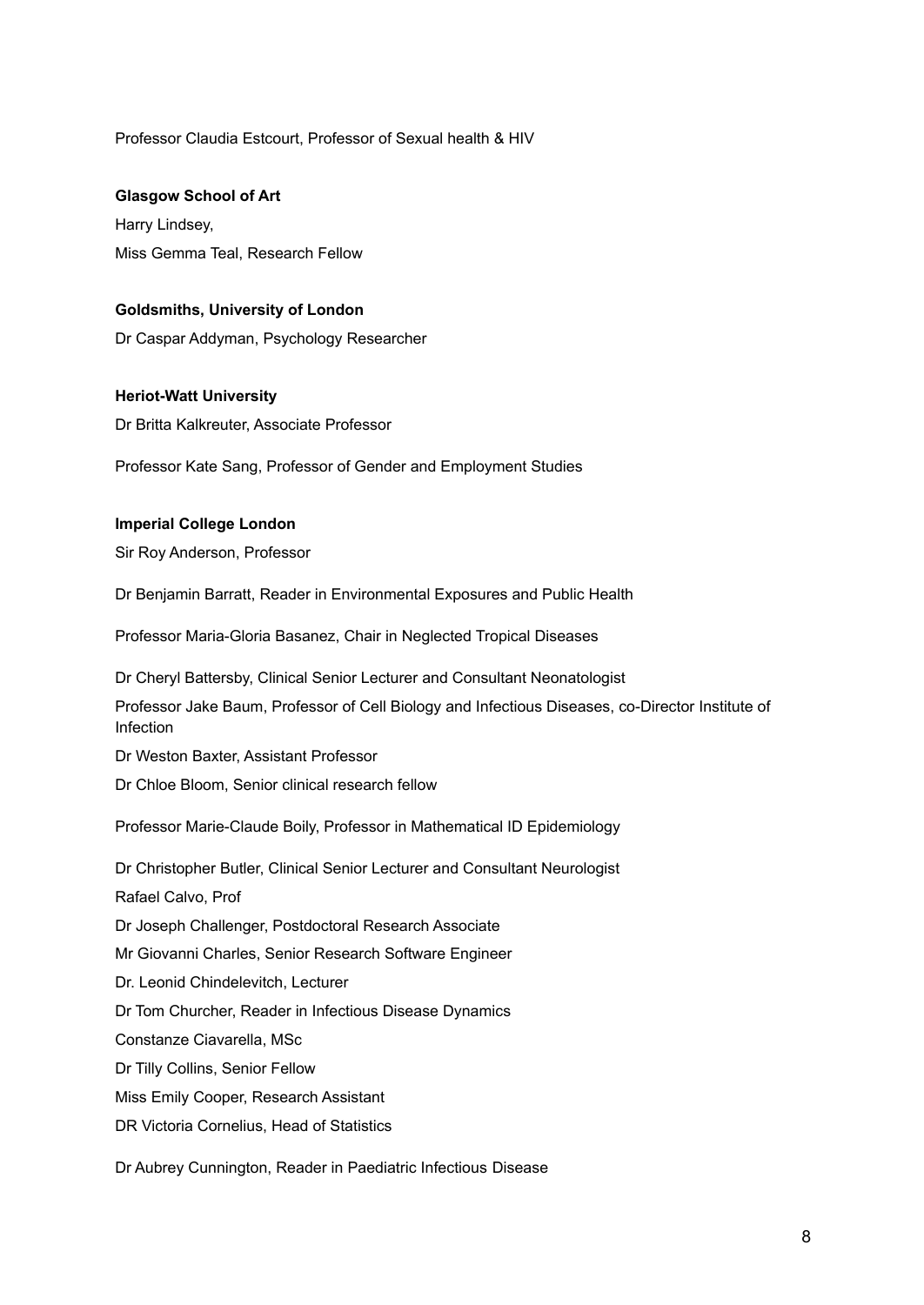Professor Claudia Estcourt, Professor of Sexual health & HIV

**Glasgow School of Art**

Harry Lindsey,

Miss Gemma Teal, Research Fellow

**Goldsmiths, University of London**

Dr Caspar Addyman, Psychology Researcher

**Heriot-Watt University**

Dr Britta Kalkreuter, Associate Professor

Professor Kate Sang, Professor of Gender and Employment Studies

**Imperial College London**

Sir Roy Anderson, Professor

Dr Benjamin Barratt, Reader in Environmental Exposures and Public Health

Professor Maria-Gloria Basanez, Chair in Neglected Tropical Diseases

Dr Cheryl Battersby, Clinical Senior Lecturer and Consultant Neonatologist

Professor Jake Baum, Professor of Cell Biology and Infectious Diseases, co-Director Institute of Infection

Dr Weston Baxter, Assistant Professor

Dr Chloe Bloom, Senior clinical research fellow

Professor Marie-Claude Boily, Professor in Mathematical ID Epidemiology

Dr Christopher Butler, Clinical Senior Lecturer and Consultant Neurologist

Rafael Calvo, Prof

Dr Joseph Challenger, Postdoctoral Research Associate

Mr Giovanni Charles, Senior Research Software Engineer

Dr. Leonid Chindelevitch, Lecturer

Dr Tom Churcher, Reader in Infectious Disease Dynamics

Constanze Ciavarella, MSc

Dr Tilly Collins, Senior Fellow

Miss Emily Cooper, Research Assistant

DR Victoria Cornelius, Head of Statistics

Dr Aubrey Cunnington, Reader in Paediatric Infectious Disease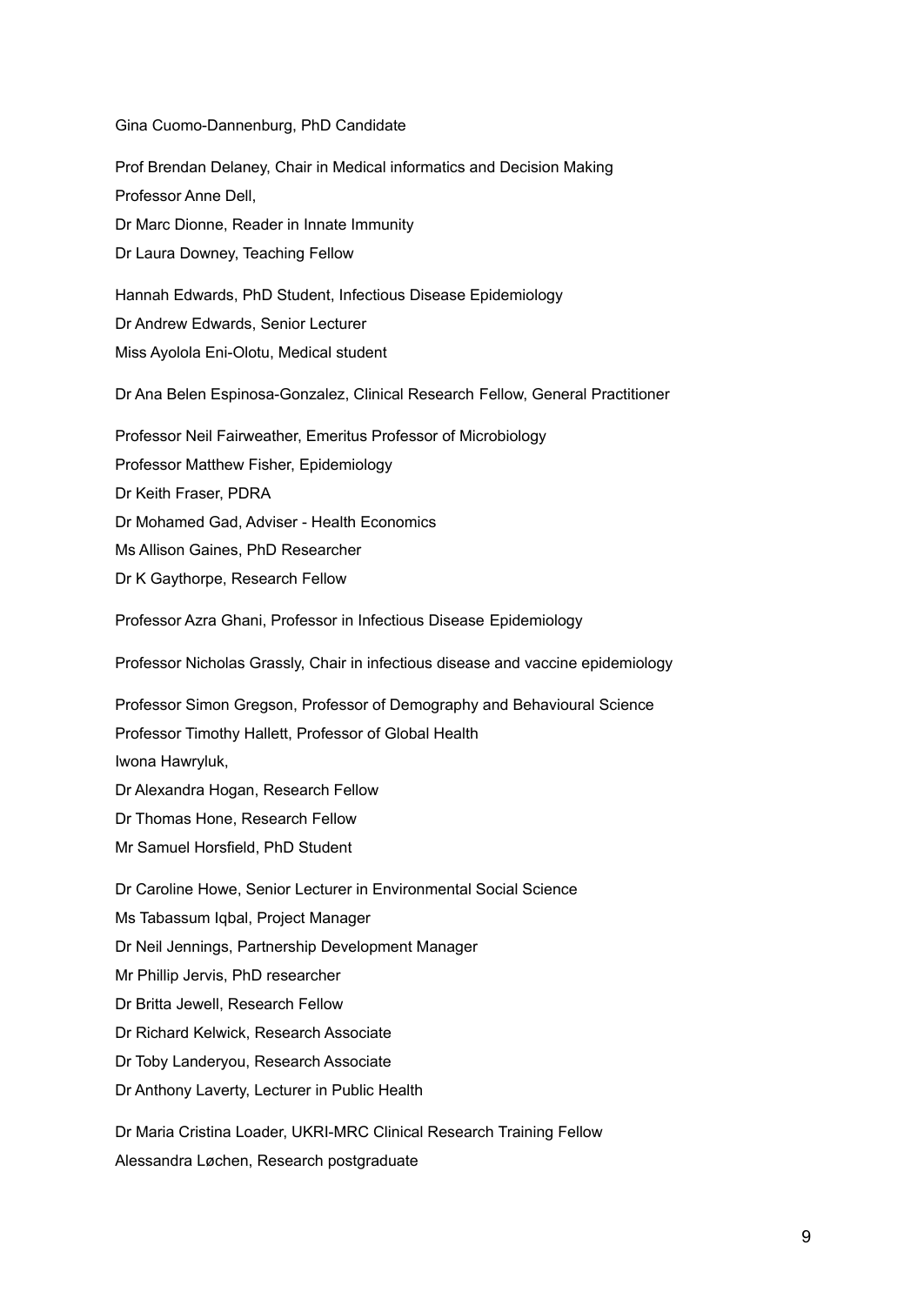Gina Cuomo-Dannenburg, PhD Candidate

Prof Brendan Delaney, Chair in Medical informatics and Decision Making

Professor Anne Dell,

Dr Marc Dionne, Reader in Innate Immunity

Dr Laura Downey, Teaching Fellow

Hannah Edwards, PhD Student, Infectious Disease Epidemiology

Dr Andrew Edwards, Senior Lecturer

Miss Ayolola Eni-Olotu, Medical student

Dr Ana Belen Espinosa-Gonzalez, Clinical Research Fellow, General Practitioner

Professor Neil Fairweather, Emeritus Professor of Microbiology

Professor Matthew Fisher, Epidemiology

Dr Keith Fraser, PDRA

Dr Mohamed Gad, Adviser - Health Economics

Ms Allison Gaines, PhD Researcher

Dr K Gaythorpe, Research Fellow

Professor Azra Ghani, Professor in Infectious Disease Epidemiology

Professor Nicholas Grassly, Chair in infectious disease and vaccine epidemiology

Professor Simon Gregson, Professor of Demography and Behavioural Science

Professor Timothy Hallett, Professor of Global Health

Iwona Hawryluk,

Dr Alexandra Hogan, Research Fellow

Dr Thomas Hone, Research Fellow

Mr Samuel Horsfield, PhD Student

Dr Caroline Howe, Senior Lecturer in Environmental Social Science

Ms Tabassum Iqbal, Project Manager

Dr Neil Jennings, Partnership Development Manager

Mr Phillip Jervis, PhD researcher

Dr Britta Jewell, Research Fellow

Dr Richard Kelwick, Research Associate

Dr Toby Landeryou, Research Associate

Dr Anthony Laverty, Lecturer in Public Health

Dr Maria Cristina Loader, UKRI-MRC Clinical Research Training Fellow

Alessandra Løchen, Research postgraduate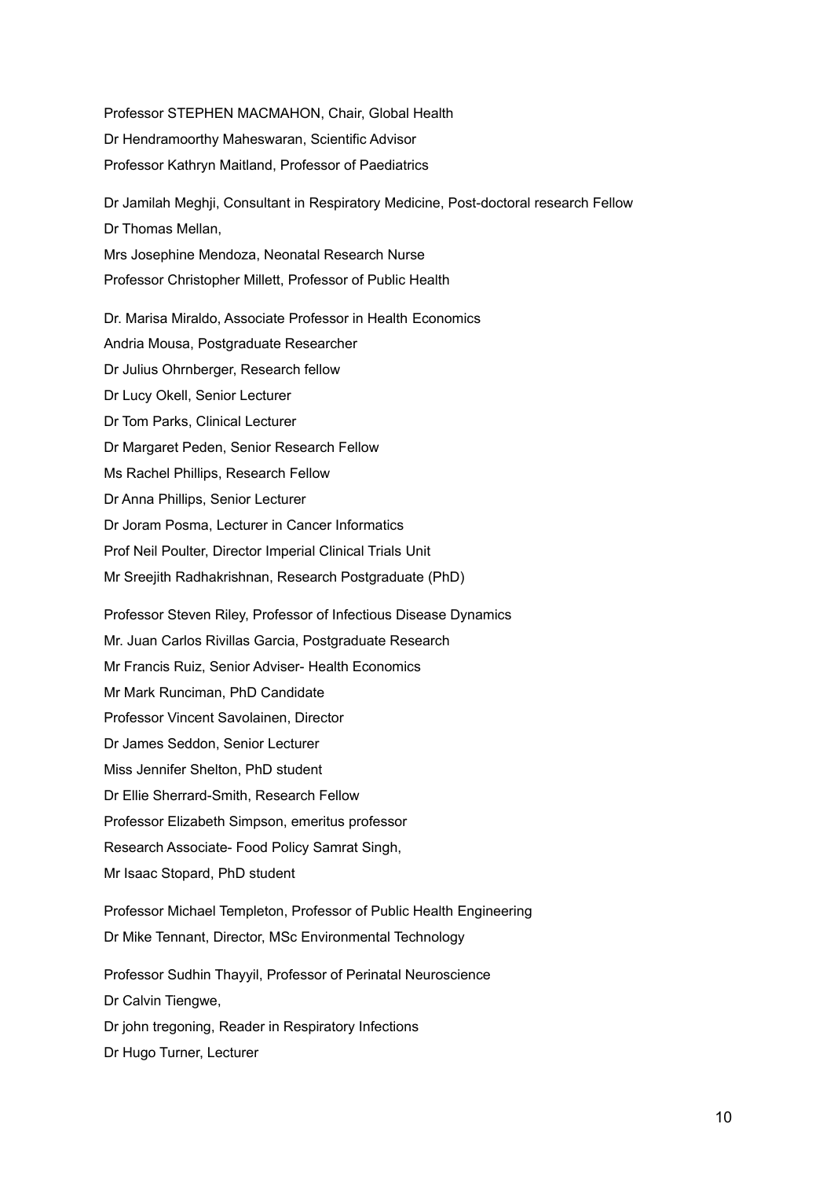Professor STEPHEN MACMAHON, Chair, Global Health

Dr Hendramoorthy Maheswaran, Scientific Advisor

Professor Kathryn Maitland, Professor of Paediatrics

Dr Jamilah Meghji, Consultant in Respiratory Medicine, Post-doctoral research Fellow

Dr Thomas Mellan,

Mrs Josephine Mendoza, Neonatal Research Nurse

Professor Christopher Millett, Professor of Public Health

Dr. Marisa Miraldo, Associate Professor in Health Economics

Andria Mousa, Postgraduate Researcher

Dr Julius Ohrnberger, Research fellow

Dr Lucy Okell, Senior Lecturer

Dr Tom Parks, Clinical Lecturer

Dr Margaret Peden, Senior Research Fellow

Ms Rachel Phillips, Research Fellow

Dr Anna Phillips, Senior Lecturer

Dr Joram Posma, Lecturer in Cancer Informatics

Prof Neil Poulter, Director Imperial Clinical Trials Unit

Mr Sreejith Radhakrishnan, Research Postgraduate (PhD)

Professor Steven Riley, Professor of Infectious Disease Dynamics

Mr. Juan Carlos Rivillas Garcia, Postgraduate Research

Mr Francis Ruiz, Senior Adviser- Health Economics

Mr Mark Runciman, PhD Candidate

Professor Vincent Savolainen, Director

Dr James Seddon, Senior Lecturer

Miss Jennifer Shelton, PhD student

Dr Ellie Sherrard-Smith, Research Fellow

Professor Elizabeth Simpson, emeritus professor

Research Associate- Food Policy Samrat Singh,

Mr Isaac Stopard, PhD student

Professor Michael Templeton, Professor of Public Health Engineering

Dr Mike Tennant, Director, MSc Environmental Technology

Professor Sudhin Thayyil, Professor of Perinatal Neuroscience

Dr Calvin Tiengwe,

Dr john tregoning, Reader in Respiratory Infections

Dr Hugo Turner, Lecturer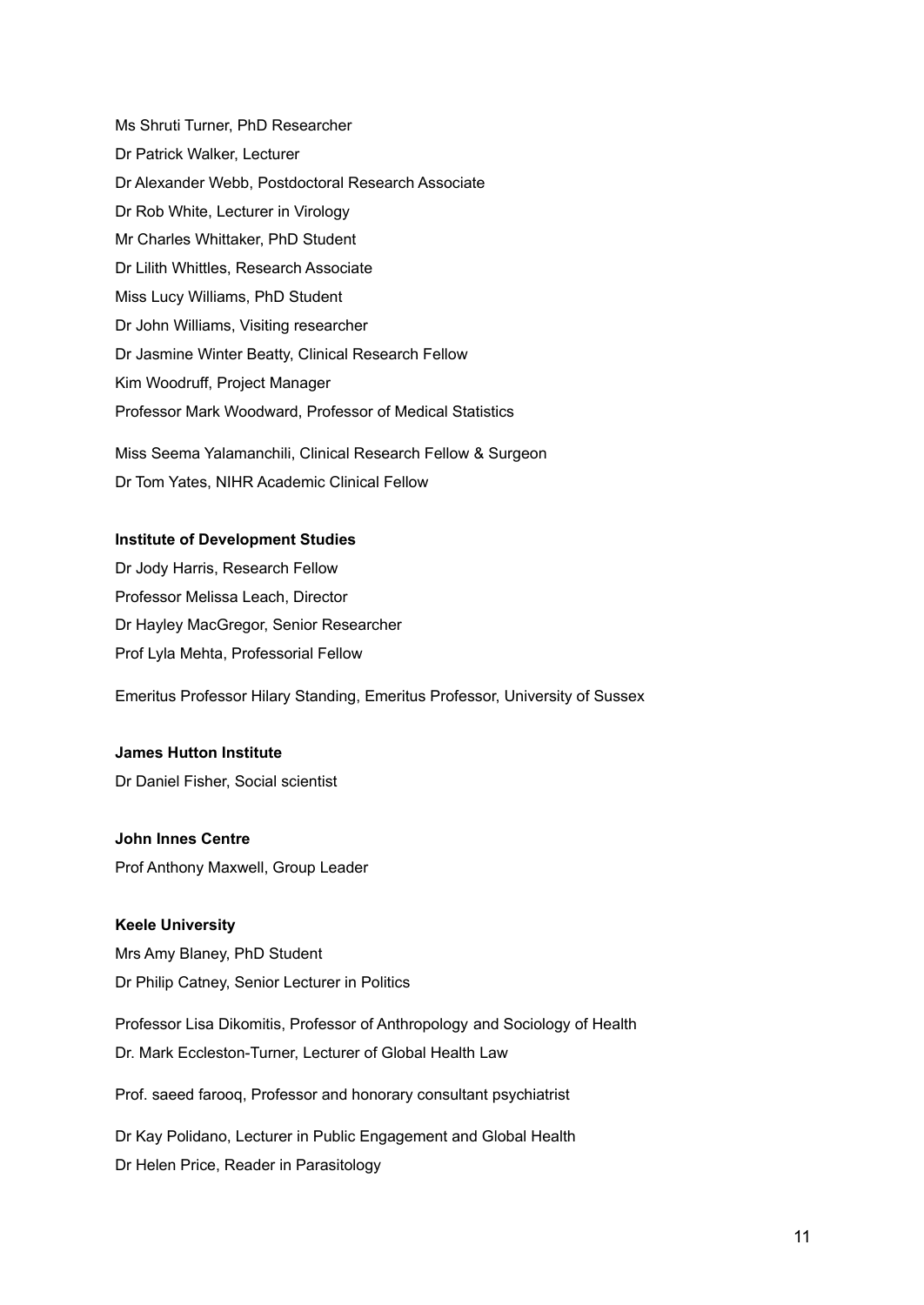Ms Shruti Turner, PhD Researcher

Dr Patrick Walker, Lecturer

Dr Alexander Webb, Postdoctoral Research Associate

Dr Rob White, Lecturer in Virology

Mr Charles Whittaker, PhD Student

Dr Lilith Whittles, Research Associate

Miss Lucy Williams, PhD Student

Dr John Williams, Visiting researcher

Dr Jasmine Winter Beatty, Clinical Research Fellow

Kim Woodruff, Project Manager

Professor Mark Woodward, Professor of Medical Statistics

Miss Seema Yalamanchili, Clinical Research Fellow & Surgeon

Dr Tom Yates, NIHR Academic Clinical Fellow

**Institute of Development Studies**

Dr Jody Harris, Research Fellow

Professor Melissa Leach, Director

Dr Hayley MacGregor, Senior Researcher

Prof Lyla Mehta, Professorial Fellow

Emeritus Professor Hilary Standing, Emeritus Professor, University of Sussex

**James Hutton Institute**

Dr Daniel Fisher, Social scientist

**John Innes Centre**

Prof Anthony Maxwell, Group Leader

**Keele University**

Mrs Amy Blaney, PhD Student

Dr Philip Catney, Senior Lecturer in Politics

Professor Lisa Dikomitis, Professor of Anthropology and Sociology of Health

Dr. Mark Eccleston-Turner, Lecturer of Global Health Law

Prof. saeed farooq, Professor and honorary consultant psychiatrist

Dr Kay Polidano, Lecturer in Public Engagement and Global Health

Dr Helen Price, Reader in Parasitology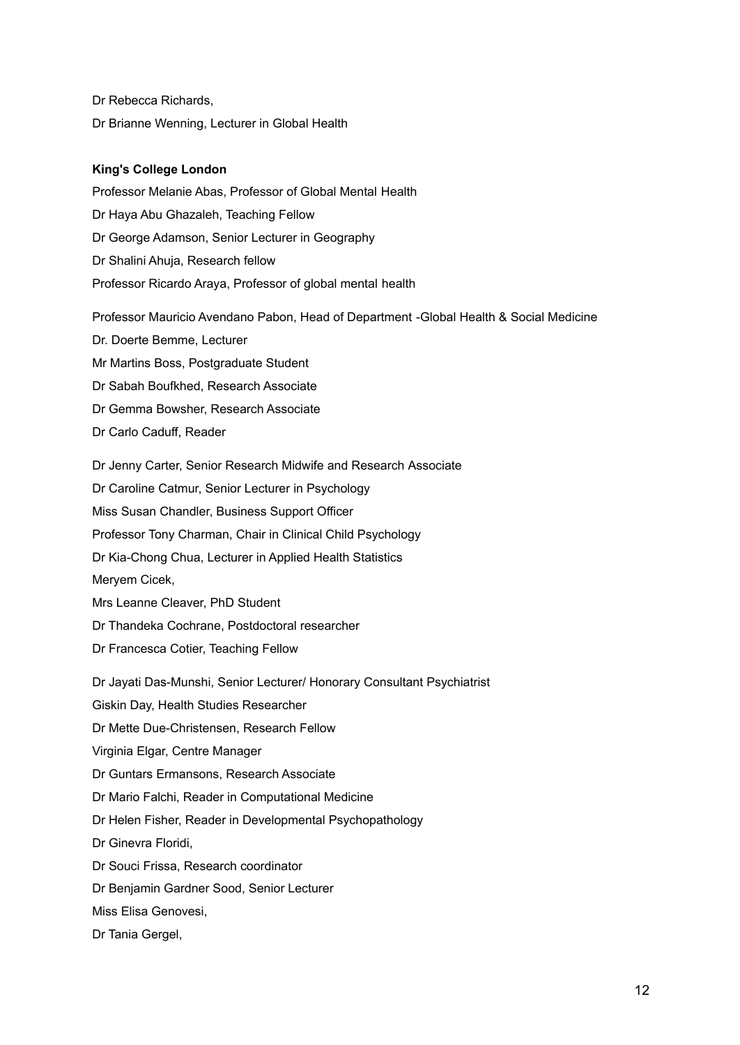Dr Rebecca Richards,

Dr Brianne Wenning, Lecturer in Global Health

**King's College London**

Professor Melanie Abas, Professor of Global Mental Health

Dr Haya Abu Ghazaleh, Teaching Fellow

Dr George Adamson, Senior Lecturer in Geography

Dr Shalini Ahuja, Research fellow

Professor Ricardo Araya, Professor of global mental health

Professor Mauricio Avendano Pabon, Head of Department -Global Health & Social Medicine

Dr. Doerte Bemme, Lecturer

Mr Martins Boss, Postgraduate Student

Dr Sabah Boufkhed, Research Associate

Dr Gemma Bowsher, Research Associate

Dr Carlo Caduff, Reader

Dr Jenny Carter, Senior Research Midwife and Research Associate

Dr Caroline Catmur, Senior Lecturer in Psychology

Miss Susan Chandler, Business Support Officer

Professor Tony Charman, Chair in Clinical Child Psychology

Dr Kia-Chong Chua, Lecturer in Applied Health Statistics

Meryem Cicek,

Mrs Leanne Cleaver, PhD Student

Dr Thandeka Cochrane, Postdoctoral researcher

Dr Francesca Cotier, Teaching Fellow

Dr Jayati Das-Munshi, Senior Lecturer/ Honorary Consultant Psychiatrist

Giskin Day, Health Studies Researcher

Dr Mette Due-Christensen, Research Fellow

Virginia Elgar, Centre Manager

Dr Guntars Ermansons, Research Associate

Dr Mario Falchi, Reader in Computational Medicine

Dr Helen Fisher, Reader in Developmental Psychopathology

Dr Ginevra Floridi,

Dr Souci Frissa, Research coordinator

Dr Benjamin Gardner Sood, Senior Lecturer

Miss Elisa Genovesi,

Dr Tania Gergel,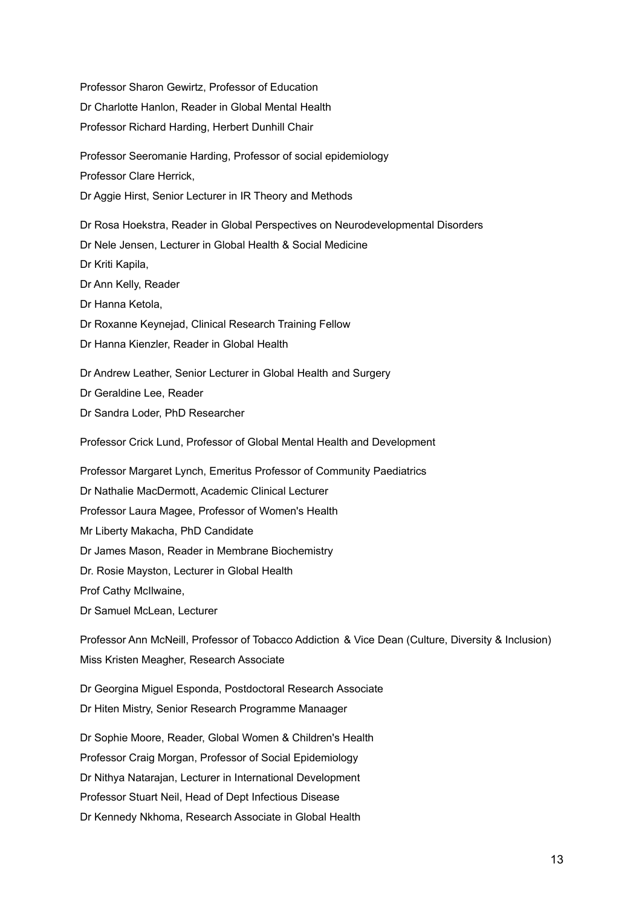Professor Sharon Gewirtz, Professor of Education

Dr Charlotte Hanlon, Reader in Global Mental Health

Professor Richard Harding, Herbert Dunhill Chair

Professor Seeromanie Harding, Professor of social epidemiology

Professor Clare Herrick,

Dr Aggie Hirst, Senior Lecturer in IR Theory and Methods

Dr Rosa Hoekstra, Reader in Global Perspectives on Neurodevelopmental Disorders

Dr Nele Jensen, Lecturer in Global Health & Social Medicine

Dr Kriti Kapila,

Dr Ann Kelly, Reader

Dr Hanna Ketola,

Dr Roxanne Keynejad, Clinical Research Training Fellow

Dr Hanna Kienzler, Reader in Global Health

Dr Andrew Leather, Senior Lecturer in Global Health and Surgery

Dr Geraldine Lee, Reader

Dr Sandra Loder, PhD Researcher

Professor Crick Lund, Professor of Global Mental Health and Development

Professor Margaret Lynch, Emeritus Professor of Community Paediatrics

Dr Nathalie MacDermott, Academic Clinical Lecturer

Professor Laura Magee, Professor of Women's Health

Mr Liberty Makacha, PhD Candidate

Dr James Mason, Reader in Membrane Biochemistry

Dr. Rosie Mayston, Lecturer in Global Health

Prof Cathy McIlwaine,

Dr Samuel McLean, Lecturer

Professor Ann McNeill, Professor of Tobacco Addiction & Vice Dean (Culture, Diversity & Inclusion)

Miss Kristen Meagher, Research Associate

Dr Georgina Miguel Esponda, Postdoctoral Research Associate

Dr Hiten Mistry, Senior Research Programme Manaager

Dr Sophie Moore, Reader, Global Women & Children's Health

Professor Craig Morgan, Professor of Social Epidemiology

Dr Nithya Natarajan, Lecturer in International Development

Professor Stuart Neil, Head of Dept Infectious Disease

Dr Kennedy Nkhoma, Research Associate in Global Health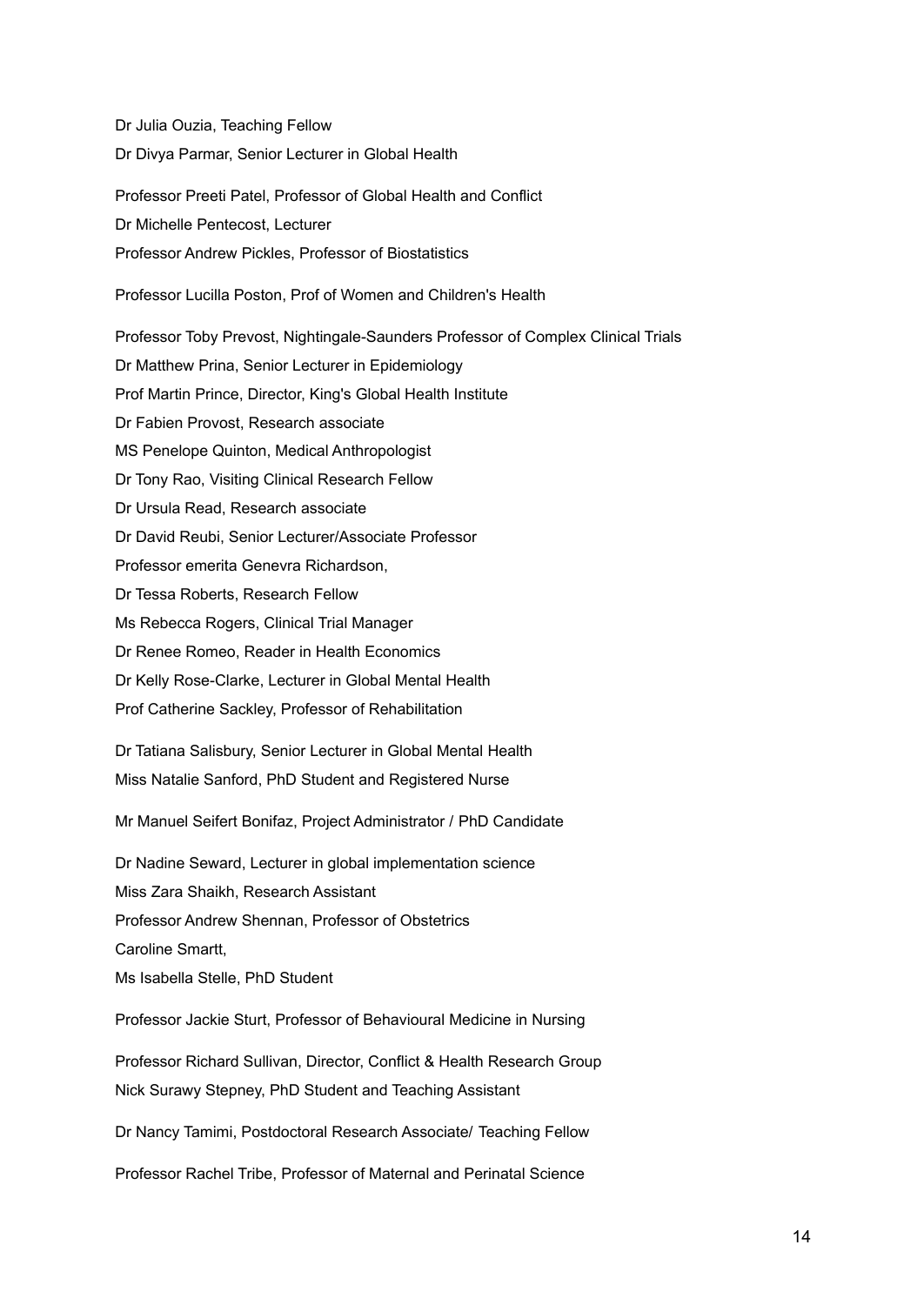Dr Julia Ouzia, Teaching Fellow

Dr Divya Parmar, Senior Lecturer in Global Health

Professor Preeti Patel, Professor of Global Health and Conflict

Dr Michelle Pentecost, Lecturer

Professor Andrew Pickles, Professor of Biostatistics

Professor Lucilla Poston, Prof of Women and Children's Health

Professor Toby Prevost, Nightingale-Saunders Professor of Complex Clinical Trials

Dr Matthew Prina, Senior Lecturer in Epidemiology

Prof Martin Prince, Director, King's Global Health Institute

Dr Fabien Provost, Research associate

MS Penelope Quinton, Medical Anthropologist

Dr Tony Rao, Visiting Clinical Research Fellow

Dr Ursula Read, Research associate

Dr David Reubi, Senior Lecturer/Associate Professor

Professor emerita Genevra Richardson,

Dr Tessa Roberts, Research Fellow

Ms Rebecca Rogers, Clinical Trial Manager

Dr Renee Romeo, Reader in Health Economics

Dr Kelly Rose-Clarke, Lecturer in Global Mental Health

Prof Catherine Sackley, Professor of Rehabilitation

Dr Tatiana Salisbury, Senior Lecturer in Global Mental Health

Miss Natalie Sanford, PhD Student and Registered Nurse

Mr Manuel Seifert Bonifaz, Project Administrator / PhD Candidate

Dr Nadine Seward, Lecturer in global implementation science

Miss Zara Shaikh, Research Assistant

Professor Andrew Shennan, Professor of Obstetrics

Caroline Smartt,

Ms Isabella Stelle, PhD Student

Professor Jackie Sturt, Professor of Behavioural Medicine in Nursing

Professor Richard Sullivan, Director, Conflict & Health Research Group

Nick Surawy Stepney, PhD Student and Teaching Assistant

Dr Nancy Tamimi, Postdoctoral Research Associate/ Teaching Fellow

Professor Rachel Tribe, Professor of Maternal and Perinatal Science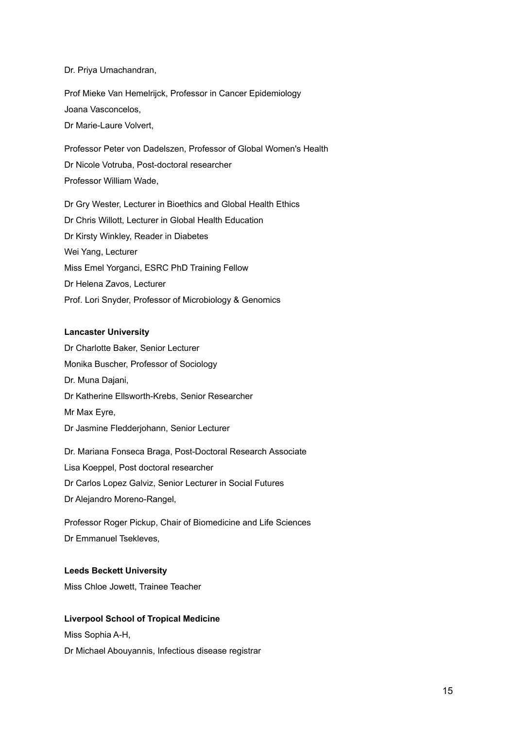Dr. Priya Umachandran,

Prof Mieke Van Hemelrijck, Professor in Cancer Epidemiology
Joana Vasconcelos,
Dr Marie-Laure Volvert,

Professor Peter von Dadelszen, Professor of Global Women's Health
Dr Nicole Votruba, Post-doctoral researcher
Professor William Wade,

Dr Gry Wester, Lecturer in Bioethics and Global Health Ethics
Dr Chris Willott, Lecturer in Global Health Education
Dr Kirsty Winkley, Reader in Diabetes
Wei Yang, Lecturer
Miss Emel Yorganci, ESRC PhD Training Fellow
Dr Helena Zavos, Lecturer
Prof. Lori Snyder, Professor of Microbiology & Genomics

**Lancaster University**

Dr Charlotte Baker, Senior Lecturer
Monika Buscher, Professor of Sociology
Dr. Muna Dajani,
Dr Katherine Ellsworth-Krebs, Senior Researcher
Mr Max Eyre,
Dr Jasmine Fledderjohann, Senior Lecturer

Dr. Mariana Fonseca Braga, Post-Doctoral Research Associate
Lisa Koeppel, Post doctoral researcher
Dr Carlos Lopez Galviz, Senior Lecturer in Social Futures
Dr Alejandro Moreno-Rangel,

Professor Roger Pickup, Chair of Biomedicine and Life Sciences
Dr Emmanuel Tsekleves,

**Leeds Beckett University**

Miss Chloe Jowett, Trainee Teacher

**Liverpool School of Tropical Medicine**

Miss Sophia A-H,
Dr Michael Abouyannis, Infectious disease registrar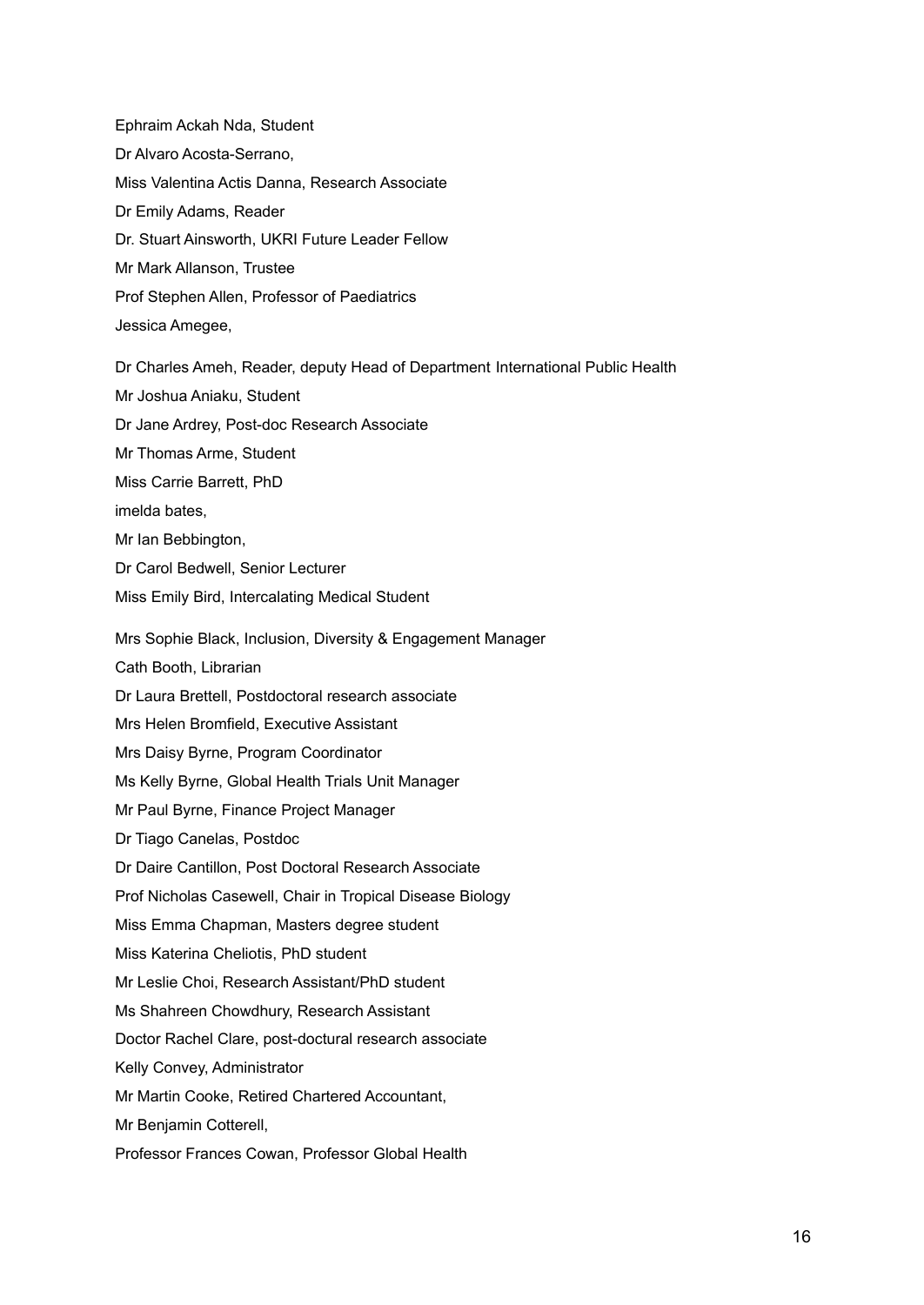Ephraim Ackah Nda, Student

Dr Alvaro Acosta-Serrano,

Miss Valentina Actis Danna, Research Associate

Dr Emily Adams, Reader

Dr. Stuart Ainsworth, UKRI Future Leader Fellow

Mr Mark Allanson, Trustee

Prof Stephen Allen, Professor of Paediatrics

Jessica Amegee,

Dr Charles Ameh, Reader, deputy Head of Department International Public Health

Mr Joshua Aniaku, Student

Dr Jane Ardrey, Post-doc Research Associate

Mr Thomas Arme, Student

Miss Carrie Barrett, PhD

imelda bates,

Mr Ian Bebbington,

Dr Carol Bedwell, Senior Lecturer

Miss Emily Bird, Intercalating Medical Student

Mrs Sophie Black, Inclusion, Diversity & Engagement Manager

Cath Booth, Librarian

Dr Laura Brettell, Postdoctoral research associate

Mrs Helen Bromfield, Executive Assistant

Mrs Daisy Byrne, Program Coordinator

Ms Kelly Byrne, Global Health Trials Unit Manager

Mr Paul Byrne, Finance Project Manager

Dr Tiago Canelas, Postdoc

Dr Daire Cantillon, Post Doctoral Research Associate

Prof Nicholas Casewell, Chair in Tropical Disease Biology

Miss Emma Chapman, Masters degree student

Miss Katerina Cheliotis, PhD student

Mr Leslie Choi, Research Assistant/PhD student

Ms Shahreen Chowdhury, Research Assistant

Doctor Rachel Clare, post-doctural research associate

Kelly Convey, Administrator

Mr Martin Cooke, Retired Chartered Accountant,

Mr Benjamin Cotterell,

Professor Frances Cowan, Professor Global Health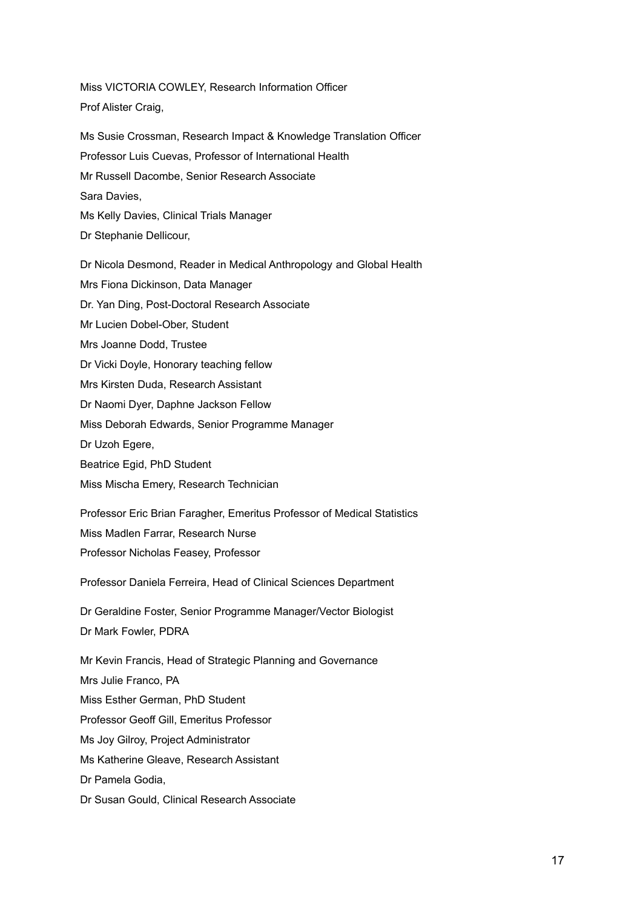Miss VICTORIA COWLEY, Research Information Officer

Prof Alister Craig,

Ms Susie Crossman, Research Impact & Knowledge Translation Officer

Professor Luis Cuevas, Professor of International Health

Mr Russell Dacombe, Senior Research Associate

Sara Davies,

Ms Kelly Davies, Clinical Trials Manager

Dr Stephanie Dellicour,

Dr Nicola Desmond, Reader in Medical Anthropology and Global Health

Mrs Fiona Dickinson, Data Manager

Dr. Yan Ding, Post-Doctoral Research Associate

Mr Lucien Dobel-Ober, Student

Mrs Joanne Dodd, Trustee

Dr Vicki Doyle, Honorary teaching fellow

Mrs Kirsten Duda, Research Assistant

Dr Naomi Dyer, Daphne Jackson Fellow

Miss Deborah Edwards, Senior Programme Manager

Dr Uzoh Egere,

Beatrice Egid, PhD Student

Miss Mischa Emery, Research Technician

Professor Eric Brian Faragher, Emeritus Professor of Medical Statistics

Miss Madlen Farrar, Research Nurse

Professor Nicholas Feasey, Professor

Professor Daniela Ferreira, Head of Clinical Sciences Department

Dr Geraldine Foster, Senior Programme Manager/Vector Biologist

Dr Mark Fowler, PDRA

Mr Kevin Francis, Head of Strategic Planning and Governance

Mrs Julie Franco, PA

Miss Esther German, PhD Student

Professor Geoff Gill, Emeritus Professor

Ms Joy Gilroy, Project Administrator

Ms Katherine Gleave, Research Assistant

Dr Pamela Godia,

Dr Susan Gould, Clinical Research Associate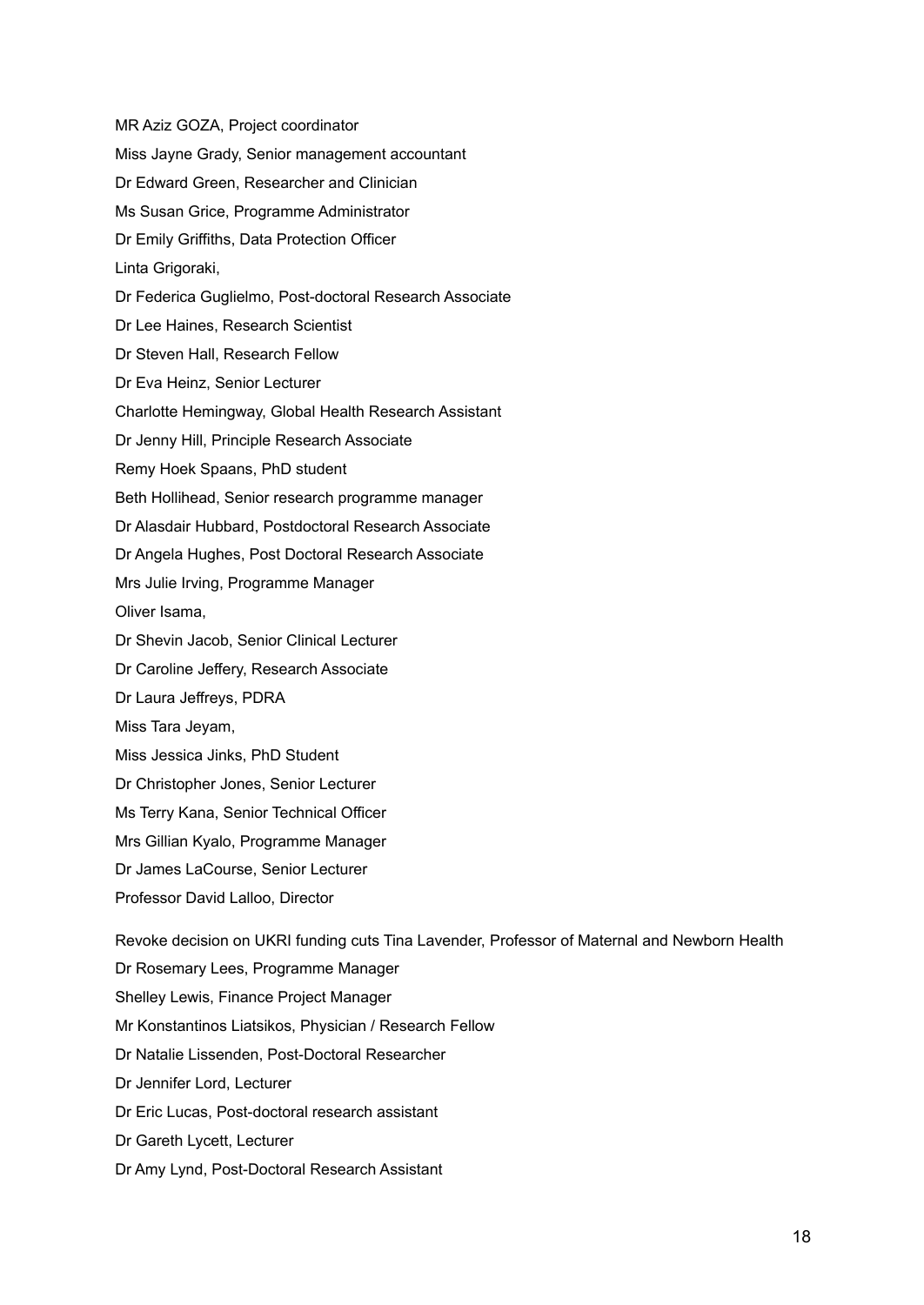MR Aziz GOZA, Project coordinator

Miss Jayne Grady, Senior management accountant

Dr Edward Green, Researcher and Clinician

Ms Susan Grice, Programme Administrator

Dr Emily Griffiths, Data Protection Officer

Linta Grigoraki,

Dr Federica Guglielmo, Post-doctoral Research Associate

Dr Lee Haines, Research Scientist

Dr Steven Hall, Research Fellow

Dr Eva Heinz, Senior Lecturer

Charlotte Hemingway, Global Health Research Assistant

Dr Jenny Hill, Principle Research Associate

Remy Hoek Spaans, PhD student

Beth Hollihead, Senior research programme manager

Dr Alasdair Hubbard, Postdoctoral Research Associate

Dr Angela Hughes, Post Doctoral Research Associate

Mrs Julie Irving, Programme Manager

Oliver Isama,

Dr Shevin Jacob, Senior Clinical Lecturer

Dr Caroline Jeffery, Research Associate

Dr Laura Jeffreys, PDRA

Miss Tara Jeyam,

Miss Jessica Jinks, PhD Student

Dr Christopher Jones, Senior Lecturer

Ms Terry Kana, Senior Technical Officer

Mrs Gillian Kyalo, Programme Manager

Dr James LaCourse, Senior Lecturer

Professor David Lalloo, Director

Revoke decision on UKRI funding cuts Tina Lavender, Professor of Maternal and Newborn Health

Dr Rosemary Lees, Programme Manager

Shelley Lewis, Finance Project Manager

Mr Konstantinos Liatsikos, Physician / Research Fellow

Dr Natalie Lissenden, Post-Doctoral Researcher

Dr Jennifer Lord, Lecturer

Dr Eric Lucas, Post-doctoral research assistant

Dr Gareth Lycett, Lecturer

Dr Amy Lynd, Post-Doctoral Research Assistant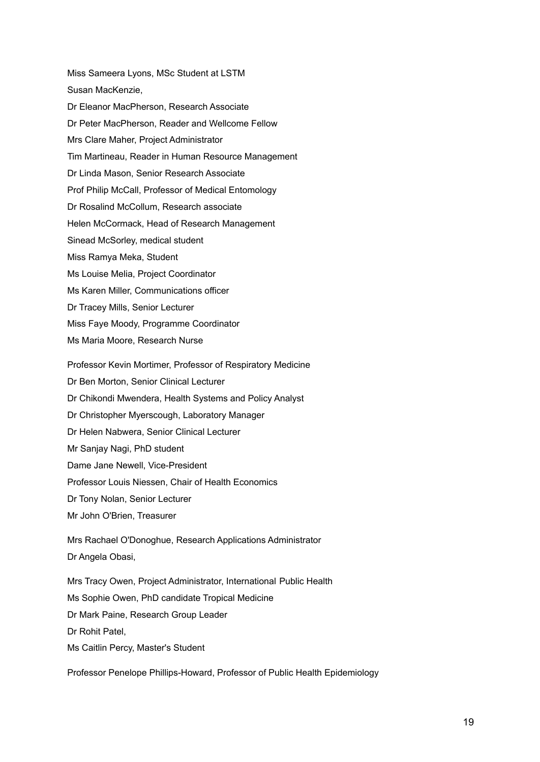Miss Sameera Lyons, MSc Student at LSTM

Susan MacKenzie,

Dr Eleanor MacPherson, Research Associate

Dr Peter MacPherson, Reader and Wellcome Fellow

Mrs Clare Maher, Project Administrator

Tim Martineau, Reader in Human Resource Management

Dr Linda Mason, Senior Research Associate

Prof Philip McCall, Professor of Medical Entomology

Dr Rosalind McCollum, Research associate

Helen McCormack, Head of Research Management

Sinead McSorley, medical student

Miss Ramya Meka, Student

Ms Louise Melia, Project Coordinator

Ms Karen Miller, Communications officer

Dr Tracey Mills, Senior Lecturer

Miss Faye Moody, Programme Coordinator

Ms Maria Moore, Research Nurse

Professor Kevin Mortimer, Professor of Respiratory Medicine

Dr Ben Morton, Senior Clinical Lecturer

Dr Chikondi Mwendera, Health Systems and Policy Analyst

Dr Christopher Myerscough, Laboratory Manager

Dr Helen Nabwera, Senior Clinical Lecturer

Mr Sanjay Nagi, PhD student

Dame Jane Newell, Vice-President

Professor Louis Niessen, Chair of Health Economics

Dr Tony Nolan, Senior Lecturer

Mr John O'Brien, Treasurer

Mrs Rachael O'Donoghue, Research Applications Administrator

Dr Angela Obasi,

Mrs Tracy Owen, Project Administrator, International Public Health

Ms Sophie Owen, PhD candidate Tropical Medicine

Dr Mark Paine, Research Group Leader

Dr Rohit Patel,

Ms Caitlin Percy, Master's Student

Professor Penelope Phillips-Howard, Professor of Public Health Epidemiology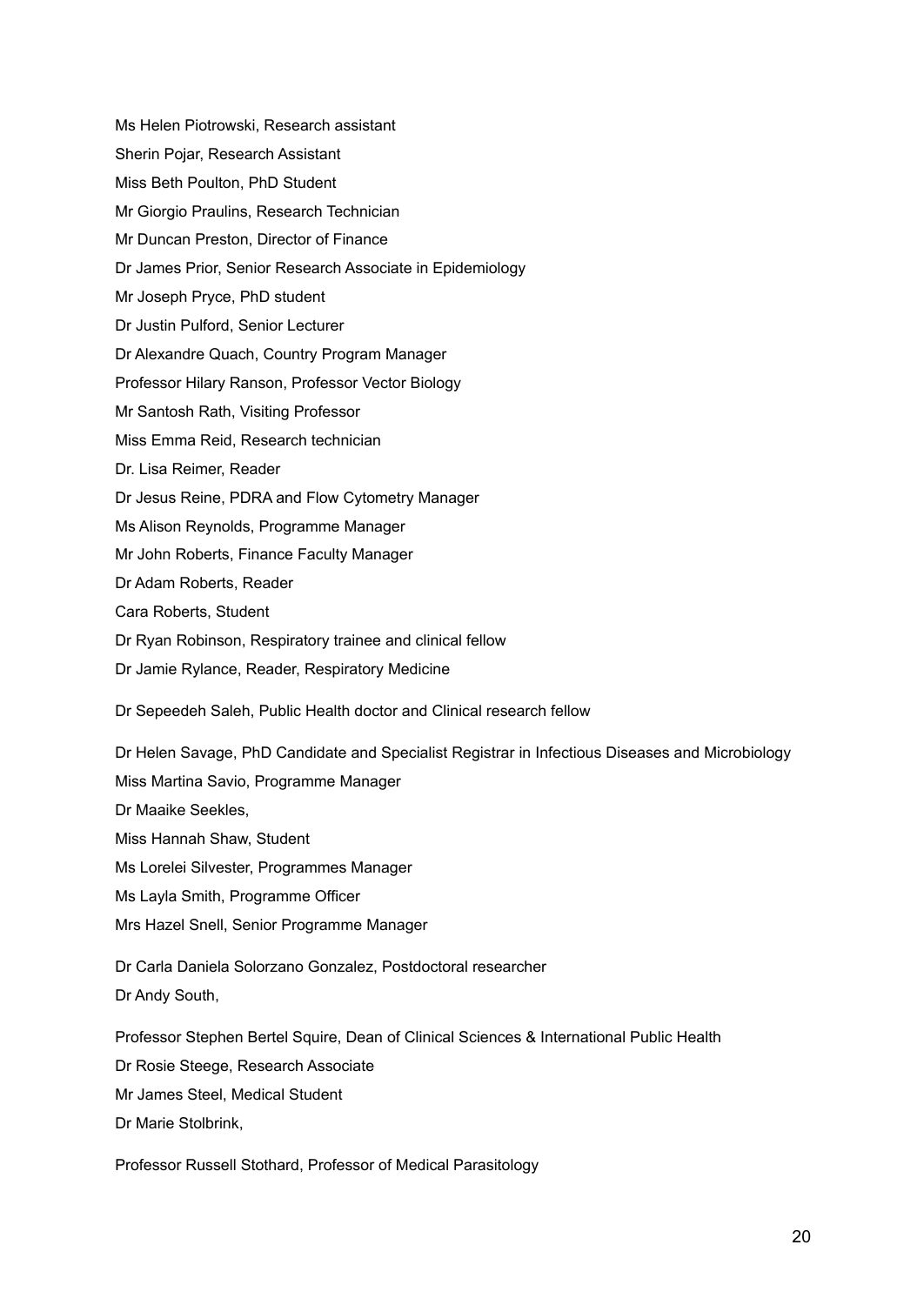Ms Helen Piotrowski, Research assistant

Sherin Pojar, Research Assistant

Miss Beth Poulton, PhD Student

Mr Giorgio Praulins, Research Technician

Mr Duncan Preston, Director of Finance

Dr James Prior, Senior Research Associate in Epidemiology

Mr Joseph Pryce, PhD student

Dr Justin Pulford, Senior Lecturer

Dr Alexandre Quach, Country Program Manager

Professor Hilary Ranson, Professor Vector Biology

Mr Santosh Rath, Visiting Professor

Miss Emma Reid, Research technician

Dr. Lisa Reimer, Reader

Dr Jesus Reine, PDRA and Flow Cytometry Manager

Ms Alison Reynolds, Programme Manager

Mr John Roberts, Finance Faculty Manager

Dr Adam Roberts, Reader

Cara Roberts, Student

Dr Ryan Robinson, Respiratory trainee and clinical fellow

Dr Jamie Rylance, Reader, Respiratory Medicine

Dr Sepeedeh Saleh, Public Health doctor and Clinical research fellow

Dr Helen Savage, PhD Candidate and Specialist Registrar in Infectious Diseases and Microbiology

Miss Martina Savio, Programme Manager

Dr Maaike Seekles,

Miss Hannah Shaw, Student

Ms Lorelei Silvester, Programmes Manager

Ms Layla Smith, Programme Officer

Mrs Hazel Snell, Senior Programme Manager

Dr Carla Daniela Solorzano Gonzalez, Postdoctoral researcher

Dr Andy South,

Professor Stephen Bertel Squire, Dean of Clinical Sciences & International Public Health

Dr Rosie Steege, Research Associate

Mr James Steel, Medical Student

Dr Marie Stolbrink,

Professor Russell Stothard, Professor of Medical Parasitology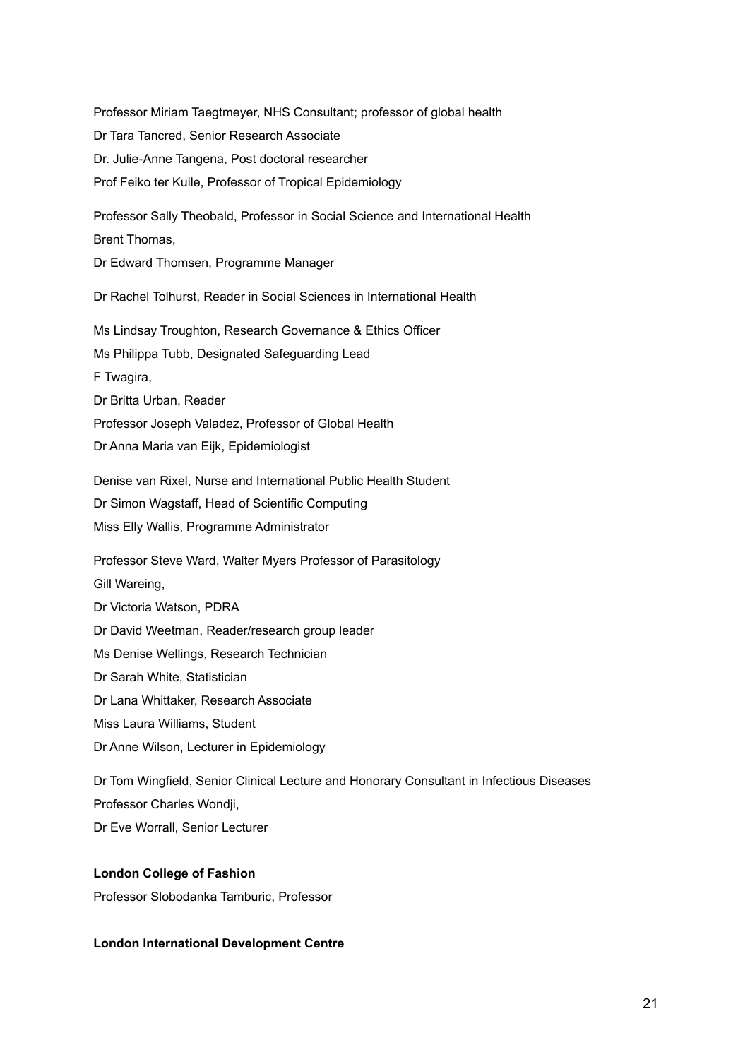Professor Miriam Taegtmeyer, NHS Consultant; professor of global health

Dr Tara Tancred, Senior Research Associate

Dr. Julie-Anne Tangena, Post doctoral researcher

Prof Feiko ter Kuile, Professor of Tropical Epidemiology

Professor Sally Theobald, Professor in Social Science and International Health

Brent Thomas,

Dr Edward Thomsen, Programme Manager

Dr Rachel Tolhurst, Reader in Social Sciences in International Health

Ms Lindsay Troughton, Research Governance & Ethics Officer

Ms Philippa Tubb, Designated Safeguarding Lead

F Twagira,

Dr Britta Urban, Reader

Professor Joseph Valadez, Professor of Global Health

Dr Anna Maria van Eijk, Epidemiologist

Denise van Rixel, Nurse and International Public Health Student

Dr Simon Wagstaff, Head of Scientific Computing

Miss Elly Wallis, Programme Administrator

Professor Steve Ward, Walter Myers Professor of Parasitology

Gill Wareing,

Dr Victoria Watson, PDRA

Dr David Weetman, Reader/research group leader

Ms Denise Wellings, Research Technician

Dr Sarah White, Statistician

Dr Lana Whittaker, Research Associate

Miss Laura Williams, Student

Dr Anne Wilson, Lecturer in Epidemiology

Dr Tom Wingfield, Senior Clinical Lecture and Honorary Consultant in Infectious Diseases

Professor Charles Wondji,

Dr Eve Worrall, Senior Lecturer

**London College of Fashion**

Professor Slobodanka Tamburic, Professor

**London International Development Centre**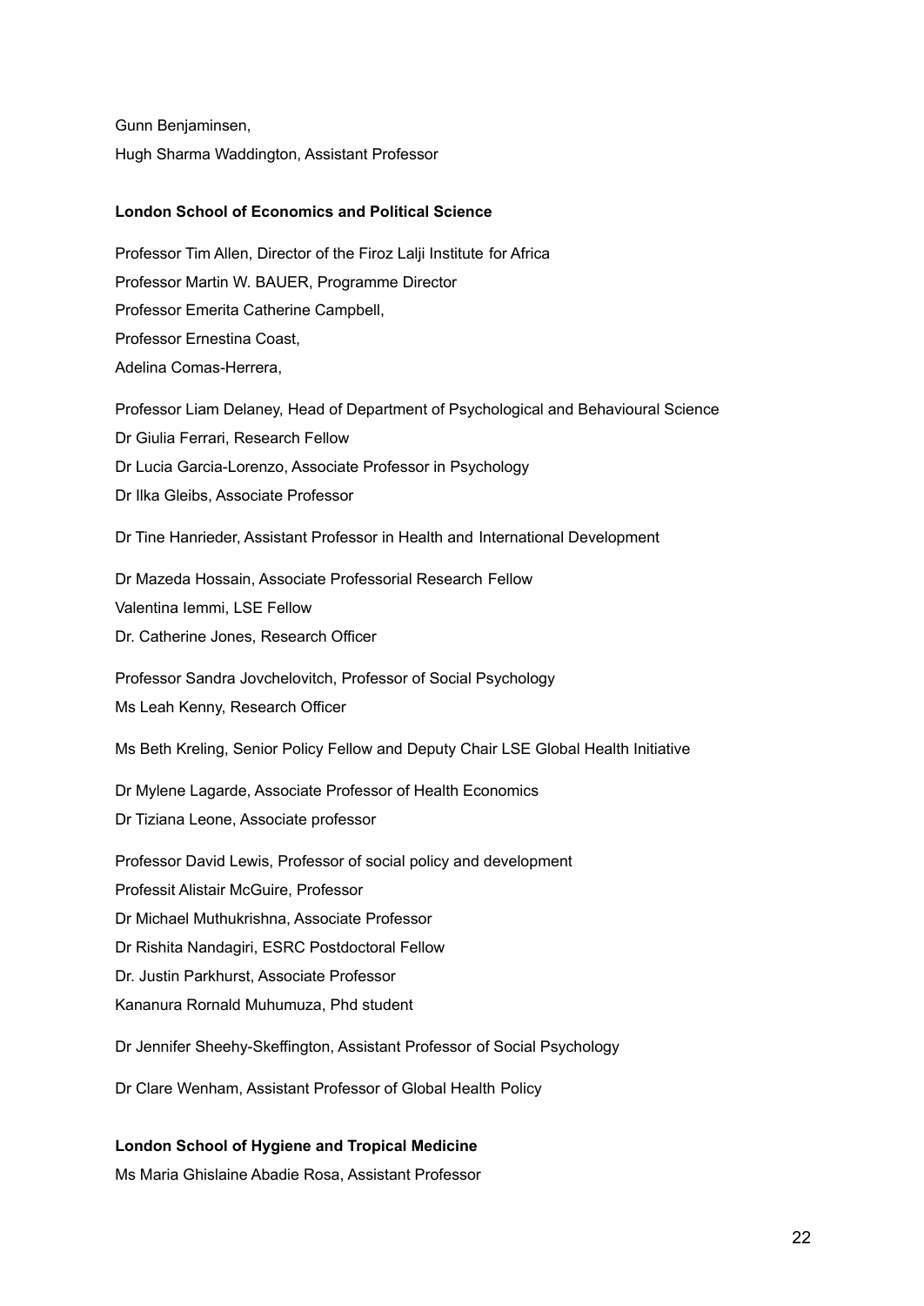Gunn Benjaminsen,

Hugh Sharma Waddington, Assistant Professor

**London School of Economics and Political Science**

Professor Tim Allen, Director of the Firoz Lalji Institute for Africa

Professor Martin W. BAUER, Programme Director

Professor Emerita Catherine Campbell,

Professor Ernestina Coast,

Adelina Comas-Herrera,

Professor Liam Delaney, Head of Department of Psychological and Behavioural Science

Dr Giulia Ferrari, Research Fellow

Dr Lucia Garcia-Lorenzo, Associate Professor in Psychology

Dr Ilka Gleibs, Associate Professor

Dr Tine Hanrieder, Assistant Professor in Health and International Development

Dr Mazeda Hossain, Associate Professorial Research Fellow

Valentina Iemmi, LSE Fellow

Dr. Catherine Jones, Research Officer

Professor Sandra Jovchelovitch, Professor of Social Psychology

Ms Leah Kenny, Research Officer

Ms Beth Kreling, Senior Policy Fellow and Deputy Chair LSE Global Health Initiative

Dr Mylene Lagarde, Associate Professor of Health Economics

Dr Tiziana Leone, Associate professor

Professor David Lewis, Professor of social policy and development

Professit Alistair McGuire, Professor

Dr Michael Muthukrishna, Associate Professor

Dr Rishita Nandagiri, ESRC Postdoctoral Fellow

Dr. Justin Parkhurst, Associate Professor

Kananura Rornald Muhumuza, Phd student

Dr Jennifer Sheehy-Skeffington, Assistant Professor of Social Psychology

Dr Clare Wenham, Assistant Professor of Global Health Policy

**London School of Hygiene and Tropical Medicine**

Ms Maria Ghislaine Abadie Rosa, Assistant Professor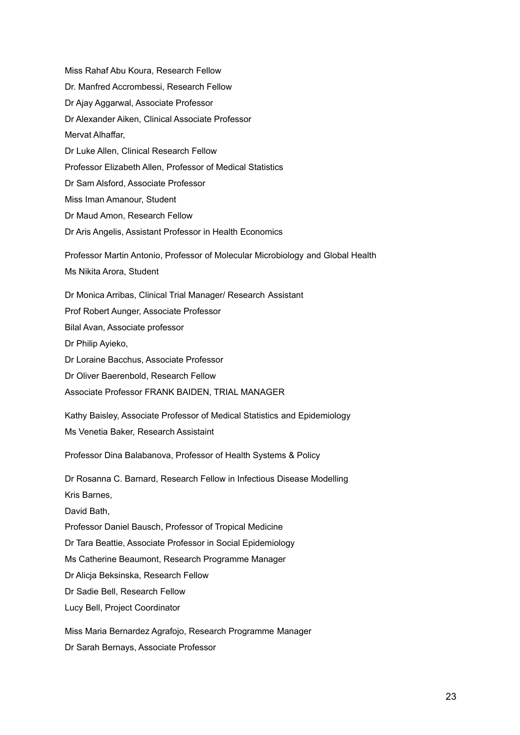Miss Rahaf Abu Koura, Research Fellow

Dr. Manfred Accrombessi, Research Fellow

Dr Ajay Aggarwal, Associate Professor

Dr Alexander Aiken, Clinical Associate Professor

Mervat Alhaffar,

Dr Luke Allen, Clinical Research Fellow

Professor Elizabeth Allen, Professor of Medical Statistics

Dr Sam Alsford, Associate Professor

Miss Iman Amanour, Student

Dr Maud Amon, Research Fellow

Dr Aris Angelis, Assistant Professor in Health Economics

Professor Martin Antonio, Professor of Molecular Microbiology and Global Health

Ms Nikita Arora, Student

Dr Monica Arribas, Clinical Trial Manager/ Research Assistant

Prof Robert Aunger, Associate Professor

Bilal Avan, Associate professor

Dr Philip Ayieko,

Dr Loraine Bacchus, Associate Professor

Dr Oliver Baerenbold, Research Fellow

Associate Professor FRANK BAIDEN, TRIAL MANAGER

Kathy Baisley, Associate Professor of Medical Statistics and Epidemiology

Ms Venetia Baker, Research Assistaint

Professor Dina Balabanova, Professor of Health Systems & Policy

Dr Rosanna C. Barnard, Research Fellow in Infectious Disease Modelling

Kris Barnes,

David Bath,

Professor Daniel Bausch, Professor of Tropical Medicine

Dr Tara Beattie, Associate Professor in Social Epidemiology

Ms Catherine Beaumont, Research Programme Manager

Dr Alicja Beksinska, Research Fellow

Dr Sadie Bell, Research Fellow

Lucy Bell, Project Coordinator

Miss Maria Bernardez Agrafojo, Research Programme Manager

Dr Sarah Bernays, Associate Professor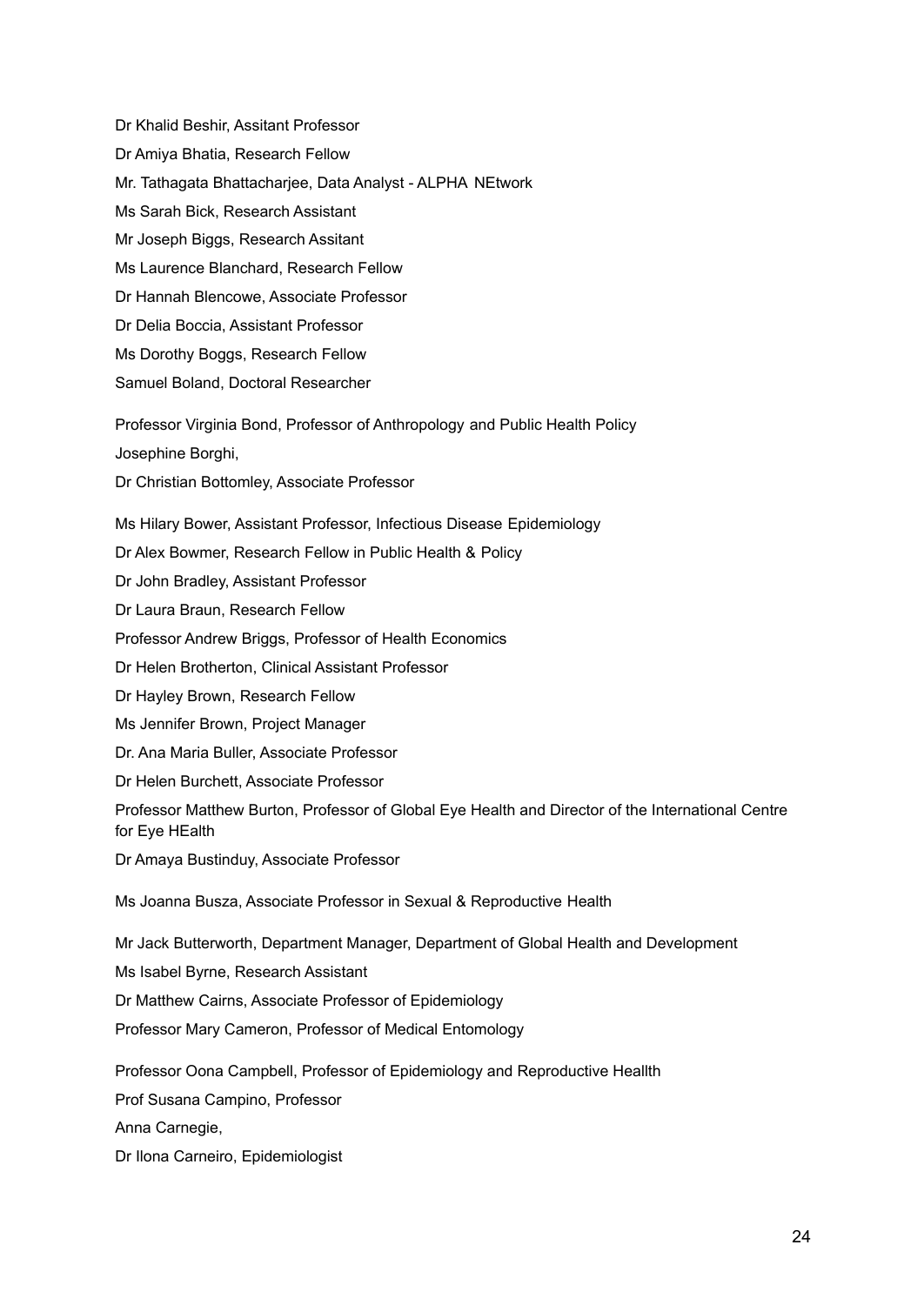Dr Khalid Beshir, Assitant Professor

Dr Amiya Bhatia, Research Fellow

Mr. Tathagata Bhattacharjee, Data Analyst - ALPHA NEtwork

Ms Sarah Bick, Research Assistant

Mr Joseph Biggs, Research Assitant

Ms Laurence Blanchard, Research Fellow

Dr Hannah Blencowe, Associate Professor

Dr Delia Boccia, Assistant Professor

Ms Dorothy Boggs, Research Fellow

Samuel Boland, Doctoral Researcher

Professor Virginia Bond, Professor of Anthropology and Public Health Policy

Josephine Borghi,

Dr Christian Bottomley, Associate Professor

Ms Hilary Bower, Assistant Professor, Infectious Disease Epidemiology

Dr Alex Bowmer, Research Fellow in Public Health & Policy

Dr John Bradley, Assistant Professor

Dr Laura Braun, Research Fellow

Professor Andrew Briggs, Professor of Health Economics

Dr Helen Brotherton, Clinical Assistant Professor

Dr Hayley Brown, Research Fellow

Ms Jennifer Brown, Project Manager

Dr. Ana Maria Buller, Associate Professor

Dr Helen Burchett, Associate Professor

Professor Matthew Burton, Professor of Global Eye Health and Director of the International Centre for Eye HEalth

Dr Amaya Bustinduy, Associate Professor

Ms Joanna Busza, Associate Professor in Sexual & Reproductive Health

Mr Jack Butterworth, Department Manager, Department of Global Health and Development

Ms Isabel Byrne, Research Assistant

Dr Matthew Cairns, Associate Professor of Epidemiology

Professor Mary Cameron, Professor of Medical Entomology

Professor Oona Campbell, Professor of Epidemiology and Reproductive Heallth

Prof Susana Campino, Professor

Anna Carnegie,

Dr Ilona Carneiro, Epidemiologist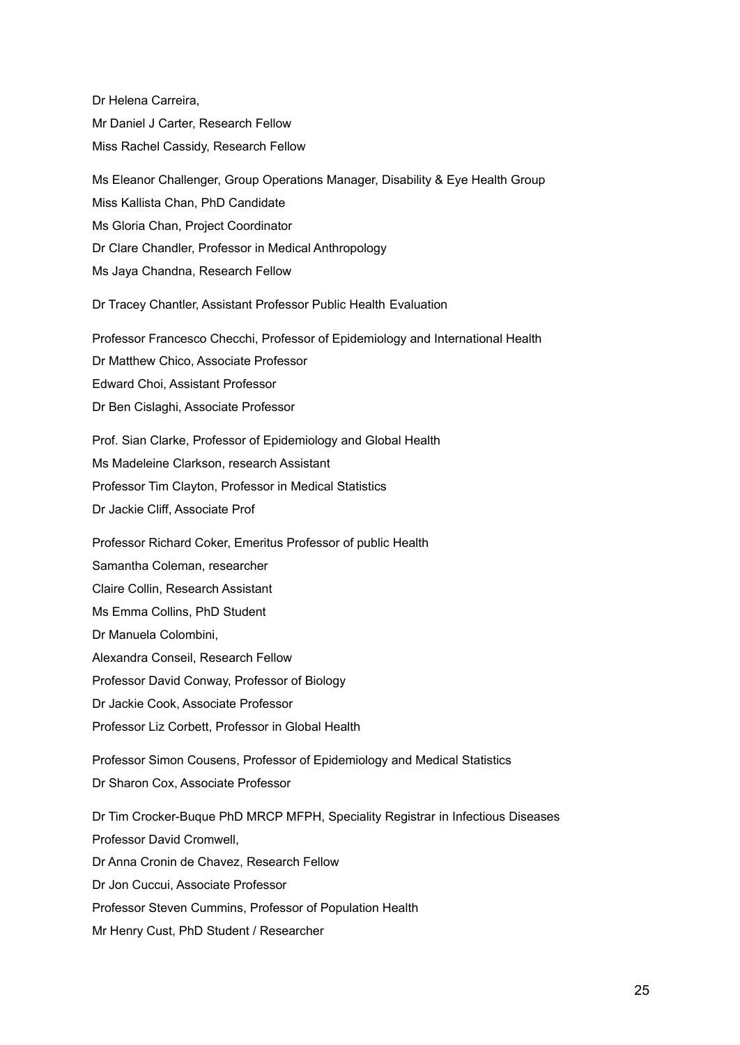Dr Helena Carreira,

Mr Daniel J Carter, Research Fellow

Miss Rachel Cassidy, Research Fellow

Ms Eleanor Challenger, Group Operations Manager, Disability & Eye Health Group

Miss Kallista Chan, PhD Candidate

Ms Gloria Chan, Project Coordinator

Dr Clare Chandler, Professor in Medical Anthropology

Ms Jaya Chandna, Research Fellow

Dr Tracey Chantler, Assistant Professor Public Health Evaluation

Professor Francesco Checchi, Professor of Epidemiology and International Health

Dr Matthew Chico, Associate Professor

Edward Choi, Assistant Professor

Dr Ben Cislaghi, Associate Professor

Prof. Sian Clarke, Professor of Epidemiology and Global Health

Ms Madeleine Clarkson, research Assistant

Professor Tim Clayton, Professor in Medical Statistics

Dr Jackie Cliff, Associate Prof

Professor Richard Coker, Emeritus Professor of public Health

Samantha Coleman, researcher

Claire Collin, Research Assistant

Ms Emma Collins, PhD Student

Dr Manuela Colombini,

Alexandra Conseil, Research Fellow

Professor David Conway, Professor of Biology

Dr Jackie Cook, Associate Professor

Professor Liz Corbett, Professor in Global Health

Professor Simon Cousens, Professor of Epidemiology and Medical Statistics

Dr Sharon Cox, Associate Professor

Dr Tim Crocker-Buque PhD MRCP MFPH, Speciality Registrar in Infectious Diseases

Professor David Cromwell,

Dr Anna Cronin de Chavez, Research Fellow

Dr Jon Cuccui, Associate Professor

Professor Steven Cummins, Professor of Population Health

Mr Henry Cust, PhD Student / Researcher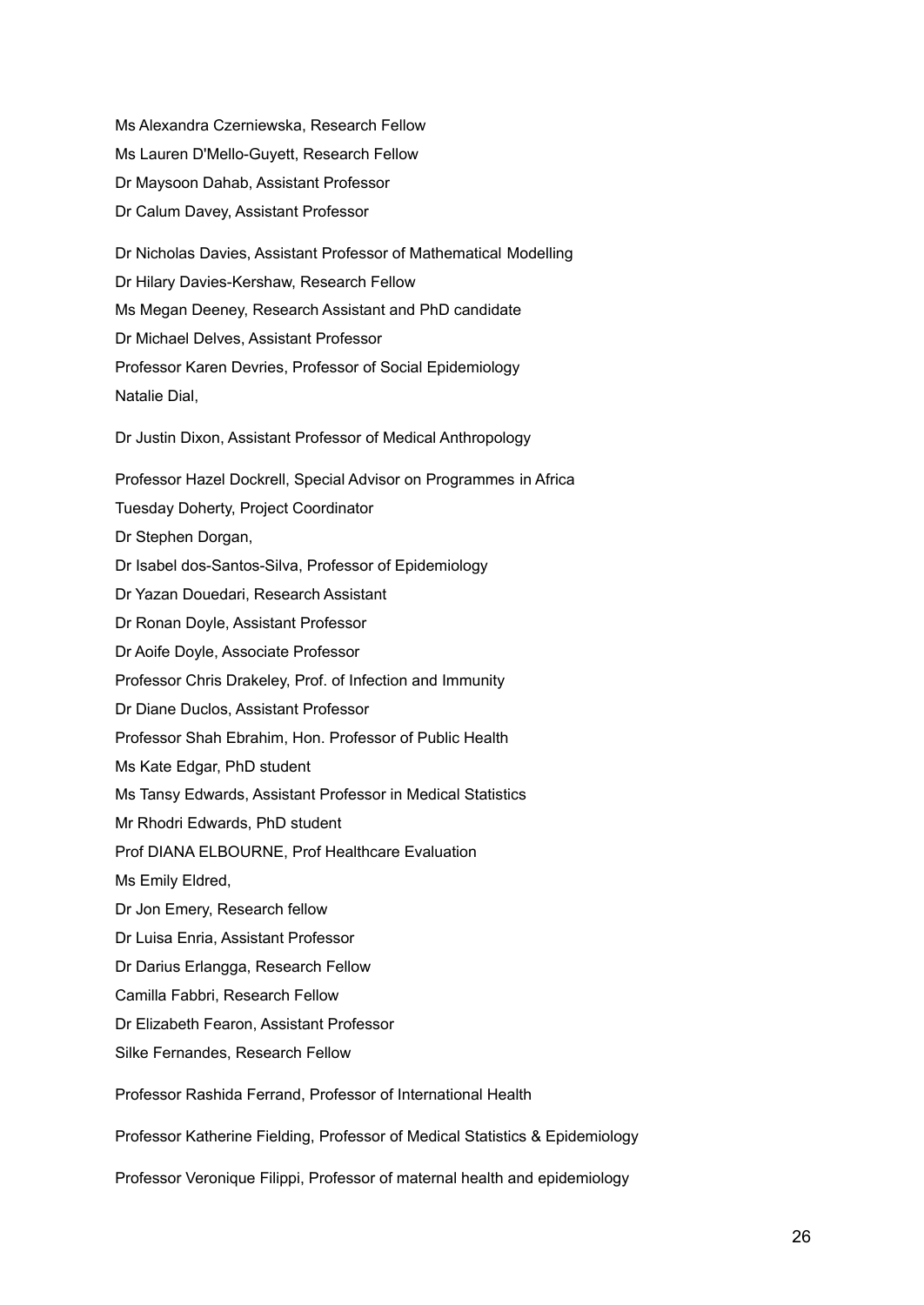Ms Alexandra Czerniewska, Research Fellow

Ms Lauren D'Mello-Guyett, Research Fellow

Dr Maysoon Dahab, Assistant Professor

Dr Calum Davey, Assistant Professor

Dr Nicholas Davies, Assistant Professor of Mathematical Modelling

Dr Hilary Davies-Kershaw, Research Fellow

Ms Megan Deeney, Research Assistant and PhD candidate

Dr Michael Delves, Assistant Professor

Professor Karen Devries, Professor of Social Epidemiology

Natalie Dial,

Dr Justin Dixon, Assistant Professor of Medical Anthropology

Professor Hazel Dockrell, Special Advisor on Programmes in Africa

Tuesday Doherty, Project Coordinator

Dr Stephen Dorgan,

Dr Isabel dos-Santos-Silva, Professor of Epidemiology

Dr Yazan Douedari, Research Assistant

Dr Ronan Doyle, Assistant Professor

Dr Aoife Doyle, Associate Professor

Professor Chris Drakeley, Prof. of Infection and Immunity

Dr Diane Duclos, Assistant Professor

Professor Shah Ebrahim, Hon. Professor of Public Health

Ms Kate Edgar, PhD student

Ms Tansy Edwards, Assistant Professor in Medical Statistics

Mr Rhodri Edwards, PhD student

Prof DIANA ELBOURNE, Prof Healthcare Evaluation

Ms Emily Eldred,

Dr Jon Emery, Research fellow

Dr Luisa Enria, Assistant Professor

Dr Darius Erlangga, Research Fellow

Camilla Fabbri, Research Fellow

Dr Elizabeth Fearon, Assistant Professor

Silke Fernandes, Research Fellow

Professor Rashida Ferrand, Professor of International Health

Professor Katherine Fielding, Professor of Medical Statistics & Epidemiology

Professor Veronique Filippi, Professor of maternal health and epidemiology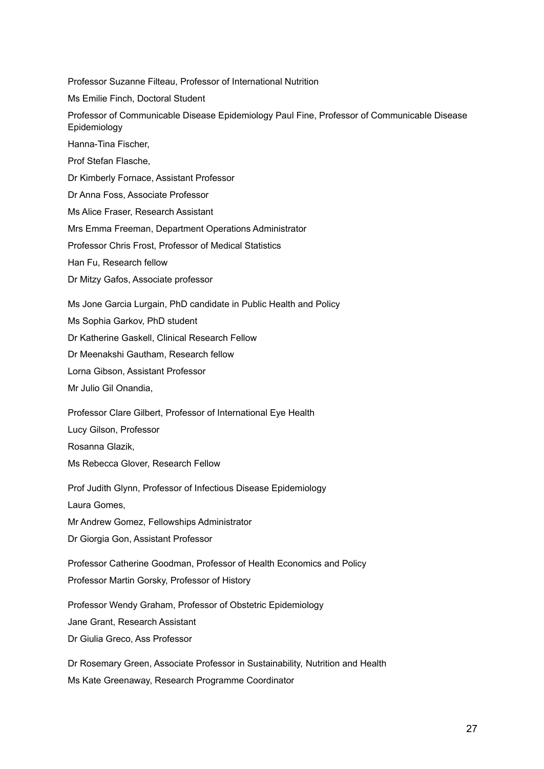Professor Suzanne Filteau, Professor of International Nutrition

Ms Emilie Finch, Doctoral Student

Professor of Communicable Disease Epidemiology Paul Fine, Professor of Communicable Disease Epidemiology

Hanna-Tina Fischer,

Prof Stefan Flasche,

Dr Kimberly Fornace, Assistant Professor

Dr Anna Foss, Associate Professor

Ms Alice Fraser, Research Assistant

Mrs Emma Freeman, Department Operations Administrator

Professor Chris Frost, Professor of Medical Statistics

Han Fu, Research fellow

Dr Mitzy Gafos, Associate professor

Ms Jone Garcia Lurgain, PhD candidate in Public Health and Policy

Ms Sophia Garkov, PhD student

Dr Katherine Gaskell, Clinical Research Fellow

Dr Meenakshi Gautham, Research fellow

Lorna Gibson, Assistant Professor

Mr Julio Gil Onandia,

Professor Clare Gilbert, Professor of International Eye Health

Lucy Gilson, Professor

Rosanna Glazik,

Ms Rebecca Glover, Research Fellow

Prof Judith Glynn, Professor of Infectious Disease Epidemiology

Laura Gomes,

Mr Andrew Gomez, Fellowships Administrator

Dr Giorgia Gon, Assistant Professor

Professor Catherine Goodman, Professor of Health Economics and Policy

Professor Martin Gorsky, Professor of History

Professor Wendy Graham, Professor of Obstetric Epidemiology

Jane Grant, Research Assistant

Dr Giulia Greco, Ass Professor

Dr Rosemary Green, Associate Professor in Sustainability, Nutrition and Health

Ms Kate Greenaway, Research Programme Coordinator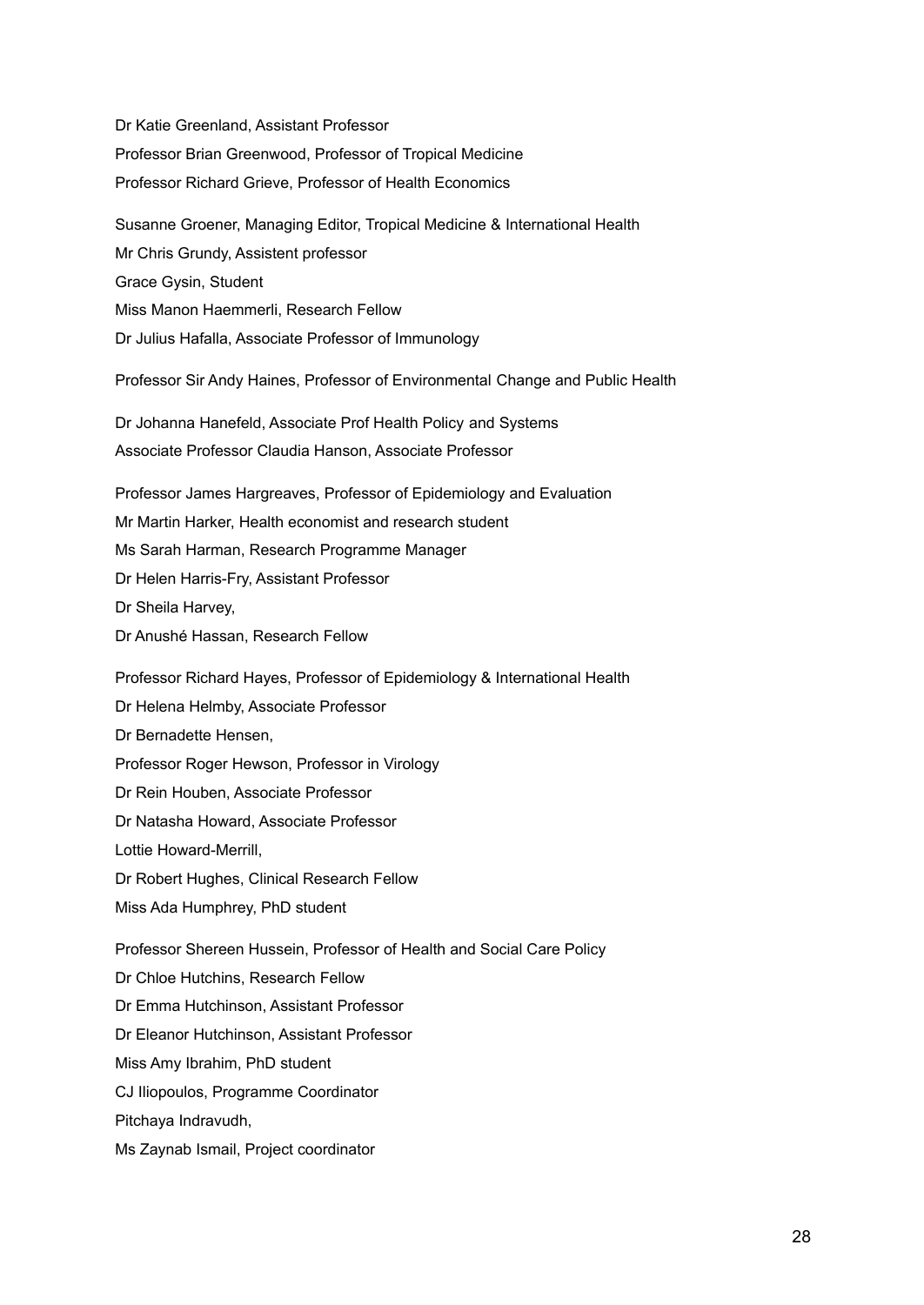Dr Katie Greenland, Assistant Professor

Professor Brian Greenwood, Professor of Tropical Medicine

Professor Richard Grieve, Professor of Health Economics

Susanne Groener, Managing Editor, Tropical Medicine & International Health

Mr Chris Grundy, Assistent professor

Grace Gysin, Student

Miss Manon Haemmerli, Research Fellow

Dr Julius Hafalla, Associate Professor of Immunology

Professor Sir Andy Haines, Professor of Environmental Change and Public Health

Dr Johanna Hanefeld, Associate Prof Health Policy and Systems

Associate Professor Claudia Hanson, Associate Professor

Professor James Hargreaves, Professor of Epidemiology and Evaluation

Mr Martin Harker, Health economist and research student

Ms Sarah Harman, Research Programme Manager

Dr Helen Harris-Fry, Assistant Professor

Dr Sheila Harvey,

Dr Anushé Hassan, Research Fellow

Professor Richard Hayes, Professor of Epidemiology & International Health

Dr Helena Helmby, Associate Professor

Dr Bernadette Hensen,

Professor Roger Hewson, Professor in Virology

Dr Rein Houben, Associate Professor

Dr Natasha Howard, Associate Professor

Lottie Howard-Merrill,

Dr Robert Hughes, Clinical Research Fellow

Miss Ada Humphrey, PhD student

Professor Shereen Hussein, Professor of Health and Social Care Policy

Dr Chloe Hutchins, Research Fellow

Dr Emma Hutchinson, Assistant Professor

Dr Eleanor Hutchinson, Assistant Professor

Miss Amy Ibrahim, PhD student

CJ Iliopoulos, Programme Coordinator

Pitchaya Indravudh,

Ms Zaynab Ismail, Project coordinator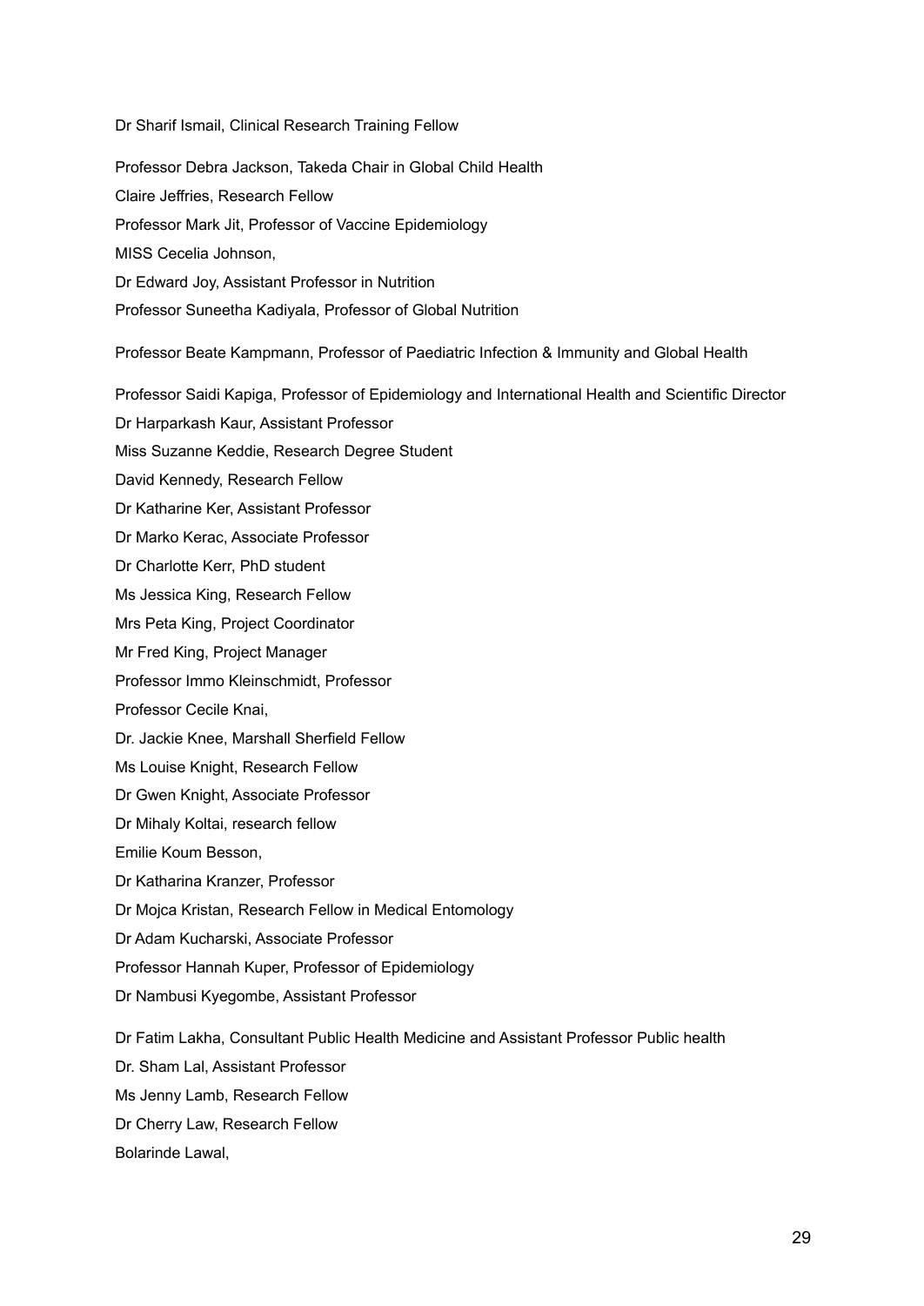Dr Sharif Ismail, Clinical Research Training Fellow

Professor Debra Jackson, Takeda Chair in Global Child Health

Claire Jeffries, Research Fellow

Professor Mark Jit, Professor of Vaccine Epidemiology

MISS Cecelia Johnson,

Dr Edward Joy, Assistant Professor in Nutrition

Professor Suneetha Kadiyala, Professor of Global Nutrition

Professor Beate Kampmann, Professor of Paediatric Infection & Immunity and Global Health

Professor Saidi Kapiga, Professor of Epidemiology and International Health and Scientific Director

Dr Harparkash Kaur, Assistant Professor

Miss Suzanne Keddie, Research Degree Student

David Kennedy, Research Fellow

Dr Katharine Ker, Assistant Professor

Dr Marko Kerac, Associate Professor

Dr Charlotte Kerr, PhD student

Ms Jessica King, Research Fellow

Mrs Peta King, Project Coordinator

Mr Fred King, Project Manager

Professor Immo Kleinschmidt, Professor

Professor Cecile Knai,

Dr. Jackie Knee, Marshall Sherfield Fellow

Ms Louise Knight, Research Fellow

Dr Gwen Knight, Associate Professor

Dr Mihaly Koltai, research fellow

Emilie Koum Besson,

Dr Katharina Kranzer, Professor

Dr Mojca Kristan, Research Fellow in Medical Entomology

Dr Adam Kucharski, Associate Professor

Professor Hannah Kuper, Professor of Epidemiology

Dr Nambusi Kyegombe, Assistant Professor

Dr Fatim Lakha, Consultant Public Health Medicine and Assistant Professor Public health

Dr. Sham Lal, Assistant Professor

Ms Jenny Lamb, Research Fellow

Dr Cherry Law, Research Fellow

Bolarinde Lawal,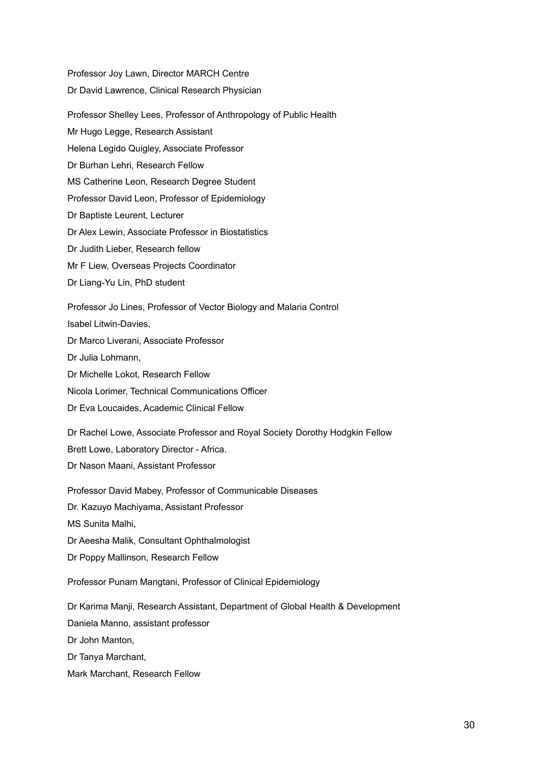Professor Joy Lawn, Director MARCH Centre

Dr David Lawrence, Clinical Research Physician

Professor Shelley Lees, Professor of Anthropology of Public Health

Mr Hugo Legge, Research Assistant

Helena Legido Quigley, Associate Professor

Dr Burhan Lehri, Research Fellow

MS Catherine Leon, Research Degree Student

Professor David Leon, Professor of Epidemiology

Dr Baptiste Leurent, Lecturer

Dr Alex Lewin, Associate Professor in Biostatistics

Dr Judith Lieber, Research fellow

Mr F Liew, Overseas Projects Coordinator

Dr Liang-Yu Lin, PhD student

Professor Jo Lines, Professor of Vector Biology and Malaria Control

Isabel Litwin-Davies,

Dr Marco Liverani, Associate Professor

Dr Julia Lohmann,

Dr Michelle Lokot, Research Fellow

Nicola Lorimer, Technical Communications Officer

Dr Eva Loucaides, Academic Clinical Fellow

Dr Rachel Lowe, Associate Professor and Royal Society Dorothy Hodgkin Fellow

Brett Lowe, Laboratory Director - Africa.

Dr Nason Maani, Assistant Professor

Professor David Mabey, Professor of Communicable Diseases

Dr. Kazuyo Machiyama, Assistant Professor

MS Sunita Malhi,

Dr Aeesha Malik, Consultant Ophthalmologist

Dr Poppy Mallinson, Research Fellow

Professor Punam Mangtani, Professor of Clinical Epidemiology

Dr Karima Manji, Research Assistant, Department of Global Health & Development

Daniela Manno, assistant professor

Dr John Manton,

Dr Tanya Marchant,

Mark Marchant, Research Fellow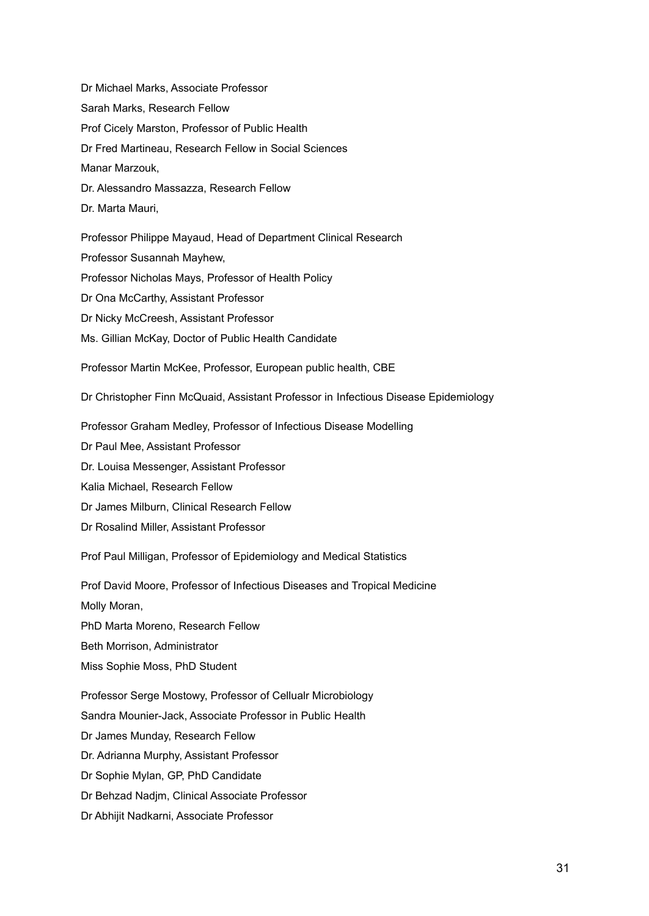Dr Michael Marks, Associate Professor

Sarah Marks, Research Fellow

Prof Cicely Marston, Professor of Public Health

Dr Fred Martineau, Research Fellow in Social Sciences

Manar Marzouk,

Dr. Alessandro Massazza, Research Fellow

Dr. Marta Mauri,

Professor Philippe Mayaud, Head of Department Clinical Research

Professor Susannah Mayhew,

Professor Nicholas Mays, Professor of Health Policy

Dr Ona McCarthy, Assistant Professor

Dr Nicky McCreesh, Assistant Professor

Ms. Gillian McKay, Doctor of Public Health Candidate

Professor Martin McKee, Professor, European public health, CBE

Dr Christopher Finn McQuaid, Assistant Professor in Infectious Disease Epidemiology

Professor Graham Medley, Professor of Infectious Disease Modelling

Dr Paul Mee, Assistant Professor

Dr. Louisa Messenger, Assistant Professor

Kalia Michael, Research Fellow

Dr James Milburn, Clinical Research Fellow

Dr Rosalind Miller, Assistant Professor

Prof Paul Milligan, Professor of Epidemiology and Medical Statistics

Prof David Moore, Professor of Infectious Diseases and Tropical Medicine

Molly Moran,

PhD Marta Moreno, Research Fellow

Beth Morrison, Administrator

Miss Sophie Moss, PhD Student

Professor Serge Mostowy, Professor of Cellualr Microbiology

Sandra Mounier-Jack, Associate Professor in Public Health

Dr James Munday, Research Fellow

Dr. Adrianna Murphy, Assistant Professor

Dr Sophie Mylan, GP, PhD Candidate

Dr Behzad Nadjm, Clinical Associate Professor

Dr Abhijit Nadkarni, Associate Professor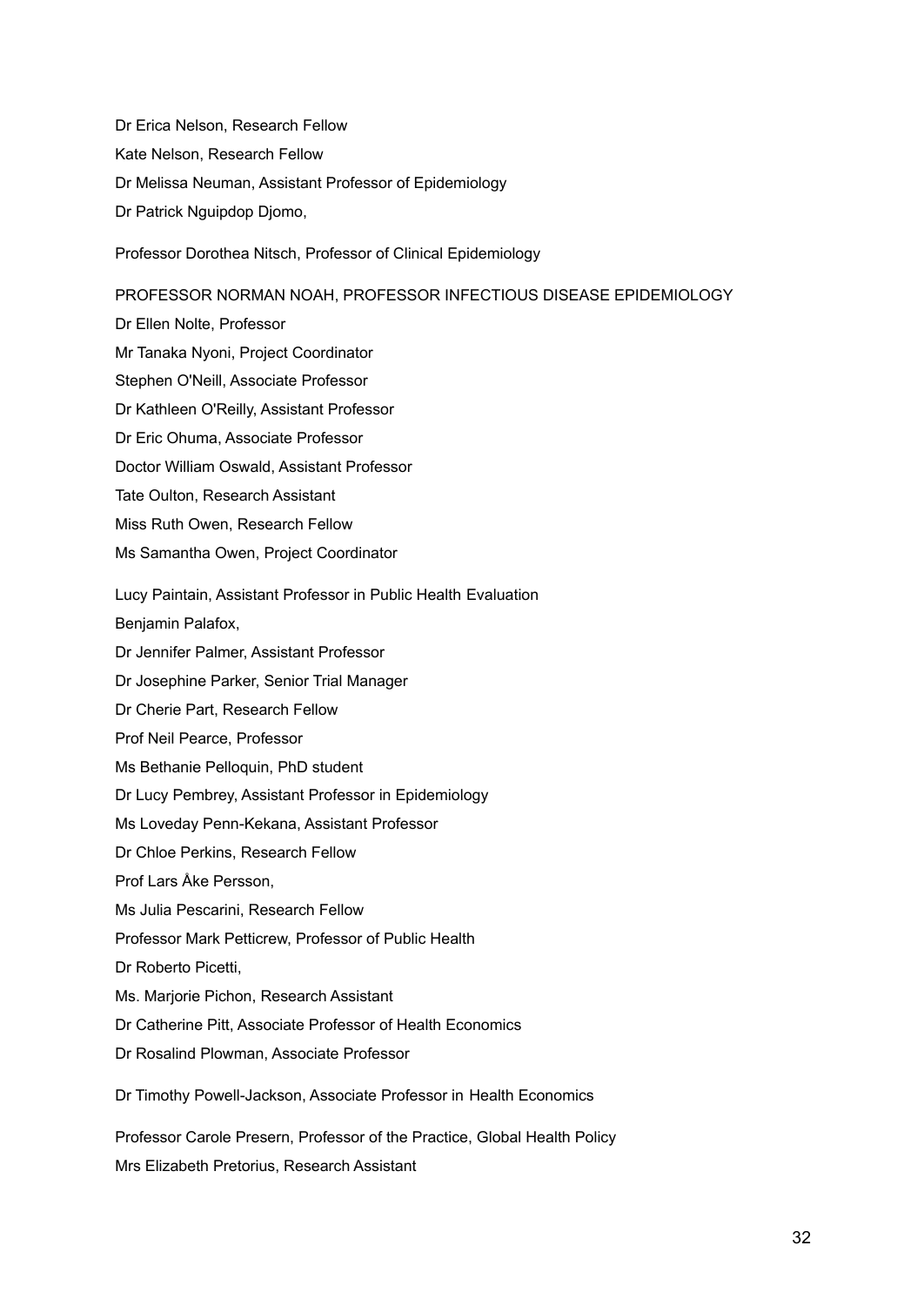Dr Erica Nelson, Research Fellow

Kate Nelson, Research Fellow

Dr Melissa Neuman, Assistant Professor of Epidemiology

Dr Patrick Nguipdop Djomo,

Professor Dorothea Nitsch, Professor of Clinical Epidemiology

PROFESSOR NORMAN NOAH, PROFESSOR INFECTIOUS DISEASE EPIDEMIOLOGY

Dr Ellen Nolte, Professor

Mr Tanaka Nyoni, Project Coordinator

Stephen O'Neill, Associate Professor

Dr Kathleen O'Reilly, Assistant Professor

Dr Eric Ohuma, Associate Professor

Doctor William Oswald, Assistant Professor

Tate Oulton, Research Assistant

Miss Ruth Owen, Research Fellow

Ms Samantha Owen, Project Coordinator

Lucy Paintain, Assistant Professor in Public Health Evaluation

Benjamin Palafox,

Dr Jennifer Palmer, Assistant Professor

Dr Josephine Parker, Senior Trial Manager

Dr Cherie Part, Research Fellow

Prof Neil Pearce, Professor

Ms Bethanie Pelloquin, PhD student

Dr Lucy Pembrey, Assistant Professor in Epidemiology

Ms Loveday Penn-Kekana, Assistant Professor

Dr Chloe Perkins, Research Fellow

Prof Lars Åke Persson,

Ms Julia Pescarini, Research Fellow

Professor Mark Petticrew, Professor of Public Health

Dr Roberto Picetti,

Ms. Marjorie Pichon, Research Assistant

Dr Catherine Pitt, Associate Professor of Health Economics

Dr Rosalind Plowman, Associate Professor

Dr Timothy Powell-Jackson, Associate Professor in Health Economics

Professor Carole Presern, Professor of the Practice, Global Health Policy

Mrs Elizabeth Pretorius, Research Assistant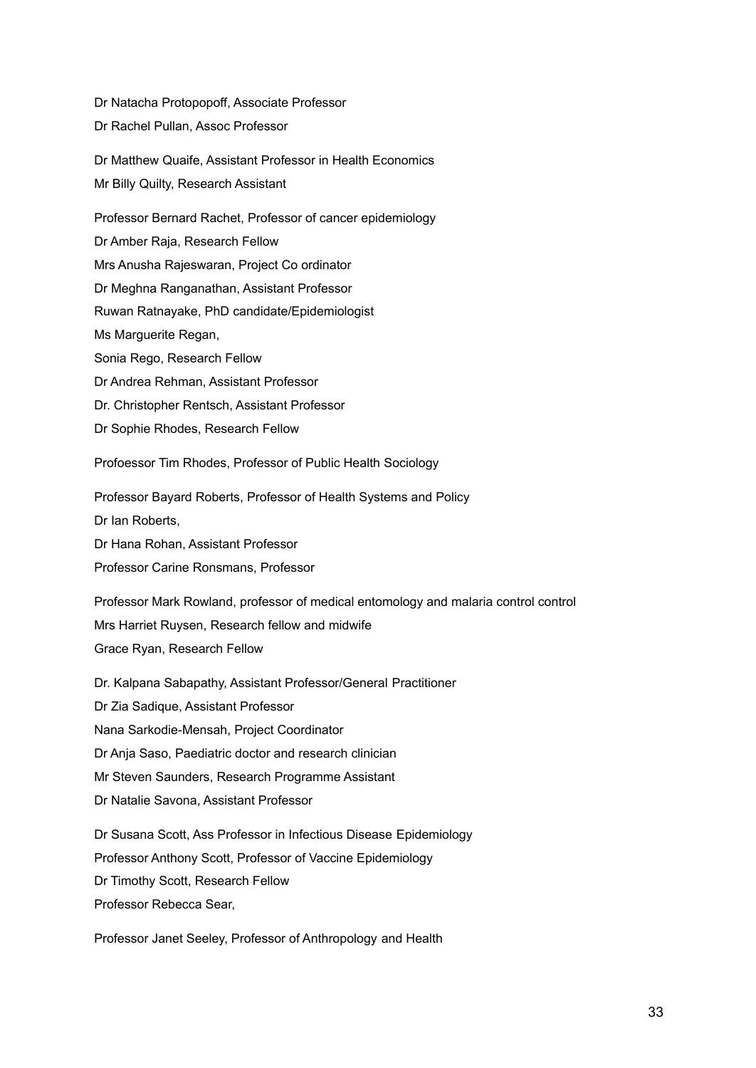Dr Natacha Protopopoff, Associate Professor

Dr Rachel Pullan, Assoc Professor

Dr Matthew Quaife, Assistant Professor in Health Economics

Mr Billy Quilty, Research Assistant

Professor Bernard Rachet, Professor of cancer epidemiology

Dr Amber Raja, Research Fellow

Mrs Anusha Rajeswaran, Project Co ordinator

Dr Meghna Ranganathan, Assistant Professor

Ruwan Ratnayake, PhD candidate/Epidemiologist

Ms Marguerite Regan,

Sonia Rego, Research Fellow

Dr Andrea Rehman, Assistant Professor

Dr. Christopher Rentsch, Assistant Professor

Dr Sophie Rhodes, Research Fellow

Profoessor Tim Rhodes, Professor of Public Health Sociology

Professor Bayard Roberts, Professor of Health Systems and Policy

Dr Ian Roberts,

Dr Hana Rohan, Assistant Professor

Professor Carine Ronsmans, Professor

Professor Mark Rowland, professor of medical entomology and malaria control control

Mrs Harriet Ruysen, Research fellow and midwife

Grace Ryan, Research Fellow

Dr. Kalpana Sabapathy, Assistant Professor/General Practitioner

Dr Zia Sadique, Assistant Professor

Nana Sarkodie-Mensah, Project Coordinator

Dr Anja Saso, Paediatric doctor and research clinician

Mr Steven Saunders, Research Programme Assistant

Dr Natalie Savona, Assistant Professor

Dr Susana Scott, Ass Professor in Infectious Disease Epidemiology

Professor Anthony Scott, Professor of Vaccine Epidemiology

Dr Timothy Scott, Research Fellow

Professor Rebecca Sear,

Professor Janet Seeley, Professor of Anthropology and Health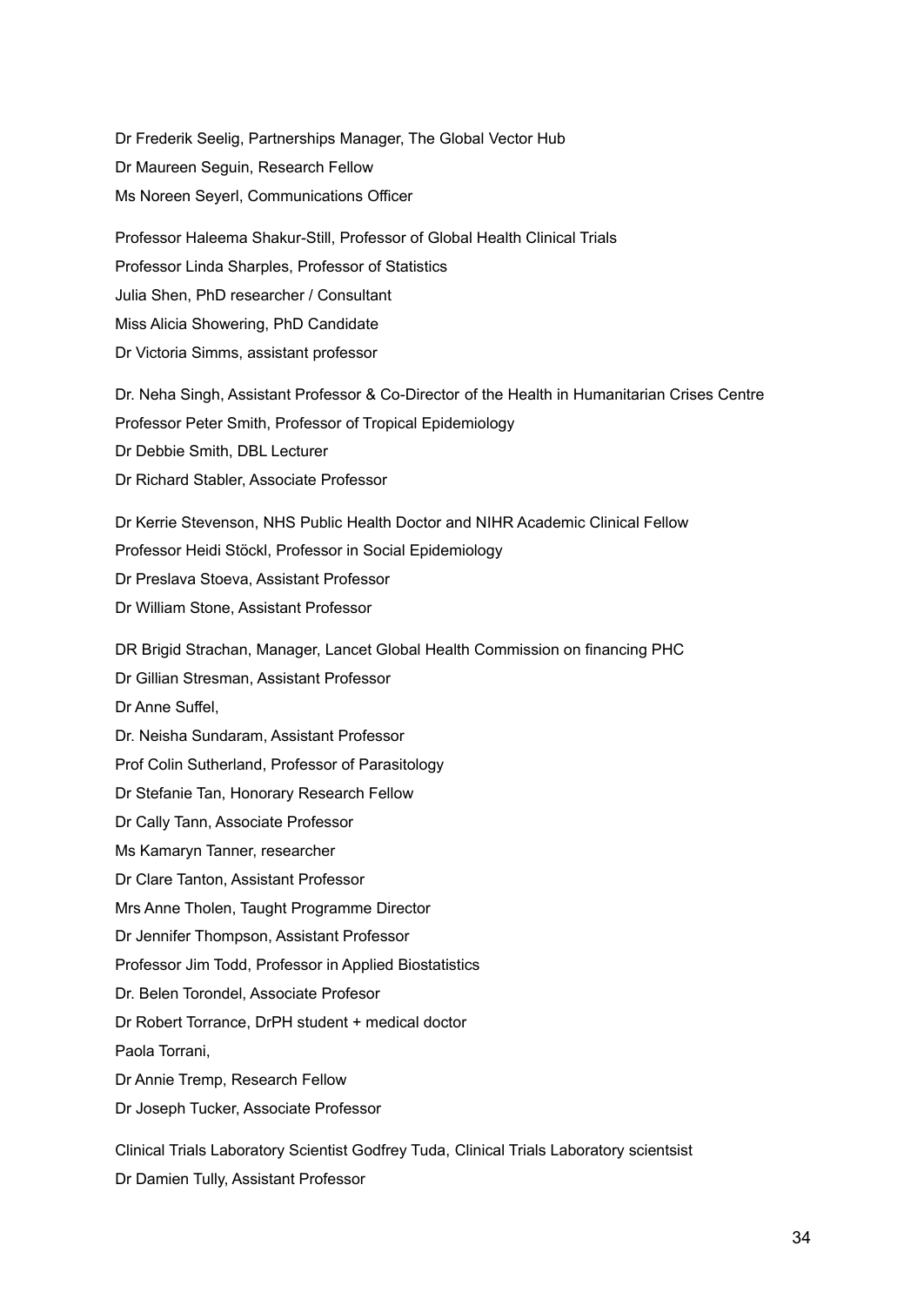Dr Frederik Seelig, Partnerships Manager, The Global Vector Hub

Dr Maureen Seguin, Research Fellow

Ms Noreen Seyerl, Communications Officer

Professor Haleema Shakur-Still, Professor of Global Health Clinical Trials

Professor Linda Sharples, Professor of Statistics

Julia Shen, PhD researcher / Consultant

Miss Alicia Showering, PhD Candidate

Dr Victoria Simms, assistant professor

Dr. Neha Singh, Assistant Professor & Co-Director of the Health in Humanitarian Crises Centre

Professor Peter Smith, Professor of Tropical Epidemiology

Dr Debbie Smith, DBL Lecturer

Dr Richard Stabler, Associate Professor

Dr Kerrie Stevenson, NHS Public Health Doctor and NIHR Academic Clinical Fellow

Professor Heidi Stöckl, Professor in Social Epidemiology

Dr Preslava Stoeva, Assistant Professor

Dr William Stone, Assistant Professor

DR Brigid Strachan, Manager, Lancet Global Health Commission on financing PHC

Dr Gillian Stresman, Assistant Professor

Dr Anne Suffel,

Dr. Neisha Sundaram, Assistant Professor

Prof Colin Sutherland, Professor of Parasitology

Dr Stefanie Tan, Honorary Research Fellow

Dr Cally Tann, Associate Professor

Ms Kamaryn Tanner, researcher

Dr Clare Tanton, Assistant Professor

Mrs Anne Tholen, Taught Programme Director

Dr Jennifer Thompson, Assistant Professor

Professor Jim Todd, Professor in Applied Biostatistics

Dr. Belen Torondel, Associate Profesor

Dr Robert Torrance, DrPH student + medical doctor

Paola Torrani,

Dr Annie Tremp, Research Fellow

Dr Joseph Tucker, Associate Professor

Clinical Trials Laboratory Scientist Godfrey Tuda, Clinical Trials Laboratory scientsist

Dr Damien Tully, Assistant Professor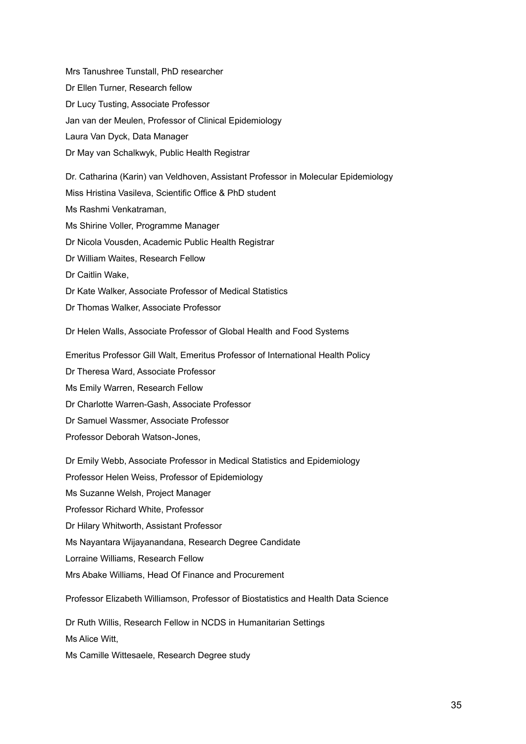Mrs Tanushree Tunstall, PhD researcher

Dr Ellen Turner, Research fellow

Dr Lucy Tusting, Associate Professor

Jan van der Meulen, Professor of Clinical Epidemiology

Laura Van Dyck, Data Manager

Dr May van Schalkwyk, Public Health Registrar

Dr. Catharina (Karin) van Veldhoven, Assistant Professor in Molecular Epidemiology

Miss Hristina Vasileva, Scientific Office & PhD student

Ms Rashmi Venkatraman,

Ms Shirine Voller, Programme Manager

Dr Nicola Vousden, Academic Public Health Registrar

Dr William Waites, Research Fellow

Dr Caitlin Wake,

Dr Kate Walker, Associate Professor of Medical Statistics

Dr Thomas Walker, Associate Professor

Dr Helen Walls, Associate Professor of Global Health and Food Systems

Emeritus Professor Gill Walt, Emeritus Professor of International Health Policy

Dr Theresa Ward, Associate Professor

Ms Emily Warren, Research Fellow

Dr Charlotte Warren-Gash, Associate Professor

Dr Samuel Wassmer, Associate Professor

Professor Deborah Watson-Jones,

Dr Emily Webb, Associate Professor in Medical Statistics and Epidemiology

Professor Helen Weiss, Professor of Epidemiology

Ms Suzanne Welsh, Project Manager

Professor Richard White, Professor

Dr Hilary Whitworth, Assistant Professor

Ms Nayantara Wijayanandana, Research Degree Candidate

Lorraine Williams, Research Fellow

Mrs Abake Williams, Head Of Finance and Procurement

Professor Elizabeth Williamson, Professor of Biostatistics and Health Data Science

Dr Ruth Willis, Research Fellow in NCDS in Humanitarian Settings

Ms Alice Witt,

Ms Camille Wittesaele, Research Degree study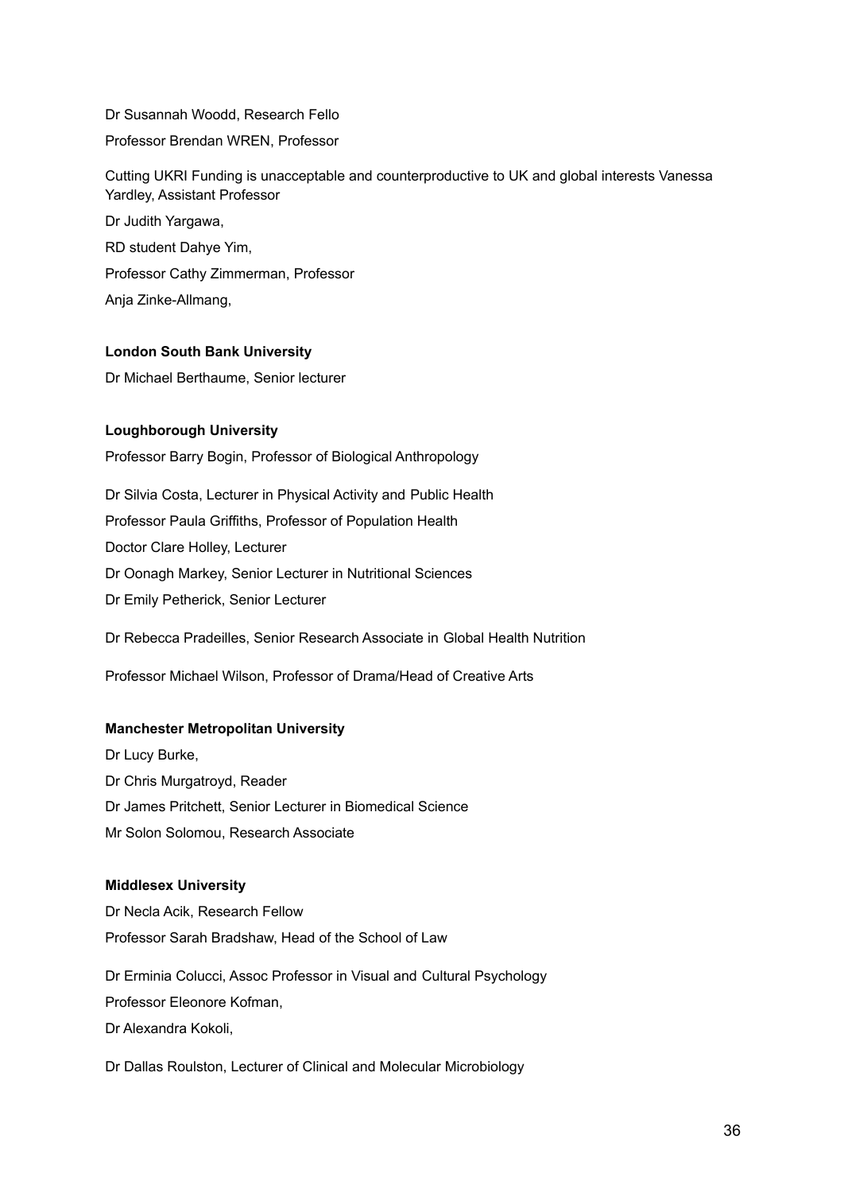Dr Susannah Woodd, Research Fello

Professor Brendan WREN, Professor

Cutting UKRI Funding is unacceptable and counterproductive to UK and global interests Vanessa Yardley, Assistant Professor

Dr Judith Yargawa,

RD student Dahye Yim,

Professor Cathy Zimmerman, Professor

Anja Zinke-Allmang,

**London South Bank University**

Dr Michael Berthaume, Senior lecturer

**Loughborough University**

Professor Barry Bogin, Professor of Biological Anthropology

Dr Silvia Costa, Lecturer in Physical Activity and Public Health

Professor Paula Griffiths, Professor of Population Health

Doctor Clare Holley, Lecturer

Dr Oonagh Markey, Senior Lecturer in Nutritional Sciences

Dr Emily Petherick, Senior Lecturer

Dr Rebecca Pradeilles, Senior Research Associate in Global Health Nutrition

Professor Michael Wilson, Professor of Drama/Head of Creative Arts

**Manchester Metropolitan University**

Dr Lucy Burke,

Dr Chris Murgatroyd, Reader

Dr James Pritchett, Senior Lecturer in Biomedical Science

Mr Solon Solomou, Research Associate

**Middlesex University**

Dr Necla Acik, Research Fellow

Professor Sarah Bradshaw, Head of the School of Law

Dr Erminia Colucci, Assoc Professor in Visual and Cultural Psychology

Professor Eleonore Kofman,

Dr Alexandra Kokoli,

Dr Dallas Roulston, Lecturer of Clinical and Molecular Microbiology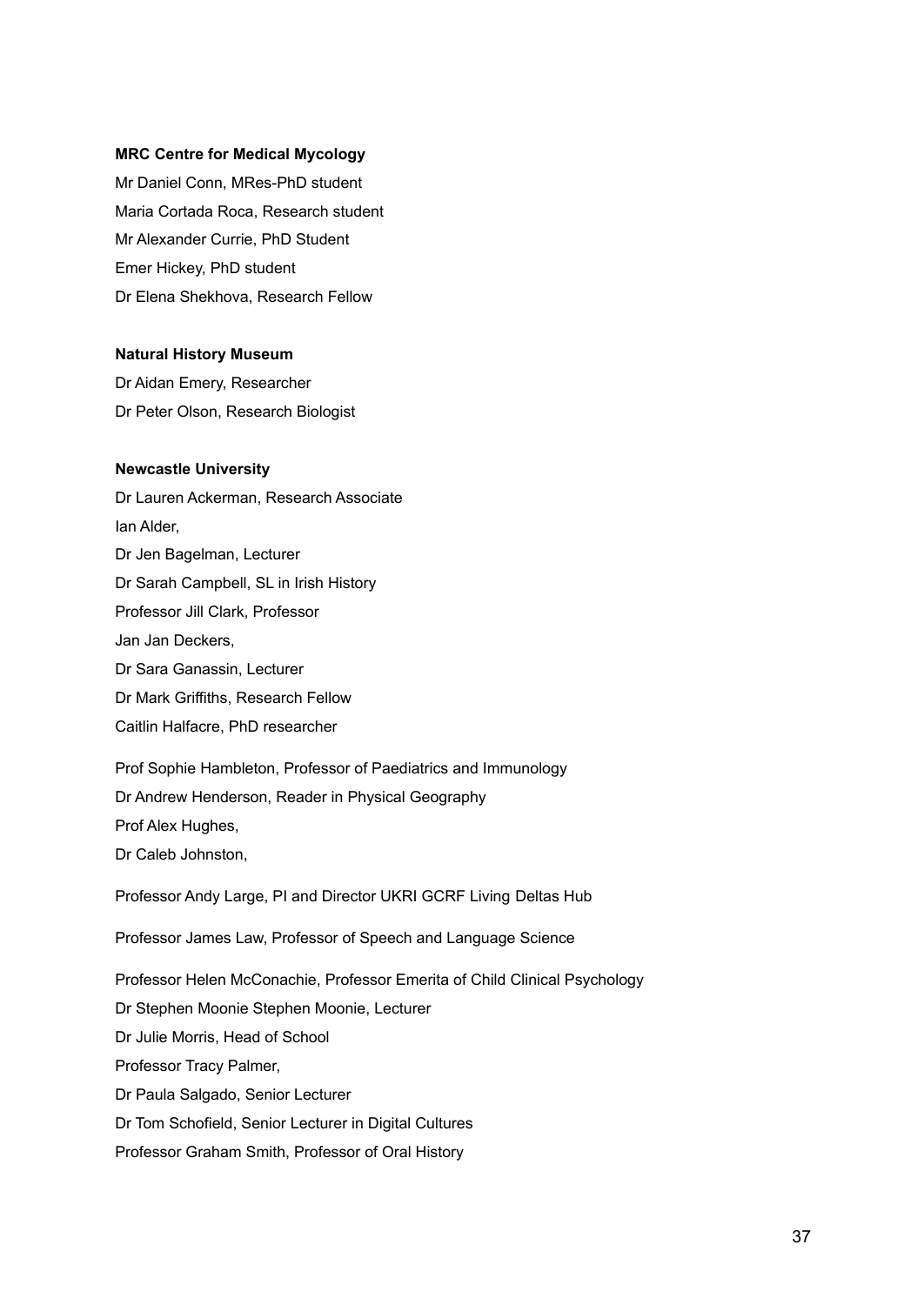**MRC Centre for Medical Mycology**

Mr Daniel Conn, MRes-PhD student

Maria Cortada Roca, Research student

Mr Alexander Currie, PhD Student

Emer Hickey, PhD student

Dr Elena Shekhova, Research Fellow

**Natural History Museum**

Dr Aidan Emery, Researcher

Dr Peter Olson, Research Biologist

**Newcastle University**

Dr Lauren Ackerman, Research Associate

Ian Alder,

Dr Jen Bagelman, Lecturer

Dr Sarah Campbell, SL in Irish History

Professor Jill Clark, Professor

Jan Jan Deckers,

Dr Sara Ganassin, Lecturer

Dr Mark Griffiths, Research Fellow

Caitlin Halfacre, PhD researcher

Prof Sophie Hambleton, Professor of Paediatrics and Immunology

Dr Andrew Henderson, Reader in Physical Geography

Prof Alex Hughes,

Dr Caleb Johnston,

Professor Andy Large, PI and Director UKRI GCRF Living Deltas Hub

Professor James Law, Professor of Speech and Language Science

Professor Helen McConachie, Professor Emerita of Child Clinical Psychology

Dr Stephen Moonie Stephen Moonie, Lecturer

Dr Julie Morris, Head of School

Professor Tracy Palmer,

Dr Paula Salgado, Senior Lecturer

Dr Tom Schofield, Senior Lecturer in Digital Cultures

Professor Graham Smith, Professor of Oral History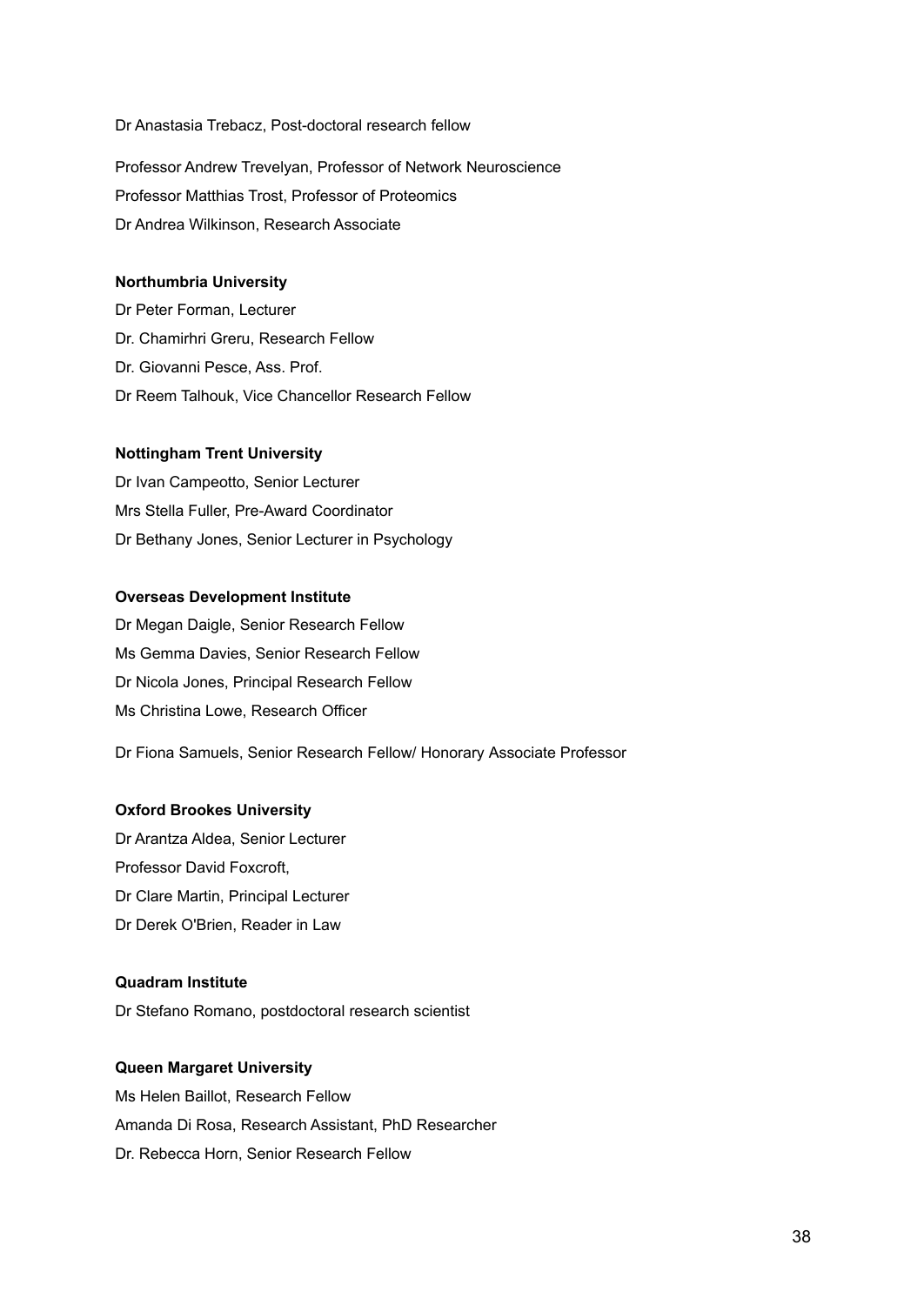Dr Anastasia Trebacz, Post-doctoral research fellow

Professor Andrew Trevelyan, Professor of Network Neuroscience
Professor Matthias Trost, Professor of Proteomics
Dr Andrea Wilkinson, Research Associate

**Northumbria University**

Dr Peter Forman, Lecturer
Dr. Chamirhri Greru, Research Fellow
Dr. Giovanni Pesce, Ass. Prof.
Dr Reem Talhouk, Vice Chancellor Research Fellow

**Nottingham Trent University**

Dr Ivan Campeotto, Senior Lecturer
Mrs Stella Fuller, Pre-Award Coordinator
Dr Bethany Jones, Senior Lecturer in Psychology

**Overseas Development Institute**

Dr Megan Daigle, Senior Research Fellow
Ms Gemma Davies, Senior Research Fellow
Dr Nicola Jones, Principal Research Fellow
Ms Christina Lowe, Research Officer

Dr Fiona Samuels, Senior Research Fellow/ Honorary Associate Professor

**Oxford Brookes University**

Dr Arantza Aldea, Senior Lecturer
Professor David Foxcroft,
Dr Clare Martin, Principal Lecturer
Dr Derek O'Brien, Reader in Law

**Quadram Institute**

Dr Stefano Romano, postdoctoral research scientist

**Queen Margaret University**

Ms Helen Baillot, Research Fellow
Amanda Di Rosa, Research Assistant, PhD Researcher
Dr. Rebecca Horn, Senior Research Fellow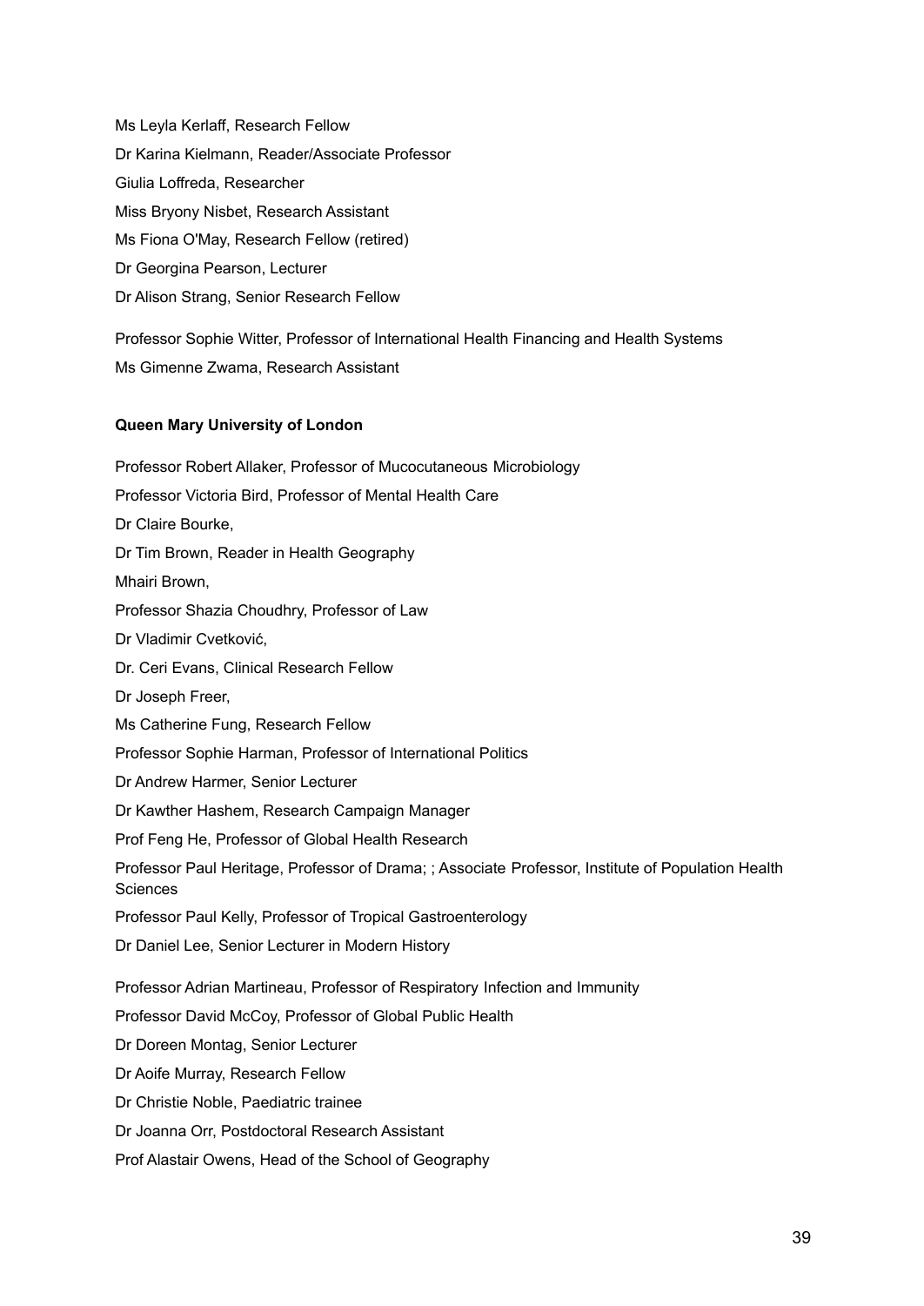Ms Leyla Kerlaff, Research Fellow

Dr Karina Kielmann, Reader/Associate Professor

Giulia Loffreda, Researcher

Miss Bryony Nisbet, Research Assistant

Ms Fiona O'May, Research Fellow (retired)

Dr Georgina Pearson, Lecturer

Dr Alison Strang, Senior Research Fellow

Professor Sophie Witter, Professor of International Health Financing and Health Systems

Ms Gimenne Zwama, Research Assistant

**Queen Mary University of London**

Professor Robert Allaker, Professor of Mucocutaneous Microbiology

Professor Victoria Bird, Professor of Mental Health Care

Dr Claire Bourke,

Dr Tim Brown, Reader in Health Geography

Mhairi Brown,

Professor Shazia Choudhry, Professor of Law

Dr Vladimir Cvetković,

Dr. Ceri Evans, Clinical Research Fellow

Dr Joseph Freer,

Ms Catherine Fung, Research Fellow

Professor Sophie Harman, Professor of International Politics

Dr Andrew Harmer, Senior Lecturer

Dr Kawther Hashem, Research Campaign Manager

Prof Feng He, Professor of Global Health Research

Professor Paul Heritage, Professor of Drama; ; Associate Professor, Institute of Population Health Sciences

Professor Paul Kelly, Professor of Tropical Gastroenterology

Dr Daniel Lee, Senior Lecturer in Modern History

Professor Adrian Martineau, Professor of Respiratory Infection and Immunity

Professor David McCoy, Professor of Global Public Health

Dr Doreen Montag, Senior Lecturer

Dr Aoife Murray, Research Fellow

Dr Christie Noble, Paediatric trainee

Dr Joanna Orr, Postdoctoral Research Assistant

Prof Alastair Owens, Head of the School of Geography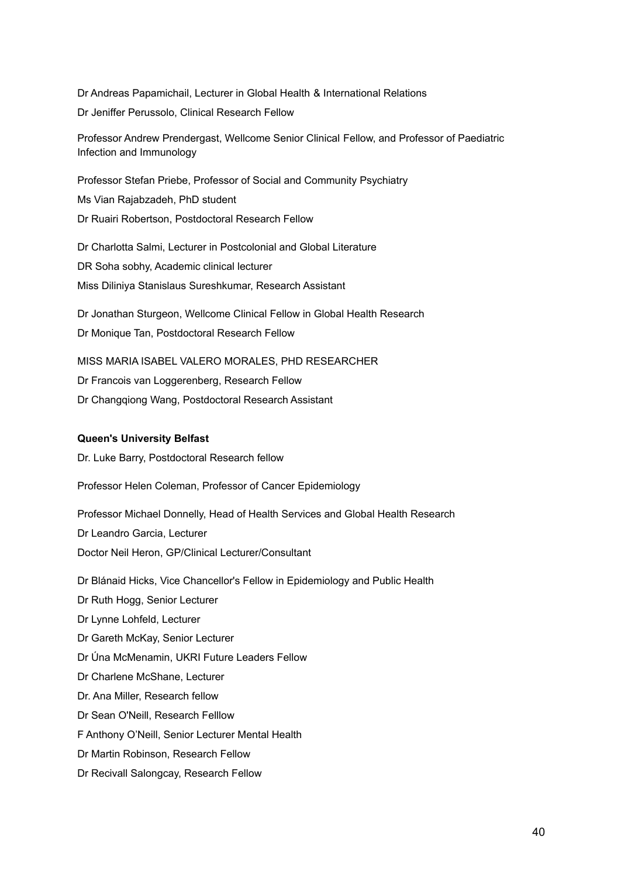Dr Andreas Papamichail, Lecturer in Global Health & International Relations

Dr Jeniffer Perussolo, Clinical Research Fellow

Professor Andrew Prendergast, Wellcome Senior Clinical Fellow, and Professor of Paediatric Infection and Immunology

Professor Stefan Priebe, Professor of Social and Community Psychiatry

Ms Vian Rajabzadeh, PhD student

Dr Ruairi Robertson, Postdoctoral Research Fellow

Dr Charlotta Salmi, Lecturer in Postcolonial and Global Literature

DR Soha sobhy, Academic clinical lecturer

Miss Diliniya Stanislaus Sureshkumar, Research Assistant

Dr Jonathan Sturgeon, Wellcome Clinical Fellow in Global Health Research

Dr Monique Tan, Postdoctoral Research Fellow

MISS MARIA ISABEL VALERO MORALES, PHD RESEARCHER

Dr Francois van Loggerenberg, Research Fellow

Dr Changqiong Wang, Postdoctoral Research Assistant

**Queen's University Belfast**

Dr. Luke Barry, Postdoctoral Research fellow

Professor Helen Coleman, Professor of Cancer Epidemiology

Professor Michael Donnelly, Head of Health Services and Global Health Research

Dr Leandro Garcia, Lecturer

Doctor Neil Heron, GP/Clinical Lecturer/Consultant

Dr Blánaid Hicks, Vice Chancellor's Fellow in Epidemiology and Public Health

Dr Ruth Hogg, Senior Lecturer

Dr Lynne Lohfeld, Lecturer

Dr Gareth McKay, Senior Lecturer

Dr Úna McMenamin, UKRI Future Leaders Fellow

Dr Charlene McShane, Lecturer

Dr. Ana Miller, Research fellow

Dr Sean O'Neill, Research Felllow

F Anthony O'Neill, Senior Lecturer Mental Health

Dr Martin Robinson, Research Fellow

Dr Recivall Salongcay, Research Fellow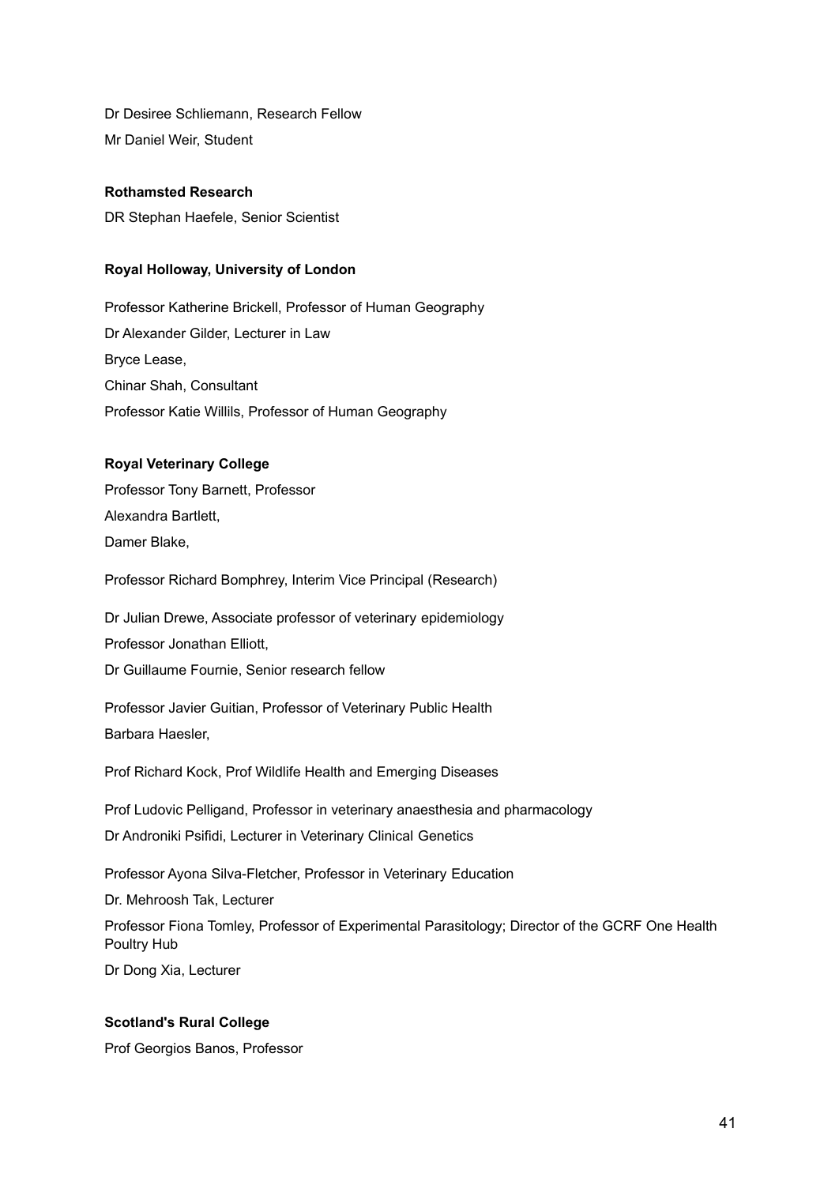Dr Desiree Schliemann, Research Fellow

Mr Daniel Weir, Student

**Rothamsted Research**

DR Stephan Haefele, Senior Scientist

**Royal Holloway, University of London**

Professor Katherine Brickell, Professor of Human Geography

Dr Alexander Gilder, Lecturer in Law

Bryce Lease,

Chinar Shah, Consultant

Professor Katie Willils, Professor of Human Geography

**Royal Veterinary College**

Professor Tony Barnett, Professor

Alexandra Bartlett,

Damer Blake,

Professor Richard Bomphrey, Interim Vice Principal (Research)

Dr Julian Drewe, Associate professor of veterinary epidemiology

Professor Jonathan Elliott,

Dr Guillaume Fournie, Senior research fellow

Professor Javier Guitian, Professor of Veterinary Public Health

Barbara Haesler,

Prof Richard Kock, Prof Wildlife Health and Emerging Diseases

Prof Ludovic Pelligand, Professor in veterinary anaesthesia and pharmacology

Dr Androniki Psifidi, Lecturer in Veterinary Clinical Genetics

Professor Ayona Silva-Fletcher, Professor in Veterinary Education

Dr. Mehroosh Tak, Lecturer

Professor Fiona Tomley, Professor of Experimental Parasitology; Director of the GCRF One Health Poultry Hub

Dr Dong Xia, Lecturer

**Scotland's Rural College**

Prof Georgios Banos, Professor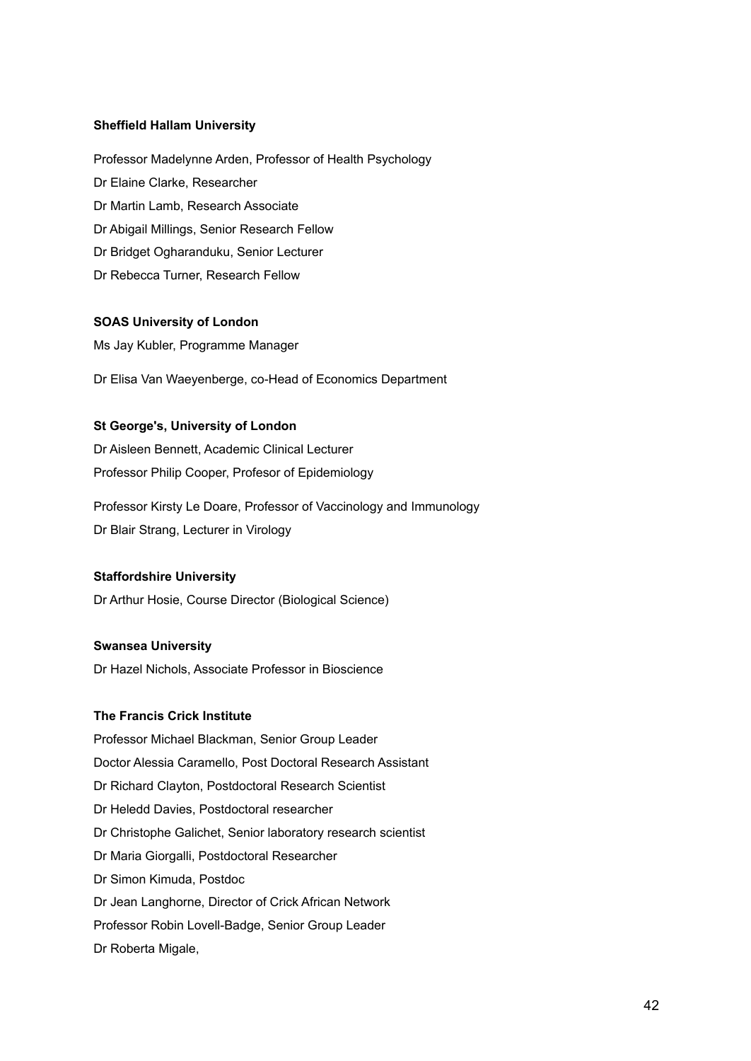**Sheffield Hallam University**

Professor Madelynne Arden, Professor of Health Psychology

Dr Elaine Clarke, Researcher

Dr Martin Lamb, Research Associate

Dr Abigail Millings, Senior Research Fellow

Dr Bridget Ogharanduku, Senior Lecturer

Dr Rebecca Turner, Research Fellow

**SOAS University of London**

Ms Jay Kubler, Programme Manager

Dr Elisa Van Waeyenberge, co-Head of Economics Department

**St George's, University of London**

Dr Aisleen Bennett, Academic Clinical Lecturer

Professor Philip Cooper, Profesor of Epidemiology

Professor Kirsty Le Doare, Professor of Vaccinology and Immunology

Dr Blair Strang, Lecturer in Virology

**Staffordshire University**

Dr Arthur Hosie, Course Director (Biological Science)

**Swansea University**

Dr Hazel Nichols, Associate Professor in Bioscience

**The Francis Crick Institute**

Professor Michael Blackman, Senior Group Leader

Doctor Alessia Caramello, Post Doctoral Research Assistant

Dr Richard Clayton, Postdoctoral Research Scientist

Dr Heledd Davies, Postdoctoral researcher

Dr Christophe Galichet, Senior laboratory research scientist

Dr Maria Giorgalli, Postdoctoral Researcher

Dr Simon Kimuda, Postdoc

Dr Jean Langhorne, Director of Crick African Network

Professor Robin Lovell-Badge, Senior Group Leader

Dr Roberta Migale,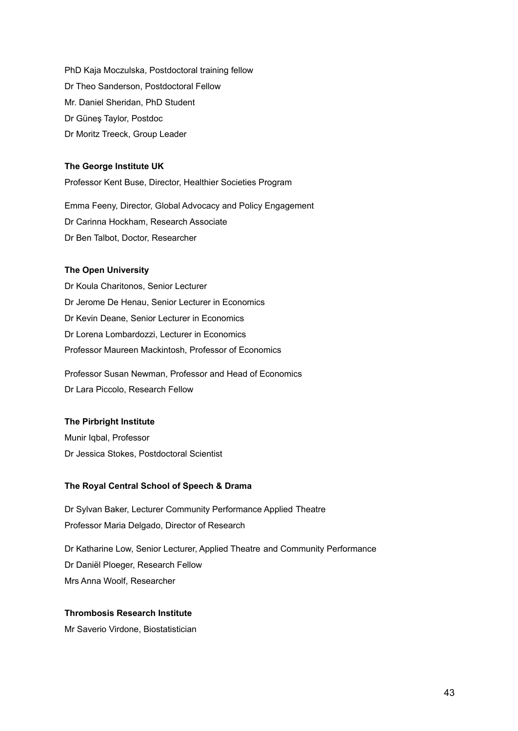PhD Kaja Moczulska, Postdoctoral training fellow

Dr Theo Sanderson, Postdoctoral Fellow

Mr. Daniel Sheridan, PhD Student

Dr Güneş Taylor, Postdoc

Dr Moritz Treeck, Group Leader

**The George Institute UK**

Professor Kent Buse, Director, Healthier Societies Program

Emma Feeny, Director, Global Advocacy and Policy Engagement

Dr Carinna Hockham, Research Associate

Dr Ben Talbot, Doctor, Researcher

**The Open University**

Dr Koula Charitonos, Senior Lecturer

Dr Jerome De Henau, Senior Lecturer in Economics

Dr Kevin Deane, Senior Lecturer in Economics

Dr Lorena Lombardozzi, Lecturer in Economics

Professor Maureen Mackintosh, Professor of Economics

Professor Susan Newman, Professor and Head of Economics

Dr Lara Piccolo, Research Fellow

**The Pirbright Institute**

Munir Iqbal, Professor

Dr Jessica Stokes, Postdoctoral Scientist

**The Royal Central School of Speech & Drama**

Dr Sylvan Baker, Lecturer Community Performance Applied Theatre

Professor Maria Delgado, Director of Research

Dr Katharine Low, Senior Lecturer, Applied Theatre and Community Performance

Dr Daniël Ploeger, Research Fellow

Mrs Anna Woolf, Researcher

**Thrombosis Research Institute**

Mr Saverio Virdone, Biostatistician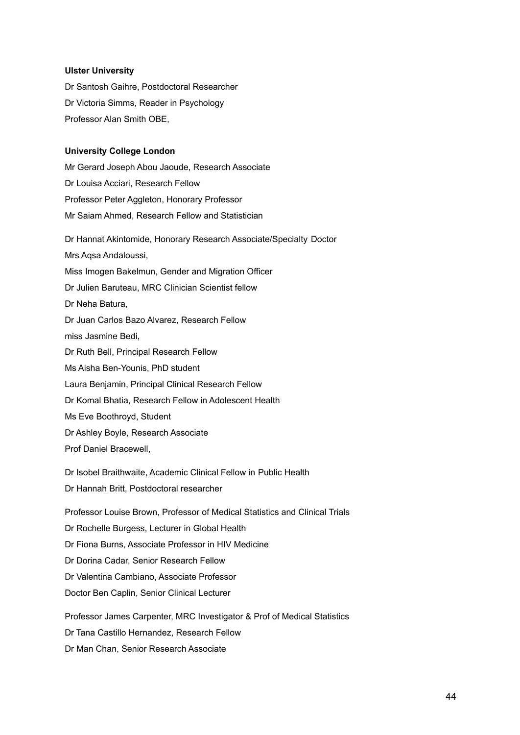**Ulster University**

Dr Santosh Gaihre, Postdoctoral Researcher

Dr Victoria Simms, Reader in Psychology

Professor Alan Smith OBE,

**University College London**

Mr Gerard Joseph Abou Jaoude, Research Associate

Dr Louisa Acciari, Research Fellow

Professor Peter Aggleton, Honorary Professor

Mr Saiam Ahmed, Research Fellow and Statistician

Dr Hannat Akintomide, Honorary Research Associate/Specialty Doctor

Mrs Aqsa Andaloussi,

Miss Imogen Bakelmun, Gender and Migration Officer

Dr Julien Baruteau, MRC Clinician Scientist fellow

Dr Neha Batura,

Dr Juan Carlos Bazo Alvarez, Research Fellow

miss Jasmine Bedi,

Dr Ruth Bell, Principal Research Fellow

Ms Aisha Ben-Younis, PhD student

Laura Benjamin, Principal Clinical Research Fellow

Dr Komal Bhatia, Research Fellow in Adolescent Health

Ms Eve Boothroyd, Student

Dr Ashley Boyle, Research Associate

Prof Daniel Bracewell,

Dr Isobel Braithwaite, Academic Clinical Fellow in Public Health

Dr Hannah Britt, Postdoctoral researcher

Professor Louise Brown, Professor of Medical Statistics and Clinical Trials

Dr Rochelle Burgess, Lecturer in Global Health

Dr Fiona Burns, Associate Professor in HIV Medicine

Dr Dorina Cadar, Senior Research Fellow

Dr Valentina Cambiano, Associate Professor

Doctor Ben Caplin, Senior Clinical Lecturer

Professor James Carpenter, MRC Investigator & Prof of Medical Statistics

Dr Tana Castillo Hernandez, Research Fellow

Dr Man Chan, Senior Research Associate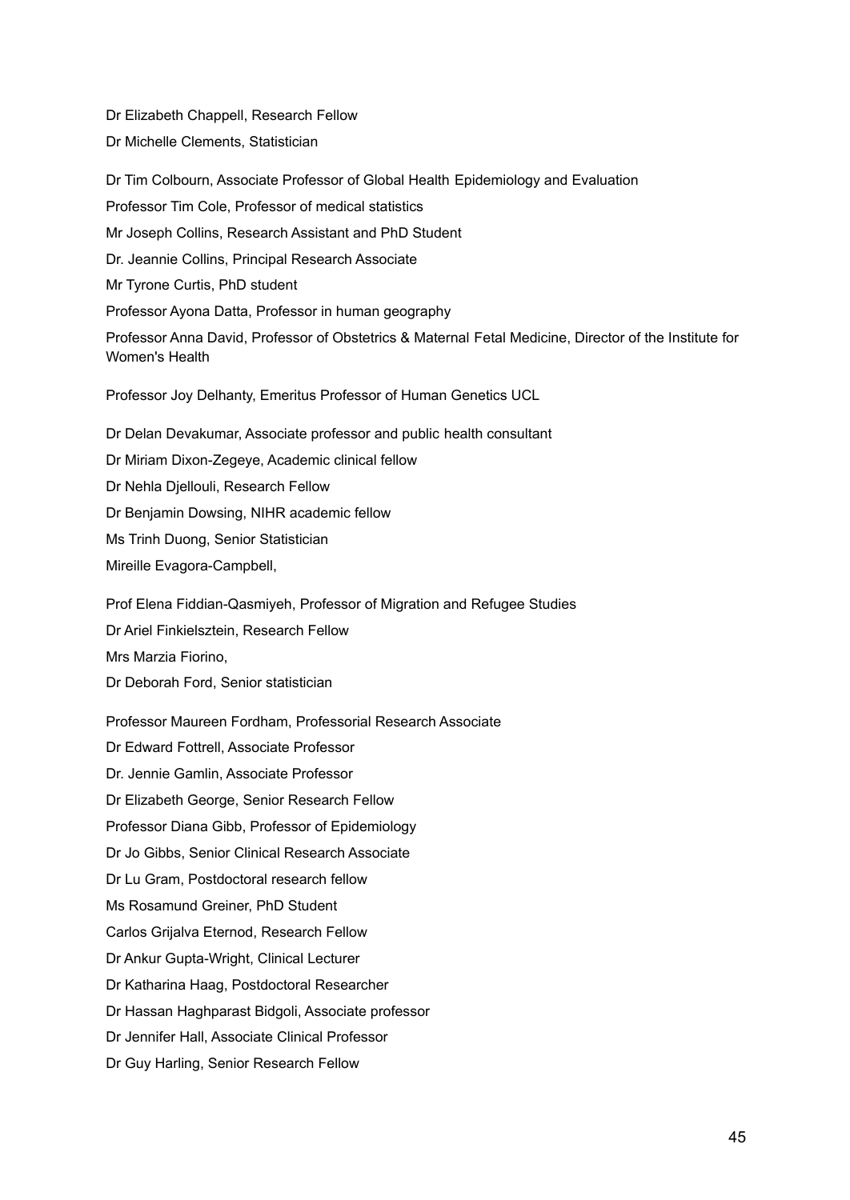Dr Elizabeth Chappell, Research Fellow

Dr Michelle Clements, Statistician

Dr Tim Colbourn, Associate Professor of Global Health Epidemiology and Evaluation

Professor Tim Cole, Professor of medical statistics

Mr Joseph Collins, Research Assistant and PhD Student

Dr. Jeannie Collins, Principal Research Associate

Mr Tyrone Curtis, PhD student

Professor Ayona Datta, Professor in human geography

Professor Anna David, Professor of Obstetrics & Maternal Fetal Medicine, Director of the Institute for Women's Health

Professor Joy Delhanty, Emeritus Professor of Human Genetics UCL

Dr Delan Devakumar, Associate professor and public health consultant

Dr Miriam Dixon-Zegeye, Academic clinical fellow

Dr Nehla Djellouli, Research Fellow

Dr Benjamin Dowsing, NIHR academic fellow

Ms Trinh Duong, Senior Statistician

Mireille Evagora-Campbell,

Prof Elena Fiddian-Qasmiyeh, Professor of Migration and Refugee Studies

Dr Ariel Finkielsztein, Research Fellow

Mrs Marzia Fiorino,

Dr Deborah Ford, Senior statistician

Professor Maureen Fordham, Professorial Research Associate

Dr Edward Fottrell, Associate Professor

Dr. Jennie Gamlin, Associate Professor

Dr Elizabeth George, Senior Research Fellow

Professor Diana Gibb, Professor of Epidemiology

Dr Jo Gibbs, Senior Clinical Research Associate

Dr Lu Gram, Postdoctoral research fellow

Ms Rosamund Greiner, PhD Student

Carlos Grijalva Eternod, Research Fellow

Dr Ankur Gupta-Wright, Clinical Lecturer

Dr Katharina Haag, Postdoctoral Researcher

Dr Hassan Haghparast Bidgoli, Associate professor

Dr Jennifer Hall, Associate Clinical Professor

Dr Guy Harling, Senior Research Fellow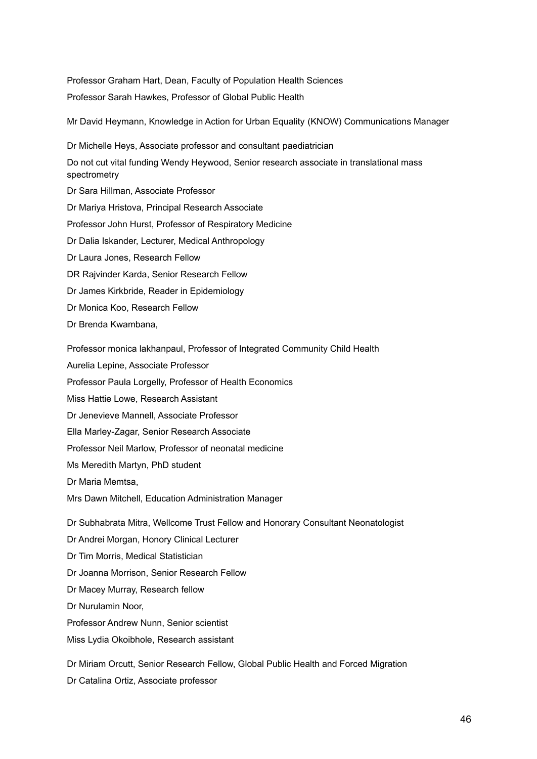Professor Graham Hart, Dean, Faculty of Population Health Sciences

Professor Sarah Hawkes, Professor of Global Public Health

Mr David Heymann, Knowledge in Action for Urban Equality (KNOW) Communications Manager

Dr Michelle Heys, Associate professor and consultant paediatrician

Do not cut vital funding Wendy Heywood, Senior research associate in translational mass spectrometry

Dr Sara Hillman, Associate Professor

Dr Mariya Hristova, Principal Research Associate

Professor John Hurst, Professor of Respiratory Medicine

Dr Dalia Iskander, Lecturer, Medical Anthropology

Dr Laura Jones, Research Fellow

DR Rajvinder Karda, Senior Research Fellow

Dr James Kirkbride, Reader in Epidemiology

Dr Monica Koo, Research Fellow

Dr Brenda Kwambana,

Professor monica lakhanpaul, Professor of Integrated Community Child Health

Aurelia Lepine, Associate Professor

Professor Paula Lorgelly, Professor of Health Economics

Miss Hattie Lowe, Research Assistant

Dr Jenevieve Mannell, Associate Professor

Ella Marley-Zagar, Senior Research Associate

Professor Neil Marlow, Professor of neonatal medicine

Ms Meredith Martyn, PhD student

Dr Maria Memtsa,

Mrs Dawn Mitchell, Education Administration Manager

Dr Subhabrata Mitra, Wellcome Trust Fellow and Honorary Consultant Neonatologist

Dr Andrei Morgan, Honory Clinical Lecturer

Dr Tim Morris, Medical Statistician

Dr Joanna Morrison, Senior Research Fellow

Dr Macey Murray, Research fellow

Dr Nurulamin Noor,

Professor Andrew Nunn, Senior scientist

Miss Lydia Okoibhole, Research assistant

Dr Miriam Orcutt, Senior Research Fellow, Global Public Health and Forced Migration

Dr Catalina Ortiz, Associate professor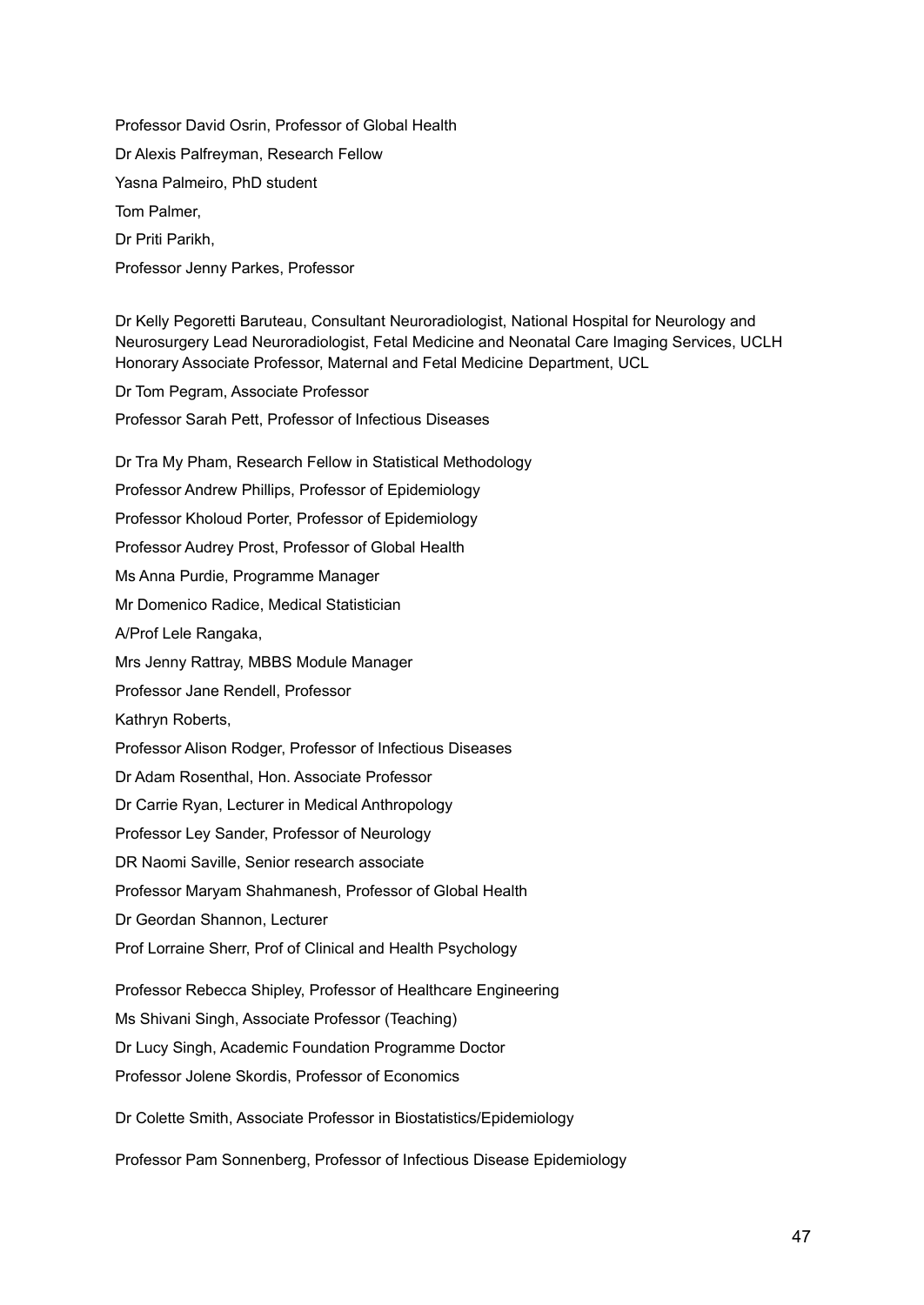Professor David Osrin, Professor of Global Health

Dr Alexis Palfreyman, Research Fellow

Yasna Palmeiro, PhD student

Tom Palmer,

Dr Priti Parikh,

Professor Jenny Parkes, Professor

Dr Kelly Pegoretti Baruteau, Consultant Neuroradiologist, National Hospital for Neurology and Neurosurgery Lead Neuroradiologist, Fetal Medicine and Neonatal Care Imaging Services, UCLH Honorary Associate Professor, Maternal and Fetal Medicine Department, UCL

Dr Tom Pegram, Associate Professor

Professor Sarah Pett, Professor of Infectious Diseases

Dr Tra My Pham, Research Fellow in Statistical Methodology

Professor Andrew Phillips, Professor of Epidemiology

Professor Kholoud Porter, Professor of Epidemiology

Professor Audrey Prost, Professor of Global Health

Ms Anna Purdie, Programme Manager

Mr Domenico Radice, Medical Statistician

A/Prof Lele Rangaka,

Mrs Jenny Rattray, MBBS Module Manager

Professor Jane Rendell, Professor

Kathryn Roberts,

Professor Alison Rodger, Professor of Infectious Diseases

Dr Adam Rosenthal, Hon. Associate Professor

Dr Carrie Ryan, Lecturer in Medical Anthropology

Professor Ley Sander, Professor of Neurology

DR Naomi Saville, Senior research associate

Professor Maryam Shahmanesh, Professor of Global Health

Dr Geordan Shannon, Lecturer

Prof Lorraine Sherr, Prof of Clinical and Health Psychology

Professor Rebecca Shipley, Professor of Healthcare Engineering

Ms Shivani Singh, Associate Professor (Teaching)

Dr Lucy Singh, Academic Foundation Programme Doctor

Professor Jolene Skordis, Professor of Economics

Dr Colette Smith, Associate Professor in Biostatistics/Epidemiology

Professor Pam Sonnenberg, Professor of Infectious Disease Epidemiology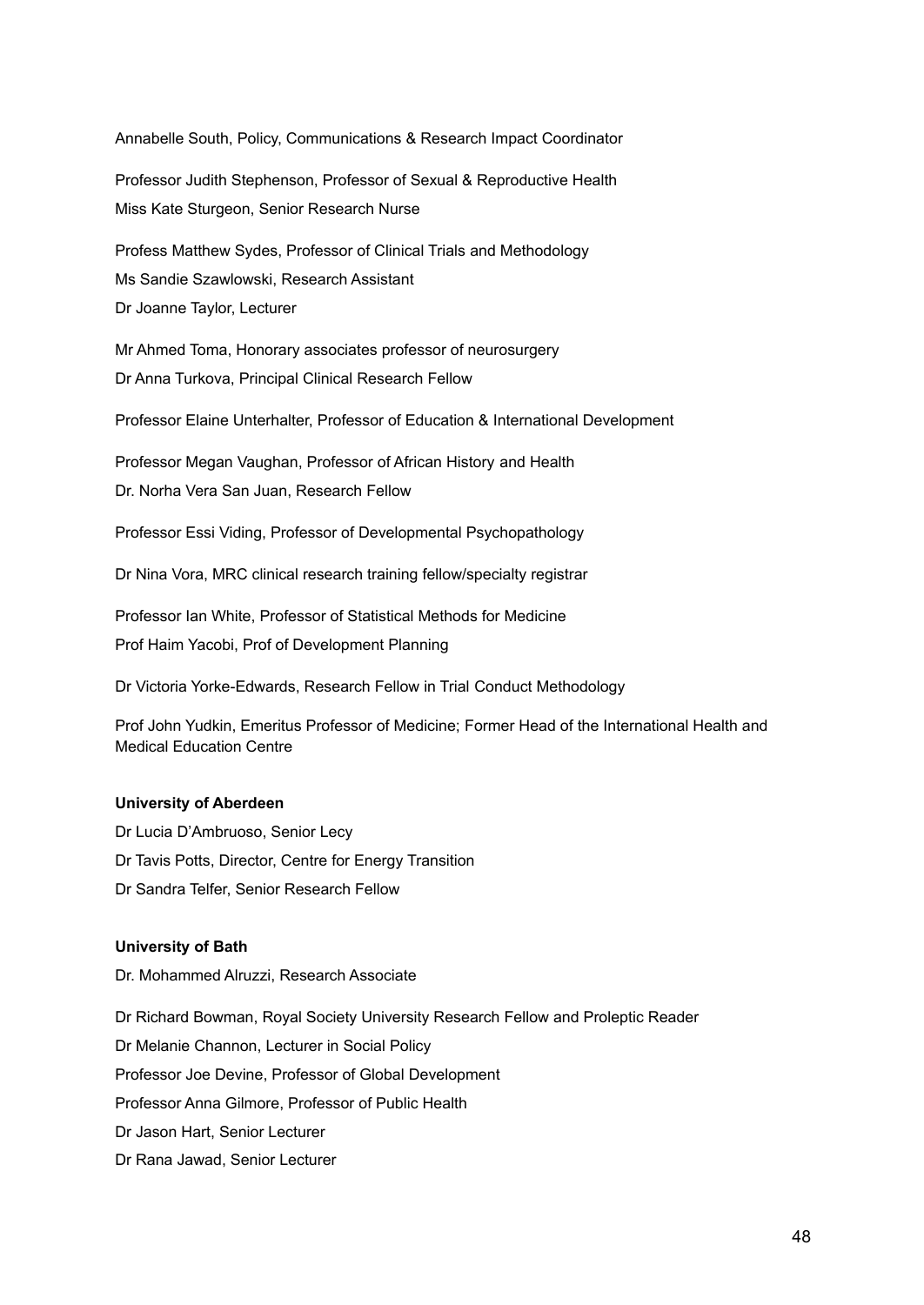Annabelle South, Policy, Communications & Research Impact Coordinator

Professor Judith Stephenson, Professor of Sexual & Reproductive Health

Miss Kate Sturgeon, Senior Research Nurse

Profess Matthew Sydes, Professor of Clinical Trials and Methodology

Ms Sandie Szawlowski, Research Assistant

Dr Joanne Taylor, Lecturer

Mr Ahmed Toma, Honorary associates professor of neurosurgery

Dr Anna Turkova, Principal Clinical Research Fellow

Professor Elaine Unterhalter, Professor of Education & International Development

Professor Megan Vaughan, Professor of African History and Health

Dr. Norha Vera San Juan, Research Fellow

Professor Essi Viding, Professor of Developmental Psychopathology

Dr Nina Vora, MRC clinical research training fellow/specialty registrar

Professor Ian White, Professor of Statistical Methods for Medicine

Prof Haim Yacobi, Prof of Development Planning

Dr Victoria Yorke-Edwards, Research Fellow in Trial Conduct Methodology

Prof John Yudkin, Emeritus Professor of Medicine; Former Head of the International Health and Medical Education Centre

**University of Aberdeen**

Dr Lucia D'Ambruoso, Senior Lecy

Dr Tavis Potts, Director, Centre for Energy Transition

Dr Sandra Telfer, Senior Research Fellow

**University of Bath**

Dr. Mohammed Alruzzi, Research Associate

Dr Richard Bowman, Royal Society University Research Fellow and Proleptic Reader

Dr Melanie Channon, Lecturer in Social Policy

Professor Joe Devine, Professor of Global Development

Professor Anna Gilmore, Professor of Public Health

Dr Jason Hart, Senior Lecturer

Dr Rana Jawad, Senior Lecturer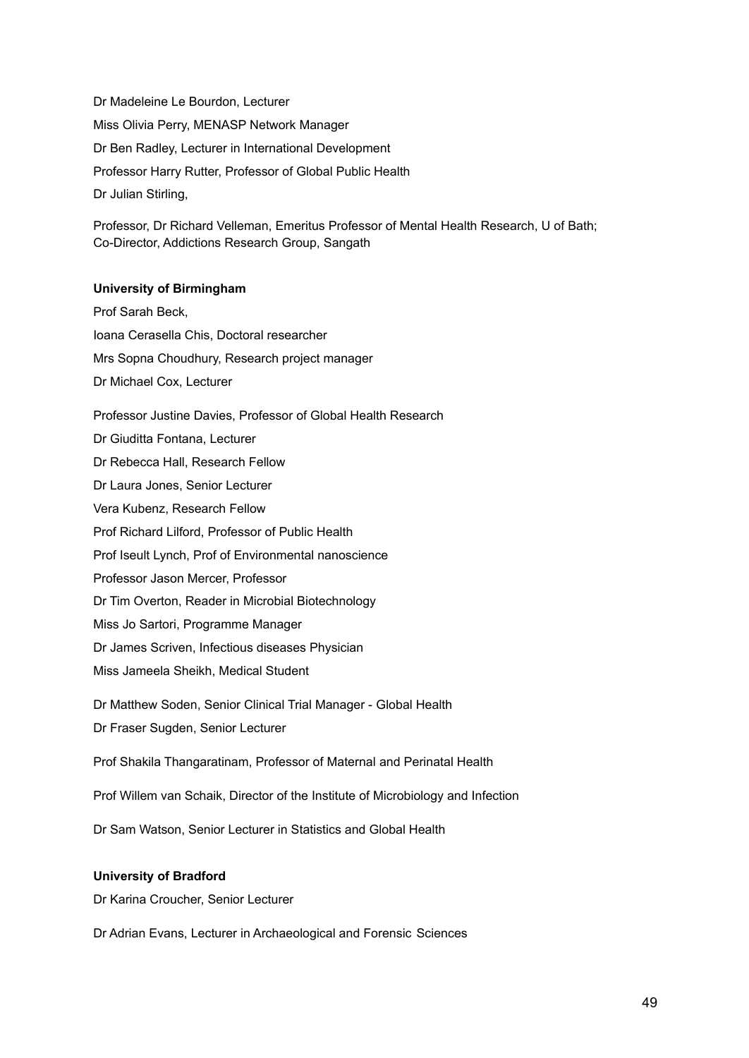Dr Madeleine Le Bourdon, Lecturer

Miss Olivia Perry, MENASP Network Manager

Dr Ben Radley, Lecturer in International Development

Professor Harry Rutter, Professor of Global Public Health

Dr Julian Stirling,

Professor, Dr Richard Velleman, Emeritus Professor of Mental Health Research, U of Bath; Co-Director, Addictions Research Group, Sangath

**University of Birmingham**

Prof Sarah Beck,

Ioana Cerasella Chis, Doctoral researcher

Mrs Sopna Choudhury, Research project manager

Dr Michael Cox, Lecturer

Professor Justine Davies, Professor of Global Health Research

Dr Giuditta Fontana, Lecturer

Dr Rebecca Hall, Research Fellow

Dr Laura Jones, Senior Lecturer

Vera Kubenz, Research Fellow

Prof Richard Lilford, Professor of Public Health

Prof Iseult Lynch, Prof of Environmental nanoscience

Professor Jason Mercer, Professor

Dr Tim Overton, Reader in Microbial Biotechnology

Miss Jo Sartori, Programme Manager

Dr James Scriven, Infectious diseases Physician

Miss Jameela Sheikh, Medical Student

Dr Matthew Soden, Senior Clinical Trial Manager - Global Health

Dr Fraser Sugden, Senior Lecturer

Prof Shakila Thangaratinam, Professor of Maternal and Perinatal Health

Prof Willem van Schaik, Director of the Institute of Microbiology and Infection

Dr Sam Watson, Senior Lecturer in Statistics and Global Health

**University of Bradford**

Dr Karina Croucher, Senior Lecturer

Dr Adrian Evans, Lecturer in Archaeological and Forensic Sciences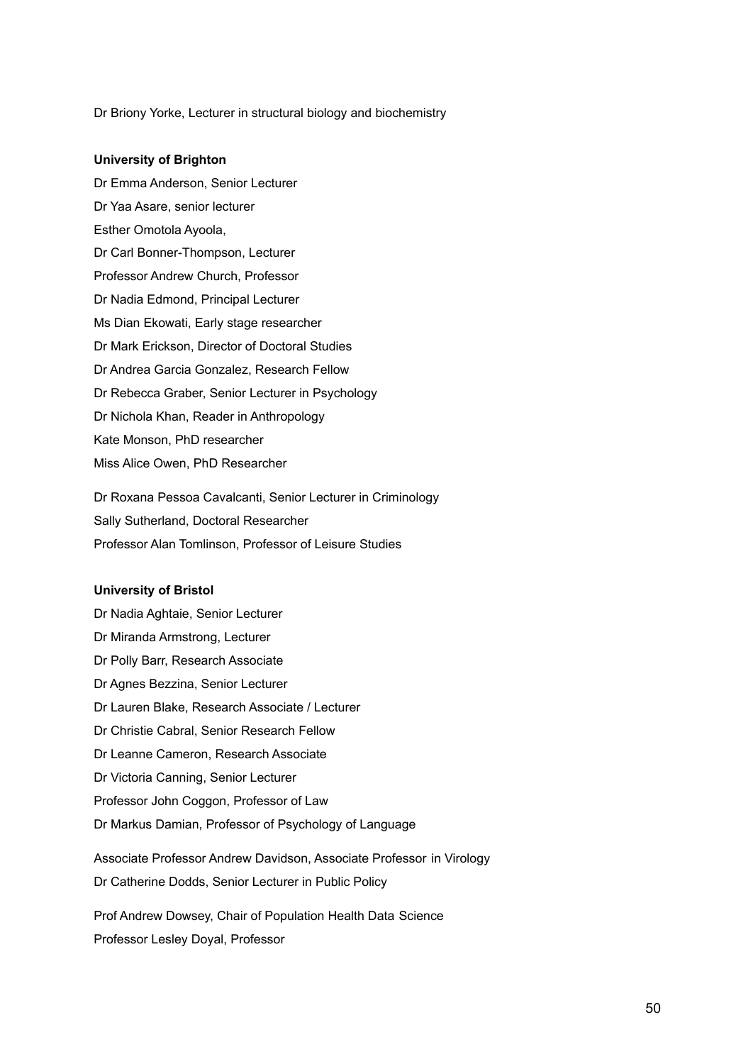Dr Briony Yorke, Lecturer in structural biology and biochemistry

**University of Brighton**

Dr Emma Anderson, Senior Lecturer

Dr Yaa Asare, senior lecturer

Esther Omotola Ayoola,

Dr Carl Bonner-Thompson, Lecturer

Professor Andrew Church, Professor

Dr Nadia Edmond, Principal Lecturer

Ms Dian Ekowati, Early stage researcher

Dr Mark Erickson, Director of Doctoral Studies

Dr Andrea Garcia Gonzalez, Research Fellow

Dr Rebecca Graber, Senior Lecturer in Psychology

Dr Nichola Khan, Reader in Anthropology

Kate Monson, PhD researcher

Miss Alice Owen, PhD Researcher

Dr Roxana Pessoa Cavalcanti, Senior Lecturer in Criminology

Sally Sutherland, Doctoral Researcher

Professor Alan Tomlinson, Professor of Leisure Studies

**University of Bristol**

Dr Nadia Aghtaie, Senior Lecturer

Dr Miranda Armstrong, Lecturer

Dr Polly Barr, Research Associate

Dr Agnes Bezzina, Senior Lecturer

Dr Lauren Blake, Research Associate / Lecturer

Dr Christie Cabral, Senior Research Fellow

Dr Leanne Cameron, Research Associate

Dr Victoria Canning, Senior Lecturer

Professor John Coggon, Professor of Law

Dr Markus Damian, Professor of Psychology of Language

Associate Professor Andrew Davidson, Associate Professor in Virology

Dr Catherine Dodds, Senior Lecturer in Public Policy

Prof Andrew Dowsey, Chair of Population Health Data Science

Professor Lesley Doyal, Professor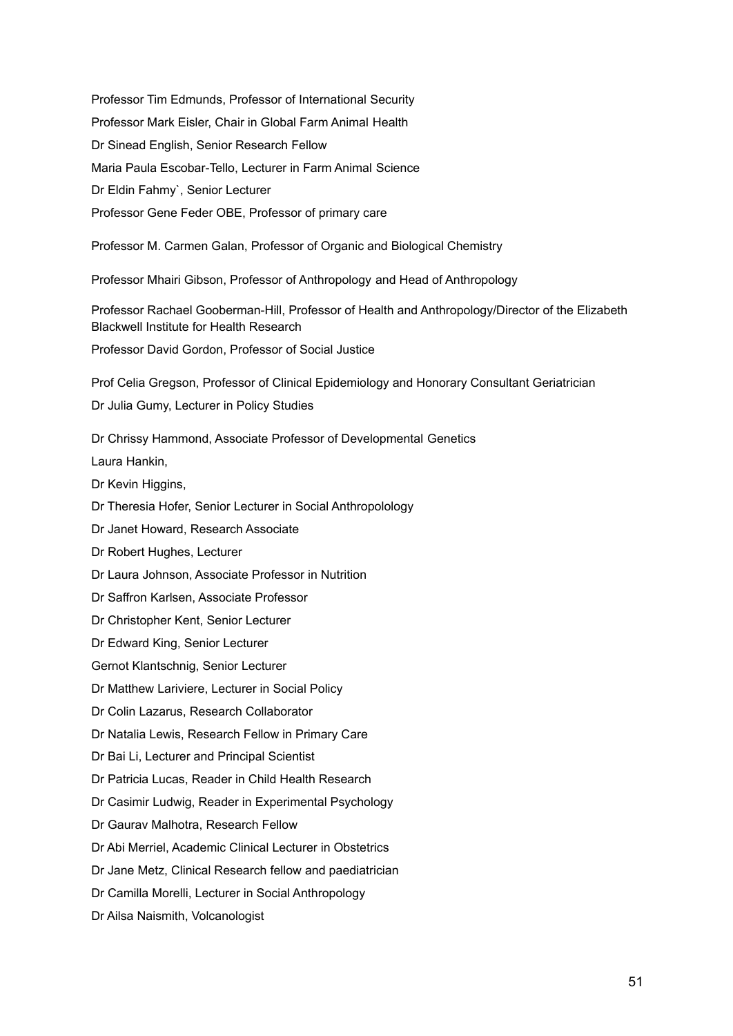Professor Tim Edmunds, Professor of International Security

Professor Mark Eisler, Chair in Global Farm Animal Health

Dr Sinead English, Senior Research Fellow

Maria Paula Escobar-Tello, Lecturer in Farm Animal Science

Dr Eldin Fahmy`, Senior Lecturer

Professor Gene Feder OBE, Professor of primary care

Professor M. Carmen Galan, Professor of Organic and Biological Chemistry

Professor Mhairi Gibson, Professor of Anthropology and Head of Anthropology

Professor Rachael Gooberman-Hill, Professor of Health and Anthropology/Director of the Elizabeth Blackwell Institute for Health Research

Professor David Gordon, Professor of Social Justice

Prof Celia Gregson, Professor of Clinical Epidemiology and Honorary Consultant Geriatrician

Dr Julia Gumy, Lecturer in Policy Studies

Dr Chrissy Hammond, Associate Professor of Developmental Genetics

Laura Hankin,

Dr Kevin Higgins,

Dr Theresia Hofer, Senior Lecturer in Social Anthropolology

Dr Janet Howard, Research Associate

Dr Robert Hughes, Lecturer

Dr Laura Johnson, Associate Professor in Nutrition

Dr Saffron Karlsen, Associate Professor

Dr Christopher Kent, Senior Lecturer

Dr Edward King, Senior Lecturer

Gernot Klantschnig, Senior Lecturer

Dr Matthew Lariviere, Lecturer in Social Policy

Dr Colin Lazarus, Research Collaborator

Dr Natalia Lewis, Research Fellow in Primary Care

Dr Bai Li, Lecturer and Principal Scientist

Dr Patricia Lucas, Reader in Child Health Research

Dr Casimir Ludwig, Reader in Experimental Psychology

Dr Gaurav Malhotra, Research Fellow

Dr Abi Merriel, Academic Clinical Lecturer in Obstetrics

Dr Jane Metz, Clinical Research fellow and paediatrician

Dr Camilla Morelli, Lecturer in Social Anthropology

Dr Ailsa Naismith, Volcanologist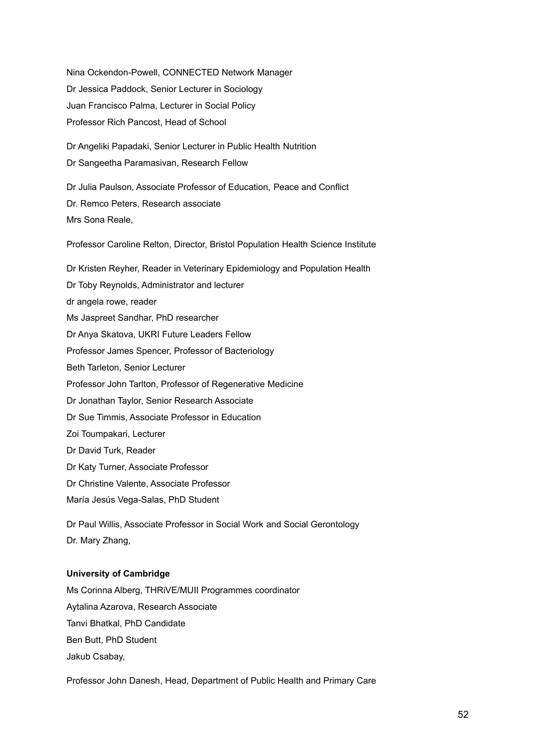Nina Ockendon-Powell, CONNECTED Network Manager

Dr Jessica Paddock, Senior Lecturer in Sociology

Juan Francisco Palma, Lecturer in Social Policy

Professor Rich Pancost, Head of School

Dr Angeliki Papadaki, Senior Lecturer in Public Health Nutrition

Dr Sangeetha Paramasivan, Research Fellow

Dr Julia Paulson, Associate Professor of Education, Peace and Conflict

Dr. Remco Peters, Research associate

Mrs Sona Reale,

Professor Caroline Relton, Director, Bristol Population Health Science Institute

Dr Kristen Reyher, Reader in Veterinary Epidemiology and Population Health

Dr Toby Reynolds, Administrator and lecturer

dr angela rowe, reader

Ms Jaspreet Sandhar, PhD researcher

Dr Anya Skatova, UKRI Future Leaders Fellow

Professor James Spencer, Professor of Bacteriology

Beth Tarleton, Senior Lecturer

Professor John Tarlton, Professor of Regenerative Medicine

Dr Jonathan Taylor, Senior Research Associate

Dr Sue Timmis, Associate Professor in Education

Zoi Toumpakari, Lecturer

Dr David Turk, Reader

Dr Katy Turner, Associate Professor

Dr Christine Valente, Associate Professor

María Jesús Vega-Salas, PhD Student

Dr Paul Willis, Associate Professor in Social Work and Social Gerontology

Dr. Mary Zhang,

**University of Cambridge**

Ms Corinna Alberg, THRiVE/MUII Programmes coordinator

Aytalina Azarova, Research Associate

Tanvi Bhatkal, PhD Candidate

Ben Butt, PhD Student

Jakub Csabay,

Professor John Danesh, Head, Department of Public Health and Primary Care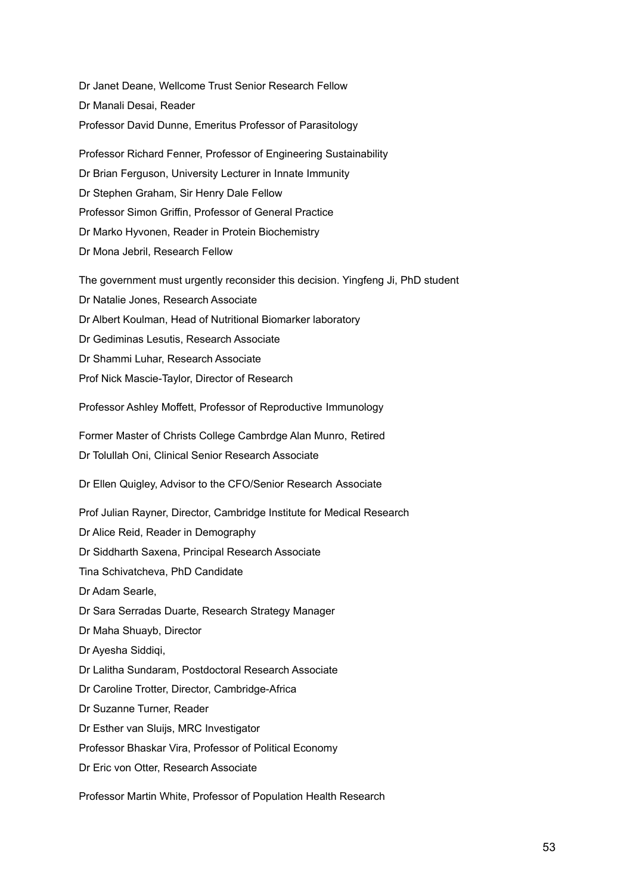Dr Janet Deane, Wellcome Trust Senior Research Fellow

Dr Manali Desai, Reader

Professor David Dunne, Emeritus Professor of Parasitology

Professor Richard Fenner, Professor of Engineering Sustainability

Dr Brian Ferguson, University Lecturer in Innate Immunity

Dr Stephen Graham, Sir Henry Dale Fellow

Professor Simon Griffin, Professor of General Practice

Dr Marko Hyvonen, Reader in Protein Biochemistry

Dr Mona Jebril, Research Fellow

The government must urgently reconsider this decision. Yingfeng Ji, PhD student

Dr Natalie Jones, Research Associate

Dr Albert Koulman, Head of Nutritional Biomarker laboratory

Dr Gediminas Lesutis, Research Associate

Dr Shammi Luhar, Research Associate

Prof Nick Mascie-Taylor, Director of Research

Professor Ashley Moffett, Professor of Reproductive Immunology

Former Master of Christs College Cambrdge Alan Munro, Retired

Dr Tolullah Oni, Clinical Senior Research Associate

Dr Ellen Quigley, Advisor to the CFO/Senior Research Associate

Prof Julian Rayner, Director, Cambridge Institute for Medical Research

Dr Alice Reid, Reader in Demography

Dr Siddharth Saxena, Principal Research Associate

Tina Schivatcheva, PhD Candidate

Dr Adam Searle,

Dr Sara Serradas Duarte, Research Strategy Manager

Dr Maha Shuayb, Director

Dr Ayesha Siddiqi,

Dr Lalitha Sundaram, Postdoctoral Research Associate

Dr Caroline Trotter, Director, Cambridge-Africa

Dr Suzanne Turner, Reader

Dr Esther van Sluijs, MRC Investigator

Professor Bhaskar Vira, Professor of Political Economy

Dr Eric von Otter, Research Associate

Professor Martin White, Professor of Population Health Research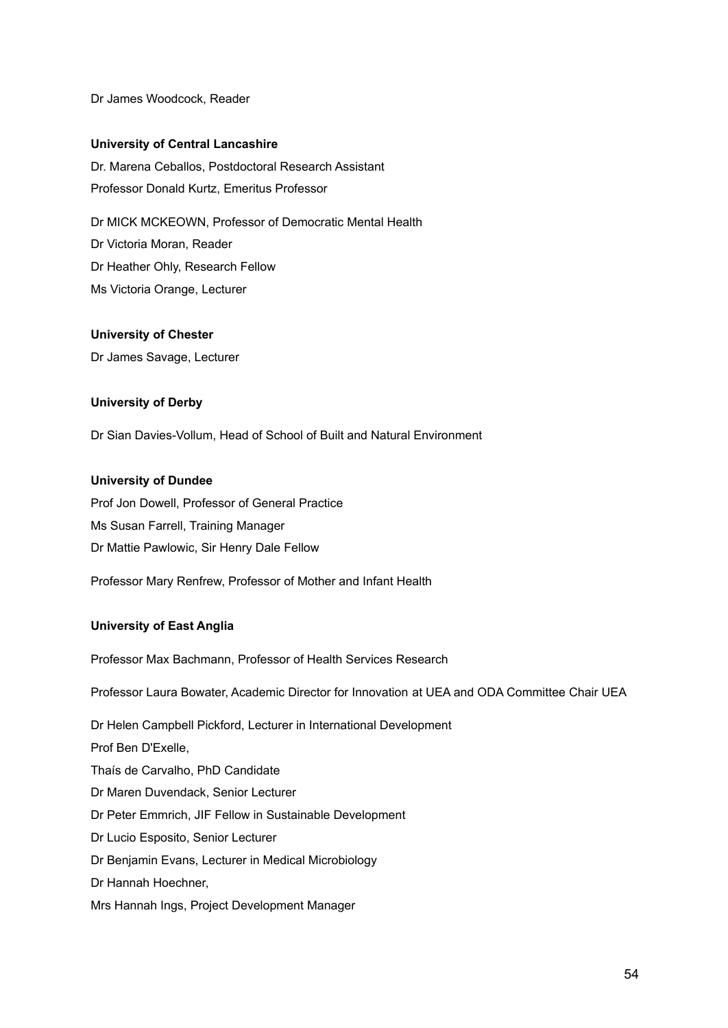Dr James Woodcock, Reader

**University of Central Lancashire**

Dr. Marena Ceballos, Postdoctoral Research Assistant
Professor Donald Kurtz, Emeritus Professor

Dr MICK MCKEOWN, Professor of Democratic Mental Health
Dr Victoria Moran, Reader
Dr Heather Ohly, Research Fellow
Ms Victoria Orange, Lecturer

**University of Chester**

Dr James Savage, Lecturer

**University of Derby**

Dr Sian Davies-Vollum, Head of School of Built and Natural Environment

**University of Dundee**

Prof Jon Dowell, Professor of General Practice
Ms Susan Farrell, Training Manager
Dr Mattie Pawlowic, Sir Henry Dale Fellow

Professor Mary Renfrew, Professor of Mother and Infant Health

**University of East Anglia**

Professor Max Bachmann, Professor of Health Services Research

Professor Laura Bowater, Academic Director for Innovation at UEA and ODA Committee Chair UEA

Dr Helen Campbell Pickford, Lecturer in International Development
Prof Ben D'Exelle,
Thaís de Carvalho, PhD Candidate
Dr Maren Duvendack, Senior Lecturer
Dr Peter Emmrich, JIF Fellow in Sustainable Development
Dr Lucio Esposito, Senior Lecturer
Dr Benjamin Evans, Lecturer in Medical Microbiology
Dr Hannah Hoechner,
Mrs Hannah Ings, Project Development Manager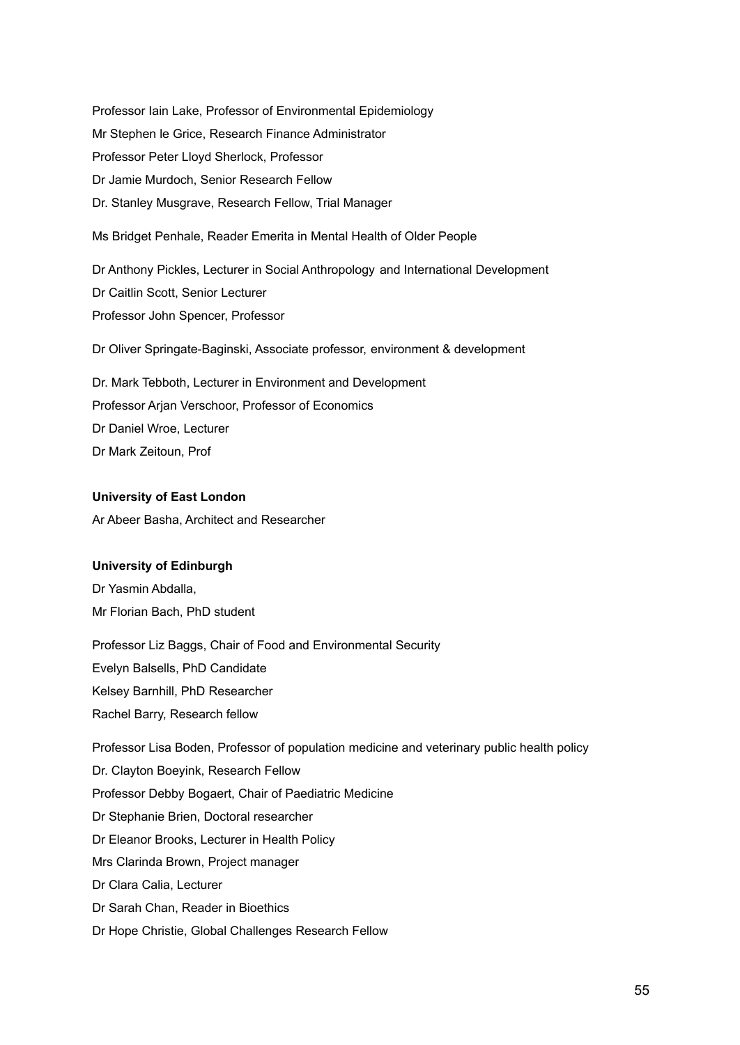Professor Iain Lake, Professor of Environmental Epidemiology

Mr Stephen le Grice, Research Finance Administrator

Professor Peter Lloyd Sherlock, Professor

Dr Jamie Murdoch, Senior Research Fellow

Dr. Stanley Musgrave, Research Fellow, Trial Manager

Ms Bridget Penhale, Reader Emerita in Mental Health of Older People

Dr Anthony Pickles, Lecturer in Social Anthropology and International Development

Dr Caitlin Scott, Senior Lecturer

Professor John Spencer, Professor

Dr Oliver Springate-Baginski, Associate professor, environment & development

Dr. Mark Tebboth, Lecturer in Environment and Development

Professor Arjan Verschoor, Professor of Economics

Dr Daniel Wroe, Lecturer

Dr Mark Zeitoun, Prof

**University of East London**

Ar Abeer Basha, Architect and Researcher

**University of Edinburgh**

Dr Yasmin Abdalla,

Mr Florian Bach, PhD student

Professor Liz Baggs, Chair of Food and Environmental Security

Evelyn Balsells, PhD Candidate

Kelsey Barnhill, PhD Researcher

Rachel Barry, Research fellow

Professor Lisa Boden, Professor of population medicine and veterinary public health policy

Dr. Clayton Boeyink, Research Fellow

Professor Debby Bogaert, Chair of Paediatric Medicine

Dr Stephanie Brien, Doctoral researcher

Dr Eleanor Brooks, Lecturer in Health Policy

Mrs Clarinda Brown, Project manager

Dr Clara Calia, Lecturer

Dr Sarah Chan, Reader in Bioethics

Dr Hope Christie, Global Challenges Research Fellow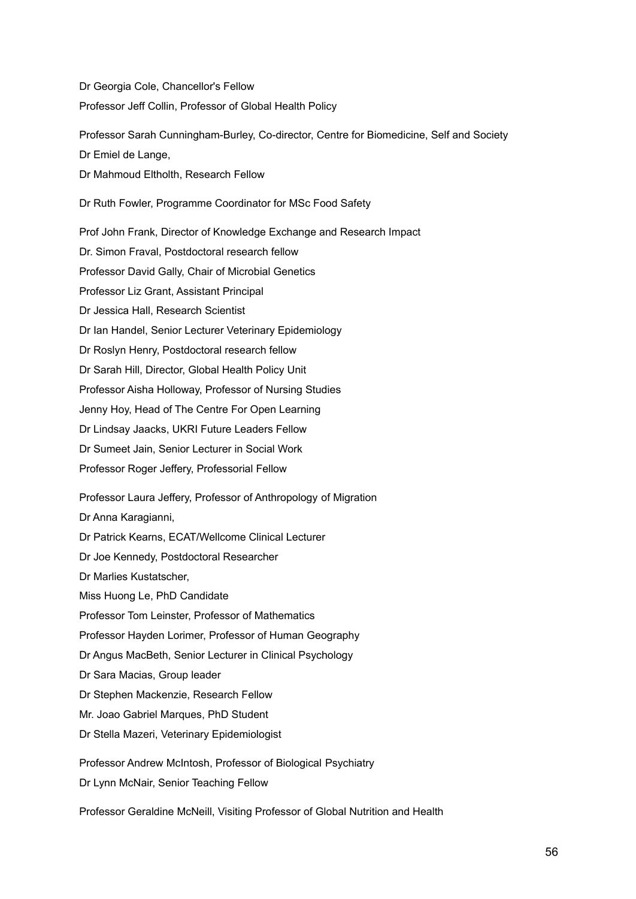Dr Georgia Cole, Chancellor's Fellow

Professor Jeff Collin, Professor of Global Health Policy

Professor Sarah Cunningham-Burley, Co-director, Centre for Biomedicine, Self and Society

Dr Emiel de Lange,

Dr Mahmoud Eltholth, Research Fellow

Dr Ruth Fowler, Programme Coordinator for MSc Food Safety

Prof John Frank, Director of Knowledge Exchange and Research Impact

Dr. Simon Fraval, Postdoctoral research fellow

Professor David Gally, Chair of Microbial Genetics

Professor Liz Grant, Assistant Principal

Dr Jessica Hall, Research Scientist

Dr Ian Handel, Senior Lecturer Veterinary Epidemiology

Dr Roslyn Henry, Postdoctoral research fellow

Dr Sarah Hill, Director, Global Health Policy Unit

Professor Aisha Holloway, Professor of Nursing Studies

Jenny Hoy, Head of The Centre For Open Learning

Dr Lindsay Jaacks, UKRI Future Leaders Fellow

Dr Sumeet Jain, Senior Lecturer in Social Work

Professor Roger Jeffery, Professorial Fellow

Professor Laura Jeffery, Professor of Anthropology of Migration

Dr Anna Karagianni,

Dr Patrick Kearns, ECAT/Wellcome Clinical Lecturer

Dr Joe Kennedy, Postdoctoral Researcher

Dr Marlies Kustatscher,

Miss Huong Le, PhD Candidate

Professor Tom Leinster, Professor of Mathematics

Professor Hayden Lorimer, Professor of Human Geography

Dr Angus MacBeth, Senior Lecturer in Clinical Psychology

Dr Sara Macias, Group leader

Dr Stephen Mackenzie, Research Fellow

Mr. Joao Gabriel Marques, PhD Student

Dr Stella Mazeri, Veterinary Epidemiologist

Professor Andrew McIntosh, Professor of Biological Psychiatry

Dr Lynn McNair, Senior Teaching Fellow

Professor Geraldine McNeill, Visiting Professor of Global Nutrition and Health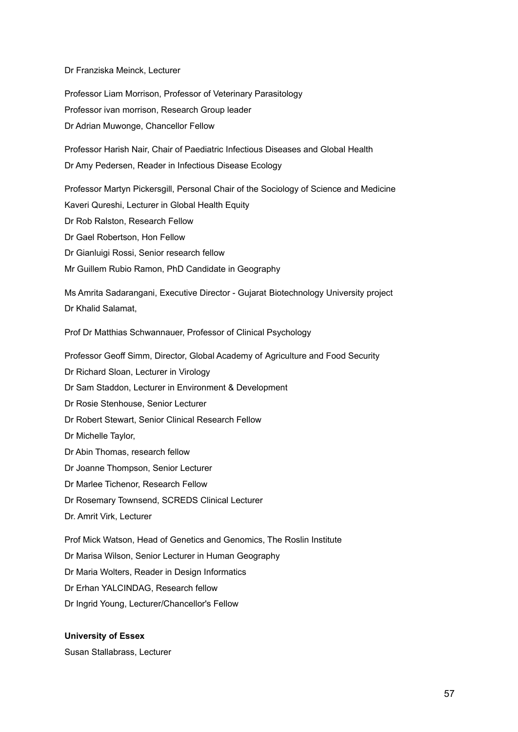Dr Franziska Meinck, Lecturer

Professor Liam Morrison, Professor of Veterinary Parasitology
Professor ivan morrison, Research Group leader
Dr Adrian Muwonge, Chancellor Fellow

Professor Harish Nair, Chair of Paediatric Infectious Diseases and Global Health
Dr Amy Pedersen, Reader in Infectious Disease Ecology

Professor Martyn Pickersgill, Personal Chair of the Sociology of Science and Medicine
Kaveri Qureshi, Lecturer in Global Health Equity
Dr Rob Ralston, Research Fellow
Dr Gael Robertson, Hon Fellow
Dr Gianluigi Rossi, Senior research fellow
Mr Guillem Rubio Ramon, PhD Candidate in Geography

Ms Amrita Sadarangani, Executive Director - Gujarat Biotechnology University project
Dr Khalid Salamat,

Prof Dr Matthias Schwannauer, Professor of Clinical Psychology

Professor Geoff Simm, Director, Global Academy of Agriculture and Food Security
Dr Richard Sloan, Lecturer in Virology
Dr Sam Staddon, Lecturer in Environment & Development
Dr Rosie Stenhouse, Senior Lecturer
Dr Robert Stewart, Senior Clinical Research Fellow
Dr Michelle Taylor,
Dr Abin Thomas, research fellow
Dr Joanne Thompson, Senior Lecturer
Dr Marlee Tichenor, Research Fellow
Dr Rosemary Townsend, SCREDS Clinical Lecturer
Dr. Amrit Virk, Lecturer

Prof Mick Watson, Head of Genetics and Genomics, The Roslin Institute
Dr Marisa Wilson, Senior Lecturer in Human Geography
Dr Maria Wolters, Reader in Design Informatics
Dr Erhan YALCINDAG, Research fellow
Dr Ingrid Young, Lecturer/Chancellor's Fellow

**University of Essex**
Susan Stallabrass, Lecturer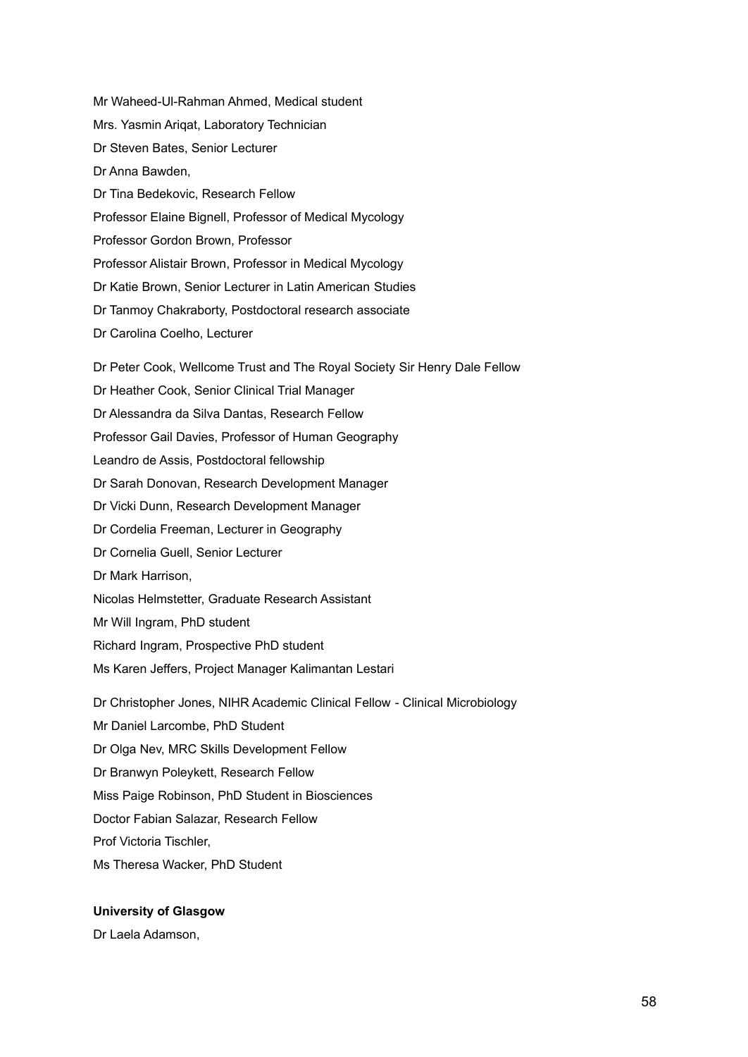Mr Waheed-Ul-Rahman Ahmed, Medical student

Mrs. Yasmin Ariqat, Laboratory Technician

Dr Steven Bates, Senior Lecturer

Dr Anna Bawden,

Dr Tina Bedekovic, Research Fellow

Professor Elaine Bignell, Professor of Medical Mycology

Professor Gordon Brown, Professor

Professor Alistair Brown, Professor in Medical Mycology

Dr Katie Brown, Senior Lecturer in Latin American Studies

Dr Tanmoy Chakraborty, Postdoctoral research associate

Dr Carolina Coelho, Lecturer

Dr Peter Cook, Wellcome Trust and The Royal Society Sir Henry Dale Fellow

Dr Heather Cook, Senior Clinical Trial Manager

Dr Alessandra da Silva Dantas, Research Fellow

Professor Gail Davies, Professor of Human Geography

Leandro de Assis, Postdoctoral fellowship

Dr Sarah Donovan, Research Development Manager

Dr Vicki Dunn, Research Development Manager

Dr Cordelia Freeman, Lecturer in Geography

Dr Cornelia Guell, Senior Lecturer

Dr Mark Harrison,

Nicolas Helmstetter, Graduate Research Assistant

Mr Will Ingram, PhD student

Richard Ingram, Prospective PhD student

Ms Karen Jeffers, Project Manager Kalimantan Lestari

Dr Christopher Jones, NIHR Academic Clinical Fellow - Clinical Microbiology

Mr Daniel Larcombe, PhD Student

Dr Olga Nev, MRC Skills Development Fellow

Dr Branwyn Poleykett, Research Fellow

Miss Paige Robinson, PhD Student in Biosciences

Doctor Fabian Salazar, Research Fellow

Prof Victoria Tischler,

Ms Theresa Wacker, PhD Student

**University of Glasgow**

Dr Laela Adamson,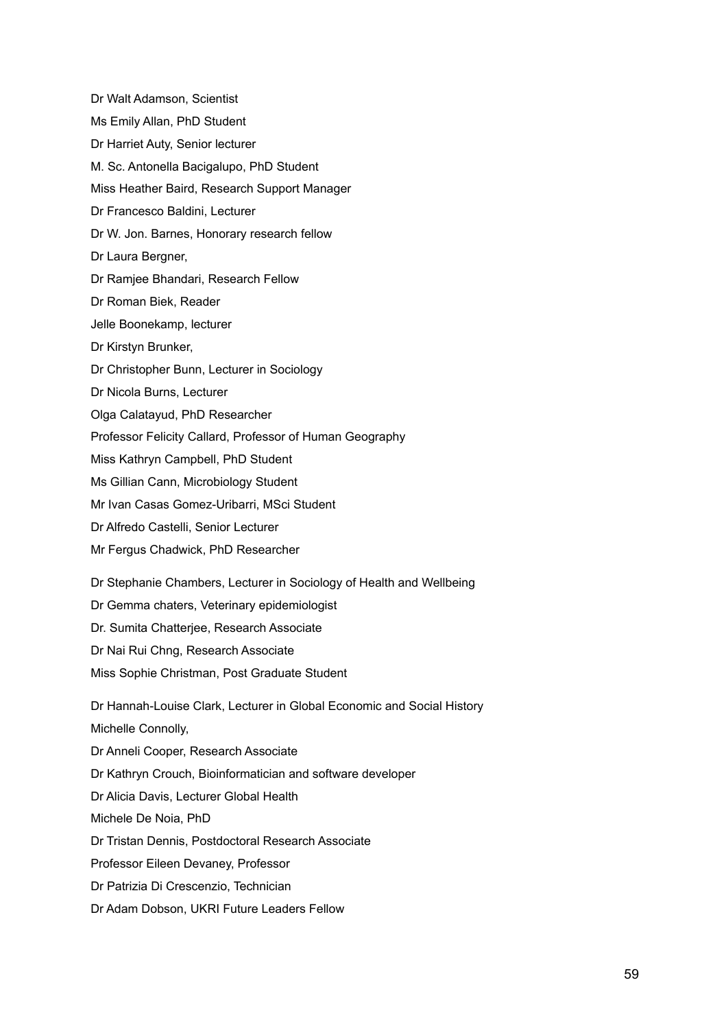Dr Walt Adamson, Scientist

Ms Emily Allan, PhD Student

Dr Harriet Auty, Senior lecturer

M. Sc. Antonella Bacigalupo, PhD Student

Miss Heather Baird, Research Support Manager

Dr Francesco Baldini, Lecturer

Dr W. Jon. Barnes, Honorary research fellow

Dr Laura Bergner,

Dr Ramjee Bhandari, Research Fellow

Dr Roman Biek, Reader

Jelle Boonekamp, lecturer

Dr Kirstyn Brunker,

Dr Christopher Bunn, Lecturer in Sociology

Dr Nicola Burns, Lecturer

Olga Calatayud, PhD Researcher

Professor Felicity Callard, Professor of Human Geography

Miss Kathryn Campbell, PhD Student

Ms Gillian Cann, Microbiology Student

Mr Ivan Casas Gomez-Uribarri, MSci Student

Dr Alfredo Castelli, Senior Lecturer

Mr Fergus Chadwick, PhD Researcher

Dr Stephanie Chambers, Lecturer in Sociology of Health and Wellbeing

Dr Gemma chaters, Veterinary epidemiologist

Dr. Sumita Chatterjee, Research Associate

Dr Nai Rui Chng, Research Associate

Miss Sophie Christman, Post Graduate Student

Dr Hannah-Louise Clark, Lecturer in Global Economic and Social History

Michelle Connolly,

Dr Anneli Cooper, Research Associate

Dr Kathryn Crouch, Bioinformatician and software developer

Dr Alicia Davis, Lecturer Global Health

Michele De Noia, PhD

Dr Tristan Dennis, Postdoctoral Research Associate

Professor Eileen Devaney, Professor

Dr Patrizia Di Crescenzio, Technician

Dr Adam Dobson, UKRI Future Leaders Fellow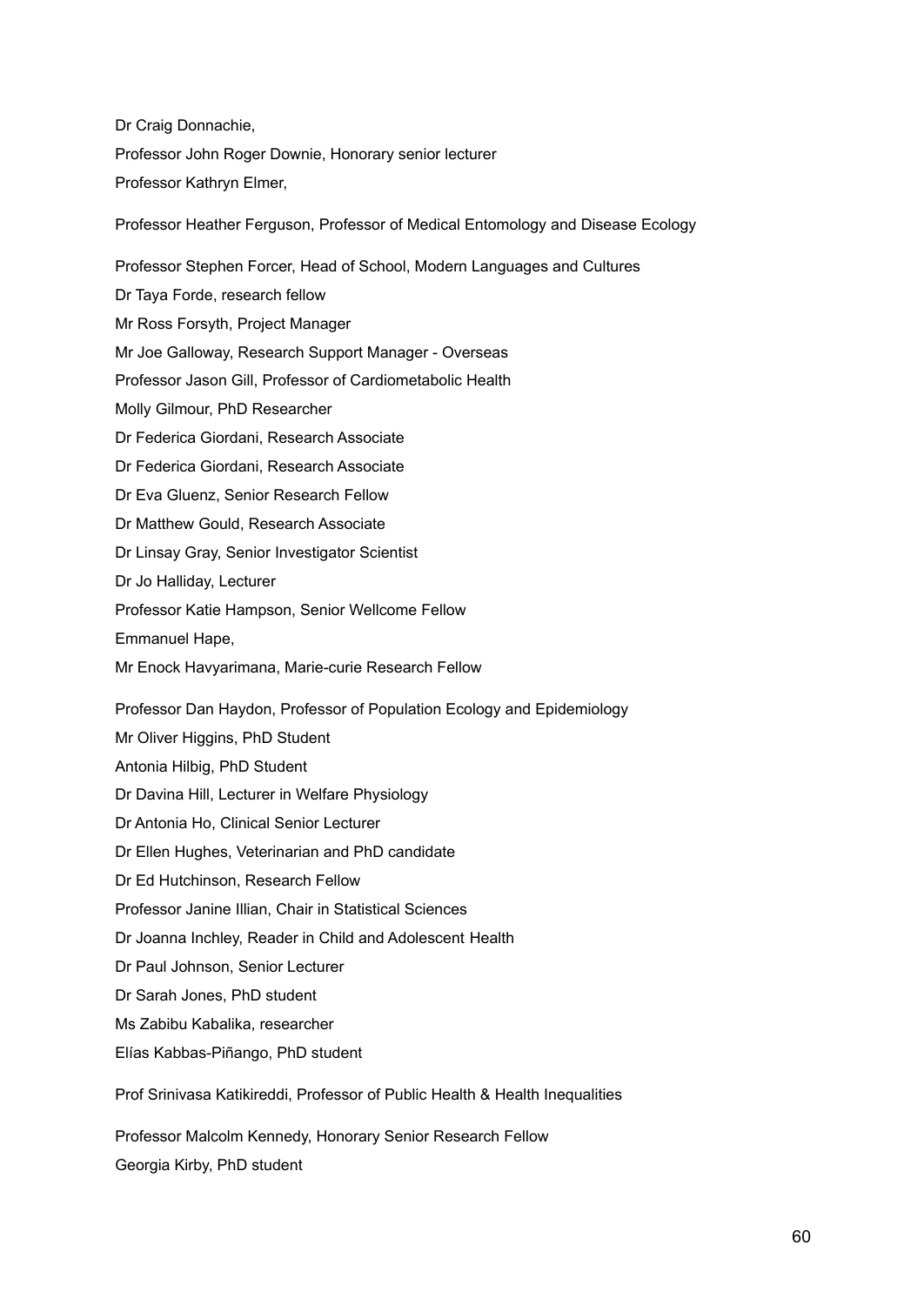Dr Craig Donnachie,

Professor John Roger Downie, Honorary senior lecturer

Professor Kathryn Elmer,

Professor Heather Ferguson, Professor of Medical Entomology and Disease Ecology

Professor Stephen Forcer, Head of School, Modern Languages and Cultures

Dr Taya Forde, research fellow

Mr Ross Forsyth, Project Manager

Mr Joe Galloway, Research Support Manager - Overseas

Professor Jason Gill, Professor of Cardiometabolic Health

Molly Gilmour, PhD Researcher

Dr Federica Giordani, Research Associate

Dr Federica Giordani, Research Associate

Dr Eva Gluenz, Senior Research Fellow

Dr Matthew Gould, Research Associate

Dr Linsay Gray, Senior Investigator Scientist

Dr Jo Halliday, Lecturer

Professor Katie Hampson, Senior Wellcome Fellow

Emmanuel Hape,

Mr Enock Havyarimana, Marie-curie Research Fellow

Professor Dan Haydon, Professor of Population Ecology and Epidemiology

Mr Oliver Higgins, PhD Student

Antonia Hilbig, PhD Student

Dr Davina Hill, Lecturer in Welfare Physiology

Dr Antonia Ho, Clinical Senior Lecturer

Dr Ellen Hughes, Veterinarian and PhD candidate

Dr Ed Hutchinson, Research Fellow

Professor Janine Illian, Chair in Statistical Sciences

Dr Joanna Inchley, Reader in Child and Adolescent Health

Dr Paul Johnson, Senior Lecturer

Dr Sarah Jones, PhD student

Ms Zabibu Kabalika, researcher

Elías Kabbas-Piñango, PhD student

Prof Srinivasa Katikireddi, Professor of Public Health & Health Inequalities

Professor Malcolm Kennedy, Honorary Senior Research Fellow

Georgia Kirby, PhD student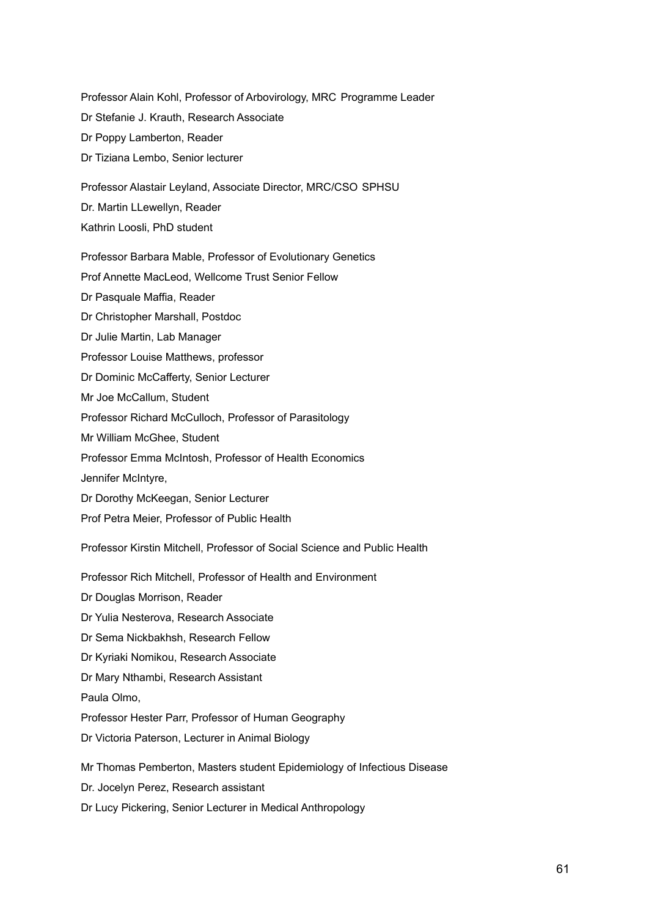Professor Alain Kohl, Professor of Arbovirology, MRC Programme Leader

Dr Stefanie J. Krauth, Research Associate

Dr Poppy Lamberton, Reader

Dr Tiziana Lembo, Senior lecturer

Professor Alastair Leyland, Associate Director, MRC/CSO SPHSU

Dr. Martin LLewellyn, Reader

Kathrin Loosli, PhD student

Professor Barbara Mable, Professor of Evolutionary Genetics

Prof Annette MacLeod, Wellcome Trust Senior Fellow

Dr Pasquale Maffia, Reader

Dr Christopher Marshall, Postdoc

Dr Julie Martin, Lab Manager

Professor Louise Matthews, professor

Dr Dominic McCafferty, Senior Lecturer

Mr Joe McCallum, Student

Professor Richard McCulloch, Professor of Parasitology

Mr William McGhee, Student

Professor Emma McIntosh, Professor of Health Economics

Jennifer McIntyre,

Dr Dorothy McKeegan, Senior Lecturer

Prof Petra Meier, Professor of Public Health

Professor Kirstin Mitchell, Professor of Social Science and Public Health

Professor Rich Mitchell, Professor of Health and Environment

Dr Douglas Morrison, Reader

Dr Yulia Nesterova, Research Associate

Dr Sema Nickbakhsh, Research Fellow

Dr Kyriaki Nomikou, Research Associate

Dr Mary Nthambi, Research Assistant

Paula Olmo,

Professor Hester Parr, Professor of Human Geography

Dr Victoria Paterson, Lecturer in Animal Biology

Mr Thomas Pemberton, Masters student Epidemiology of Infectious Disease

Dr. Jocelyn Perez, Research assistant

Dr Lucy Pickering, Senior Lecturer in Medical Anthropology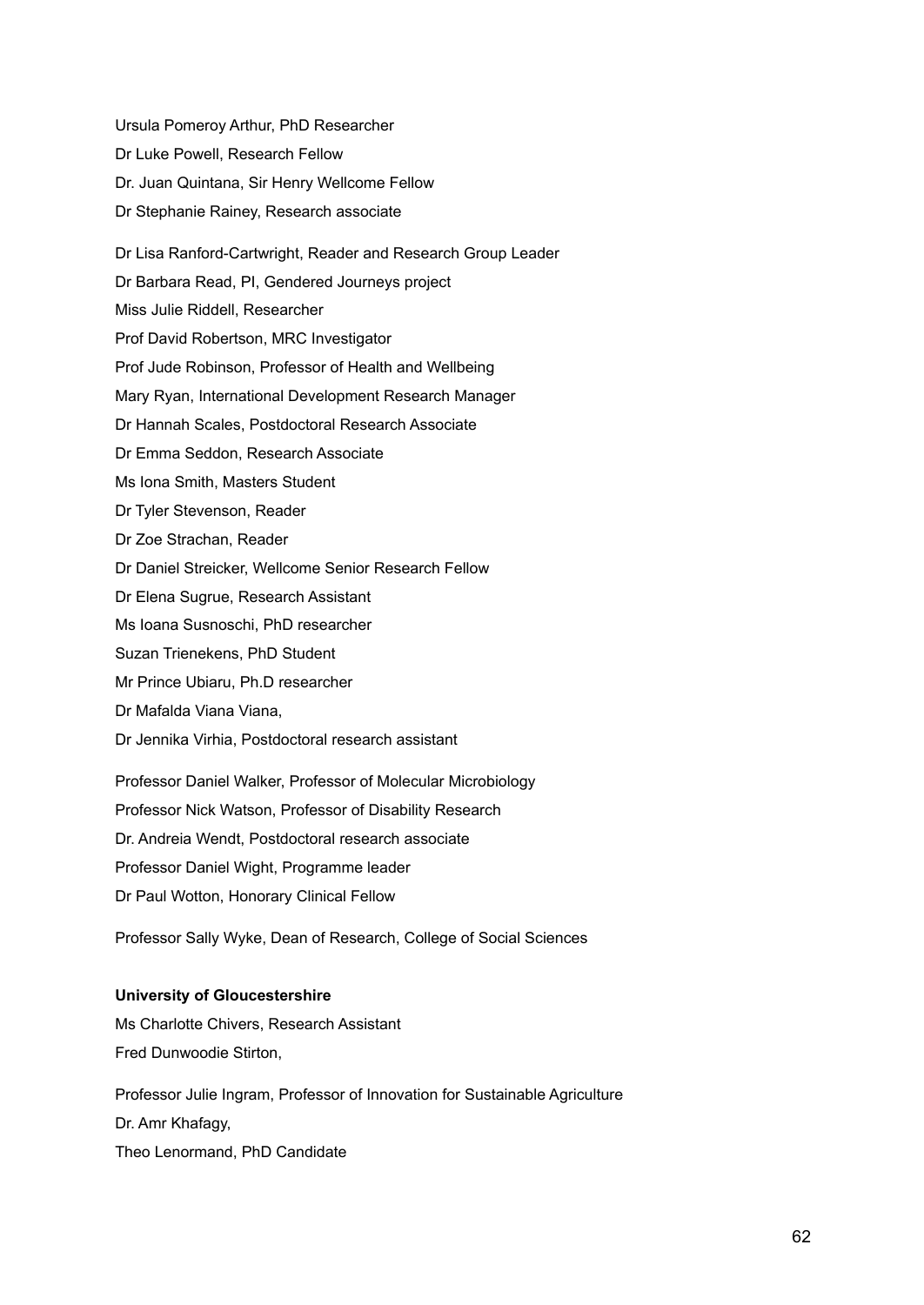Ursula Pomeroy Arthur, PhD Researcher

Dr Luke Powell, Research Fellow

Dr. Juan Quintana, Sir Henry Wellcome Fellow

Dr Stephanie Rainey, Research associate

Dr Lisa Ranford-Cartwright, Reader and Research Group Leader

Dr Barbara Read, PI, Gendered Journeys project

Miss Julie Riddell, Researcher

Prof David Robertson, MRC Investigator

Prof Jude Robinson, Professor of Health and Wellbeing

Mary Ryan, International Development Research Manager

Dr Hannah Scales, Postdoctoral Research Associate

Dr Emma Seddon, Research Associate

Ms Iona Smith, Masters Student

Dr Tyler Stevenson, Reader

Dr Zoe Strachan, Reader

Dr Daniel Streicker, Wellcome Senior Research Fellow

Dr Elena Sugrue, Research Assistant

Ms Ioana Susnoschi, PhD researcher

Suzan Trienekens, PhD Student

Mr Prince Ubiaru, Ph.D researcher

Dr Mafalda Viana Viana,

Dr Jennika Virhia, Postdoctoral research assistant

Professor Daniel Walker, Professor of Molecular Microbiology

Professor Nick Watson, Professor of Disability Research

Dr. Andreia Wendt, Postdoctoral research associate

Professor Daniel Wight, Programme leader

Dr Paul Wotton, Honorary Clinical Fellow

Professor Sally Wyke, Dean of Research, College of Social Sciences

**University of Gloucestershire**

Ms Charlotte Chivers, Research Assistant

Fred Dunwoodie Stirton,

Professor Julie Ingram, Professor of Innovation for Sustainable Agriculture

Dr. Amr Khafagy,

Theo Lenormand, PhD Candidate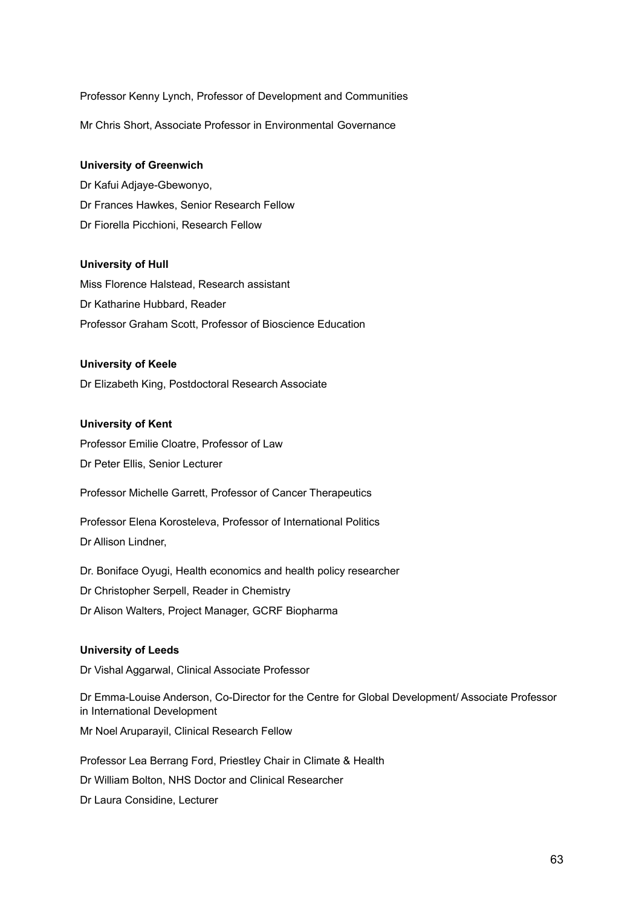Professor Kenny Lynch, Professor of Development and Communities

Mr Chris Short, Associate Professor in Environmental Governance

**University of Greenwich**

Dr Kafui Adjaye-Gbewonyo,

Dr Frances Hawkes, Senior Research Fellow

Dr Fiorella Picchioni, Research Fellow

**University of Hull**

Miss Florence Halstead, Research assistant

Dr Katharine Hubbard, Reader

Professor Graham Scott, Professor of Bioscience Education

**University of Keele**

Dr Elizabeth King, Postdoctoral Research Associate

**University of Kent**

Professor Emilie Cloatre, Professor of Law

Dr Peter Ellis, Senior Lecturer

Professor Michelle Garrett, Professor of Cancer Therapeutics

Professor Elena Korosteleva, Professor of International Politics

Dr Allison Lindner,

Dr. Boniface Oyugi, Health economics and health policy researcher

Dr Christopher Serpell, Reader in Chemistry

Dr Alison Walters, Project Manager, GCRF Biopharma

**University of Leeds**

Dr Vishal Aggarwal, Clinical Associate Professor

Dr Emma-Louise Anderson, Co-Director for the Centre for Global Development/ Associate Professor in International Development

Mr Noel Aruparayil, Clinical Research Fellow

Professor Lea Berrang Ford, Priestley Chair in Climate & Health

Dr William Bolton, NHS Doctor and Clinical Researcher

Dr Laura Considine, Lecturer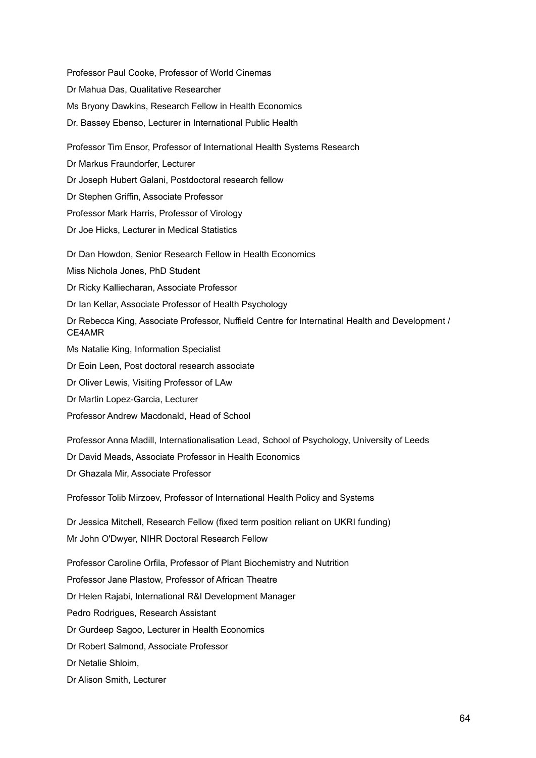Professor Paul Cooke, Professor of World Cinemas

Dr Mahua Das, Qualitative Researcher

Ms Bryony Dawkins, Research Fellow in Health Economics

Dr. Bassey Ebenso, Lecturer in International Public Health

Professor Tim Ensor, Professor of International Health Systems Research

Dr Markus Fraundorfer, Lecturer

Dr Joseph Hubert Galani, Postdoctoral research fellow

Dr Stephen Griffin, Associate Professor

Professor Mark Harris, Professor of Virology

Dr Joe Hicks, Lecturer in Medical Statistics

Dr Dan Howdon, Senior Research Fellow in Health Economics

Miss Nichola Jones, PhD Student

Dr Ricky Kalliecharan, Associate Professor

Dr Ian Kellar, Associate Professor of Health Psychology

Dr Rebecca King, Associate Professor, Nuffield Centre for Internatinal Health and Development / CE4AMR

Ms Natalie King, Information Specialist

Dr Eoin Leen, Post doctoral research associate

Dr Oliver Lewis, Visiting Professor of LAw

Dr Martin Lopez-Garcia, Lecturer

Professor Andrew Macdonald, Head of School

Professor Anna Madill, Internationalisation Lead, School of Psychology, University of Leeds

Dr David Meads, Associate Professor in Health Economics

Dr Ghazala Mir, Associate Professor

Professor Tolib Mirzoev, Professor of International Health Policy and Systems

Dr Jessica Mitchell, Research Fellow (fixed term position reliant on UKRI funding)

Mr John O'Dwyer, NIHR Doctoral Research Fellow

Professor Caroline Orfila, Professor of Plant Biochemistry and Nutrition

Professor Jane Plastow, Professor of African Theatre

Dr Helen Rajabi, International R&I Development Manager

Pedro Rodrigues, Research Assistant

Dr Gurdeep Sagoo, Lecturer in Health Economics

Dr Robert Salmond, Associate Professor

Dr Netalie Shloim,

Dr Alison Smith, Lecturer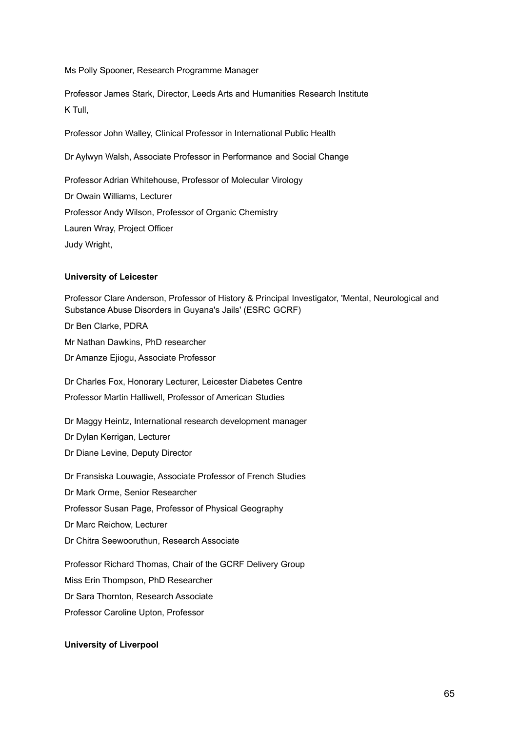Ms Polly Spooner, Research Programme Manager

Professor James Stark, Director, Leeds Arts and Humanities Research Institute

K Tull,

Professor John Walley, Clinical Professor in International Public Health

Dr Aylwyn Walsh, Associate Professor in Performance and Social Change

Professor Adrian Whitehouse, Professor of Molecular Virology

Dr Owain Williams, Lecturer

Professor Andy Wilson, Professor of Organic Chemistry

Lauren Wray, Project Officer

Judy Wright,

**University of Leicester**

Professor Clare Anderson, Professor of History & Principal Investigator, 'Mental, Neurological and Substance Abuse Disorders in Guyana's Jails' (ESRC GCRF)

Dr Ben Clarke, PDRA

Mr Nathan Dawkins, PhD researcher

Dr Amanze Ejiogu, Associate Professor

Dr Charles Fox, Honorary Lecturer, Leicester Diabetes Centre

Professor Martin Halliwell, Professor of American Studies

Dr Maggy Heintz, International research development manager

Dr Dylan Kerrigan, Lecturer

Dr Diane Levine, Deputy Director

Dr Fransiska Louwagie, Associate Professor of French Studies

Dr Mark Orme, Senior Researcher

Professor Susan Page, Professor of Physical Geography

Dr Marc Reichow, Lecturer

Dr Chitra Seewooruthun, Research Associate

Professor Richard Thomas, Chair of the GCRF Delivery Group

Miss Erin Thompson, PhD Researcher

Dr Sara Thornton, Research Associate

Professor Caroline Upton, Professor

**University of Liverpool**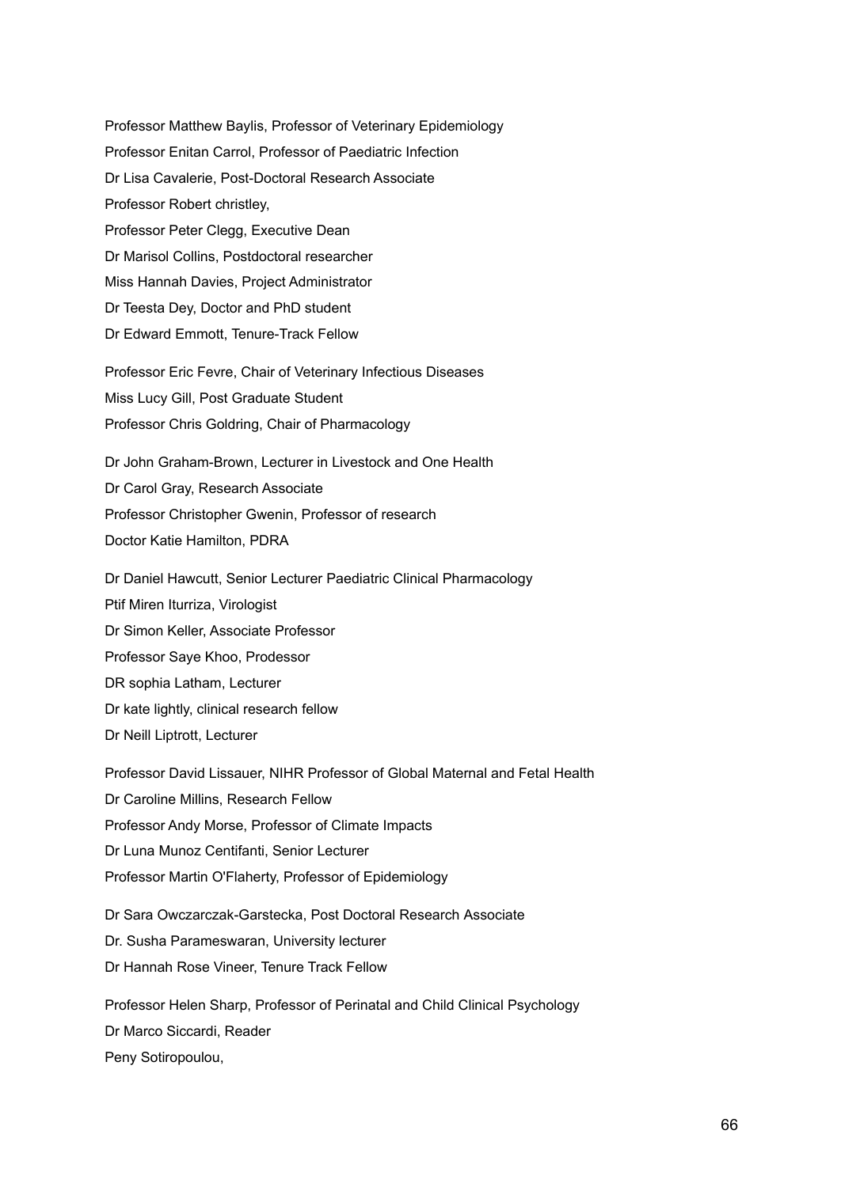Professor Matthew Baylis, Professor of Veterinary Epidemiology

Professor Enitan Carrol, Professor of Paediatric Infection

Dr Lisa Cavalerie, Post-Doctoral Research Associate

Professor Robert christley,

Professor Peter Clegg, Executive Dean

Dr Marisol Collins, Postdoctoral researcher

Miss Hannah Davies, Project Administrator

Dr Teesta Dey, Doctor and PhD student

Dr Edward Emmott, Tenure-Track Fellow

Professor Eric Fevre, Chair of Veterinary Infectious Diseases

Miss Lucy Gill, Post Graduate Student

Professor Chris Goldring, Chair of Pharmacology

Dr John Graham-Brown, Lecturer in Livestock and One Health

Dr Carol Gray, Research Associate

Professor Christopher Gwenin, Professor of research

Doctor Katie Hamilton, PDRA

Dr Daniel Hawcutt, Senior Lecturer Paediatric Clinical Pharmacology

Ptif Miren Iturriza, Virologist

Dr Simon Keller, Associate Professor

Professor Saye Khoo, Prodessor

DR sophia Latham, Lecturer

Dr kate lightly, clinical research fellow

Dr Neill Liptrott, Lecturer

Professor David Lissauer, NIHR Professor of Global Maternal and Fetal Health

Dr Caroline Millins, Research Fellow

Professor Andy Morse, Professor of Climate Impacts

Dr Luna Munoz Centifanti, Senior Lecturer

Professor Martin O'Flaherty, Professor of Epidemiology

Dr Sara Owczarczak-Garstecka, Post Doctoral Research Associate

Dr. Susha Parameswaran, University lecturer

Dr Hannah Rose Vineer, Tenure Track Fellow

Professor Helen Sharp, Professor of Perinatal and Child Clinical Psychology

Dr Marco Siccardi, Reader

Peny Sotiropoulou,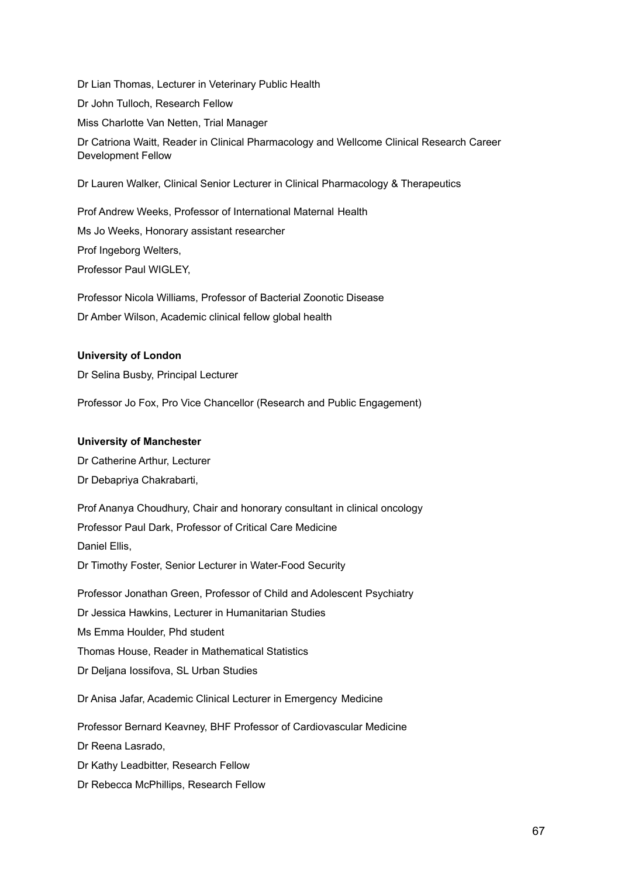Dr Lian Thomas, Lecturer in Veterinary Public Health

Dr John Tulloch, Research Fellow

Miss Charlotte Van Netten, Trial Manager

Dr Catriona Waitt, Reader in Clinical Pharmacology and Wellcome Clinical Research Career Development Fellow

Dr Lauren Walker, Clinical Senior Lecturer in Clinical Pharmacology & Therapeutics

Prof Andrew Weeks, Professor of International Maternal Health

Ms Jo Weeks, Honorary assistant researcher

Prof Ingeborg Welters,

Professor Paul WIGLEY,

Professor Nicola Williams, Professor of Bacterial Zoonotic Disease

Dr Amber Wilson, Academic clinical fellow global health

**University of London**

Dr Selina Busby, Principal Lecturer

Professor Jo Fox, Pro Vice Chancellor (Research and Public Engagement)

**University of Manchester**

Dr Catherine Arthur, Lecturer

Dr Debapriya Chakrabarti,

Prof Ananya Choudhury, Chair and honorary consultant in clinical oncology

Professor Paul Dark, Professor of Critical Care Medicine

Daniel Ellis,

Dr Timothy Foster, Senior Lecturer in Water-Food Security

Professor Jonathan Green, Professor of Child and Adolescent Psychiatry

Dr Jessica Hawkins, Lecturer in Humanitarian Studies

Ms Emma Houlder, Phd student

Thomas House, Reader in Mathematical Statistics

Dr Deljana Iossifova, SL Urban Studies

Dr Anisa Jafar, Academic Clinical Lecturer in Emergency Medicine

Professor Bernard Keavney, BHF Professor of Cardiovascular Medicine

Dr Reena Lasrado,

Dr Kathy Leadbitter, Research Fellow

Dr Rebecca McPhillips, Research Fellow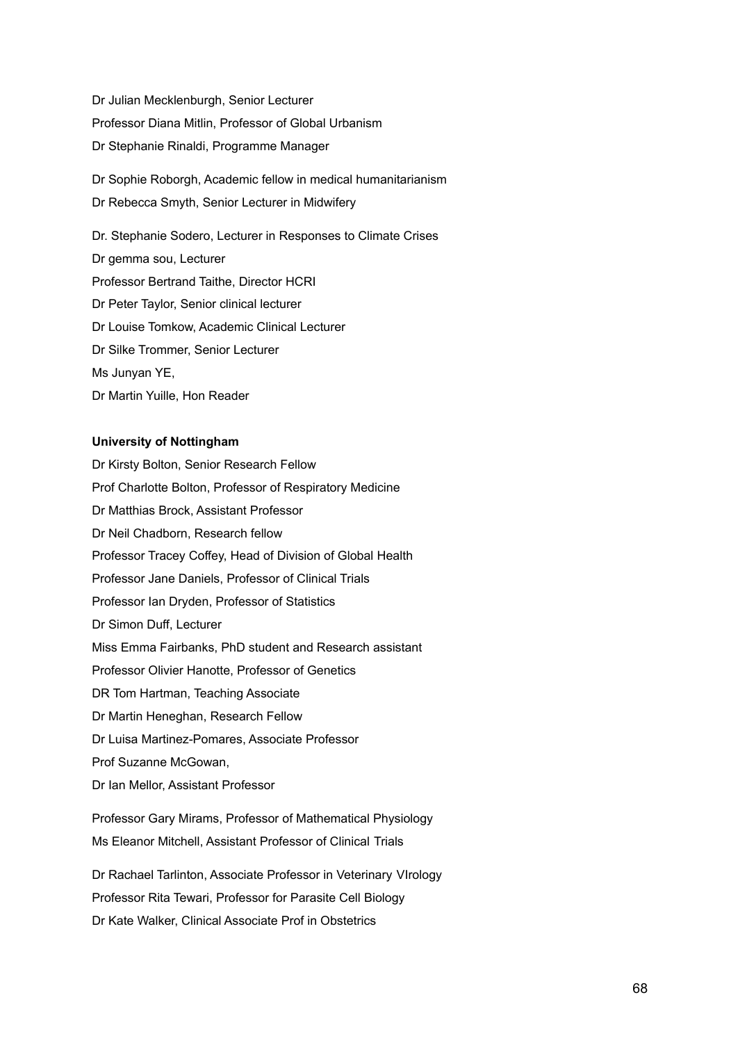Dr Julian Mecklenburgh, Senior Lecturer

Professor Diana Mitlin, Professor of Global Urbanism

Dr Stephanie Rinaldi, Programme Manager

Dr Sophie Roborgh, Academic fellow in medical humanitarianism

Dr Rebecca Smyth, Senior Lecturer in Midwifery

Dr. Stephanie Sodero, Lecturer in Responses to Climate Crises

Dr gemma sou, Lecturer

Professor Bertrand Taithe, Director HCRI

Dr Peter Taylor, Senior clinical lecturer

Dr Louise Tomkow, Academic Clinical Lecturer

Dr Silke Trommer, Senior Lecturer

Ms Junyan YE,

Dr Martin Yuille, Hon Reader

**University of Nottingham**

Dr Kirsty Bolton, Senior Research Fellow

Prof Charlotte Bolton, Professor of Respiratory Medicine

Dr Matthias Brock, Assistant Professor

Dr Neil Chadborn, Research fellow

Professor Tracey Coffey, Head of Division of Global Health

Professor Jane Daniels, Professor of Clinical Trials

Professor Ian Dryden, Professor of Statistics

Dr Simon Duff, Lecturer

Miss Emma Fairbanks, PhD student and Research assistant

Professor Olivier Hanotte, Professor of Genetics

DR Tom Hartman, Teaching Associate

Dr Martin Heneghan, Research Fellow

Dr Luisa Martinez-Pomares, Associate Professor

Prof Suzanne McGowan,

Dr Ian Mellor, Assistant Professor

Professor Gary Mirams, Professor of Mathematical Physiology

Ms Eleanor Mitchell, Assistant Professor of Clinical Trials

Dr Rachael Tarlinton, Associate Professor in Veterinary VIrology

Professor Rita Tewari, Professor for Parasite Cell Biology

Dr Kate Walker, Clinical Associate Prof in Obstetrics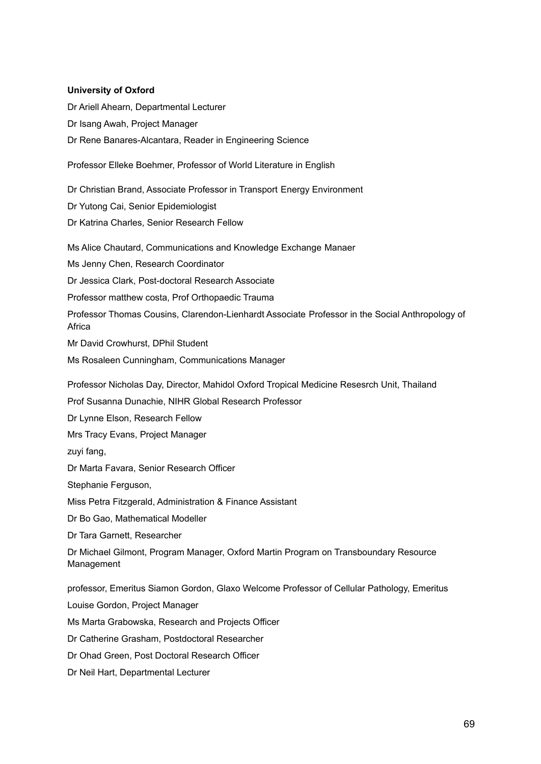**University of Oxford**

Dr Ariell Ahearn, Departmental Lecturer

Dr Isang Awah, Project Manager

Dr Rene Banares-Alcantara, Reader in Engineering Science

Professor Elleke Boehmer, Professor of World Literature in English

Dr Christian Brand, Associate Professor in Transport Energy Environment

Dr Yutong Cai, Senior Epidemiologist

Dr Katrina Charles, Senior Research Fellow

Ms Alice Chautard, Communications and Knowledge Exchange Manaer

Ms Jenny Chen, Research Coordinator

Dr Jessica Clark, Post-doctoral Research Associate

Professor matthew costa, Prof Orthopaedic Trauma

Professor Thomas Cousins, Clarendon-Lienhardt Associate Professor in the Social Anthropology of Africa

Mr David Crowhurst, DPhil Student

Ms Rosaleen Cunningham, Communications Manager

Professor Nicholas Day, Director, Mahidol Oxford Tropical Medicine Resesrch Unit, Thailand

Prof Susanna Dunachie, NIHR Global Research Professor

Dr Lynne Elson, Research Fellow

Mrs Tracy Evans, Project Manager

zuyi fang,

Dr Marta Favara, Senior Research Officer

Stephanie Ferguson,

Miss Petra Fitzgerald, Administration & Finance Assistant

Dr Bo Gao, Mathematical Modeller

Dr Tara Garnett, Researcher

Dr Michael Gilmont, Program Manager, Oxford Martin Program on Transboundary Resource Management

professor, Emeritus Siamon Gordon, Glaxo Welcome Professor of Cellular Pathology, Emeritus

Louise Gordon, Project Manager

Ms Marta Grabowska, Research and Projects Officer

Dr Catherine Grasham, Postdoctoral Researcher

Dr Ohad Green, Post Doctoral Research Officer

Dr Neil Hart, Departmental Lecturer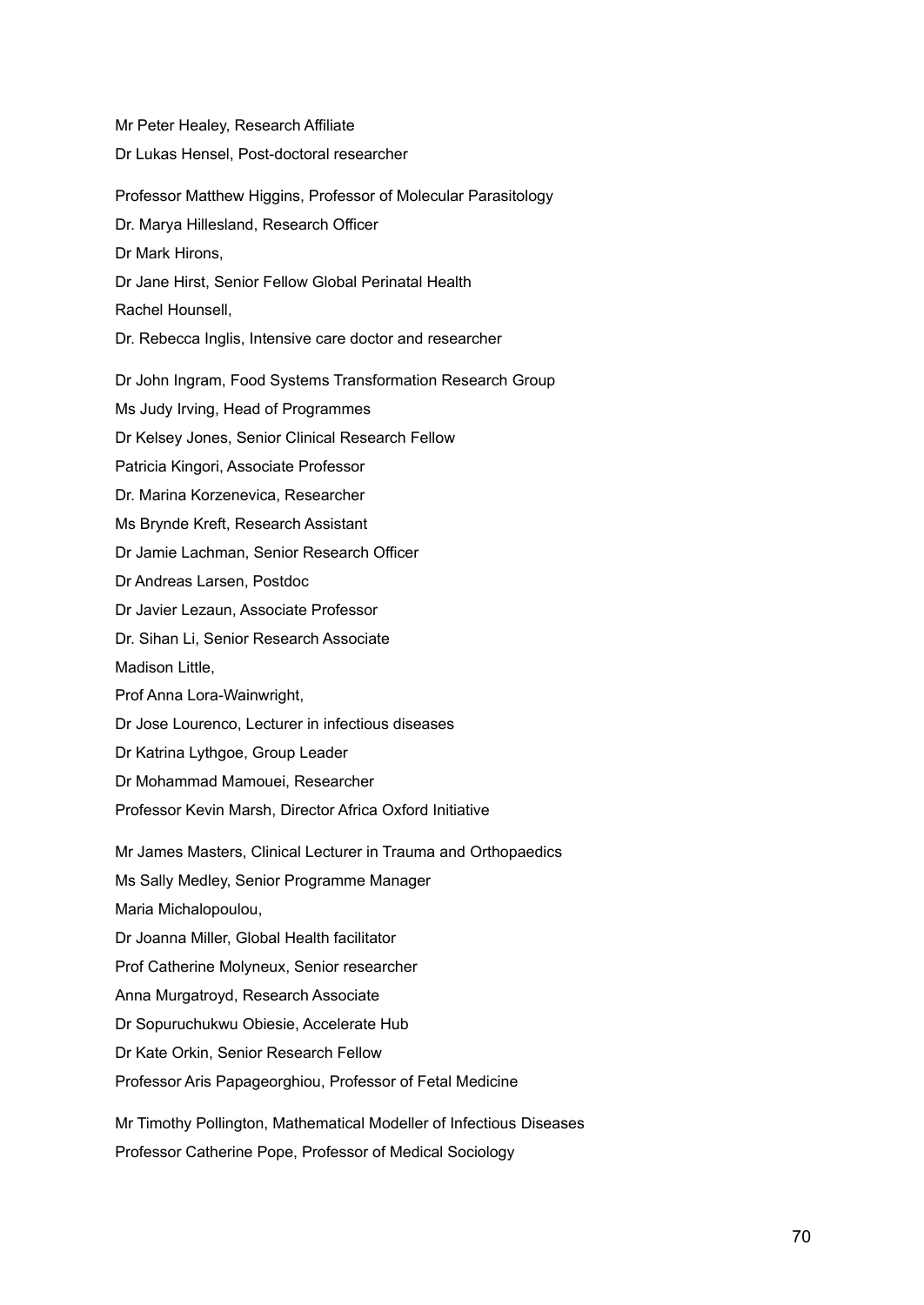Mr Peter Healey, Research Affiliate

Dr Lukas Hensel, Post-doctoral researcher

Professor Matthew Higgins, Professor of Molecular Parasitology

Dr. Marya Hillesland, Research Officer

Dr Mark Hirons,

Dr Jane Hirst, Senior Fellow Global Perinatal Health

Rachel Hounsell,

Dr. Rebecca Inglis, Intensive care doctor and researcher

Dr John Ingram, Food Systems Transformation Research Group

Ms Judy Irving, Head of Programmes

Dr Kelsey Jones, Senior Clinical Research Fellow

Patricia Kingori, Associate Professor

Dr. Marina Korzenevica, Researcher

Ms Brynde Kreft, Research Assistant

Dr Jamie Lachman, Senior Research Officer

Dr Andreas Larsen, Postdoc

Dr Javier Lezaun, Associate Professor

Dr. Sihan Li, Senior Research Associate

Madison Little,

Prof Anna Lora-Wainwright,

Dr Jose Lourenco, Lecturer in infectious diseases

Dr Katrina Lythgoe, Group Leader

Dr Mohammad Mamouei, Researcher

Professor Kevin Marsh, Director Africa Oxford Initiative

Mr James Masters, Clinical Lecturer in Trauma and Orthopaedics

Ms Sally Medley, Senior Programme Manager

Maria Michalopoulou,

Dr Joanna Miller, Global Health facilitator

Prof Catherine Molyneux, Senior researcher

Anna Murgatroyd, Research Associate

Dr Sopuruchukwu Obiesie, Accelerate Hub

Dr Kate Orkin, Senior Research Fellow

Professor Aris Papageorghiou, Professor of Fetal Medicine

Mr Timothy Pollington, Mathematical Modeller of Infectious Diseases

Professor Catherine Pope, Professor of Medical Sociology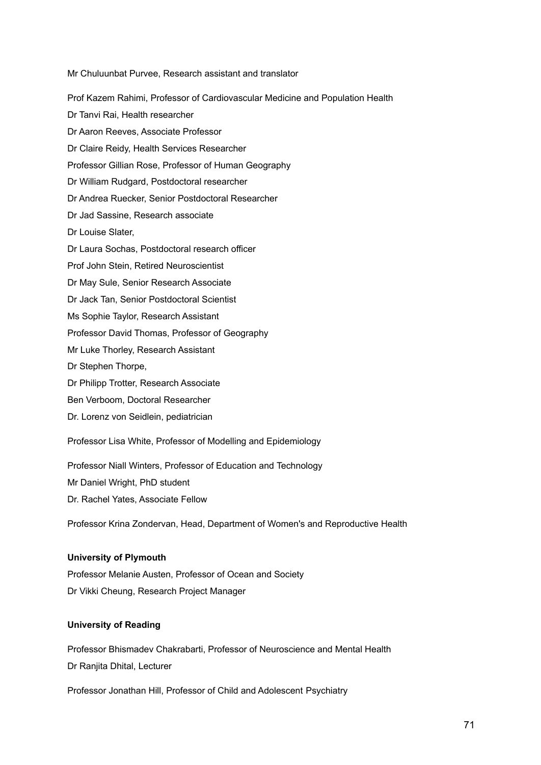Mr Chuluunbat Purvee, Research assistant and translator

Prof Kazem Rahimi, Professor of Cardiovascular Medicine and Population Health

Dr Tanvi Rai, Health researcher

Dr Aaron Reeves, Associate Professor

Dr Claire Reidy, Health Services Researcher

Professor Gillian Rose, Professor of Human Geography

Dr William Rudgard, Postdoctoral researcher

Dr Andrea Ruecker, Senior Postdoctoral Researcher

Dr Jad Sassine, Research associate

Dr Louise Slater,

Dr Laura Sochas, Postdoctoral research officer

Prof John Stein, Retired Neuroscientist

Dr May Sule, Senior Research Associate

Dr Jack Tan, Senior Postdoctoral Scientist

Ms Sophie Taylor, Research Assistant

Professor David Thomas, Professor of Geography

Mr Luke Thorley, Research Assistant

Dr Stephen Thorpe,

Dr Philipp Trotter, Research Associate

Ben Verboom, Doctoral Researcher

Dr. Lorenz von Seidlein, pediatrician

Professor Lisa White, Professor of Modelling and Epidemiology

Professor Niall Winters, Professor of Education and Technology

Mr Daniel Wright, PhD student

Dr. Rachel Yates, Associate Fellow

Professor Krina Zondervan, Head, Department of Women's and Reproductive Health

**University of Plymouth**

Professor Melanie Austen, Professor of Ocean and Society

Dr Vikki Cheung, Research Project Manager

**University of Reading**

Professor Bhismadev Chakrabarti, Professor of Neuroscience and Mental Health

Dr Ranjita Dhital, Lecturer

Professor Jonathan Hill, Professor of Child and Adolescent Psychiatry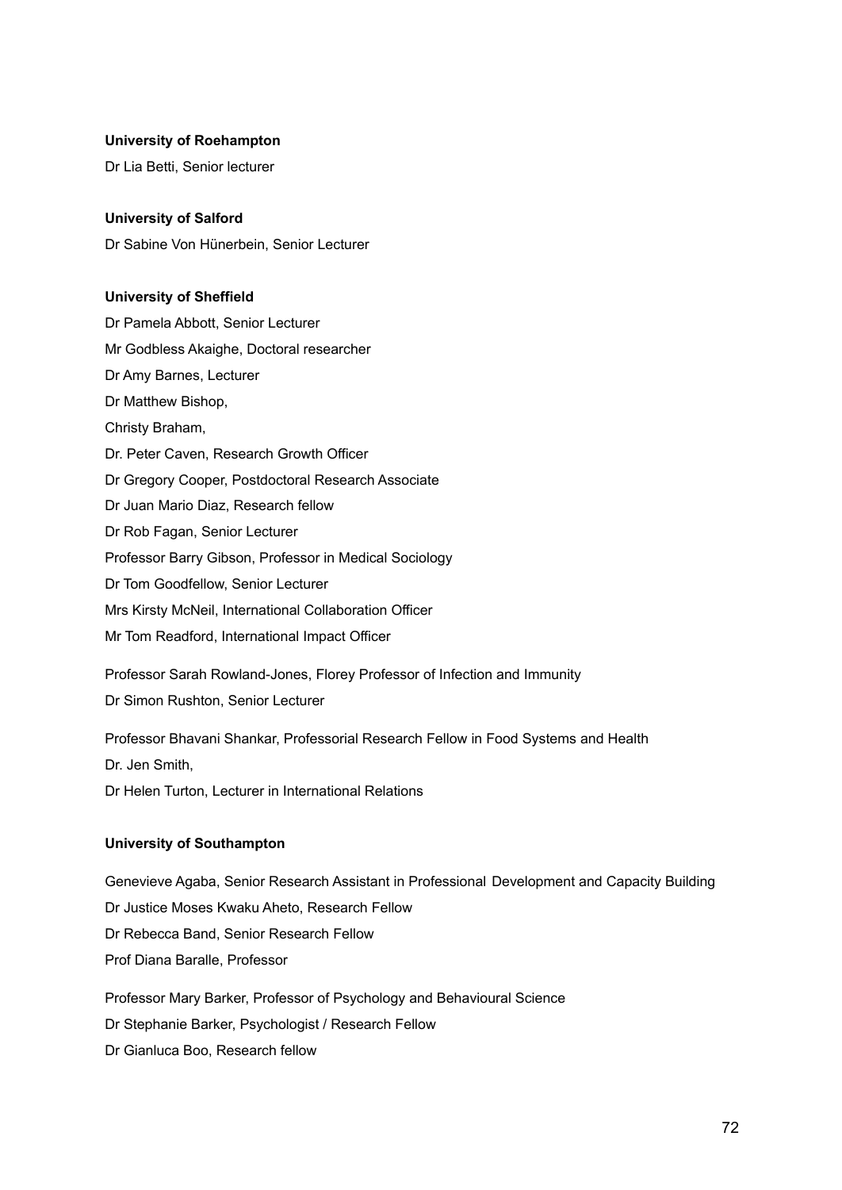**University of Roehampton**

Dr Lia Betti, Senior lecturer

**University of Salford**

Dr Sabine Von Hünerbein, Senior Lecturer

**University of Sheffield**

Dr Pamela Abbott, Senior Lecturer

Mr Godbless Akaighe, Doctoral researcher

Dr Amy Barnes, Lecturer

Dr Matthew Bishop,

Christy Braham,

Dr. Peter Caven, Research Growth Officer

Dr Gregory Cooper, Postdoctoral Research Associate

Dr Juan Mario Diaz, Research fellow

Dr Rob Fagan, Senior Lecturer

Professor Barry Gibson, Professor in Medical Sociology

Dr Tom Goodfellow, Senior Lecturer

Mrs Kirsty McNeil, International Collaboration Officer

Mr Tom Readford, International Impact Officer

Professor Sarah Rowland-Jones, Florey Professor of Infection and Immunity

Dr Simon Rushton, Senior Lecturer

Professor Bhavani Shankar, Professorial Research Fellow in Food Systems and Health

Dr. Jen Smith,

Dr Helen Turton, Lecturer in International Relations

**University of Southampton**

Genevieve Agaba, Senior Research Assistant in Professional Development and Capacity Building

Dr Justice Moses Kwaku Aheto, Research Fellow

Dr Rebecca Band, Senior Research Fellow

Prof Diana Baralle, Professor

Professor Mary Barker, Professor of Psychology and Behavioural Science

Dr Stephanie Barker, Psychologist / Research Fellow

Dr Gianluca Boo, Research fellow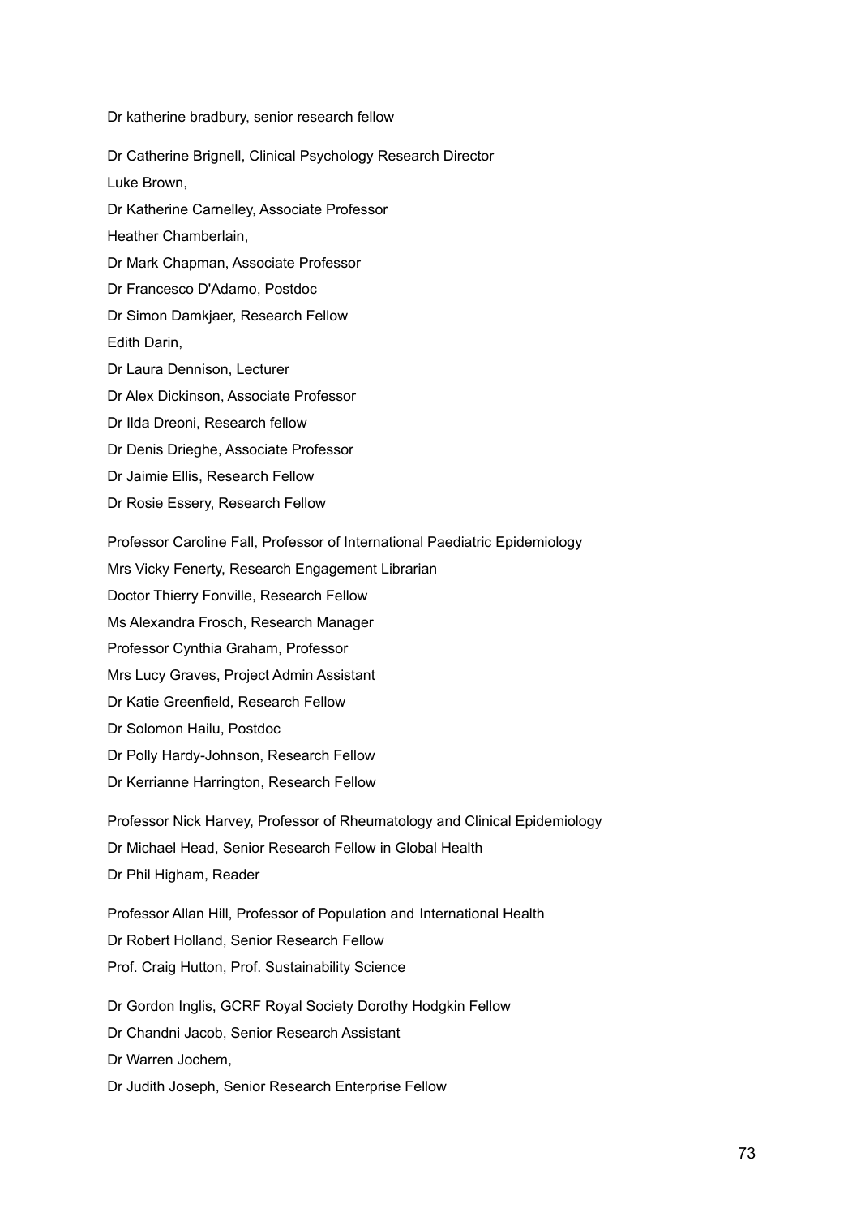Dr katherine bradbury, senior research fellow

Dr Catherine Brignell, Clinical Psychology Research Director

Luke Brown,

Dr Katherine Carnelley, Associate Professor

Heather Chamberlain,

Dr Mark Chapman, Associate Professor

Dr Francesco D'Adamo, Postdoc

Dr Simon Damkjaer, Research Fellow

Edith Darin,

Dr Laura Dennison, Lecturer

Dr Alex Dickinson, Associate Professor

Dr Ilda Dreoni, Research fellow

Dr Denis Drieghe, Associate Professor

Dr Jaimie Ellis, Research Fellow

Dr Rosie Essery, Research Fellow

Professor Caroline Fall, Professor of International Paediatric Epidemiology

Mrs Vicky Fenerty, Research Engagement Librarian

Doctor Thierry Fonville, Research Fellow

Ms Alexandra Frosch, Research Manager

Professor Cynthia Graham, Professor

Mrs Lucy Graves, Project Admin Assistant

Dr Katie Greenfield, Research Fellow

Dr Solomon Hailu, Postdoc

Dr Polly Hardy-Johnson, Research Fellow

Dr Kerrianne Harrington, Research Fellow

Professor Nick Harvey, Professor of Rheumatology and Clinical Epidemiology

Dr Michael Head, Senior Research Fellow in Global Health

Dr Phil Higham, Reader

Professor Allan Hill, Professor of Population and International Health

Dr Robert Holland, Senior Research Fellow

Prof. Craig Hutton, Prof. Sustainability Science

Dr Gordon Inglis, GCRF Royal Society Dorothy Hodgkin Fellow

Dr Chandni Jacob, Senior Research Assistant

Dr Warren Jochem,

Dr Judith Joseph, Senior Research Enterprise Fellow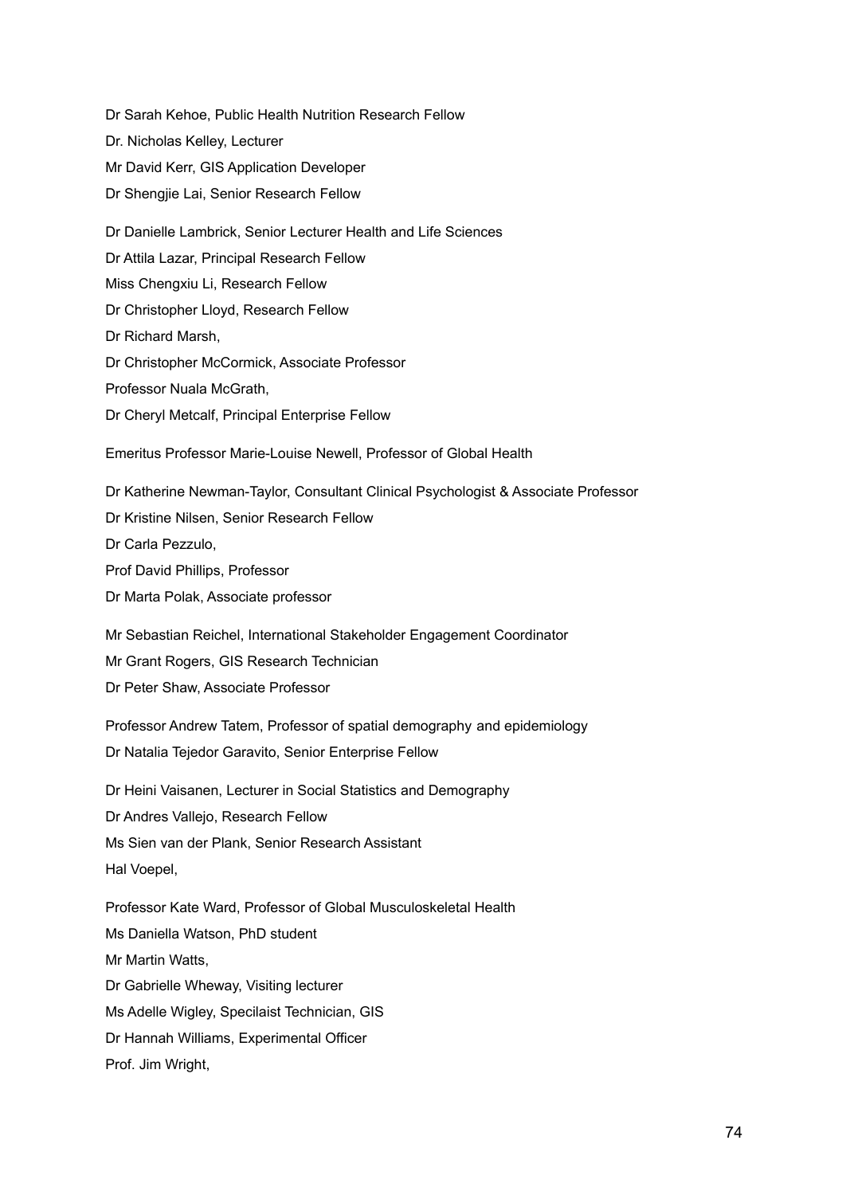Dr Sarah Kehoe, Public Health Nutrition Research Fellow

Dr. Nicholas Kelley, Lecturer

Mr David Kerr, GIS Application Developer

Dr Shengjie Lai, Senior Research Fellow

Dr Danielle Lambrick, Senior Lecturer Health and Life Sciences

Dr Attila Lazar, Principal Research Fellow

Miss Chengxiu Li, Research Fellow

Dr Christopher Lloyd, Research Fellow

Dr Richard Marsh,

Dr Christopher McCormick, Associate Professor

Professor Nuala McGrath,

Dr Cheryl Metcalf, Principal Enterprise Fellow

Emeritus Professor Marie-Louise Newell, Professor of Global Health

Dr Katherine Newman-Taylor, Consultant Clinical Psychologist & Associate Professor

Dr Kristine Nilsen, Senior Research Fellow

Dr Carla Pezzulo,

Prof David Phillips, Professor

Dr Marta Polak, Associate professor

Mr Sebastian Reichel, International Stakeholder Engagement Coordinator

Mr Grant Rogers, GIS Research Technician

Dr Peter Shaw, Associate Professor

Professor Andrew Tatem, Professor of spatial demography and epidemiology

Dr Natalia Tejedor Garavito, Senior Enterprise Fellow

Dr Heini Vaisanen, Lecturer in Social Statistics and Demography

Dr Andres Vallejo, Research Fellow

Ms Sien van der Plank, Senior Research Assistant

Hal Voepel,

Professor Kate Ward, Professor of Global Musculoskeletal Health

Ms Daniella Watson, PhD student

Mr Martin Watts,

Dr Gabrielle Wheway, Visiting lecturer

Ms Adelle Wigley, Specilaist Technician, GIS

Dr Hannah Williams, Experimental Officer

Prof. Jim Wright,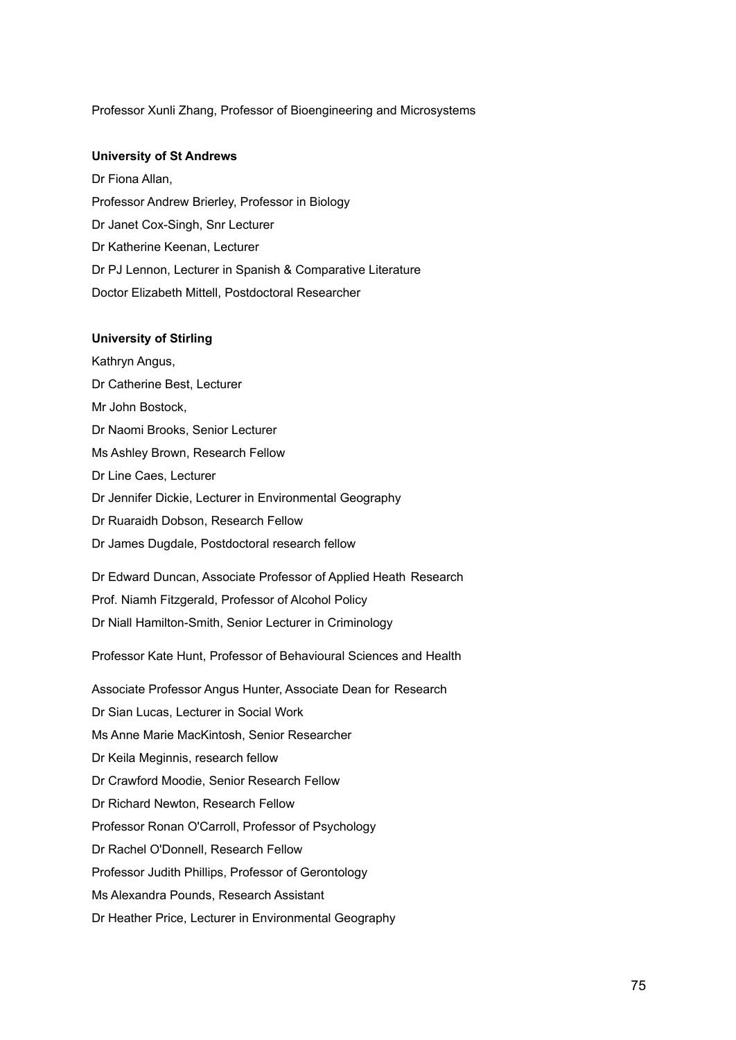Professor Xunli Zhang, Professor of Bioengineering and Microsystems

**University of St Andrews**

Dr Fiona Allan,

Professor Andrew Brierley, Professor in Biology

Dr Janet Cox-Singh, Snr Lecturer

Dr Katherine Keenan, Lecturer

Dr PJ Lennon, Lecturer in Spanish & Comparative Literature

Doctor Elizabeth Mittell, Postdoctoral Researcher

**University of Stirling**

Kathryn Angus,

Dr Catherine Best, Lecturer

Mr John Bostock,

Dr Naomi Brooks, Senior Lecturer

Ms Ashley Brown, Research Fellow

Dr Line Caes, Lecturer

Dr Jennifer Dickie, Lecturer in Environmental Geography

Dr Ruaraidh Dobson, Research Fellow

Dr James Dugdale, Postdoctoral research fellow

Dr Edward Duncan, Associate Professor of Applied Heath Research

Prof. Niamh Fitzgerald, Professor of Alcohol Policy

Dr Niall Hamilton-Smith, Senior Lecturer in Criminology

Professor Kate Hunt, Professor of Behavioural Sciences and Health

Associate Professor Angus Hunter, Associate Dean for Research

Dr Sian Lucas, Lecturer in Social Work

Ms Anne Marie MacKintosh, Senior Researcher

Dr Keila Meginnis, research fellow

Dr Crawford Moodie, Senior Research Fellow

Dr Richard Newton, Research Fellow

Professor Ronan O'Carroll, Professor of Psychology

Dr Rachel O'Donnell, Research Fellow

Professor Judith Phillips, Professor of Gerontology

Ms Alexandra Pounds, Research Assistant

Dr Heather Price, Lecturer in Environmental Geography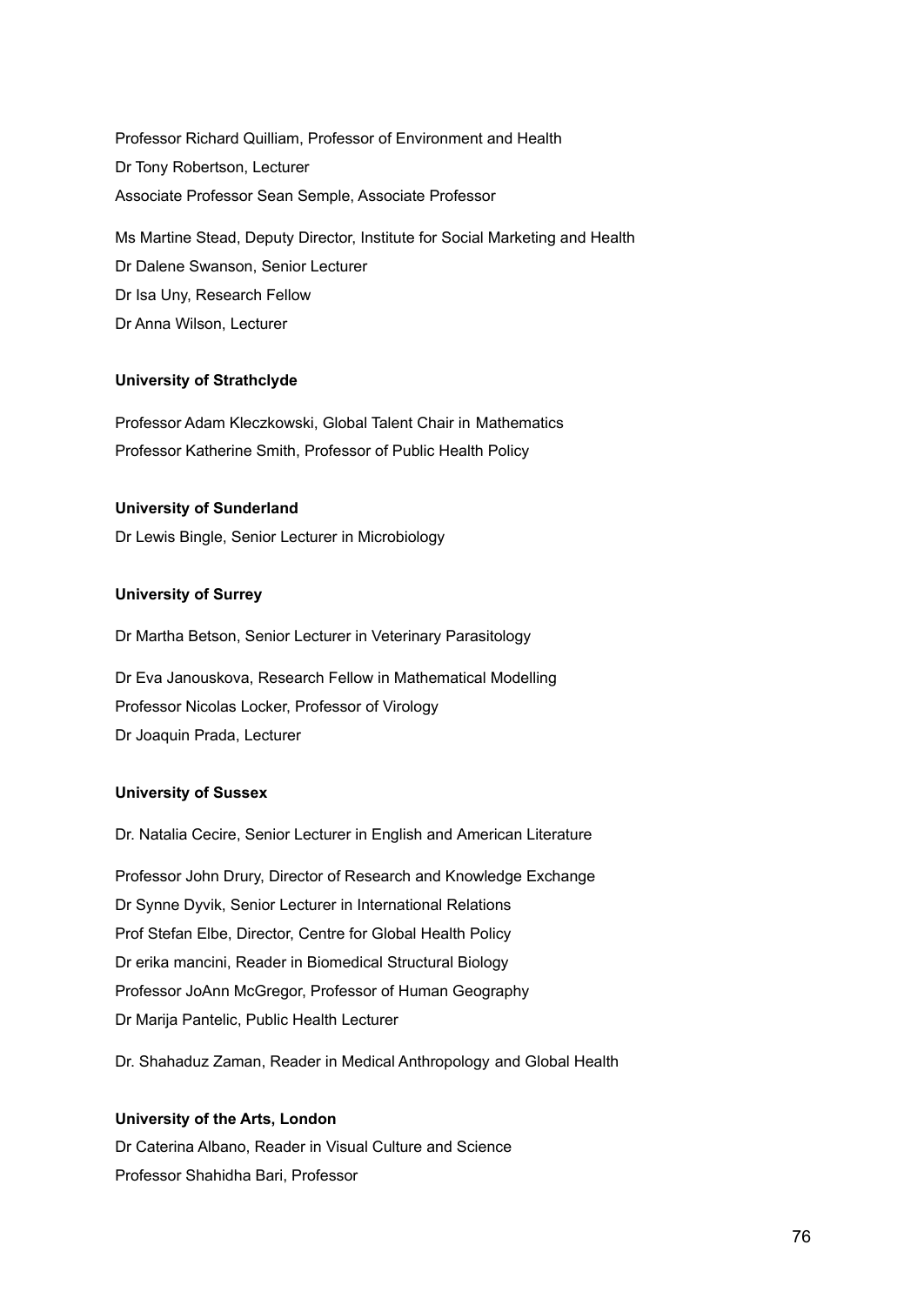Professor Richard Quilliam, Professor of Environment and Health

Dr Tony Robertson, Lecturer

Associate Professor Sean Semple, Associate Professor

Ms Martine Stead, Deputy Director, Institute for Social Marketing and Health

Dr Dalene Swanson, Senior Lecturer

Dr Isa Uny, Research Fellow

Dr Anna Wilson, Lecturer

**University of Strathclyde**

Professor Adam Kleczkowski, Global Talent Chair in Mathematics

Professor Katherine Smith, Professor of Public Health Policy

**University of Sunderland**

Dr Lewis Bingle, Senior Lecturer in Microbiology

**University of Surrey**

Dr Martha Betson, Senior Lecturer in Veterinary Parasitology

Dr Eva Janouskova, Research Fellow in Mathematical Modelling

Professor Nicolas Locker, Professor of Virology

Dr Joaquin Prada, Lecturer

**University of Sussex**

Dr. Natalia Cecire, Senior Lecturer in English and American Literature

Professor John Drury, Director of Research and Knowledge Exchange

Dr Synne Dyvik, Senior Lecturer in International Relations

Prof Stefan Elbe, Director, Centre for Global Health Policy

Dr erika mancini, Reader in Biomedical Structural Biology

Professor JoAnn McGregor, Professor of Human Geography

Dr Marija Pantelic, Public Health Lecturer

Dr. Shahaduz Zaman, Reader in Medical Anthropology and Global Health

**University of the Arts, London**

Dr Caterina Albano, Reader in Visual Culture and Science

Professor Shahidha Bari, Professor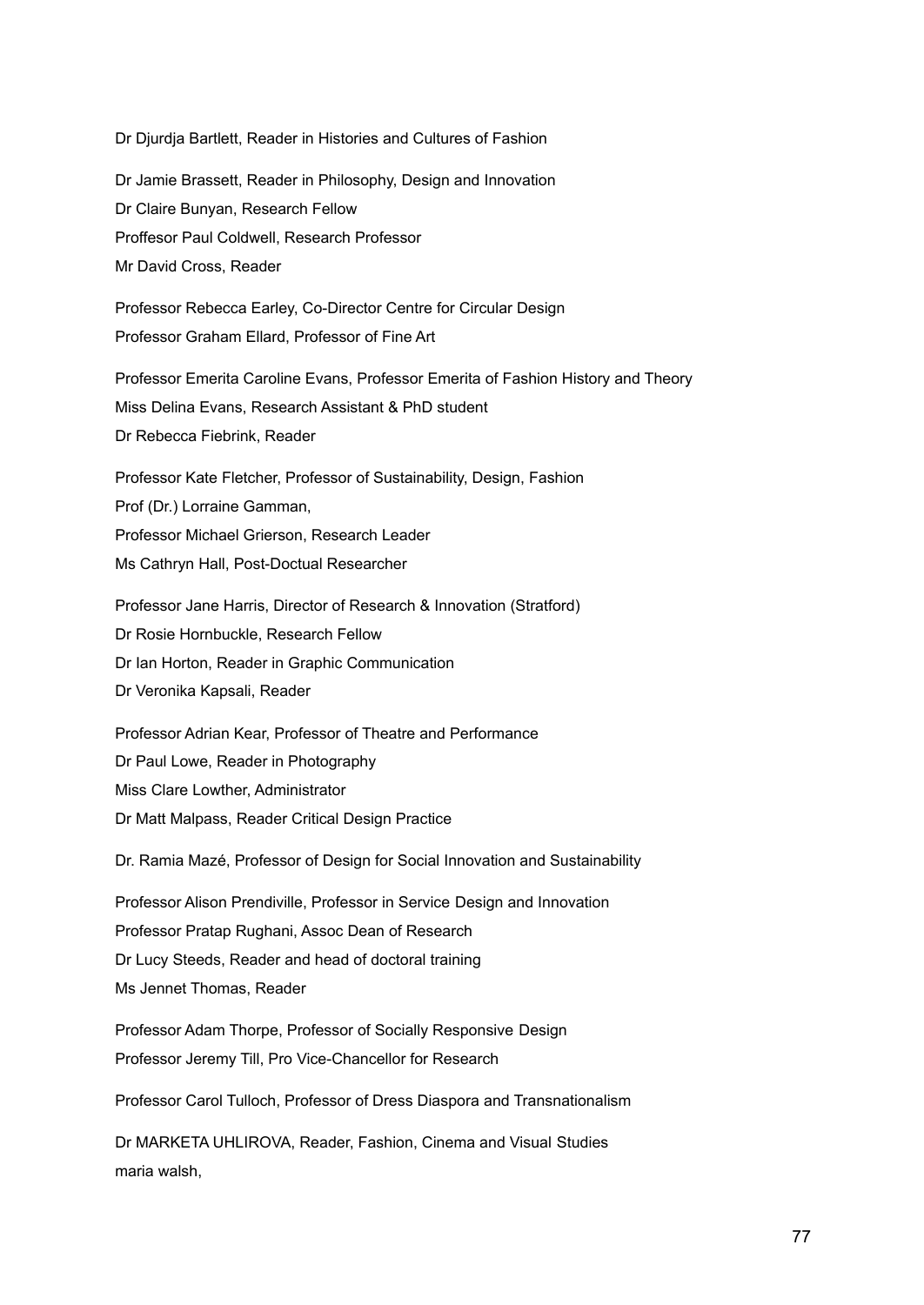Dr Djurdja Bartlett, Reader in Histories and Cultures of Fashion

Dr Jamie Brassett, Reader in Philosophy, Design and Innovation

Dr Claire Bunyan, Research Fellow

Proffesor Paul Coldwell, Research Professor

Mr David Cross, Reader

Professor Rebecca Earley, Co-Director Centre for Circular Design

Professor Graham Ellard, Professor of Fine Art

Professor Emerita Caroline Evans, Professor Emerita of Fashion History and Theory

Miss Delina Evans, Research Assistant & PhD student

Dr Rebecca Fiebrink, Reader

Professor Kate Fletcher, Professor of Sustainability, Design, Fashion

Prof (Dr.) Lorraine Gamman,

Professor Michael Grierson, Research Leader

Ms Cathryn Hall, Post-Doctual Researcher

Professor Jane Harris, Director of Research & Innovation (Stratford)

Dr Rosie Hornbuckle, Research Fellow

Dr Ian Horton, Reader in Graphic Communication

Dr Veronika Kapsali, Reader

Professor Adrian Kear, Professor of Theatre and Performance

Dr Paul Lowe, Reader in Photography

Miss Clare Lowther, Administrator

Dr Matt Malpass, Reader Critical Design Practice

Dr. Ramia Mazé, Professor of Design for Social Innovation and Sustainability

Professor Alison Prendiville, Professor in Service Design and Innovation

Professor Pratap Rughani, Assoc Dean of Research

Dr Lucy Steeds, Reader and head of doctoral training

Ms Jennet Thomas, Reader

Professor Adam Thorpe, Professor of Socially Responsive Design

Professor Jeremy Till, Pro Vice-Chancellor for Research

Professor Carol Tulloch, Professor of Dress Diaspora and Transnationalism

Dr MARKETA UHLIROVA, Reader, Fashion, Cinema and Visual Studies

maria walsh,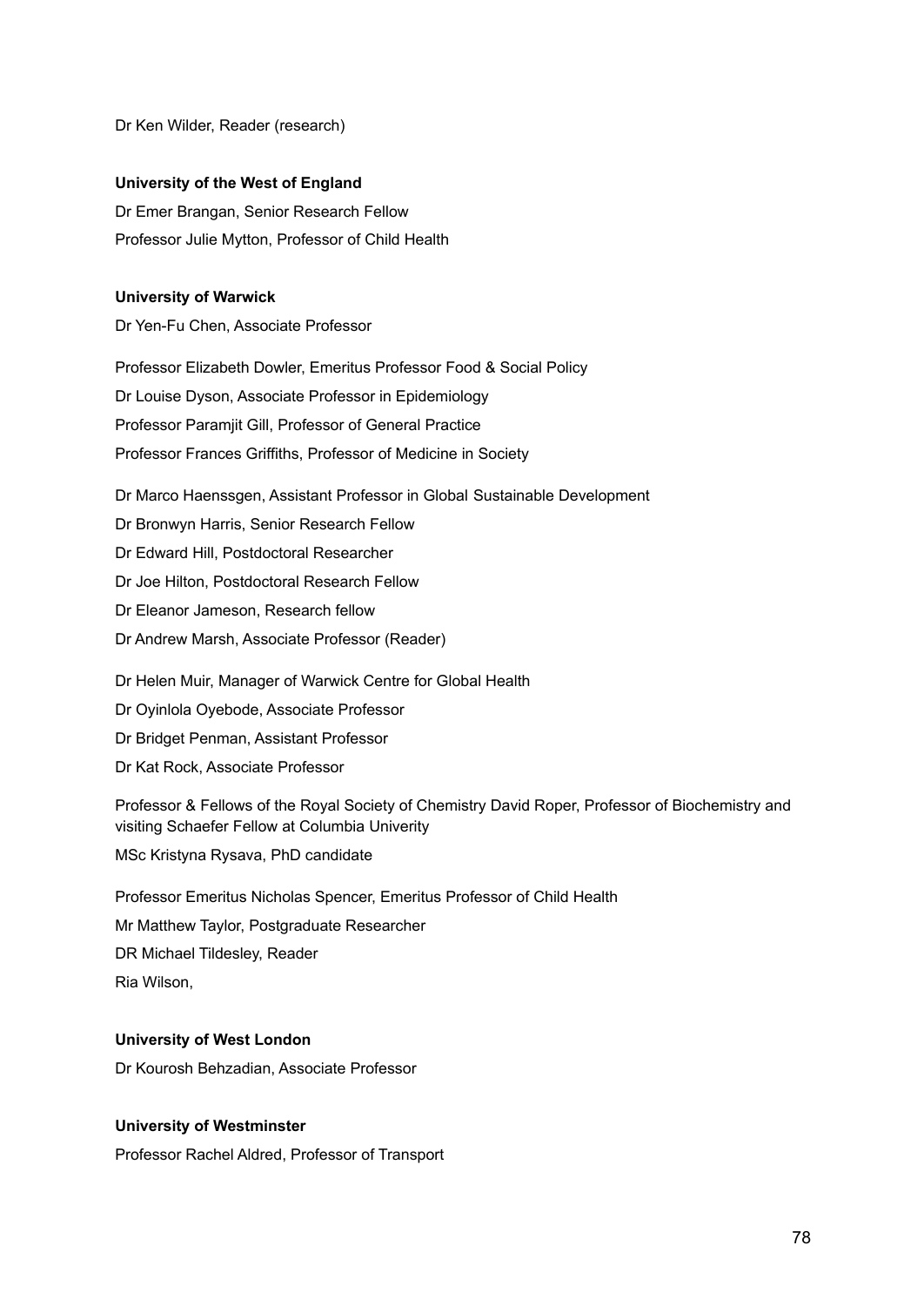Dr Ken Wilder, Reader (research)

**University of the West of England**

Dr Emer Brangan, Senior Research Fellow

Professor Julie Mytton, Professor of Child Health

**University of Warwick**

Dr Yen-Fu Chen, Associate Professor

Professor Elizabeth Dowler, Emeritus Professor Food & Social Policy

Dr Louise Dyson, Associate Professor in Epidemiology

Professor Paramjit Gill, Professor of General Practice

Professor Frances Griffiths, Professor of Medicine in Society

Dr Marco Haenssgen, Assistant Professor in Global Sustainable Development

Dr Bronwyn Harris, Senior Research Fellow

Dr Edward Hill, Postdoctoral Researcher

Dr Joe Hilton, Postdoctoral Research Fellow

Dr Eleanor Jameson, Research fellow

Dr Andrew Marsh, Associate Professor (Reader)

Dr Helen Muir, Manager of Warwick Centre for Global Health

Dr Oyinlola Oyebode, Associate Professor

Dr Bridget Penman, Assistant Professor

Dr Kat Rock, Associate Professor

Professor & Fellows of the Royal Society of Chemistry David Roper, Professor of Biochemistry and visiting Schaefer Fellow at Columbia Univerity

MSc Kristyna Rysava, PhD candidate

Professor Emeritus Nicholas Spencer, Emeritus Professor of Child Health

Mr Matthew Taylor, Postgraduate Researcher

DR Michael Tildesley, Reader

Ria Wilson,

**University of West London**

Dr Kourosh Behzadian, Associate Professor

**University of Westminster**

Professor Rachel Aldred, Professor of Transport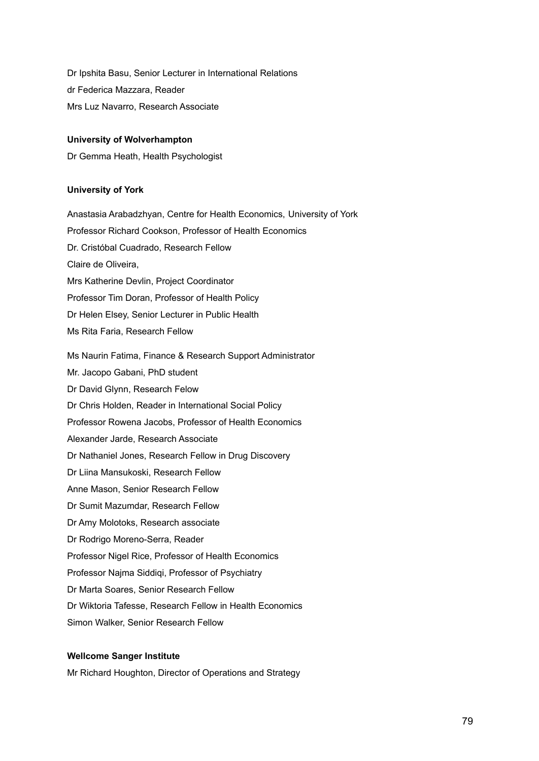Dr Ipshita Basu, Senior Lecturer in International Relations

dr Federica Mazzara, Reader

Mrs Luz Navarro, Research Associate

**University of Wolverhampton**

Dr Gemma Heath, Health Psychologist

**University of York**

Anastasia Arabadzhyan, Centre for Health Economics, University of York

Professor Richard Cookson, Professor of Health Economics

Dr. Cristóbal Cuadrado, Research Fellow

Claire de Oliveira,

Mrs Katherine Devlin, Project Coordinator

Professor Tim Doran, Professor of Health Policy

Dr Helen Elsey, Senior Lecturer in Public Health

Ms Rita Faria, Research Fellow

Ms Naurin Fatima, Finance & Research Support Administrator

Mr. Jacopo Gabani, PhD student

Dr David Glynn, Research Felow

Dr Chris Holden, Reader in International Social Policy

Professor Rowena Jacobs, Professor of Health Economics

Alexander Jarde, Research Associate

Dr Nathaniel Jones, Research Fellow in Drug Discovery

Dr Liina Mansukoski, Research Fellow

Anne Mason, Senior Research Fellow

Dr Sumit Mazumdar, Research Fellow

Dr Amy Molotoks, Research associate

Dr Rodrigo Moreno-Serra, Reader

Professor Nigel Rice, Professor of Health Economics

Professor Najma Siddiqi, Professor of Psychiatry

Dr Marta Soares, Senior Research Fellow

Dr Wiktoria Tafesse, Research Fellow in Health Economics

Simon Walker, Senior Research Fellow

**Wellcome Sanger Institute**

Mr Richard Houghton, Director of Operations and Strategy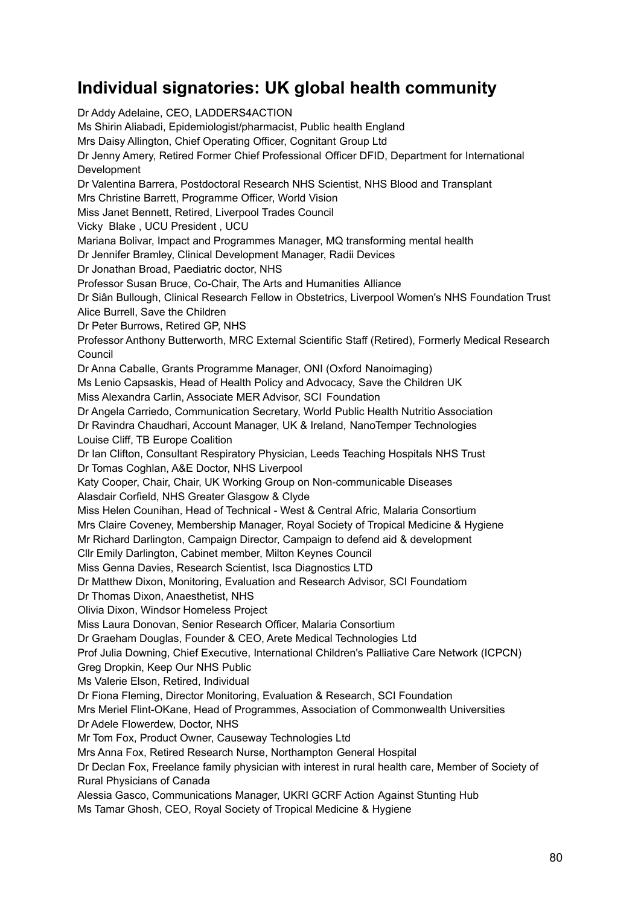## Individual signatories: UK global health community

Dr Addy Adelaine, CEO, LADDERS4ACTION
Ms Shirin Aliabadi, Epidemiologist/pharmacist, Public health England
Mrs Daisy Allington, Chief Operating Officer, Cognitant Group Ltd
Dr Jenny Amery, Retired Former Chief Professional Officer DFID, Department for International Development
Dr Valentina Barrera, Postdoctoral Research NHS Scientist, NHS Blood and Transplant
Mrs Christine Barrett, Programme Officer, World Vision
Miss Janet Bennett, Retired, Liverpool Trades Council
Vicky Blake , UCU President , UCU
Mariana Bolivar, Impact and Programmes Manager, MQ transforming mental health
Dr Jennifer Bramley, Clinical Development Manager, Radii Devices
Dr Jonathan Broad, Paediatric doctor, NHS
Professor Susan Bruce, Co-Chair, The Arts and Humanities Alliance
Dr Siân Bullough, Clinical Research Fellow in Obstetrics, Liverpool Women's NHS Foundation Trust
Alice Burrell, Save the Children
Dr Peter Burrows, Retired GP, NHS
Professor Anthony Butterworth, MRC External Scientific Staff (Retired), Formerly Medical Research Council
Dr Anna Caballe, Grants Programme Manager, ONI (Oxford Nanoimaging)
Ms Lenio Capsaskis, Head of Health Policy and Advocacy, Save the Children UK
Miss Alexandra Carlin, Associate MER Advisor, SCI Foundation
Dr Angela Carriedo, Communication Secretary, World Public Health Nutritio Association
Dr Ravindra Chaudhari, Account Manager, UK & Ireland, NanoTemper Technologies
Louise Cliff, TB Europe Coalition
Dr Ian Clifton, Consultant Respiratory Physician, Leeds Teaching Hospitals NHS Trust
Dr Tomas Coghlan, A&E Doctor, NHS Liverpool
Katy Cooper, Chair, Chair, UK Working Group on Non-communicable Diseases
Alasdair Corfield, NHS Greater Glasgow & Clyde
Miss Helen Counihan, Head of Technical - West & Central Afric, Malaria Consortium
Mrs Claire Coveney, Membership Manager, Royal Society of Tropical Medicine & Hygiene
Mr Richard Darlington, Campaign Director, Campaign to defend aid & development
Cllr Emily Darlington, Cabinet member, Milton Keynes Council
Miss Genna Davies, Research Scientist, Isca Diagnostics LTD
Dr Matthew Dixon, Monitoring, Evaluation and Research Advisor, SCI Foundatiom
Dr Thomas Dixon, Anaesthetist, NHS
Olivia Dixon, Windsor Homeless Project
Miss Laura Donovan, Senior Research Officer, Malaria Consortium
Dr Graeham Douglas, Founder & CEO, Arete Medical Technologies Ltd
Prof Julia Downing, Chief Executive, International Children's Palliative Care Network (ICPCN)
Greg Dropkin, Keep Our NHS Public
Ms Valerie Elson, Retired, Individual
Dr Fiona Fleming, Director Monitoring, Evaluation & Research, SCI Foundation
Mrs Meriel Flint-OKane, Head of Programmes, Association of Commonwealth Universities
Dr Adele Flowerdew, Doctor, NHS
Mr Tom Fox, Product Owner, Causeway Technologies Ltd
Mrs Anna Fox, Retired Research Nurse, Northampton General Hospital
Dr Declan Fox, Freelance family physician with interest in rural health care, Member of Society of Rural Physicians of Canada
Alessia Gasco, Communications Manager, UKRI GCRF Action Against Stunting Hub
Ms Tamar Ghosh, CEO, Royal Society of Tropical Medicine & Hygiene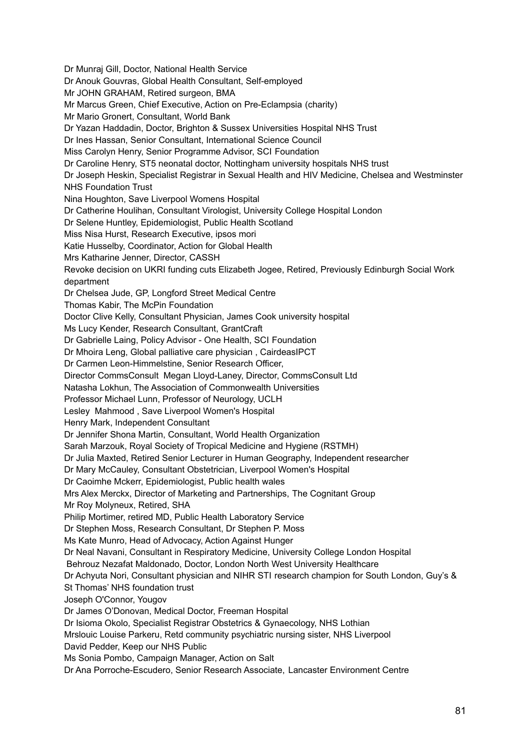Dr Munraj Gill, Doctor, National Health Service
Dr Anouk Gouvras, Global Health Consultant, Self-employed
Mr JOHN GRAHAM, Retired surgeon, BMA
Mr Marcus Green, Chief Executive, Action on Pre-Eclampsia (charity)
Mr Mario Gronert, Consultant, World Bank
Dr Yazan Haddadin, Doctor, Brighton & Sussex Universities Hospital NHS Trust
Dr Ines Hassan, Senior Consultant, International Science Council
Miss Carolyn Henry, Senior Programme Advisor, SCI Foundation
Dr Caroline Henry, ST5 neonatal doctor, Nottingham university hospitals NHS trust
Dr Joseph Heskin, Specialist Registrar in Sexual Health and HIV Medicine, Chelsea and Westminster NHS Foundation Trust
Nina Houghton, Save Liverpool Womens Hospital
Dr Catherine Houlihan, Consultant Virologist, University College Hospital London
Dr Selene Huntley, Epidemiologist, Public Health Scotland
Miss Nisa Hurst, Research Executive, ipsos mori
Katie Husselby, Coordinator, Action for Global Health
Mrs Katharine Jenner, Director, CASSH
Revoke decision on UKRI funding cuts Elizabeth Jogee, Retired, Previously Edinburgh Social Work department
Dr Chelsea Jude, GP, Longford Street Medical Centre
Thomas Kabir, The McPin Foundation
Doctor Clive Kelly, Consultant Physician, James Cook university hospital
Ms Lucy Kender, Research Consultant, GrantCraft
Dr Gabrielle Laing, Policy Advisor - One Health, SCI Foundation
Dr Mhoira Leng, Global palliative care physician , CairdeasIPCT
Dr Carmen Leon-Himmelstine, Senior Research Officer,
Director CommsConsult Megan Lloyd-Laney, Director, CommsConsult Ltd
Natasha Lokhun, The Association of Commonwealth Universities
Professor Michael Lunn, Professor of Neurology, UCLH
Lesley Mahmood , Save Liverpool Women's Hospital
Henry Mark, Independent Consultant
Dr Jennifer Shona Martin, Consultant, World Health Organization
Sarah Marzouk, Royal Society of Tropical Medicine and Hygiene (RSTMH)
Dr Julia Maxted, Retired Senior Lecturer in Human Geography, Independent researcher
Dr Mary McCauley, Consultant Obstetrician, Liverpool Women's Hospital
Dr Caoimhe Mckerr, Epidemiologist, Public health wales
Mrs Alex Merckx, Director of Marketing and Partnerships, The Cognitant Group
Mr Roy Molyneux, Retired, SHA
Philip Mortimer, retired MD, Public Health Laboratory Service
Dr Stephen Moss, Research Consultant, Dr Stephen P. Moss
Ms Kate Munro, Head of Advocacy, Action Against Hunger
Dr Neal Navani, Consultant in Respiratory Medicine, University College London Hospital
Behrouz Nezafat Maldonado, Doctor, London North West University Healthcare
Dr Achyuta Nori, Consultant physician and NIHR STI research champion for South London, Guy's & St Thomas' NHS foundation trust
Joseph O'Connor, Yougov
Dr James O'Donovan, Medical Doctor, Freeman Hospital
Dr Isioma Okolo, Specialist Registrar Obstetrics & Gynaecology, NHS Lothian
Mrslouic Louise Parkeru, Retd community psychiatric nursing sister, NHS Liverpool
David Pedder, Keep our NHS Public
Ms Sonia Pombo, Campaign Manager, Action on Salt
Dr Ana Porroche-Escudero, Senior Research Associate, Lancaster Environment Centre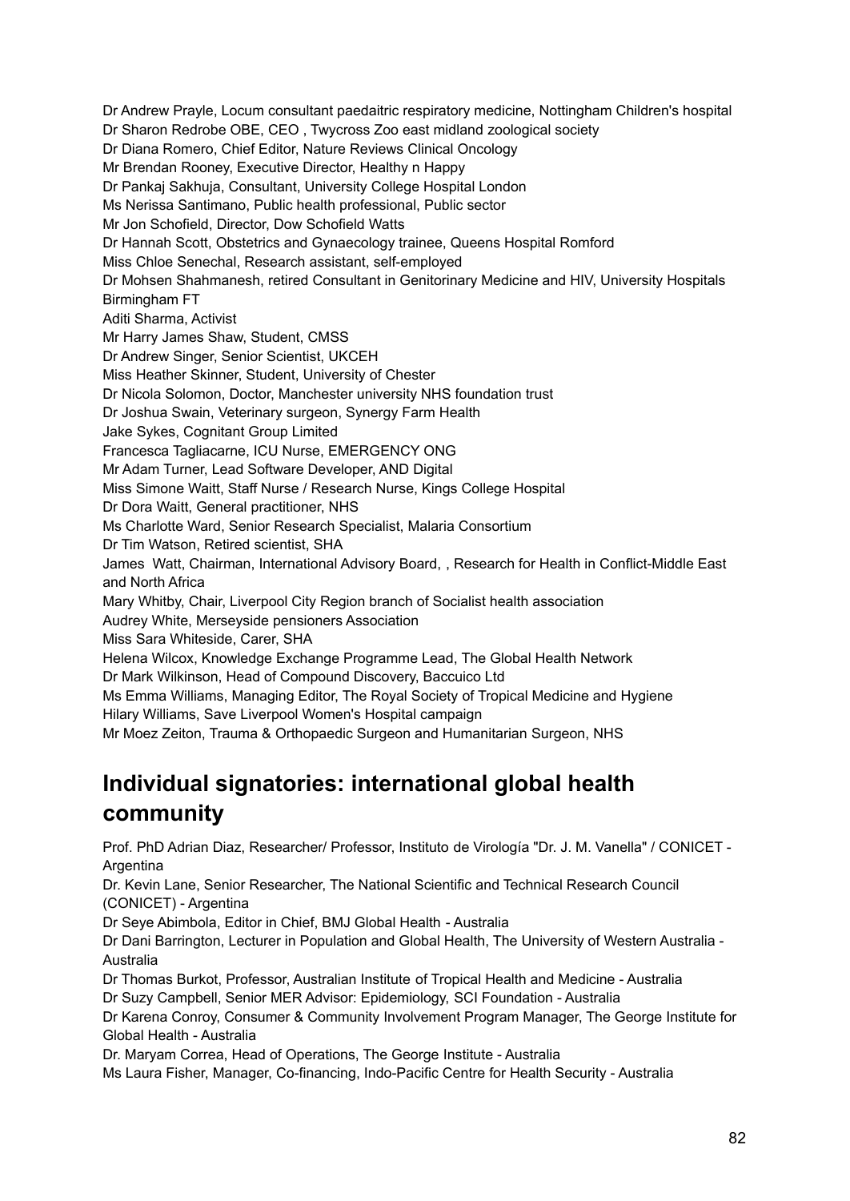Dr Andrew Prayle, Locum consultant paedaitric respiratory medicine, Nottingham Children's hospital
Dr Sharon Redrobe OBE, CEO , Twycross Zoo east midland zoological society
Dr Diana Romero, Chief Editor, Nature Reviews Clinical Oncology
Mr Brendan Rooney, Executive Director, Healthy n Happy
Dr Pankaj Sakhuja, Consultant, University College Hospital London
Ms Nerissa Santimano, Public health professional, Public sector
Mr Jon Schofield, Director, Dow Schofield Watts
Dr Hannah Scott, Obstetrics and Gynaecology trainee, Queens Hospital Romford
Miss Chloe Senechal, Research assistant, self-employed
Dr Mohsen Shahmanesh, retired Consultant in Genitorinary Medicine and HIV, University Hospitals Birmingham FT
Aditi Sharma, Activist
Mr Harry James Shaw, Student, CMSS
Dr Andrew Singer, Senior Scientist, UKCEH
Miss Heather Skinner, Student, University of Chester
Dr Nicola Solomon, Doctor, Manchester university NHS foundation trust
Dr Joshua Swain, Veterinary surgeon, Synergy Farm Health
Jake Sykes, Cognitant Group Limited
Francesca Tagliacarne, ICU Nurse, EMERGENCY ONG
Mr Adam Turner, Lead Software Developer, AND Digital
Miss Simone Waitt, Staff Nurse / Research Nurse, Kings College Hospital
Dr Dora Waitt, General practitioner, NHS
Ms Charlotte Ward, Senior Research Specialist, Malaria Consortium
Dr Tim Watson, Retired scientist, SHA
James Watt, Chairman, International Advisory Board, , Research for Health in Conflict-Middle East and North Africa
Mary Whitby, Chair, Liverpool City Region branch of Socialist health association
Audrey White, Merseyside pensioners Association
Miss Sara Whiteside, Carer, SHA
Helena Wilcox, Knowledge Exchange Programme Lead, The Global Health Network
Dr Mark Wilkinson, Head of Compound Discovery, Baccuico Ltd
Ms Emma Williams, Managing Editor, The Royal Society of Tropical Medicine and Hygiene
Hilary Williams, Save Liverpool Women's Hospital campaign
Mr Moez Zeiton, Trauma & Orthopaedic Surgeon and Humanitarian Surgeon, NHS

## Individual signatories: international global health community

Prof. PhD Adrian Diaz, Researcher/ Professor, Instituto de Virología "Dr. J. M. Vanella" / CONICET - Argentina
Dr. Kevin Lane, Senior Researcher, The National Scientific and Technical Research Council (CONICET) - Argentina
Dr Seye Abimbola, Editor in Chief, BMJ Global Health - Australia
Dr Dani Barrington, Lecturer in Population and Global Health, The University of Western Australia - Australia
Dr Thomas Burkot, Professor, Australian Institute of Tropical Health and Medicine - Australia
Dr Suzy Campbell, Senior MER Advisor: Epidemiology, SCI Foundation - Australia
Dr Karena Conroy, Consumer & Community Involvement Program Manager, The George Institute for Global Health - Australia
Dr. Maryam Correa, Head of Operations, The George Institute - Australia
Ms Laura Fisher, Manager, Co-financing, Indo-Pacific Centre for Health Security - Australia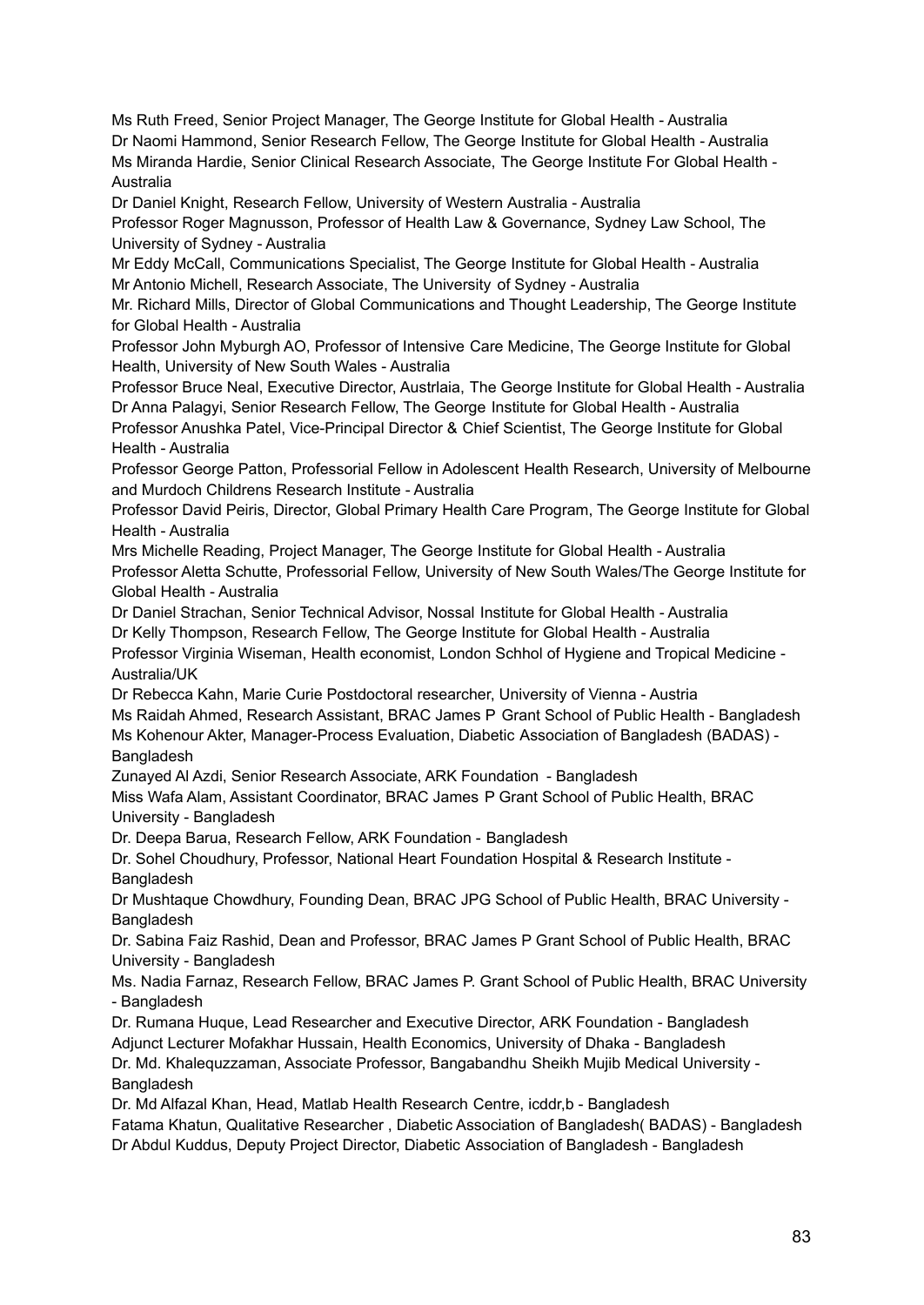Ms Ruth Freed, Senior Project Manager, The George Institute for Global Health - Australia
Dr Naomi Hammond, Senior Research Fellow, The George Institute for Global Health - Australia
Ms Miranda Hardie, Senior Clinical Research Associate, The George Institute For Global Health - Australia
Dr Daniel Knight, Research Fellow, University of Western Australia - Australia
Professor Roger Magnusson, Professor of Health Law & Governance, Sydney Law School, The University of Sydney - Australia
Mr Eddy McCall, Communications Specialist, The George Institute for Global Health - Australia
Mr Antonio Michell, Research Associate, The University of Sydney - Australia
Mr. Richard Mills, Director of Global Communications and Thought Leadership, The George Institute for Global Health - Australia
Professor John Myburgh AO, Professor of Intensive Care Medicine, The George Institute for Global Health, University of New South Wales - Australia
Professor Bruce Neal, Executive Director, Austrlaia, The George Institute for Global Health - Australia
Dr Anna Palagyi, Senior Research Fellow, The George Institute for Global Health - Australia
Professor Anushka Patel, Vice-Principal Director & Chief Scientist, The George Institute for Global Health - Australia
Professor George Patton, Professorial Fellow in Adolescent Health Research, University of Melbourne and Murdoch Childrens Research Institute - Australia
Professor David Peiris, Director, Global Primary Health Care Program, The George Institute for Global Health - Australia
Mrs Michelle Reading, Project Manager, The George Institute for Global Health - Australia
Professor Aletta Schutte, Professorial Fellow, University of New South Wales/The George Institute for Global Health - Australia
Dr Daniel Strachan, Senior Technical Advisor, Nossal Institute for Global Health - Australia
Dr Kelly Thompson, Research Fellow, The George Institute for Global Health - Australia
Professor Virginia Wiseman, Health economist, London Schhol of Hygiene and Tropical Medicine - Australia/UK
Dr Rebecca Kahn, Marie Curie Postdoctoral researcher, University of Vienna - Austria
Ms Raidah Ahmed, Research Assistant, BRAC James P Grant School of Public Health - Bangladesh
Ms Kohenour Akter, Manager-Process Evaluation, Diabetic Association of Bangladesh (BADAS) - Bangladesh
Zunayed Al Azdi, Senior Research Associate, ARK Foundation - Bangladesh
Miss Wafa Alam, Assistant Coordinator, BRAC James P Grant School of Public Health, BRAC University - Bangladesh
Dr. Deepa Barua, Research Fellow, ARK Foundation - Bangladesh
Dr. Sohel Choudhury, Professor, National Heart Foundation Hospital & Research Institute - Bangladesh
Dr Mushtaque Chowdhury, Founding Dean, BRAC JPG School of Public Health, BRAC University - Bangladesh
Dr. Sabina Faiz Rashid, Dean and Professor, BRAC James P Grant School of Public Health, BRAC University - Bangladesh
Ms. Nadia Farnaz, Research Fellow, BRAC James P. Grant School of Public Health, BRAC University - Bangladesh
Dr. Rumana Huque, Lead Researcher and Executive Director, ARK Foundation - Bangladesh
Adjunct Lecturer Mofakhar Hussain, Health Economics, University of Dhaka - Bangladesh
Dr. Md. Khalequzzaman, Associate Professor, Bangabandhu Sheikh Mujib Medical University - Bangladesh
Dr. Md Alfazal Khan, Head, Matlab Health Research Centre, icddr,b - Bangladesh
Fatama Khatun, Qualitative Researcher , Diabetic Association of Bangladesh( BADAS) - Bangladesh
Dr Abdul Kuddus, Deputy Project Director, Diabetic Association of Bangladesh - Bangladesh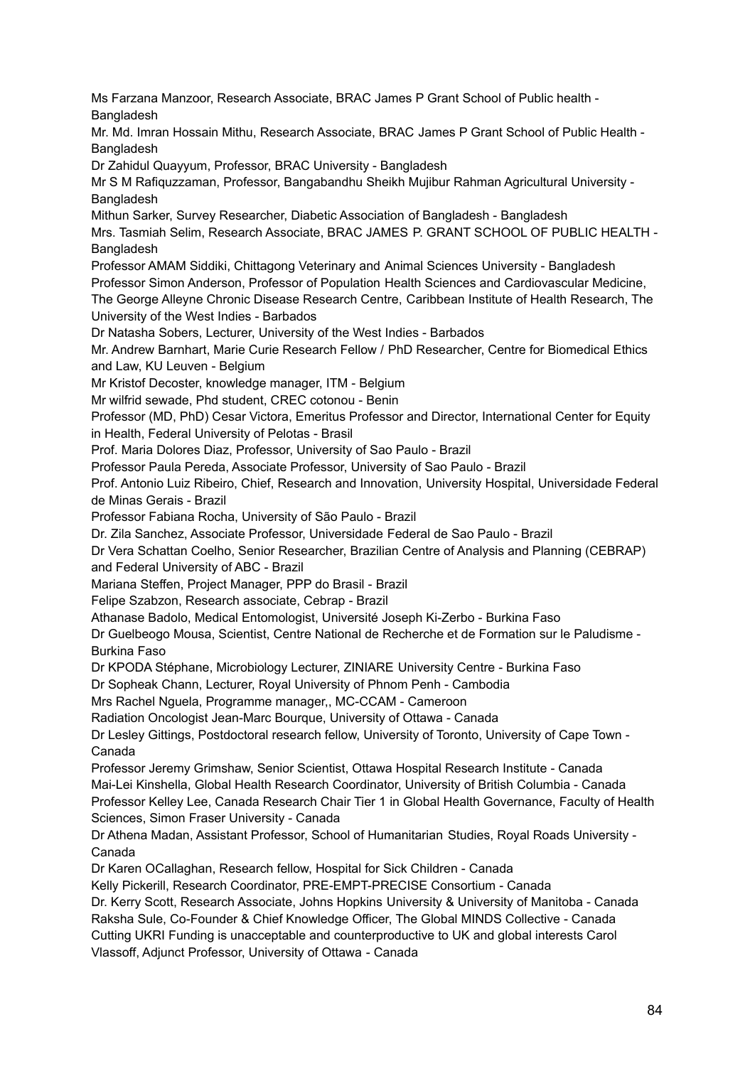Ms Farzana Manzoor, Research Associate, BRAC James P Grant School of Public health - Bangladesh

Mr. Md. Imran Hossain Mithu, Research Associate, BRAC James P Grant School of Public Health - Bangladesh

Dr Zahidul Quayyum, Professor, BRAC University - Bangladesh

Mr S M Rafiquzzaman, Professor, Bangabandhu Sheikh Mujibur Rahman Agricultural University - Bangladesh

Mithun Sarker, Survey Researcher, Diabetic Association of Bangladesh - Bangladesh

Mrs. Tasmiah Selim, Research Associate, BRAC JAMES P. GRANT SCHOOL OF PUBLIC HEALTH - Bangladesh

Professor AMAM Siddiki, Chittagong Veterinary and Animal Sciences University - Bangladesh

Professor Simon Anderson, Professor of Population Health Sciences and Cardiovascular Medicine, The George Alleyne Chronic Disease Research Centre, Caribbean Institute of Health Research, The University of the West Indies - Barbados

Dr Natasha Sobers, Lecturer, University of the West Indies - Barbados

Mr. Andrew Barnhart, Marie Curie Research Fellow / PhD Researcher, Centre for Biomedical Ethics and Law, KU Leuven - Belgium

Mr Kristof Decoster, knowledge manager, ITM - Belgium

Mr wilfrid sewade, Phd student, CREC cotonou - Benin

Professor (MD, PhD) Cesar Victora, Emeritus Professor and Director, International Center for Equity in Health, Federal University of Pelotas - Brasil

Prof. Maria Dolores Diaz, Professor, University of Sao Paulo - Brazil

Professor Paula Pereda, Associate Professor, University of Sao Paulo - Brazil

Prof. Antonio Luiz Ribeiro, Chief, Research and Innovation, University Hospital, Universidade Federal de Minas Gerais - Brazil

Professor Fabiana Rocha, University of São Paulo - Brazil

Dr. Zila Sanchez, Associate Professor, Universidade Federal de Sao Paulo - Brazil

Dr Vera Schattan Coelho, Senior Researcher, Brazilian Centre of Analysis and Planning (CEBRAP) and Federal University of ABC - Brazil

Mariana Steffen, Project Manager, PPP do Brasil - Brazil

Felipe Szabzon, Research associate, Cebrap - Brazil

Athanase Badolo, Medical Entomologist, Université Joseph Ki-Zerbo - Burkina Faso

Dr Guelbeogo Mousa, Scientist, Centre National de Recherche et de Formation sur le Paludisme - Burkina Faso

Dr KPODA Stéphane, Microbiology Lecturer, ZINIARE University Centre - Burkina Faso

Dr Sopheak Chann, Lecturer, Royal University of Phnom Penh - Cambodia

Mrs Rachel Nguela, Programme manager,, MC-CCAM - Cameroon

Radiation Oncologist Jean-Marc Bourque, University of Ottawa - Canada

Dr Lesley Gittings, Postdoctoral research fellow, University of Toronto, University of Cape Town - Canada

Professor Jeremy Grimshaw, Senior Scientist, Ottawa Hospital Research Institute - Canada

Mai-Lei Kinshella, Global Health Research Coordinator, University of British Columbia - Canada

Professor Kelley Lee, Canada Research Chair Tier 1 in Global Health Governance, Faculty of Health Sciences, Simon Fraser University - Canada

Dr Athena Madan, Assistant Professor, School of Humanitarian Studies, Royal Roads University - Canada

Dr Karen OCallaghan, Research fellow, Hospital for Sick Children - Canada

Kelly Pickerill, Research Coordinator, PRE-EMPT-PRECISE Consortium - Canada

Dr. Kerry Scott, Research Associate, Johns Hopkins University & University of Manitoba - Canada

Raksha Sule, Co-Founder & Chief Knowledge Officer, The Global MINDS Collective - Canada

Cutting UKRI Funding is unacceptable and counterproductive to UK and global interests Carol Vlassoff, Adjunct Professor, University of Ottawa - Canada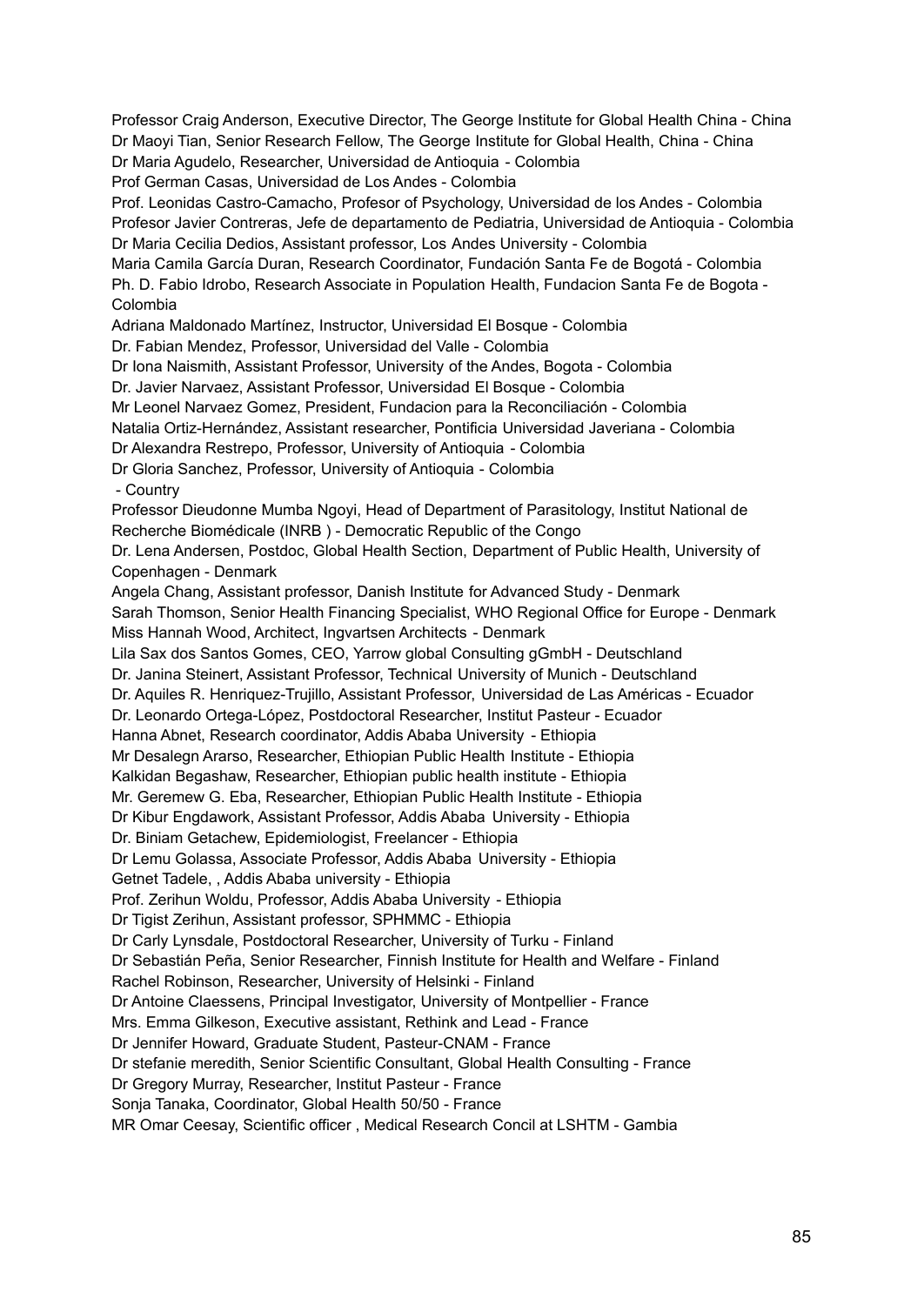Professor Craig Anderson, Executive Director, The George Institute for Global Health China - China
Dr Maoyi Tian, Senior Research Fellow, The George Institute for Global Health, China - China
Dr Maria Agudelo, Researcher, Universidad de Antioquia - Colombia
Prof German Casas, Universidad de Los Andes - Colombia
Prof. Leonidas Castro-Camacho, Profesor of Psychology, Universidad de los Andes - Colombia
Profesor Javier Contreras, Jefe de departamento de Pediatria, Universidad de Antioquia - Colombia
Dr Maria Cecilia Dedios, Assistant professor, Los Andes University - Colombia
Maria Camila García Duran, Research Coordinator, Fundación Santa Fe de Bogotá - Colombia
Ph. D. Fabio Idrobo, Research Associate in Population Health, Fundacion Santa Fe de Bogota - Colombia
Adriana Maldonado Martínez, Instructor, Universidad El Bosque - Colombia
Dr. Fabian Mendez, Professor, Universidad del Valle - Colombia
Dr Iona Naismith, Assistant Professor, University of the Andes, Bogota - Colombia
Dr. Javier Narvaez, Assistant Professor, Universidad El Bosque - Colombia
Mr Leonel Narvaez Gomez, President, Fundacion para la Reconciliación - Colombia
Natalia Ortiz-Hernández, Assistant researcher, Pontificia Universidad Javeriana - Colombia
Dr Alexandra Restrepo, Professor, University of Antioquia - Colombia
Dr Gloria Sanchez, Professor, University of Antioquia - Colombia
 - Country
Professor Dieudonne Mumba Ngoyi, Head of Department of Parasitology, Institut National de Recherche Biomédicale (INRB ) - Democratic Republic of the Congo
Dr. Lena Andersen, Postdoc, Global Health Section, Department of Public Health, University of Copenhagen - Denmark
Angela Chang, Assistant professor, Danish Institute for Advanced Study - Denmark
Sarah Thomson, Senior Health Financing Specialist, WHO Regional Office for Europe - Denmark
Miss Hannah Wood, Architect, Ingvartsen Architects - Denmark
Lila Sax dos Santos Gomes, CEO, Yarrow global Consulting gGmbH - Deutschland
Dr. Janina Steinert, Assistant Professor, Technical University of Munich - Deutschland
Dr. Aquiles R. Henriquez-Trujillo, Assistant Professor, Universidad de Las Américas - Ecuador
Dr. Leonardo Ortega-López, Postdoctoral Researcher, Institut Pasteur - Ecuador
Hanna Abnet, Research coordinator, Addis Ababa University - Ethiopia
Mr Desalegn Ararso, Researcher, Ethiopian Public Health Institute - Ethiopia
Kalkidan Begashaw, Researcher, Ethiopian public health institute - Ethiopia
Mr. Geremew G. Eba, Researcher, Ethiopian Public Health Institute - Ethiopia
Dr Kibur Engdawork, Assistant Professor, Addis Ababa University - Ethiopia
Dr. Biniam Getachew, Epidemiologist, Freelancer - Ethiopia
Dr Lemu Golassa, Associate Professor, Addis Ababa University - Ethiopia
Getnet Tadele, , Addis Ababa university - Ethiopia
Prof. Zerihun Woldu, Professor, Addis Ababa University - Ethiopia
Dr Tigist Zerihun, Assistant professor, SPHMMC - Ethiopia
Dr Carly Lynsdale, Postdoctoral Researcher, University of Turku - Finland
Dr Sebastián Peña, Senior Researcher, Finnish Institute for Health and Welfare - Finland
Rachel Robinson, Researcher, University of Helsinki - Finland
Dr Antoine Claessens, Principal Investigator, University of Montpellier - France
Mrs. Emma Gilkeson, Executive assistant, Rethink and Lead - France
Dr Jennifer Howard, Graduate Student, Pasteur-CNAM - France
Dr stefanie meredith, Senior Scientific Consultant, Global Health Consulting - France
Dr Gregory Murray, Researcher, Institut Pasteur - France
Sonja Tanaka, Coordinator, Global Health 50/50 - France
MR Omar Ceesay, Scientific officer , Medical Research Concil at LSHTM - Gambia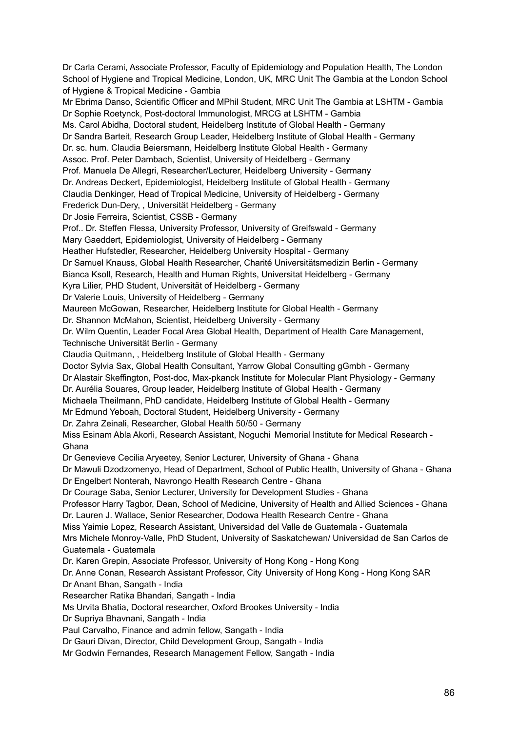Dr Carla Cerami, Associate Professor, Faculty of Epidemiology and Population Health, The London School of Hygiene and Tropical Medicine, London, UK, MRC Unit The Gambia at the London School of Hygiene & Tropical Medicine - Gambia
Mr Ebrima Danso, Scientific Officer and MPhil Student, MRC Unit The Gambia at LSHTM - Gambia
Dr Sophie Roetynck, Post-doctoral Immunologist, MRCG at LSHTM - Gambia
Ms. Carol Abidha, Doctoral student, Heidelberg Institute of Global Health - Germany
Dr Sandra Barteit, Research Group Leader, Heidelberg Institute of Global Health - Germany
Dr. sc. hum. Claudia Beiersmann, Heidelberg Institute Global Health - Germany
Assoc. Prof. Peter Dambach, Scientist, University of Heidelberg - Germany
Prof. Manuela De Allegri, Researcher/Lecturer, Heidelberg University - Germany
Dr. Andreas Deckert, Epidemiologist, Heidelberg Institute of Global Health - Germany
Claudia Denkinger, Head of Tropical Medicine, University of Heidelberg - Germany
Frederick Dun-Dery, , Universität Heidelberg - Germany
Dr Josie Ferreira, Scientist, CSSB - Germany
Prof.. Dr. Steffen Flessa, University Professor, University of Greifswald - Germany
Mary Gaeddert, Epidemiologist, University of Heidelberg - Germany
Heather Hufstedler, Researcher, Heidelberg University Hospital - Germany
Dr Samuel Knauss, Global Health Researcher, Charité Universitätsmedizin Berlin - Germany
Bianca Ksoll, Research, Health and Human Rights, Universitat Heidelberg - Germany
Kyra Lilier, PHD Student, Universität of Heidelberg - Germany
Dr Valerie Louis, University of Heidelberg - Germany
Maureen McGowan, Researcher, Heidelberg Institute for Global Health - Germany
Dr. Shannon McMahon, Scientist, Heidelberg University - Germany
Dr. Wilm Quentin, Leader Focal Area Global Health, Department of Health Care Management, Technische Universität Berlin - Germany
Claudia Quitmann, , Heidelberg Institute of Global Health - Germany
Doctor Sylvia Sax, Global Health Consultant, Yarrow Global Consulting gGmbh - Germany
Dr Alastair Skeffington, Post-doc, Max-pkanck Institute for Molecular Plant Physiology - Germany
Dr. Aurélia Souares, Group leader, Heidelberg Institute of Global Health - Germany
Michaela Theilmann, PhD candidate, Heidelberg Institute of Global Health - Germany
Mr Edmund Yeboah, Doctoral Student, Heidelberg University - Germany
Dr. Zahra Zeinali, Researcher, Global Health 50/50 - Germany
Miss Esinam Abla Akorli, Research Assistant, Noguchi Memorial Institute for Medical Research - Ghana
Dr Genevieve Cecilia Aryeetey, Senior Lecturer, University of Ghana - Ghana
Dr Mawuli Dzodzomenyo, Head of Department, School of Public Health, University of Ghana - Ghana
Dr Engelbert Nonterah, Navrongo Health Research Centre - Ghana
Dr Courage Saba, Senior Lecturer, University for Development Studies - Ghana
Professor Harry Tagbor, Dean, School of Medicine, University of Health and Allied Sciences - Ghana
Dr. Lauren J. Wallace, Senior Researcher, Dodowa Health Research Centre - Ghana
Miss Yaimie Lopez, Research Assistant, Universidad del Valle de Guatemala - Guatemala
Mrs Michele Monroy-Valle, PhD Student, University of Saskatchewan/ Universidad de San Carlos de Guatemala - Guatemala
Dr. Karen Grepin, Associate Professor, University of Hong Kong - Hong Kong
Dr. Anne Conan, Research Assistant Professor, City University of Hong Kong - Hong Kong SAR
Dr Anant Bhan, Sangath - India
Researcher Ratika Bhandari, Sangath - India
Ms Urvita Bhatia, Doctoral researcher, Oxford Brookes University - India
Dr Supriya Bhavnani, Sangath - India
Paul Carvalho, Finance and admin fellow, Sangath - India
Dr Gauri Divan, Director, Child Development Group, Sangath - India
Mr Godwin Fernandes, Research Management Fellow, Sangath - India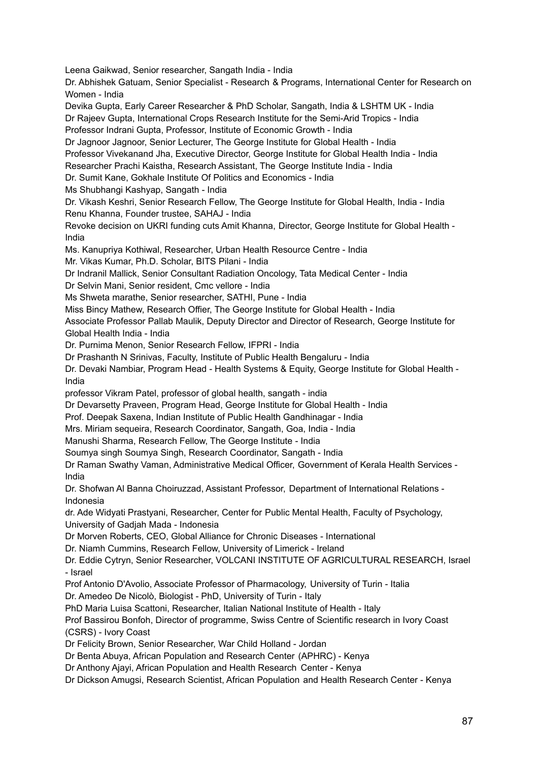Leena Gaikwad, Senior researcher, Sangath India - India

Dr. Abhishek Gatuam, Senior Specialist - Research & Programs, International Center for Research on Women - India

Devika Gupta, Early Career Researcher & PhD Scholar, Sangath, India & LSHTM UK - India

Dr Rajeev Gupta, International Crops Research Institute for the Semi-Arid Tropics - India

Professor Indrani Gupta, Professor, Institute of Economic Growth - India

Dr Jagnoor Jagnoor, Senior Lecturer, The George Institute for Global Health - India

Professor Vivekanand Jha, Executive Director, George Institute for Global Health India - India

Researcher Prachi Kaistha, Research Assistant, The George Institute India - India

Dr. Sumit Kane, Gokhale Institute Of Politics and Economics - India

Ms Shubhangi Kashyap, Sangath - India

Dr. Vikash Keshri, Senior Research Fellow, The George Institute for Global Health, India - India

Renu Khanna, Founder trustee, SAHAJ - India

Revoke decision on UKRI funding cuts Amit Khanna, Director, George Institute for Global Health - India

Ms. Kanupriya Kothiwal, Researcher, Urban Health Resource Centre - India

Mr. Vikas Kumar, Ph.D. Scholar, BITS Pilani - India

Dr Indranil Mallick, Senior Consultant Radiation Oncology, Tata Medical Center - India

Dr Selvin Mani, Senior resident, Cmc vellore - India

Ms Shweta marathe, Senior researcher, SATHI, Pune - India

Miss Bincy Mathew, Research Offier, The George Institute for Global Health - India

Associate Professor Pallab Maulik, Deputy Director and Director of Research, George Institute for Global Health India - India

Dr. Purnima Menon, Senior Research Fellow, IFPRI - India

Dr Prashanth N Srinivas, Faculty, Institute of Public Health Bengaluru - India

Dr. Devaki Nambiar, Program Head - Health Systems & Equity, George Institute for Global Health - India

professor Vikram Patel, professor of global health, sangath - india

Dr Devarsetty Praveen, Program Head, George Institute for Global Health - India

Prof. Deepak Saxena, Indian Institute of Public Health Gandhinagar - India

Mrs. Miriam sequeira, Research Coordinator, Sangath, Goa, India - India

Manushi Sharma, Research Fellow, The George Institute - India

Soumya singh Soumya Singh, Research Coordinator, Sangath - India

Dr Raman Swathy Vaman, Administrative Medical Officer, Government of Kerala Health Services - India

Dr. Shofwan Al Banna Choiruzzad, Assistant Professor, Department of International Relations - Indonesia

dr. Ade Widyati Prastyani, Researcher, Center for Public Mental Health, Faculty of Psychology, University of Gadjah Mada - Indonesia

Dr Morven Roberts, CEO, Global Alliance for Chronic Diseases - International

Dr. Niamh Cummins, Research Fellow, University of Limerick - Ireland

Dr. Eddie Cytryn, Senior Researcher, VOLCANI INSTITUTE OF AGRICULTURAL RESEARCH, Israel - Israel

Prof Antonio D'Avolio, Associate Professor of Pharmacology, University of Turin - Italia

Dr. Amedeo De Nicolò, Biologist - PhD, University of Turin - Italy

PhD Maria Luisa Scattoni, Researcher, Italian National Institute of Health - Italy

Prof Bassirou Bonfoh, Director of programme, Swiss Centre of Scientific research in Ivory Coast (CSRS) - Ivory Coast

Dr Felicity Brown, Senior Researcher, War Child Holland - Jordan

Dr Benta Abuya, African Population and Research Center (APHRC) - Kenya

Dr Anthony Ajayi, African Population and Health Research Center - Kenya

Dr Dickson Amugsi, Research Scientist, African Population and Health Research Center - Kenya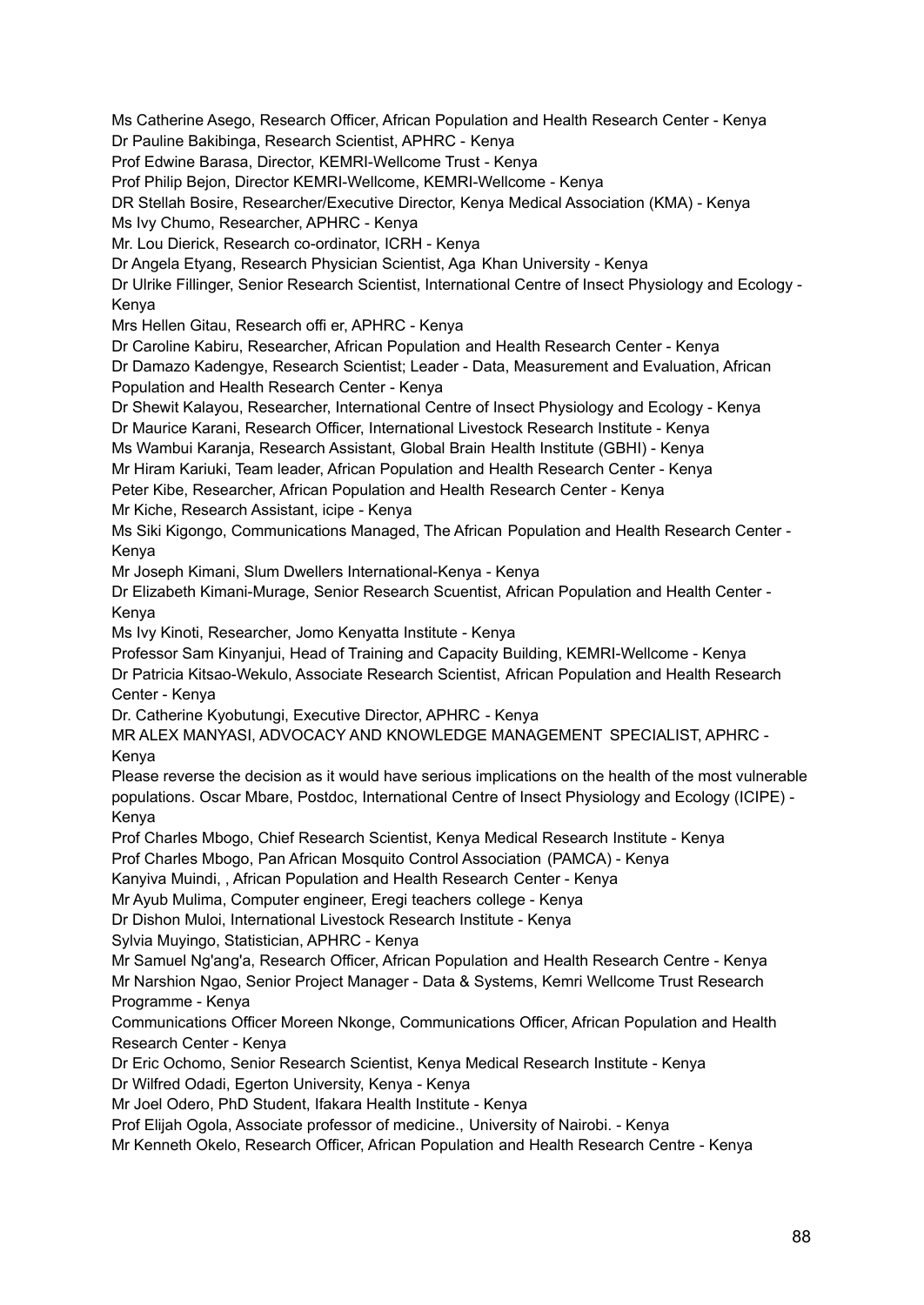Ms Catherine Asego, Research Officer, African Population and Health Research Center - Kenya

Dr Pauline Bakibinga, Research Scientist, APHRC - Kenya

Prof Edwine Barasa, Director, KEMRI-Wellcome Trust - Kenya

Prof Philip Bejon, Director KEMRI-Wellcome, KEMRI-Wellcome - Kenya

DR Stellah Bosire, Researcher/Executive Director, Kenya Medical Association (KMA) - Kenya

Ms Ivy Chumo, Researcher, APHRC - Kenya

Mr. Lou Dierick, Research co-ordinator, ICRH - Kenya

Dr Angela Etyang, Research Physician Scientist, Aga Khan University - Kenya

Dr Ulrike Fillinger, Senior Research Scientist, International Centre of Insect Physiology and Ecology - Kenya

Mrs Hellen Gitau, Research offi er, APHRC - Kenya

Dr Caroline Kabiru, Researcher, African Population and Health Research Center - Kenya

Dr Damazo Kadengye, Research Scientist; Leader - Data, Measurement and Evaluation, African Population and Health Research Center - Kenya

Dr Shewit Kalayou, Researcher, International Centre of Insect Physiology and Ecology - Kenya

Dr Maurice Karani, Research Officer, International Livestock Research Institute - Kenya

Ms Wambui Karanja, Research Assistant, Global Brain Health Institute (GBHI) - Kenya

Mr Hiram Kariuki, Team leader, African Population and Health Research Center - Kenya

Peter Kibe, Researcher, African Population and Health Research Center - Kenya

Mr Kiche, Research Assistant, icipe - Kenya

Ms Siki Kigongo, Communications Managed, The African Population and Health Research Center - Kenya

Mr Joseph Kimani, Slum Dwellers International-Kenya - Kenya

Dr Elizabeth Kimani-Murage, Senior Research Scuentist, African Population and Health Center - Kenya

Ms Ivy Kinoti, Researcher, Jomo Kenyatta Institute - Kenya

Professor Sam Kinyanjui, Head of Training and Capacity Building, KEMRI-Wellcome - Kenya

Dr Patricia Kitsao-Wekulo, Associate Research Scientist, African Population and Health Research Center - Kenya

Dr. Catherine Kyobutungi, Executive Director, APHRC - Kenya

MR ALEX MANYASI, ADVOCACY AND KNOWLEDGE MANAGEMENT SPECIALIST, APHRC - Kenya

Please reverse the decision as it would have serious implications on the health of the most vulnerable populations. Oscar Mbare, Postdoc, International Centre of Insect Physiology and Ecology (ICIPE) - Kenya

Prof Charles Mbogo, Chief Research Scientist, Kenya Medical Research Institute - Kenya

Prof Charles Mbogo, Pan African Mosquito Control Association (PAMCA) - Kenya

Kanyiva Muindi, , African Population and Health Research Center - Kenya

Mr Ayub Mulima, Computer engineer, Eregi teachers college - Kenya

Dr Dishon Muloi, International Livestock Research Institute - Kenya

Sylvia Muyingo, Statistician, APHRC - Kenya

Mr Samuel Ng'ang'a, Research Officer, African Population and Health Research Centre - Kenya

Mr Narshion Ngao, Senior Project Manager - Data & Systems, Kemri Wellcome Trust Research Programme - Kenya

Communications Officer Moreen Nkonge, Communications Officer, African Population and Health Research Center - Kenya

Dr Eric Ochomo, Senior Research Scientist, Kenya Medical Research Institute - Kenya

Dr Wilfred Odadi, Egerton University, Kenya - Kenya

Mr Joel Odero, PhD Student, Ifakara Health Institute - Kenya

Prof Elijah Ogola, Associate professor of medicine., University of Nairobi. - Kenya

Mr Kenneth Okelo, Research Officer, African Population and Health Research Centre - Kenya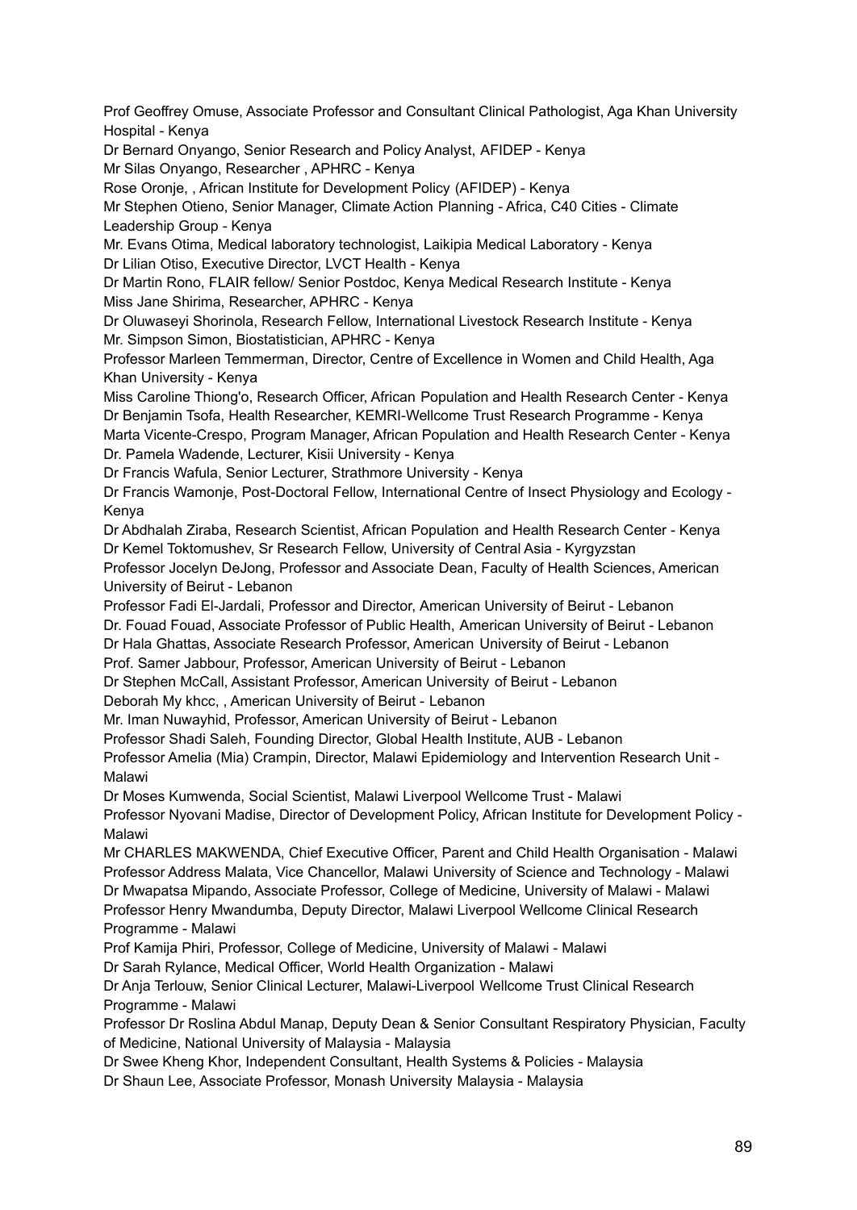Prof Geoffrey Omuse, Associate Professor and Consultant Clinical Pathologist, Aga Khan University Hospital - Kenya
Dr Bernard Onyango, Senior Research and Policy Analyst, AFIDEP - Kenya
Mr Silas Onyango, Researcher , APHRC - Kenya
Rose Oronje, , African Institute for Development Policy (AFIDEP) - Kenya
Mr Stephen Otieno, Senior Manager, Climate Action Planning - Africa, C40 Cities - Climate Leadership Group - Kenya
Mr. Evans Otima, Medical laboratory technologist, Laikipia Medical Laboratory - Kenya
Dr Lilian Otiso, Executive Director, LVCT Health - Kenya
Dr Martin Rono, FLAIR fellow/ Senior Postdoc, Kenya Medical Research Institute - Kenya
Miss Jane Shirima, Researcher, APHRC - Kenya
Dr Oluwaseyi Shorinola, Research Fellow, International Livestock Research Institute - Kenya
Mr. Simpson Simon, Biostatistician, APHRC - Kenya
Professor Marleen Temmerman, Director, Centre of Excellence in Women and Child Health, Aga Khan University - Kenya
Miss Caroline Thiong'o, Research Officer, African Population and Health Research Center - Kenya
Dr Benjamin Tsofa, Health Researcher, KEMRI-Wellcome Trust Research Programme - Kenya
Marta Vicente-Crespo, Program Manager, African Population and Health Research Center - Kenya
Dr. Pamela Wadende, Lecturer, Kisii University - Kenya
Dr Francis Wafula, Senior Lecturer, Strathmore University - Kenya
Dr Francis Wamonje, Post-Doctoral Fellow, International Centre of Insect Physiology and Ecology - Kenya
Dr Abdhalah Ziraba, Research Scientist, African Population and Health Research Center - Kenya
Dr Kemel Toktomushev, Sr Research Fellow, University of Central Asia - Kyrgyzstan
Professor Jocelyn DeJong, Professor and Associate Dean, Faculty of Health Sciences, American University of Beirut - Lebanon
Professor Fadi El-Jardali, Professor and Director, American University of Beirut - Lebanon
Dr. Fouad Fouad, Associate Professor of Public Health, American University of Beirut - Lebanon
Dr Hala Ghattas, Associate Research Professor, American University of Beirut - Lebanon
Prof. Samer Jabbour, Professor, American University of Beirut - Lebanon
Dr Stephen McCall, Assistant Professor, American University of Beirut - Lebanon
Deborah My khcc, , American University of Beirut - Lebanon
Mr. Iman Nuwayhid, Professor, American University of Beirut - Lebanon
Professor Shadi Saleh, Founding Director, Global Health Institute, AUB - Lebanon
Professor Amelia (Mia) Crampin, Director, Malawi Epidemiology and Intervention Research Unit - Malawi
Dr Moses Kumwenda, Social Scientist, Malawi Liverpool Wellcome Trust - Malawi
Professor Nyovani Madise, Director of Development Policy, African Institute for Development Policy - Malawi
Mr CHARLES MAKWENDA, Chief Executive Officer, Parent and Child Health Organisation - Malawi
Professor Address Malata, Vice Chancellor, Malawi University of Science and Technology - Malawi
Dr Mwapatsa Mipando, Associate Professor, College of Medicine, University of Malawi - Malawi
Professor Henry Mwandumba, Deputy Director, Malawi Liverpool Wellcome Clinical Research Programme - Malawi
Prof Kamija Phiri, Professor, College of Medicine, University of Malawi - Malawi
Dr Sarah Rylance, Medical Officer, World Health Organization - Malawi
Dr Anja Terlouw, Senior Clinical Lecturer, Malawi-Liverpool Wellcome Trust Clinical Research Programme - Malawi
Professor Dr Roslina Abdul Manap, Deputy Dean & Senior Consultant Respiratory Physician, Faculty of Medicine, National University of Malaysia - Malaysia
Dr Swee Kheng Khor, Independent Consultant, Health Systems & Policies - Malaysia
Dr Shaun Lee, Associate Professor, Monash University Malaysia - Malaysia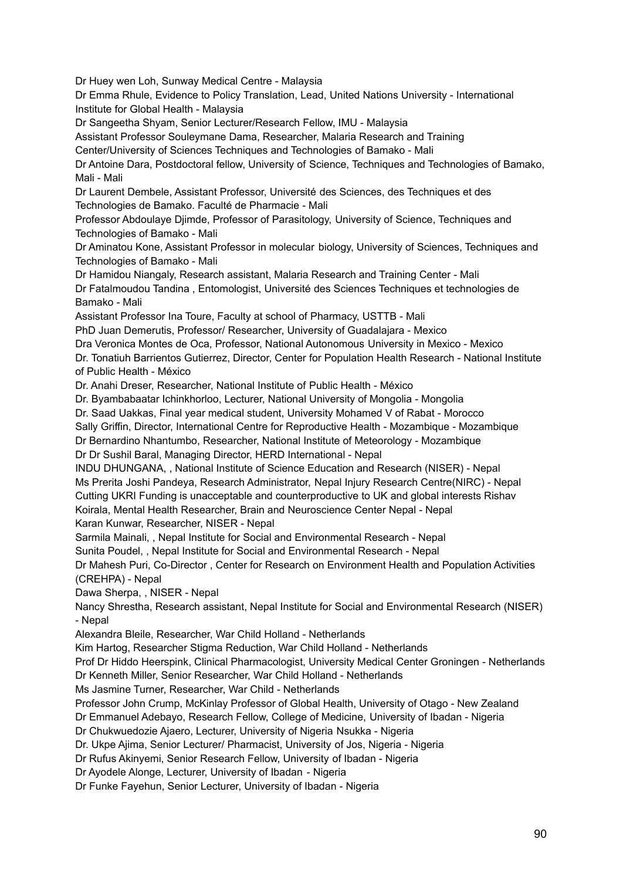Dr Huey wen Loh, Sunway Medical Centre - Malaysia

Dr Emma Rhule, Evidence to Policy Translation, Lead, United Nations University - International Institute for Global Health - Malaysia

Dr Sangeetha Shyam, Senior Lecturer/Research Fellow, IMU - Malaysia

Assistant Professor Souleymane Dama, Researcher, Malaria Research and Training Center/University of Sciences Techniques and Technologies of Bamako - Mali

Dr Antoine Dara, Postdoctoral fellow, University of Science, Techniques and Technologies of Bamako, Mali - Mali

Dr Laurent Dembele, Assistant Professor, Université des Sciences, des Techniques et des Technologies de Bamako. Faculté de Pharmacie - Mali

Professor Abdoulaye Djimde, Professor of Parasitology, University of Science, Techniques and Technologies of Bamako - Mali

Dr Aminatou Kone, Assistant Professor in molecular biology, University of Sciences, Techniques and Technologies of Bamako - Mali

Dr Hamidou Niangaly, Research assistant, Malaria Research and Training Center - Mali

Dr Fatalmoudou Tandina , Entomologist, Université des Sciences Techniques et technologies de Bamako - Mali

Assistant Professor Ina Toure, Faculty at school of Pharmacy, USTTB - Mali

PhD Juan Demerutis, Professor/ Researcher, University of Guadalajara - Mexico

Dra Veronica Montes de Oca, Professor, National Autonomous University in Mexico - Mexico

Dr. Tonatiuh Barrientos Gutierrez, Director, Center for Population Health Research - National Institute of Public Health - México

Dr. Anahi Dreser, Researcher, National Institute of Public Health - México

Dr. Byambabaatar Ichinkhorloo, Lecturer, National University of Mongolia - Mongolia

Dr. Saad Uakkas, Final year medical student, University Mohamed V of Rabat - Morocco

Sally Griffin, Director, International Centre for Reproductive Health - Mozambique - Mozambique

Dr Bernardino Nhantumbo, Researcher, National Institute of Meteorology - Mozambique

Dr Dr Sushil Baral, Managing Director, HERD International - Nepal

INDU DHUNGANA, , National Institute of Science Education and Research (NISER) - Nepal

Ms Prerita Joshi Pandeya, Research Administrator, Nepal Injury Research Centre(NIRC) - Nepal

Cutting UKRI Funding is unacceptable and counterproductive to UK and global interests Rishav Koirala, Mental Health Researcher, Brain and Neuroscience Center Nepal - Nepal

Karan Kunwar, Researcher, NISER - Nepal

Sarmila Mainali, , Nepal Institute for Social and Environmental Research - Nepal

Sunita Poudel, , Nepal Institute for Social and Environmental Research - Nepal

Dr Mahesh Puri, Co-Director , Center for Research on Environment Health and Population Activities (CREHPA) - Nepal

Dawa Sherpa, , NISER - Nepal

Nancy Shrestha, Research assistant, Nepal Institute for Social and Environmental Research (NISER) - Nepal

Alexandra Bleile, Researcher, War Child Holland - Netherlands

Kim Hartog, Researcher Stigma Reduction, War Child Holland - Netherlands

Prof Dr Hiddo Heerspink, Clinical Pharmacologist, University Medical Center Groningen - Netherlands

Dr Kenneth Miller, Senior Researcher, War Child Holland - Netherlands

Ms Jasmine Turner, Researcher, War Child - Netherlands

Professor John Crump, McKinlay Professor of Global Health, University of Otago - New Zealand

Dr Emmanuel Adebayo, Research Fellow, College of Medicine, University of Ibadan - Nigeria

Dr Chukwuedozie Ajaero, Lecturer, University of Nigeria Nsukka - Nigeria

Dr. Ukpe Ajima, Senior Lecturer/ Pharmacist, University of Jos, Nigeria - Nigeria

Dr Rufus Akinyemi, Senior Research Fellow, University of Ibadan - Nigeria

Dr Ayodele Alonge, Lecturer, University of Ibadan - Nigeria

Dr Funke Fayehun, Senior Lecturer, University of Ibadan - Nigeria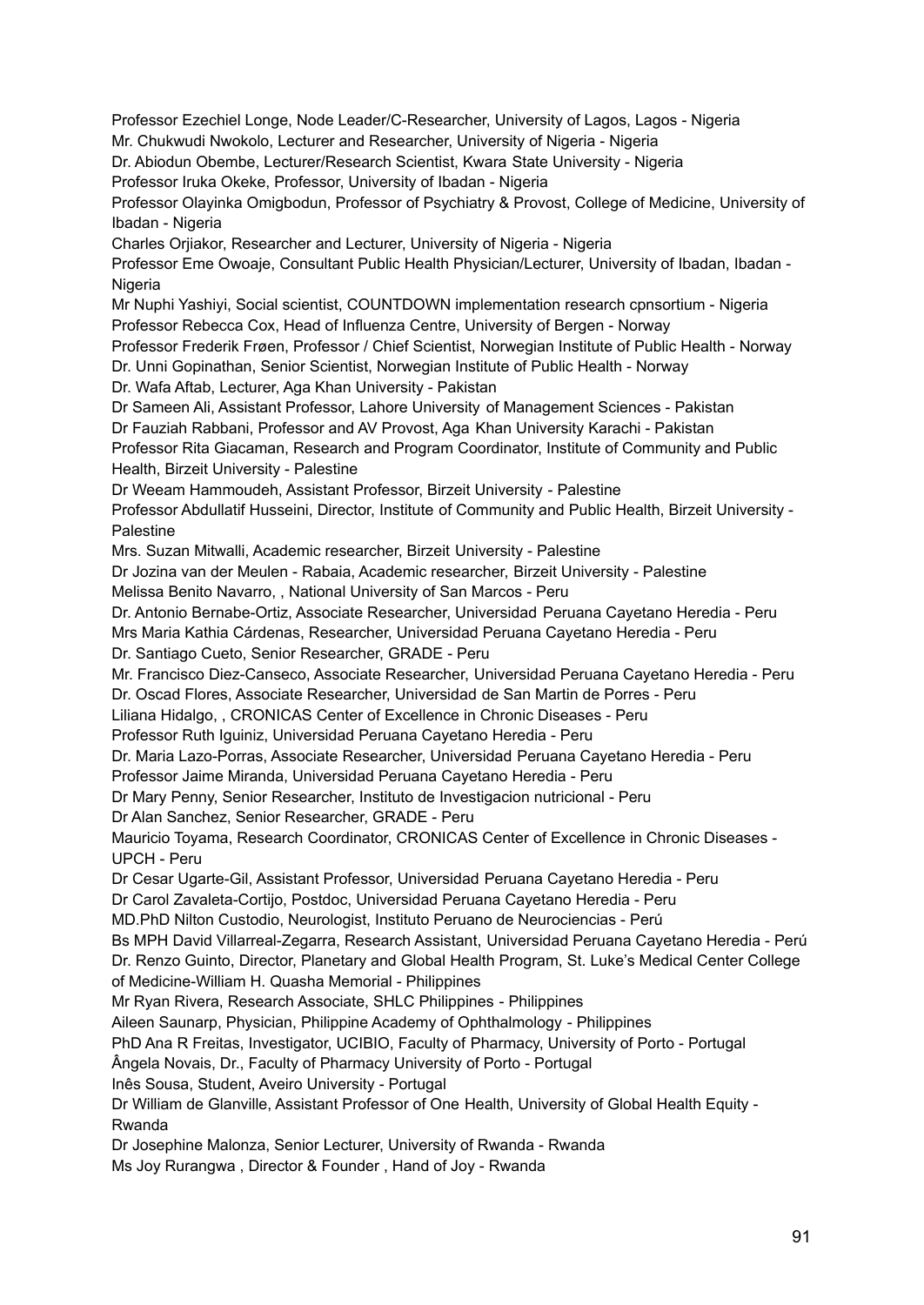Professor Ezechiel Longe, Node Leader/C-Researcher, University of Lagos, Lagos - Nigeria
Mr. Chukwudi Nwokolo, Lecturer and Researcher, University of Nigeria - Nigeria
Dr. Abiodun Obembe, Lecturer/Research Scientist, Kwara State University - Nigeria
Professor Iruka Okeke, Professor, University of Ibadan - Nigeria
Professor Olayinka Omigbodun, Professor of Psychiatry & Provost, College of Medicine, University of Ibadan - Nigeria
Charles Orjiakor, Researcher and Lecturer, University of Nigeria - Nigeria
Professor Eme Owoaje, Consultant Public Health Physician/Lecturer, University of Ibadan, Ibadan - Nigeria
Mr Nuphi Yashiyi, Social scientist, COUNTDOWN implementation research cpnsortium - Nigeria
Professor Rebecca Cox, Head of Influenza Centre, University of Bergen - Norway
Professor Frederik Frøen, Professor / Chief Scientist, Norwegian Institute of Public Health - Norway
Dr. Unni Gopinathan, Senior Scientist, Norwegian Institute of Public Health - Norway
Dr. Wafa Aftab, Lecturer, Aga Khan University - Pakistan
Dr Sameen Ali, Assistant Professor, Lahore University of Management Sciences - Pakistan
Dr Fauziah Rabbani, Professor and AV Provost, Aga Khan University Karachi - Pakistan
Professor Rita Giacaman, Research and Program Coordinator, Institute of Community and Public Health, Birzeit University - Palestine
Dr Weeam Hammoudeh, Assistant Professor, Birzeit University - Palestine
Professor Abdullatif Husseini, Director, Institute of Community and Public Health, Birzeit University - Palestine
Mrs. Suzan Mitwalli, Academic researcher, Birzeit University - Palestine
Dr Jozina van der Meulen - Rabaia, Academic researcher, Birzeit University - Palestine
Melissa Benito Navarro, , National University of San Marcos - Peru
Dr. Antonio Bernabe-Ortiz, Associate Researcher, Universidad Peruana Cayetano Heredia - Peru
Mrs Maria Kathia Cárdenas, Researcher, Universidad Peruana Cayetano Heredia - Peru
Dr. Santiago Cueto, Senior Researcher, GRADE - Peru
Mr. Francisco Diez-Canseco, Associate Researcher, Universidad Peruana Cayetano Heredia - Peru
Dr. Oscad Flores, Associate Researcher, Universidad de San Martin de Porres - Peru
Liliana Hidalgo, , CRONICAS Center of Excellence in Chronic Diseases - Peru
Professor Ruth Iguiniz, Universidad Peruana Cayetano Heredia - Peru
Dr. Maria Lazo-Porras, Associate Researcher, Universidad Peruana Cayetano Heredia - Peru
Professor Jaime Miranda, Universidad Peruana Cayetano Heredia - Peru
Dr Mary Penny, Senior Researcher, Instituto de Investigacion nutricional - Peru
Dr Alan Sanchez, Senior Researcher, GRADE - Peru
Mauricio Toyama, Research Coordinator, CRONICAS Center of Excellence in Chronic Diseases - UPCH - Peru
Dr Cesar Ugarte-Gil, Assistant Professor, Universidad Peruana Cayetano Heredia - Peru
Dr Carol Zavaleta-Cortijo, Postdoc, Universidad Peruana Cayetano Heredia - Peru
MD.PhD Nilton Custodio, Neurologist, Instituto Peruano de Neurociencias - Perú
Bs MPH David Villarreal-Zegarra, Research Assistant, Universidad Peruana Cayetano Heredia - Perú
Dr. Renzo Guinto, Director, Planetary and Global Health Program, St. Luke's Medical Center College of Medicine-William H. Quasha Memorial - Philippines
Mr Ryan Rivera, Research Associate, SHLC Philippines - Philippines
Aileen Saunarp, Physician, Philippine Academy of Ophthalmology - Philippines
PhD Ana R Freitas, Investigator, UCIBIO, Faculty of Pharmacy, University of Porto - Portugal
Ângela Novais, Dr., Faculty of Pharmacy University of Porto - Portugal
Inês Sousa, Student, Aveiro University - Portugal
Dr William de Glanville, Assistant Professor of One Health, University of Global Health Equity - Rwanda
Dr Josephine Malonza, Senior Lecturer, University of Rwanda - Rwanda
Ms Joy Rurangwa , Director & Founder , Hand of Joy - Rwanda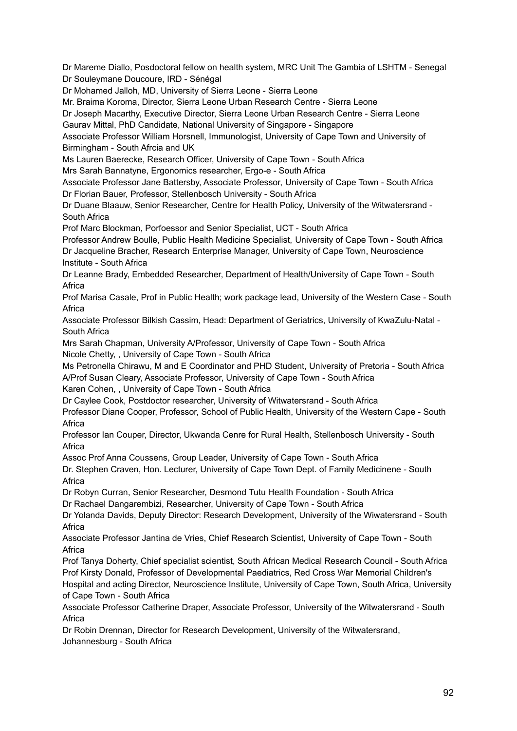Dr Mareme Diallo, Posdoctoral fellow on health system, MRC Unit The Gambia of LSHTM - Senegal
Dr Souleymane Doucoure, IRD - Sénégal
Dr Mohamed Jalloh, MD, University of Sierra Leone - Sierra Leone
Mr. Braima Koroma, Director, Sierra Leone Urban Research Centre - Sierra Leone
Dr Joseph Macarthy, Executive Director, Sierra Leone Urban Research Centre - Sierra Leone
Gaurav Mittal, PhD Candidate, National University of Singapore - Singapore
Associate Professor William Horsnell, Immunologist, University of Cape Town and University of Birmingham - South Afrcia and UK
Ms Lauren Baerecke, Research Officer, University of Cape Town - South Africa
Mrs Sarah Bannatyne, Ergonomics researcher, Ergo-e - South Africa
Associate Professor Jane Battersby, Associate Professor, University of Cape Town - South Africa
Dr Florian Bauer, Professor, Stellenbosch University - South Africa
Dr Duane Blaauw, Senior Researcher, Centre for Health Policy, University of the Witwatersrand - South Africa
Prof Marc Blockman, Porfoessor and Senior Specialist, UCT - South Africa
Professor Andrew Boulle, Public Health Medicine Specialist, University of Cape Town - South Africa
Dr Jacqueline Bracher, Research Enterprise Manager, University of Cape Town, Neuroscience Institute - South Africa
Dr Leanne Brady, Embedded Researcher, Department of Health/University of Cape Town - South Africa
Prof Marisa Casale, Prof in Public Health; work package lead, University of the Western Case - South Africa
Associate Professor Bilkish Cassim, Head: Department of Geriatrics, University of KwaZulu-Natal - South Africa
Mrs Sarah Chapman, University A/Professor, University of Cape Town - South Africa
Nicole Chetty, , University of Cape Town - South Africa
Ms Petronella Chirawu, M and E Coordinator and PHD Student, University of Pretoria - South Africa
A/Prof Susan Cleary, Associate Professor, University of Cape Town - South Africa
Karen Cohen, , University of Cape Town - South Africa
Dr Caylee Cook, Postdoctor researcher, University of Witwatersrand - South Africa
Professor Diane Cooper, Professor, School of Public Health, University of the Western Cape - South Africa
Professor Ian Couper, Director, Ukwanda Cenre for Rural Health, Stellenbosch University - South Africa
Assoc Prof Anna Coussens, Group Leader, University of Cape Town - South Africa
Dr. Stephen Craven, Hon. Lecturer, University of Cape Town Dept. of Family Medicinene - South Africa
Dr Robyn Curran, Senior Researcher, Desmond Tutu Health Foundation - South Africa
Dr Rachael Dangarembizi, Researcher, University of Cape Town - South Africa
Dr Yolanda Davids, Deputy Director: Research Development, University of the Wiwatersrand - South Africa
Associate Professor Jantina de Vries, Chief Research Scientist, University of Cape Town - South Africa
Prof Tanya Doherty, Chief specialist scientist, South African Medical Research Council - South Africa
Prof Kirsty Donald, Professor of Developmental Paediatrics, Red Cross War Memorial Children's Hospital and acting Director, Neuroscience Institute, University of Cape Town, South Africa, University of Cape Town - South Africa
Associate Professor Catherine Draper, Associate Professor, University of the Witwatersrand - South Africa
Dr Robin Drennan, Director for Research Development, University of the Witwatersrand, Johannesburg - South Africa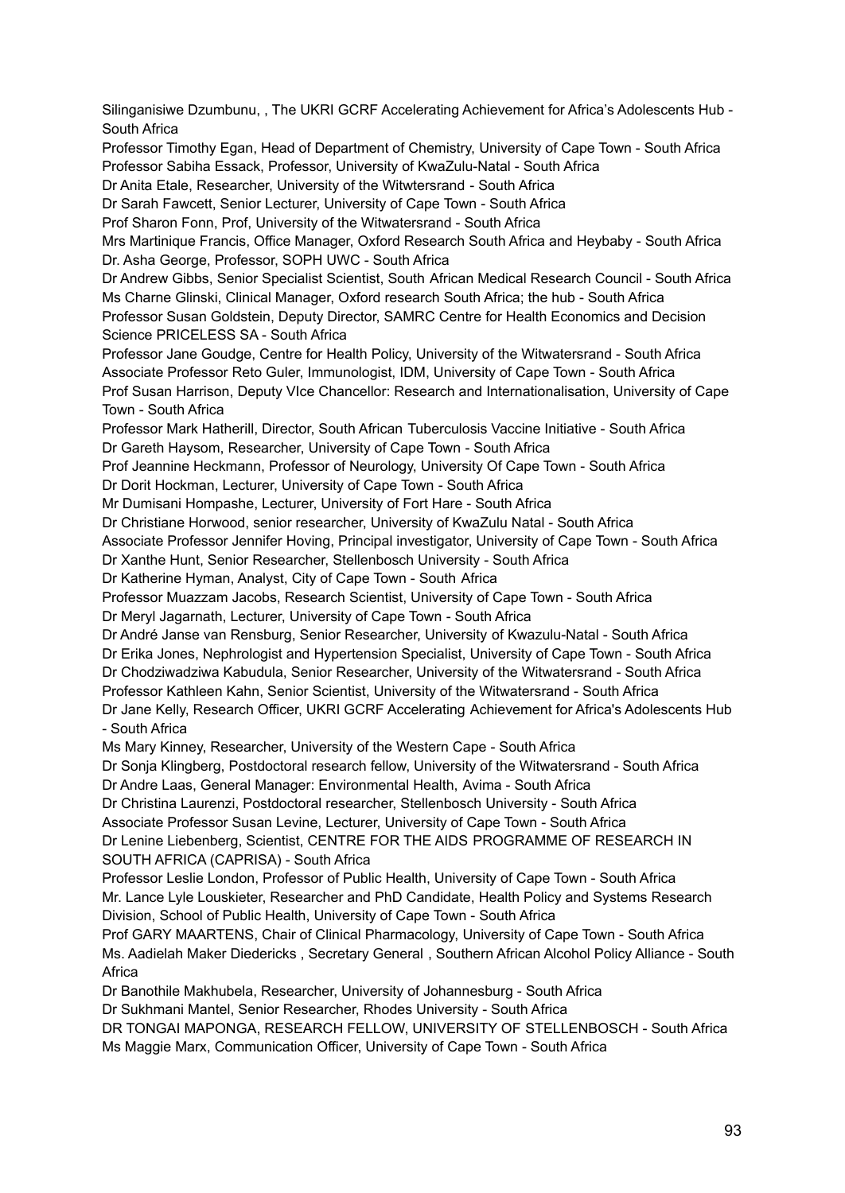Silinganisiwe Dzumbunu, , The UKRI GCRF Accelerating Achievement for Africa's Adolescents Hub - South Africa

Professor Timothy Egan, Head of Department of Chemistry, University of Cape Town - South Africa

Professor Sabiha Essack, Professor, University of KwaZulu-Natal - South Africa

Dr Anita Etale, Researcher, University of the Witwtersrand - South Africa

Dr Sarah Fawcett, Senior Lecturer, University of Cape Town - South Africa

Prof Sharon Fonn, Prof, University of the Witwatersrand - South Africa

Mrs Martinique Francis, Office Manager, Oxford Research South Africa and Heybaby - South Africa

Dr. Asha George, Professor, SOPH UWC - South Africa

Dr Andrew Gibbs, Senior Specialist Scientist, South African Medical Research Council - South Africa

Ms Charne Glinski, Clinical Manager, Oxford research South Africa; the hub - South Africa

Professor Susan Goldstein, Deputy Director, SAMRC Centre for Health Economics and Decision Science PRICELESS SA - South Africa

Professor Jane Goudge, Centre for Health Policy, University of the Witwatersrand - South Africa

Associate Professor Reto Guler, Immunologist, IDM, University of Cape Town - South Africa

Prof Susan Harrison, Deputy VIce Chancellor: Research and Internationalisation, University of Cape Town - South Africa

Professor Mark Hatherill, Director, South African Tuberculosis Vaccine Initiative - South Africa

Dr Gareth Haysom, Researcher, University of Cape Town - South Africa

Prof Jeannine Heckmann, Professor of Neurology, University Of Cape Town - South Africa

Dr Dorit Hockman, Lecturer, University of Cape Town - South Africa

Mr Dumisani Hompashe, Lecturer, University of Fort Hare - South Africa

Dr Christiane Horwood, senior researcher, University of KwaZulu Natal - South Africa

Associate Professor Jennifer Hoving, Principal investigator, University of Cape Town - South Africa

Dr Xanthe Hunt, Senior Researcher, Stellenbosch University - South Africa

Dr Katherine Hyman, Analyst, City of Cape Town - South Africa

Professor Muazzam Jacobs, Research Scientist, University of Cape Town - South Africa

Dr Meryl Jagarnath, Lecturer, University of Cape Town - South Africa

Dr André Janse van Rensburg, Senior Researcher, University of Kwazulu-Natal - South Africa

Dr Erika Jones, Nephrologist and Hypertension Specialist, University of Cape Town - South Africa

Dr Chodziwadziwa Kabudula, Senior Researcher, University of the Witwatersrand - South Africa

Professor Kathleen Kahn, Senior Scientist, University of the Witwatersrand - South Africa

Dr Jane Kelly, Research Officer, UKRI GCRF Accelerating Achievement for Africa's Adolescents Hub - South Africa

Ms Mary Kinney, Researcher, University of the Western Cape - South Africa

Dr Sonja Klingberg, Postdoctoral research fellow, University of the Witwatersrand - South Africa

Dr Andre Laas, General Manager: Environmental Health, Avima - South Africa

Dr Christina Laurenzi, Postdoctoral researcher, Stellenbosch University - South Africa

Associate Professor Susan Levine, Lecturer, University of Cape Town - South Africa

Dr Lenine Liebenberg, Scientist, CENTRE FOR THE AIDS PROGRAMME OF RESEARCH IN SOUTH AFRICA (CAPRISA) - South Africa

Professor Leslie London, Professor of Public Health, University of Cape Town - South Africa

Mr. Lance Lyle Louskieter, Researcher and PhD Candidate, Health Policy and Systems Research Division, School of Public Health, University of Cape Town - South Africa

Prof GARY MAARTENS, Chair of Clinical Pharmacology, University of Cape Town - South Africa

Ms. Aadielah Maker Diedericks , Secretary General , Southern African Alcohol Policy Alliance - South Africa

Dr Banothile Makhubela, Researcher, University of Johannesburg - South Africa

Dr Sukhmani Mantel, Senior Researcher, Rhodes University - South Africa

DR TONGAI MAPONGA, RESEARCH FELLOW, UNIVERSITY OF STELLENBOSCH - South Africa

Ms Maggie Marx, Communication Officer, University of Cape Town - South Africa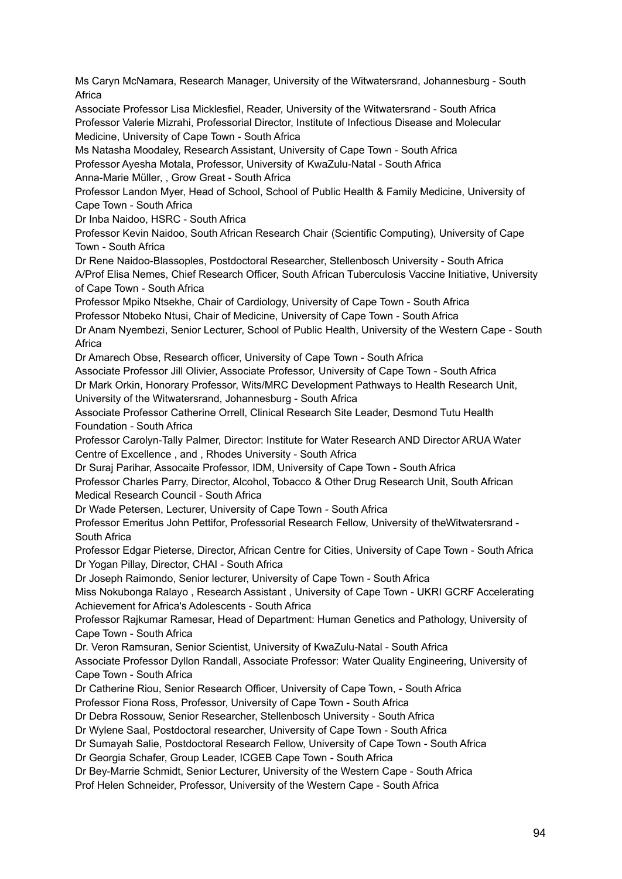Ms Caryn McNamara, Research Manager, University of the Witwatersrand, Johannesburg - South Africa

Associate Professor Lisa Micklesfiel, Reader, University of the Witwatersrand - South Africa

Professor Valerie Mizrahi, Professorial Director, Institute of Infectious Disease and Molecular Medicine, University of Cape Town - South Africa

Ms Natasha Moodaley, Research Assistant, University of Cape Town - South Africa

Professor Ayesha Motala, Professor, University of KwaZulu-Natal - South Africa

Anna-Marie Müller, , Grow Great - South Africa

Professor Landon Myer, Head of School, School of Public Health & Family Medicine, University of Cape Town - South Africa

Dr Inba Naidoo, HSRC - South Africa

Professor Kevin Naidoo, South African Research Chair (Scientific Computing), University of Cape Town - South Africa

Dr Rene Naidoo-Blassoples, Postdoctoral Researcher, Stellenbosch University - South Africa

A/Prof Elisa Nemes, Chief Research Officer, South African Tuberculosis Vaccine Initiative, University of Cape Town - South Africa

Professor Mpiko Ntsekhe, Chair of Cardiology, University of Cape Town - South Africa

Professor Ntobeko Ntusi, Chair of Medicine, University of Cape Town - South Africa

Dr Anam Nyembezi, Senior Lecturer, School of Public Health, University of the Western Cape - South Africa

Dr Amarech Obse, Research officer, University of Cape Town - South Africa

Associate Professor Jill Olivier, Associate Professor, University of Cape Town - South Africa

Dr Mark Orkin, Honorary Professor, Wits/MRC Development Pathways to Health Research Unit, University of the Witwatersrand, Johannesburg - South Africa

Associate Professor Catherine Orrell, Clinical Research Site Leader, Desmond Tutu Health Foundation - South Africa

Professor Carolyn-Tally Palmer, Director: Institute for Water Research AND Director ARUA Water Centre of Excellence , and , Rhodes University - South Africa

Dr Suraj Parihar, Assocaite Professor, IDM, University of Cape Town - South Africa

Professor Charles Parry, Director, Alcohol, Tobacco & Other Drug Research Unit, South African Medical Research Council - South Africa

Dr Wade Petersen, Lecturer, University of Cape Town - South Africa

Professor Emeritus John Pettifor, Professorial Research Fellow, University of theWitwatersrand - South Africa

Professor Edgar Pieterse, Director, African Centre for Cities, University of Cape Town - South Africa

Dr Yogan Pillay, Director, CHAI - South Africa

Dr Joseph Raimondo, Senior lecturer, University of Cape Town - South Africa

Miss Nokubonga Ralayo , Research Assistant , University of Cape Town - UKRI GCRF Accelerating Achievement for Africa's Adolescents - South Africa

Professor Rajkumar Ramesar, Head of Department: Human Genetics and Pathology, University of Cape Town - South Africa

Dr. Veron Ramsuran, Senior Scientist, University of KwaZulu-Natal - South Africa

Associate Professor Dyllon Randall, Associate Professor: Water Quality Engineering, University of Cape Town - South Africa

Dr Catherine Riou, Senior Research Officer, University of Cape Town, - South Africa

Professor Fiona Ross, Professor, University of Cape Town - South Africa

Dr Debra Rossouw, Senior Researcher, Stellenbosch University - South Africa

Dr Wylene Saal, Postdoctoral researcher, University of Cape Town - South Africa

Dr Sumayah Salie, Postdoctoral Research Fellow, University of Cape Town - South Africa

Dr Georgia Schafer, Group Leader, ICGEB Cape Town - South Africa

Dr Bey-Marrie Schmidt, Senior Lecturer, University of the Western Cape - South Africa

Prof Helen Schneider, Professor, University of the Western Cape - South Africa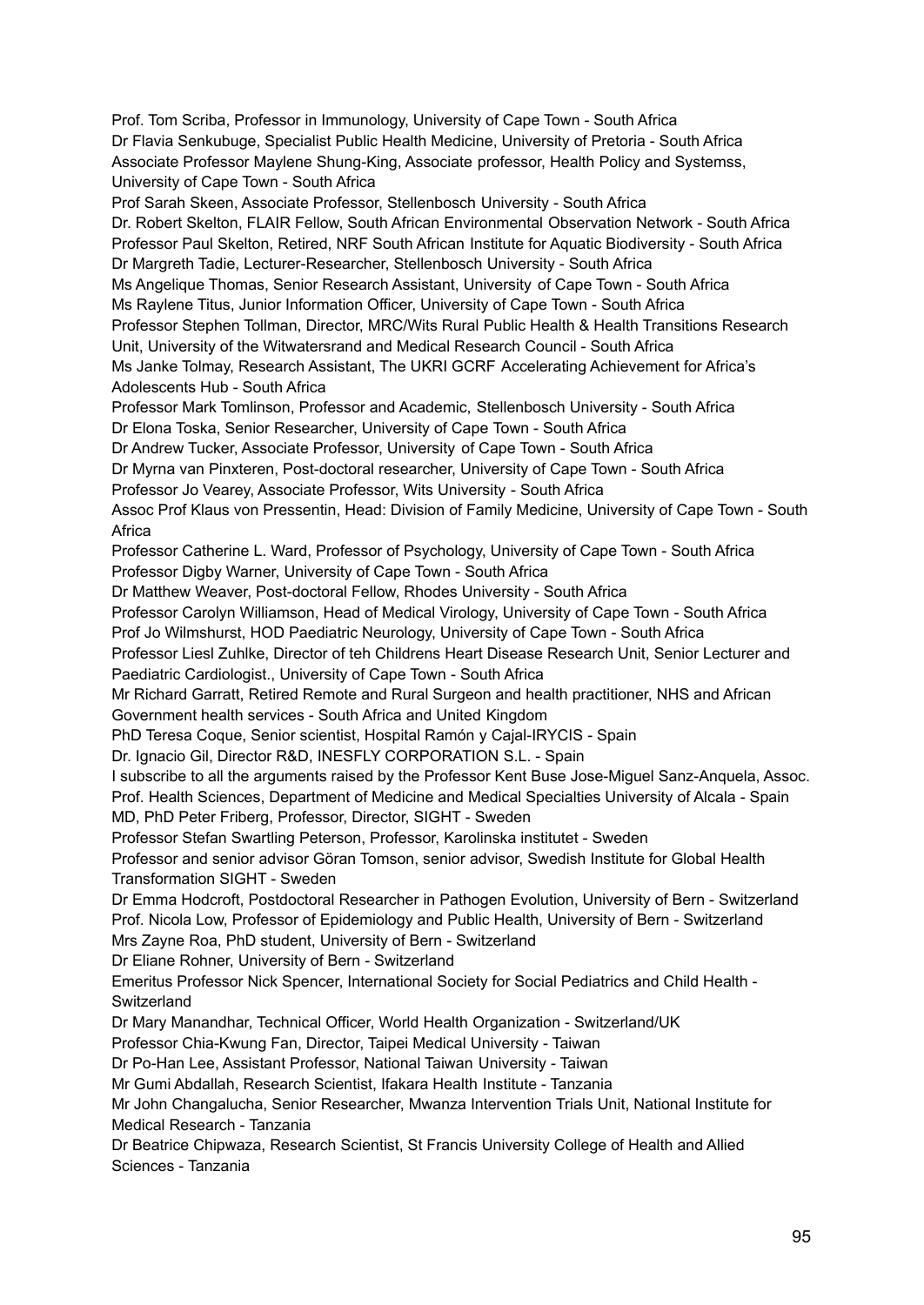Prof. Tom Scriba, Professor in Immunology, University of Cape Town - South Africa
Dr Flavia Senkubuge, Specialist Public Health Medicine, University of Pretoria - South Africa
Associate Professor Maylene Shung-King, Associate professor, Health Policy and Systemss, University of Cape Town - South Africa
Prof Sarah Skeen, Associate Professor, Stellenbosch University - South Africa
Dr. Robert Skelton, FLAIR Fellow, South African Environmental Observation Network - South Africa
Professor Paul Skelton, Retired, NRF South African Institute for Aquatic Biodiversity - South Africa
Dr Margreth Tadie, Lecturer-Researcher, Stellenbosch University - South Africa
Ms Angelique Thomas, Senior Research Assistant, University of Cape Town - South Africa
Ms Raylene Titus, Junior Information Officer, University of Cape Town - South Africa
Professor Stephen Tollman, Director, MRC/Wits Rural Public Health & Health Transitions Research Unit, University of the Witwatersrand and Medical Research Council - South Africa
Ms Janke Tolmay, Research Assistant, The UKRI GCRF Accelerating Achievement for Africa's Adolescents Hub - South Africa
Professor Mark Tomlinson, Professor and Academic, Stellenbosch University - South Africa
Dr Elona Toska, Senior Researcher, University of Cape Town - South Africa
Dr Andrew Tucker, Associate Professor, University of Cape Town - South Africa
Dr Myrna van Pinxteren, Post-doctoral researcher, University of Cape Town - South Africa
Professor Jo Vearey, Associate Professor, Wits University - South Africa
Assoc Prof Klaus von Pressentin, Head: Division of Family Medicine, University of Cape Town - South Africa
Professor Catherine L. Ward, Professor of Psychology, University of Cape Town - South Africa
Professor Digby Warner, University of Cape Town - South Africa
Dr Matthew Weaver, Post-doctoral Fellow, Rhodes University - South Africa
Professor Carolyn Williamson, Head of Medical Virology, University of Cape Town - South Africa
Prof Jo Wilmshurst, HOD Paediatric Neurology, University of Cape Town - South Africa
Professor Liesl Zuhlke, Director of teh Childrens Heart Disease Research Unit, Senior Lecturer and Paediatric Cardiologist., University of Cape Town - South Africa
Mr Richard Garratt, Retired Remote and Rural Surgeon and health practitioner, NHS and African Government health services - South Africa and United Kingdom
PhD Teresa Coque, Senior scientist, Hospital Ramón y Cajal-IRYCIS - Spain
Dr. Ignacio Gil, Director R&D, INESFLY CORPORATION S.L. - Spain
I subscribe to all the arguments raised by the Professor Kent Buse Jose-Miguel Sanz-Anquela, Assoc. Prof. Health Sciences, Department of Medicine and Medical Specialties University of Alcala - Spain
MD, PhD Peter Friberg, Professor, Director, SIGHT - Sweden
Professor Stefan Swartling Peterson, Professor, Karolinska institutet - Sweden
Professor and senior advisor Göran Tomson, senior advisor, Swedish Institute for Global Health Transformation SIGHT - Sweden
Dr Emma Hodcroft, Postdoctoral Researcher in Pathogen Evolution, University of Bern - Switzerland
Prof. Nicola Low, Professor of Epidemiology and Public Health, University of Bern - Switzerland
Mrs Zayne Roa, PhD student, University of Bern - Switzerland
Dr Eliane Rohner, University of Bern - Switzerland
Emeritus Professor Nick Spencer, International Society for Social Pediatrics and Child Health - Switzerland
Dr Mary Manandhar, Technical Officer, World Health Organization - Switzerland/UK
Professor Chia-Kwung Fan, Director, Taipei Medical University - Taiwan
Dr Po-Han Lee, Assistant Professor, National Taiwan University - Taiwan
Mr Gumi Abdallah, Research Scientist, Ifakara Health Institute - Tanzania
Mr John Changalucha, Senior Researcher, Mwanza Intervention Trials Unit, National Institute for Medical Research - Tanzania
Dr Beatrice Chipwaza, Research Scientist, St Francis University College of Health and Allied Sciences - Tanzania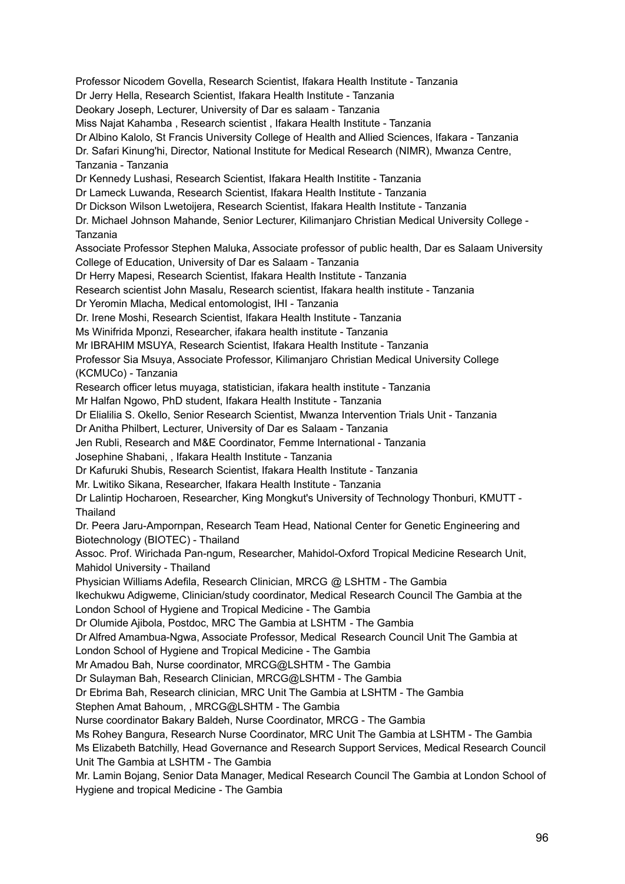Professor Nicodem Govella, Research Scientist, Ifakara Health Institute - Tanzania
Dr Jerry Hella, Research Scientist, Ifakara Health Institute - Tanzania
Deokary Joseph, Lecturer, University of Dar es salaam - Tanzania
Miss Najat Kahamba , Research scientist , Ifakara Health Institute - Tanzania
Dr Albino Kalolo, St Francis University College of Health and Allied Sciences, Ifakara - Tanzania
Dr. Safari Kinung'hi, Director, National Institute for Medical Research (NIMR), Mwanza Centre, Tanzania - Tanzania
Dr Kennedy Lushasi, Research Scientist, Ifakara Health Institite - Tanzania
Dr Lameck Luwanda, Research Scientist, Ifakara Health Institute - Tanzania
Dr Dickson Wilson Lwetoijera, Research Scientist, Ifakara Health Institute - Tanzania
Dr. Michael Johnson Mahande, Senior Lecturer, Kilimanjaro Christian Medical University College - Tanzania
Associate Professor Stephen Maluka, Associate professor of public health, Dar es Salaam University College of Education, University of Dar es Salaam - Tanzania
Dr Herry Mapesi, Research Scientist, Ifakara Health Institute - Tanzania
Research scientist John Masalu, Research scientist, Ifakara health institute - Tanzania
Dr Yeromin Mlacha, Medical entomologist, IHI - Tanzania
Dr. Irene Moshi, Research Scientist, Ifakara Health Institute - Tanzania
Ms Winifrida Mponzi, Researcher, ifakara health institute - Tanzania
Mr IBRAHIM MSUYA, Research Scientist, Ifakara Health Institute - Tanzania
Professor Sia Msuya, Associate Professor, Kilimanjaro Christian Medical University College (KCMUCo) - Tanzania
Research officer letus muyaga, statistician, ifakara health institute - Tanzania
Mr Halfan Ngowo, PhD student, Ifakara Health Institute - Tanzania
Dr Elialilia S. Okello, Senior Research Scientist, Mwanza Intervention Trials Unit - Tanzania
Dr Anitha Philbert, Lecturer, University of Dar es Salaam - Tanzania
Jen Rubli, Research and M&E Coordinator, Femme International - Tanzania
Josephine Shabani, , Ifakara Health Institute - Tanzania
Dr Kafuruki Shubis, Research Scientist, Ifakara Health Institute - Tanzania
Mr. Lwitiko Sikana, Researcher, Ifakara Health Institute - Tanzania
Dr Lalintip Hocharoen, Researcher, King Mongkut's University of Technology Thonburi, KMUTT - Thailand
Dr. Peera Jaru-Ampornpan, Research Team Head, National Center for Genetic Engineering and Biotechnology (BIOTEC) - Thailand
Assoc. Prof. Wirichada Pan-ngum, Researcher, Mahidol-Oxford Tropical Medicine Research Unit, Mahidol University - Thailand
Physician Williams Adefila, Research Clinician, MRCG @ LSHTM - The Gambia
Ikechukwu Adigweme, Clinician/study coordinator, Medical Research Council The Gambia at the London School of Hygiene and Tropical Medicine - The Gambia
Dr Olumide Ajibola, Postdoc, MRC The Gambia at LSHTM - The Gambia
Dr Alfred Amambua-Ngwa, Associate Professor, Medical Research Council Unit The Gambia at London School of Hygiene and Tropical Medicine - The Gambia
Mr Amadou Bah, Nurse coordinator, MRCG@LSHTM - The Gambia
Dr Sulayman Bah, Research Clinician, MRCG@LSHTM - The Gambia
Dr Ebrima Bah, Research clinician, MRC Unit The Gambia at LSHTM - The Gambia
Stephen Amat Bahoum, , MRCG@LSHTM - The Gambia
Nurse coordinator Bakary Baldeh, Nurse Coordinator, MRCG - The Gambia
Ms Rohey Bangura, Research Nurse Coordinator, MRC Unit The Gambia at LSHTM - The Gambia
Ms Elizabeth Batchilly, Head Governance and Research Support Services, Medical Research Council Unit The Gambia at LSHTM - The Gambia
Mr. Lamin Bojang, Senior Data Manager, Medical Research Council The Gambia at London School of Hygiene and tropical Medicine - The Gambia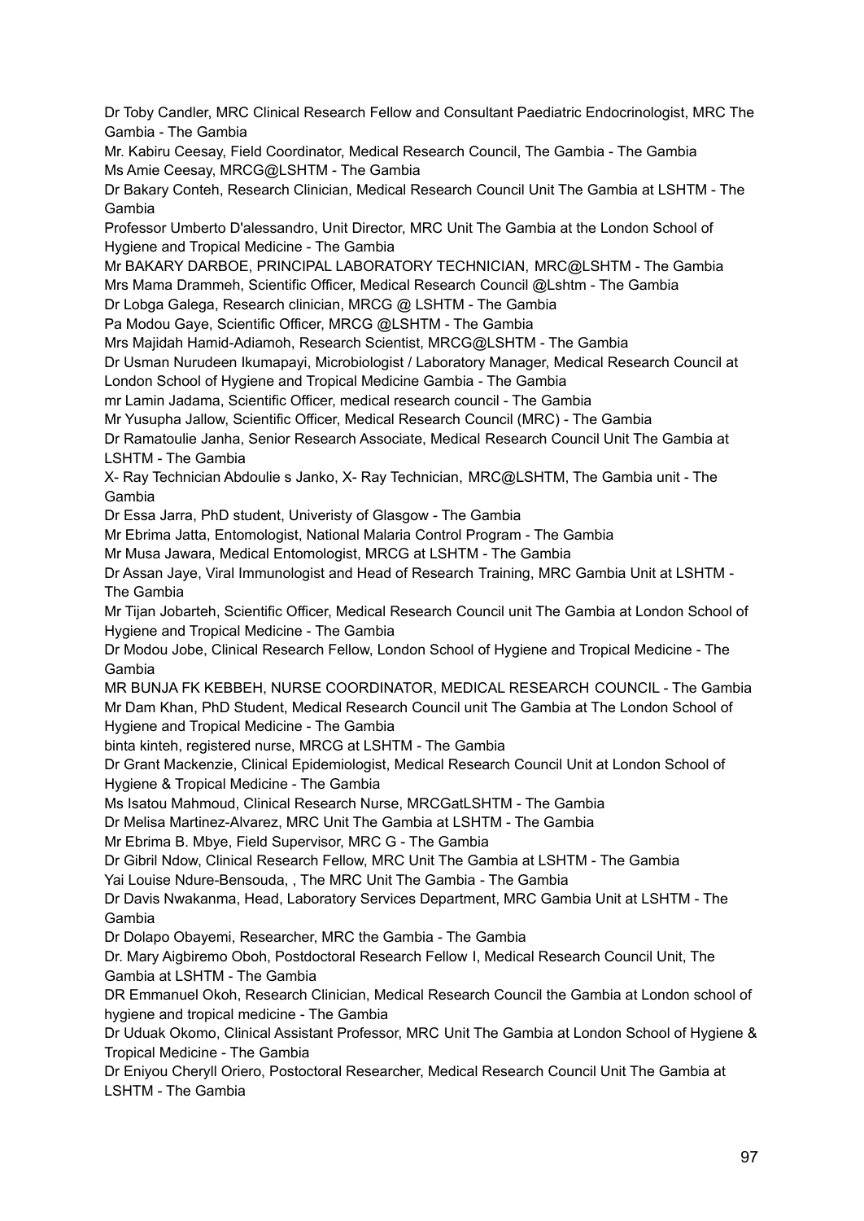Dr Toby Candler, MRC Clinical Research Fellow and Consultant Paediatric Endocrinologist, MRC The Gambia - The Gambia

Mr. Kabiru Ceesay, Field Coordinator, Medical Research Council, The Gambia - The Gambia

Ms Amie Ceesay, MRCG@LSHTM - The Gambia

Dr Bakary Conteh, Research Clinician, Medical Research Council Unit The Gambia at LSHTM - The Gambia

Professor Umberto D'alessandro, Unit Director, MRC Unit The Gambia at the London School of Hygiene and Tropical Medicine - The Gambia

Mr BAKARY DARBOE, PRINCIPAL LABORATORY TECHNICIAN, MRC@LSHTM - The Gambia

Mrs Mama Drammeh, Scientific Officer, Medical Research Council @Lshtm - The Gambia

Dr Lobga Galega, Research clinician, MRCG @ LSHTM - The Gambia

Pa Modou Gaye, Scientific Officer, MRCG @LSHTM - The Gambia

Mrs Majidah Hamid-Adiamoh, Research Scientist, MRCG@LSHTM - The Gambia

Dr Usman Nurudeen Ikumapayi, Microbiologist / Laboratory Manager, Medical Research Council at London School of Hygiene and Tropical Medicine Gambia - The Gambia

mr Lamin Jadama, Scientific Officer, medical research council - The Gambia

Mr Yusupha Jallow, Scientific Officer, Medical Research Council (MRC) - The Gambia

Dr Ramatoulie Janha, Senior Research Associate, Medical Research Council Unit The Gambia at LSHTM - The Gambia

X- Ray Technician Abdoulie s Janko, X- Ray Technician, MRC@LSHTM, The Gambia unit - The Gambia

Dr Essa Jarra, PhD student, Univeristy of Glasgow - The Gambia

Mr Ebrima Jatta, Entomologist, National Malaria Control Program - The Gambia

Mr Musa Jawara, Medical Entomologist, MRCG at LSHTM - The Gambia

Dr Assan Jaye, Viral Immunologist and Head of Research Training, MRC Gambia Unit at LSHTM - The Gambia

Mr Tijan Jobarteh, Scientific Officer, Medical Research Council unit The Gambia at London School of Hygiene and Tropical Medicine - The Gambia

Dr Modou Jobe, Clinical Research Fellow, London School of Hygiene and Tropical Medicine - The Gambia

MR BUNJA FK KEBBEH, NURSE COORDINATOR, MEDICAL RESEARCH COUNCIL - The Gambia

Mr Dam Khan, PhD Student, Medical Research Council unit The Gambia at The London School of Hygiene and Tropical Medicine - The Gambia

binta kinteh, registered nurse, MRCG at LSHTM - The Gambia

Dr Grant Mackenzie, Clinical Epidemiologist, Medical Research Council Unit at London School of Hygiene & Tropical Medicine - The Gambia

Ms Isatou Mahmoud, Clinical Research Nurse, MRCGatLSHTM - The Gambia

Dr Melisa Martinez-Alvarez, MRC Unit The Gambia at LSHTM - The Gambia

Mr Ebrima B. Mbye, Field Supervisor, MRC G - The Gambia

Dr Gibril Ndow, Clinical Research Fellow, MRC Unit The Gambia at LSHTM - The Gambia

Yai Louise Ndure-Bensouda, , The MRC Unit The Gambia - The Gambia

Dr Davis Nwakanma, Head, Laboratory Services Department, MRC Gambia Unit at LSHTM - The Gambia

Dr Dolapo Obayemi, Researcher, MRC the Gambia - The Gambia

Dr. Mary Aigbiremo Oboh, Postdoctoral Research Fellow I, Medical Research Council Unit, The Gambia at LSHTM - The Gambia

DR Emmanuel Okoh, Research Clinician, Medical Research Council the Gambia at London school of hygiene and tropical medicine - The Gambia

Dr Uduak Okomo, Clinical Assistant Professor, MRC Unit The Gambia at London School of Hygiene & Tropical Medicine - The Gambia

Dr Eniyou Cheryll Oriero, Postoctoral Researcher, Medical Research Council Unit The Gambia at LSHTM - The Gambia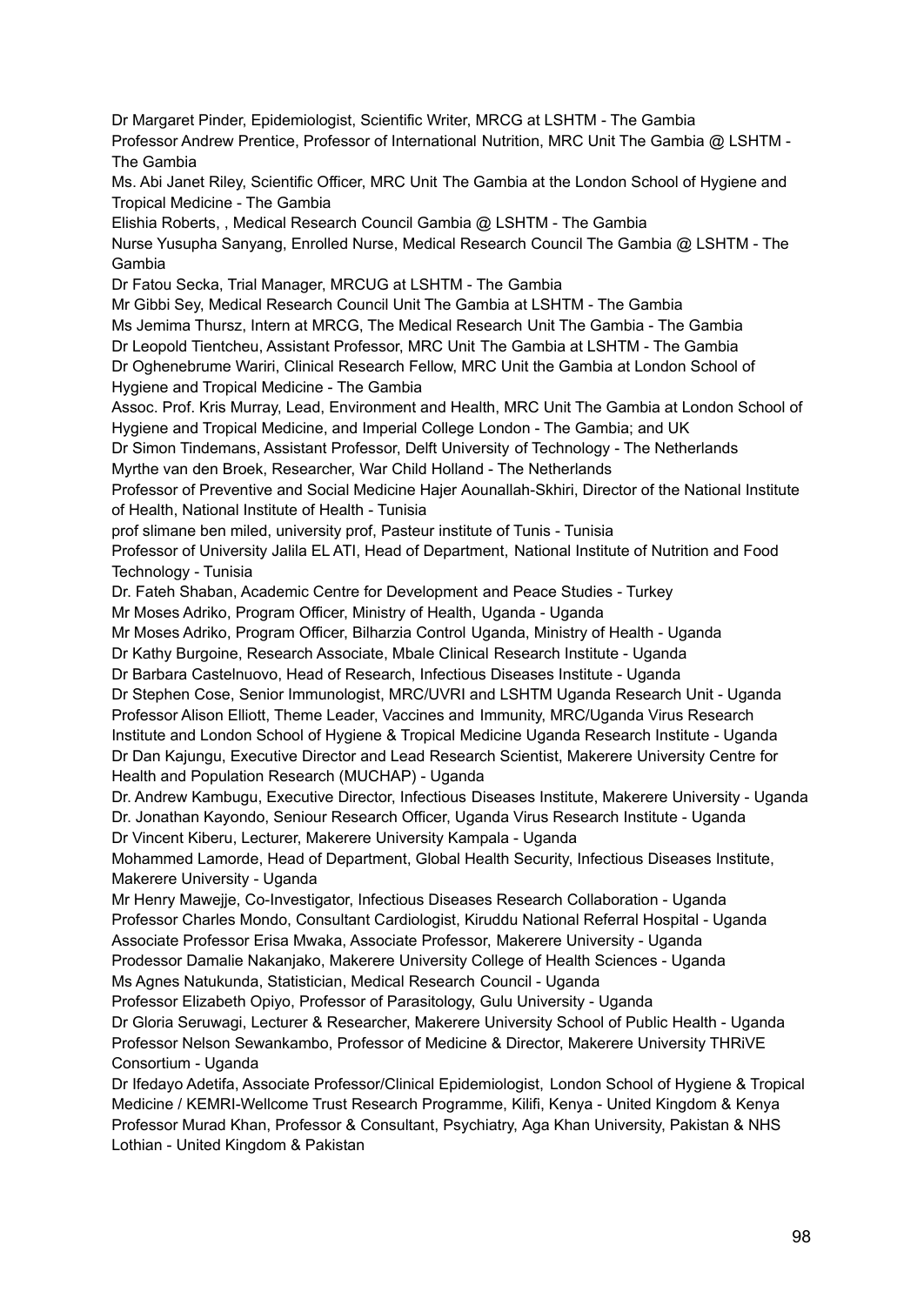Dr Margaret Pinder, Epidemiologist, Scientific Writer, MRCG at LSHTM - The Gambia
Professor Andrew Prentice, Professor of International Nutrition, MRC Unit The Gambia @ LSHTM - The Gambia
Ms. Abi Janet Riley, Scientific Officer, MRC Unit The Gambia at the London School of Hygiene and Tropical Medicine - The Gambia
Elishia Roberts, , Medical Research Council Gambia @ LSHTM - The Gambia
Nurse Yusupha Sanyang, Enrolled Nurse, Medical Research Council The Gambia @ LSHTM - The Gambia
Dr Fatou Secka, Trial Manager, MRCUG at LSHTM - The Gambia
Mr Gibbi Sey, Medical Research Council Unit The Gambia at LSHTM - The Gambia
Ms Jemima Thursz, Intern at MRCG, The Medical Research Unit The Gambia - The Gambia
Dr Leopold Tientcheu, Assistant Professor, MRC Unit The Gambia at LSHTM - The Gambia
Dr Oghenebrume Wariri, Clinical Research Fellow, MRC Unit the Gambia at London School of Hygiene and Tropical Medicine - The Gambia
Assoc. Prof. Kris Murray, Lead, Environment and Health, MRC Unit The Gambia at London School of Hygiene and Tropical Medicine, and Imperial College London - The Gambia; and UK
Dr Simon Tindemans, Assistant Professor, Delft University of Technology - The Netherlands
Myrthe van den Broek, Researcher, War Child Holland - The Netherlands
Professor of Preventive and Social Medicine Hajer Aounallah-Skhiri, Director of the National Institute of Health, National Institute of Health - Tunisia
prof slimane ben miled, university prof, Pasteur institute of Tunis - Tunisia
Professor of University Jalila EL ATI, Head of Department, National Institute of Nutrition and Food Technology - Tunisia
Dr. Fateh Shaban, Academic Centre for Development and Peace Studies - Turkey
Mr Moses Adriko, Program Officer, Ministry of Health, Uganda - Uganda
Mr Moses Adriko, Program Officer, Bilharzia Control Uganda, Ministry of Health - Uganda
Dr Kathy Burgoine, Research Associate, Mbale Clinical Research Institute - Uganda
Dr Barbara Castelnuovo, Head of Research, Infectious Diseases Institute - Uganda
Dr Stephen Cose, Senior Immunologist, MRC/UVRI and LSHTM Uganda Research Unit - Uganda
Professor Alison Elliott, Theme Leader, Vaccines and Immunity, MRC/Uganda Virus Research Institute and London School of Hygiene & Tropical Medicine Uganda Research Institute - Uganda
Dr Dan Kajungu, Executive Director and Lead Research Scientist, Makerere University Centre for Health and Population Research (MUCHAP) - Uganda
Dr. Andrew Kambugu, Executive Director, Infectious Diseases Institute, Makerere University - Uganda
Dr. Jonathan Kayondo, Seniour Research Officer, Uganda Virus Research Institute - Uganda
Dr Vincent Kiberu, Lecturer, Makerere University Kampala - Uganda
Mohammed Lamorde, Head of Department, Global Health Security, Infectious Diseases Institute, Makerere University - Uganda
Mr Henry Mawejje, Co-Investigator, Infectious Diseases Research Collaboration - Uganda
Professor Charles Mondo, Consultant Cardiologist, Kiruddu National Referral Hospital - Uganda
Associate Professor Erisa Mwaka, Associate Professor, Makerere University - Uganda
Prodessor Damalie Nakanjako, Makerere University College of Health Sciences - Uganda
Ms Agnes Natukunda, Statistician, Medical Research Council - Uganda
Professor Elizabeth Opiyo, Professor of Parasitology, Gulu University - Uganda
Dr Gloria Seruwagi, Lecturer & Researcher, Makerere University School of Public Health - Uganda
Professor Nelson Sewankambo, Professor of Medicine & Director, Makerere University THRiVE Consortium - Uganda
Dr Ifedayo Adetifa, Associate Professor/Clinical Epidemiologist, London School of Hygiene & Tropical Medicine / KEMRI-Wellcome Trust Research Programme, Kilifi, Kenya - United Kingdom & Kenya
Professor Murad Khan, Professor & Consultant, Psychiatry, Aga Khan University, Pakistan & NHS Lothian - United Kingdom & Pakistan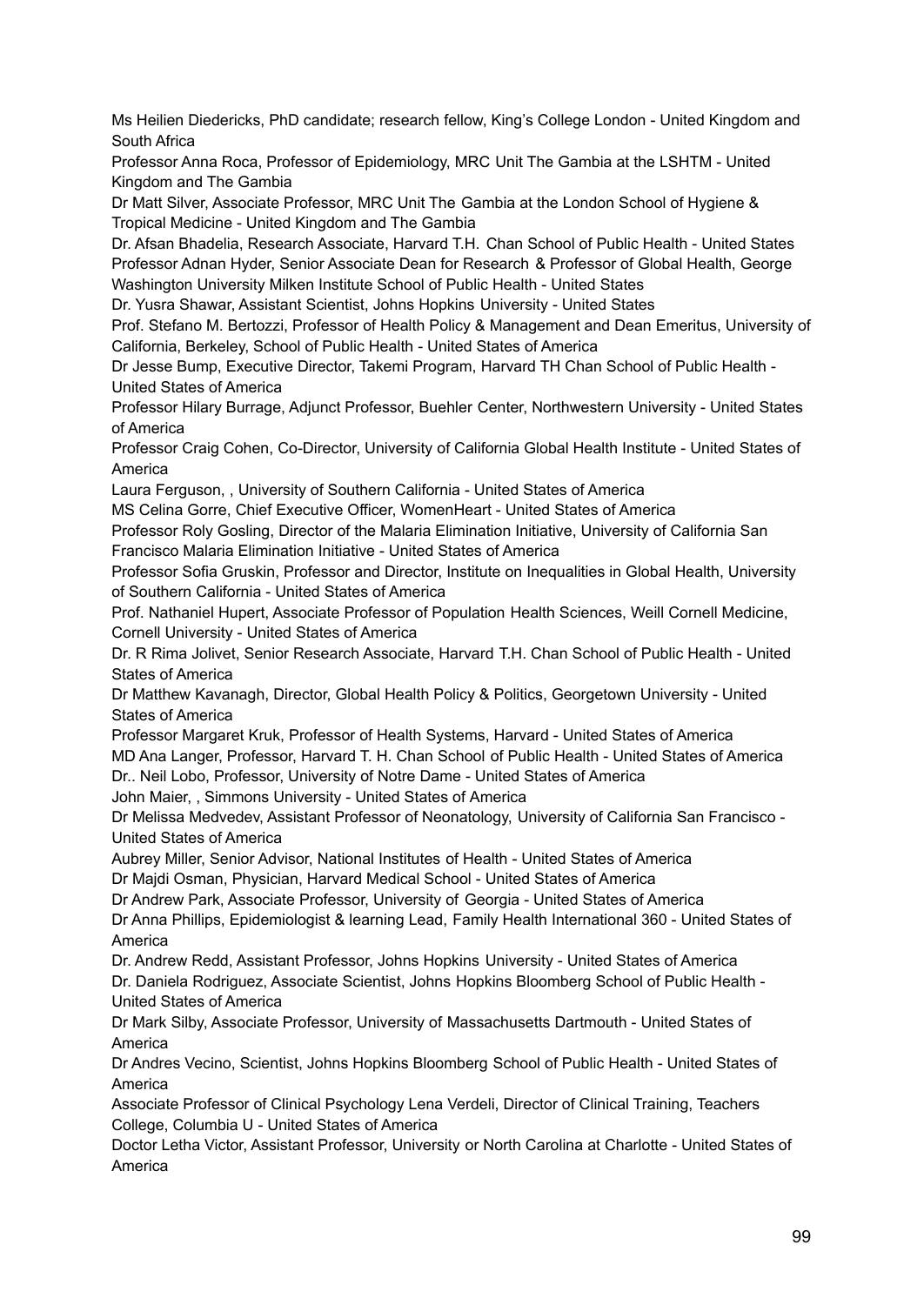Ms Heilien Diedericks, PhD candidate; research fellow, King's College London - United Kingdom and South Africa

Professor Anna Roca, Professor of Epidemiology, MRC Unit The Gambia at the LSHTM - United Kingdom and The Gambia

Dr Matt Silver, Associate Professor, MRC Unit The Gambia at the London School of Hygiene & Tropical Medicine - United Kingdom and The Gambia

Dr. Afsan Bhadelia, Research Associate, Harvard T.H. Chan School of Public Health - United States

Professor Adnan Hyder, Senior Associate Dean for Research & Professor of Global Health, George Washington University Milken Institute School of Public Health - United States

Dr. Yusra Shawar, Assistant Scientist, Johns Hopkins University - United States

Prof. Stefano M. Bertozzi, Professor of Health Policy & Management and Dean Emeritus, University of California, Berkeley, School of Public Health - United States of America

Dr Jesse Bump, Executive Director, Takemi Program, Harvard TH Chan School of Public Health - United States of America

Professor Hilary Burrage, Adjunct Professor, Buehler Center, Northwestern University - United States of America

Professor Craig Cohen, Co-Director, University of California Global Health Institute - United States of America

Laura Ferguson, , University of Southern California - United States of America

MS Celina Gorre, Chief Executive Officer, WomenHeart - United States of America

Professor Roly Gosling, Director of the Malaria Elimination Initiative, University of California San Francisco Malaria Elimination Initiative - United States of America

Professor Sofia Gruskin, Professor and Director, Institute on Inequalities in Global Health, University of Southern California - United States of America

Prof. Nathaniel Hupert, Associate Professor of Population Health Sciences, Weill Cornell Medicine, Cornell University - United States of America

Dr. R Rima Jolivet, Senior Research Associate, Harvard T.H. Chan School of Public Health - United States of America

Dr Matthew Kavanagh, Director, Global Health Policy & Politics, Georgetown University - United States of America

Professor Margaret Kruk, Professor of Health Systems, Harvard - United States of America

MD Ana Langer, Professor, Harvard T. H. Chan School of Public Health - United States of America

Dr.. Neil Lobo, Professor, University of Notre Dame - United States of America

John Maier, , Simmons University - United States of America

Dr Melissa Medvedev, Assistant Professor of Neonatology, University of California San Francisco - United States of America

Aubrey Miller, Senior Advisor, National Institutes of Health - United States of America

Dr Majdi Osman, Physician, Harvard Medical School - United States of America

Dr Andrew Park, Associate Professor, University of Georgia - United States of America

Dr Anna Phillips, Epidemiologist & learning Lead, Family Health International 360 - United States of America

Dr. Andrew Redd, Assistant Professor, Johns Hopkins University - United States of America

Dr. Daniela Rodriguez, Associate Scientist, Johns Hopkins Bloomberg School of Public Health - United States of America

Dr Mark Silby, Associate Professor, University of Massachusetts Dartmouth - United States of America

Dr Andres Vecino, Scientist, Johns Hopkins Bloomberg School of Public Health - United States of America

Associate Professor of Clinical Psychology Lena Verdeli, Director of Clinical Training, Teachers College, Columbia U - United States of America

Doctor Letha Victor, Assistant Professor, University or North Carolina at Charlotte - United States of America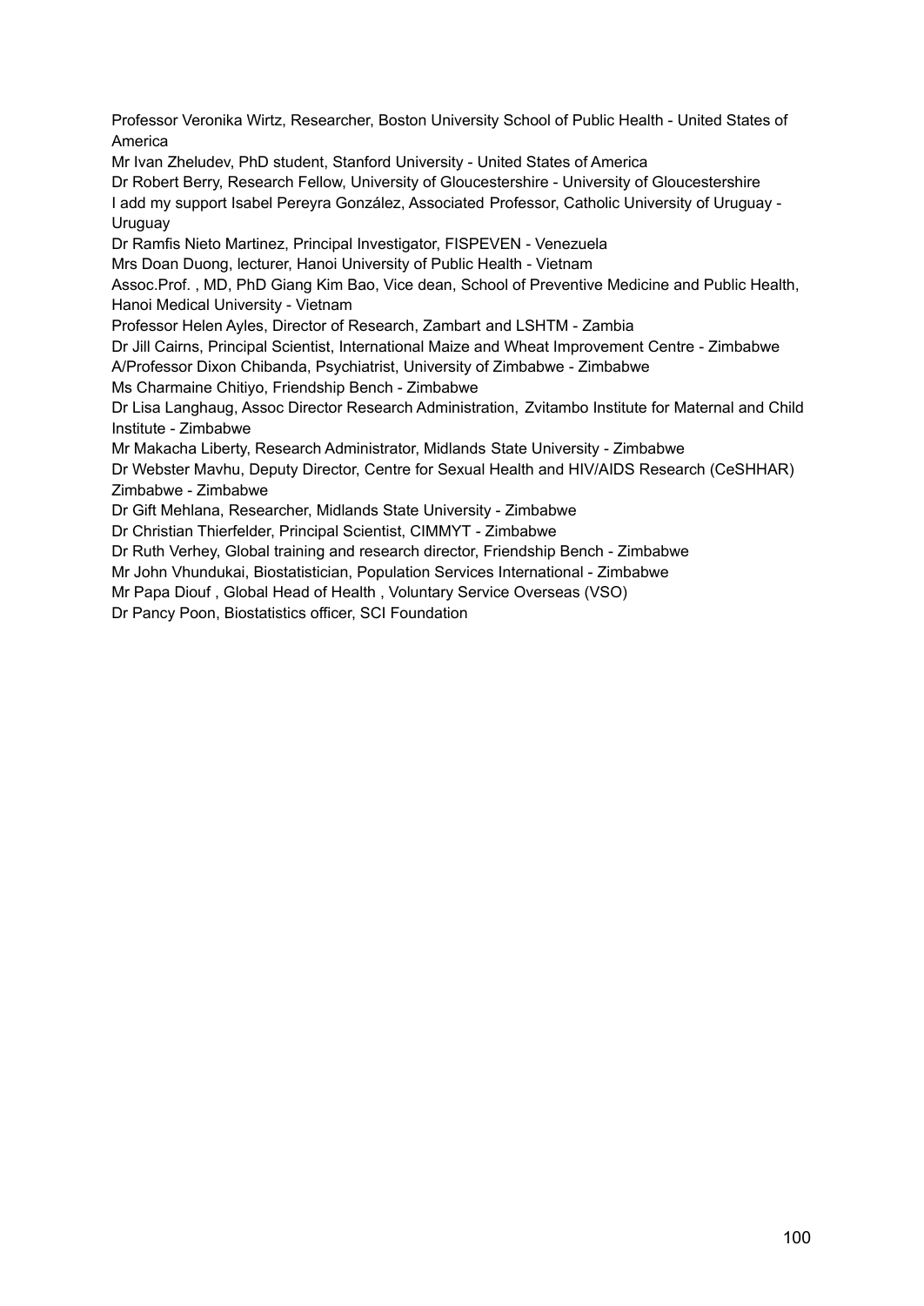Professor Veronika Wirtz, Researcher, Boston University School of Public Health - United States of America

Mr Ivan Zheludev, PhD student, Stanford University - United States of America

Dr Robert Berry, Research Fellow, University of Gloucestershire - University of Gloucestershire

I add my support Isabel Pereyra González, Associated Professor, Catholic University of Uruguay - Uruguay

Dr Ramfis Nieto Martinez, Principal Investigator, FISPEVEN - Venezuela

Mrs Doan Duong, lecturer, Hanoi University of Public Health - Vietnam

Assoc.Prof. , MD, PhD Giang Kim Bao, Vice dean, School of Preventive Medicine and Public Health, Hanoi Medical University - Vietnam

Professor Helen Ayles, Director of Research, Zambart and LSHTM - Zambia

Dr Jill Cairns, Principal Scientist, International Maize and Wheat Improvement Centre - Zimbabwe

A/Professor Dixon Chibanda, Psychiatrist, University of Zimbabwe - Zimbabwe

Ms Charmaine Chitiyo, Friendship Bench - Zimbabwe

Dr Lisa Langhaug, Assoc Director Research Administration, Zvitambo Institute for Maternal and Child Institute - Zimbabwe

Mr Makacha Liberty, Research Administrator, Midlands State University - Zimbabwe

Dr Webster Mavhu, Deputy Director, Centre for Sexual Health and HIV/AIDS Research (CeSHHAR) Zimbabwe - Zimbabwe

Dr Gift Mehlana, Researcher, Midlands State University - Zimbabwe

Dr Christian Thierfelder, Principal Scientist, CIMMYT - Zimbabwe

Dr Ruth Verhey, Global training and research director, Friendship Bench - Zimbabwe

Mr John Vhundukai, Biostatistician, Population Services International - Zimbabwe

Mr Papa Diouf , Global Head of Health , Voluntary Service Overseas (VSO)

Dr Pancy Poon, Biostatistics officer, SCI Foundation